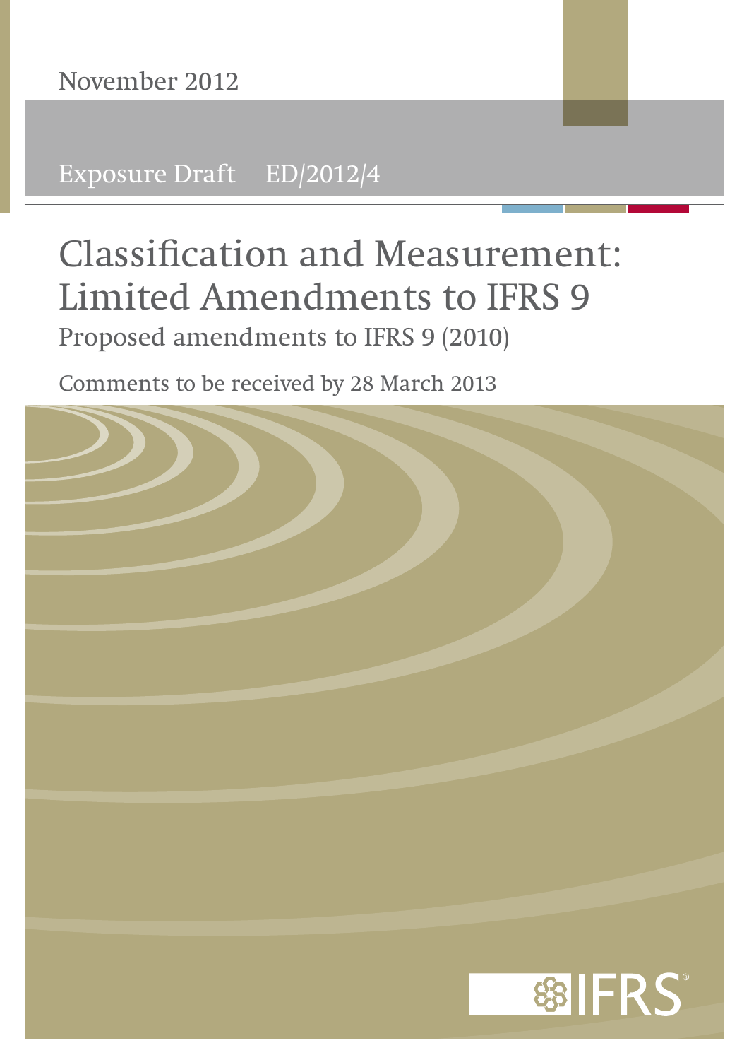November 2012

Exposure Draft ED/2012/4

# Classification and Measurement: Limited Amendments to IFRS 9

Proposed amendments to IFRS 9 (2010)

Comments to be received by 28 March 2013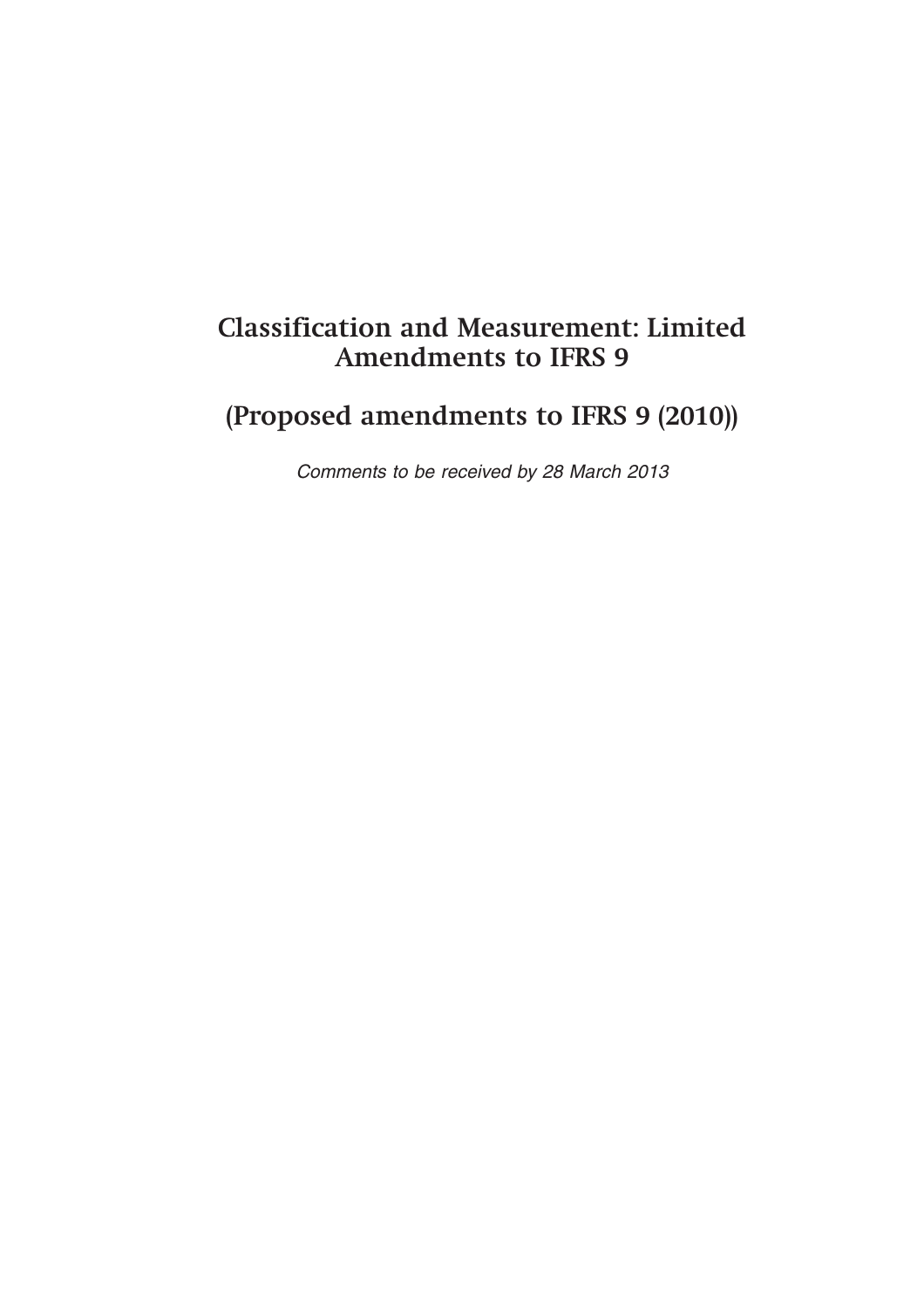# Classification and Measurement: Limited Amendments to IFRS 9

# (Proposed amendments to IFRS 9 (2010))

*Comments to be received by 28 March 2013*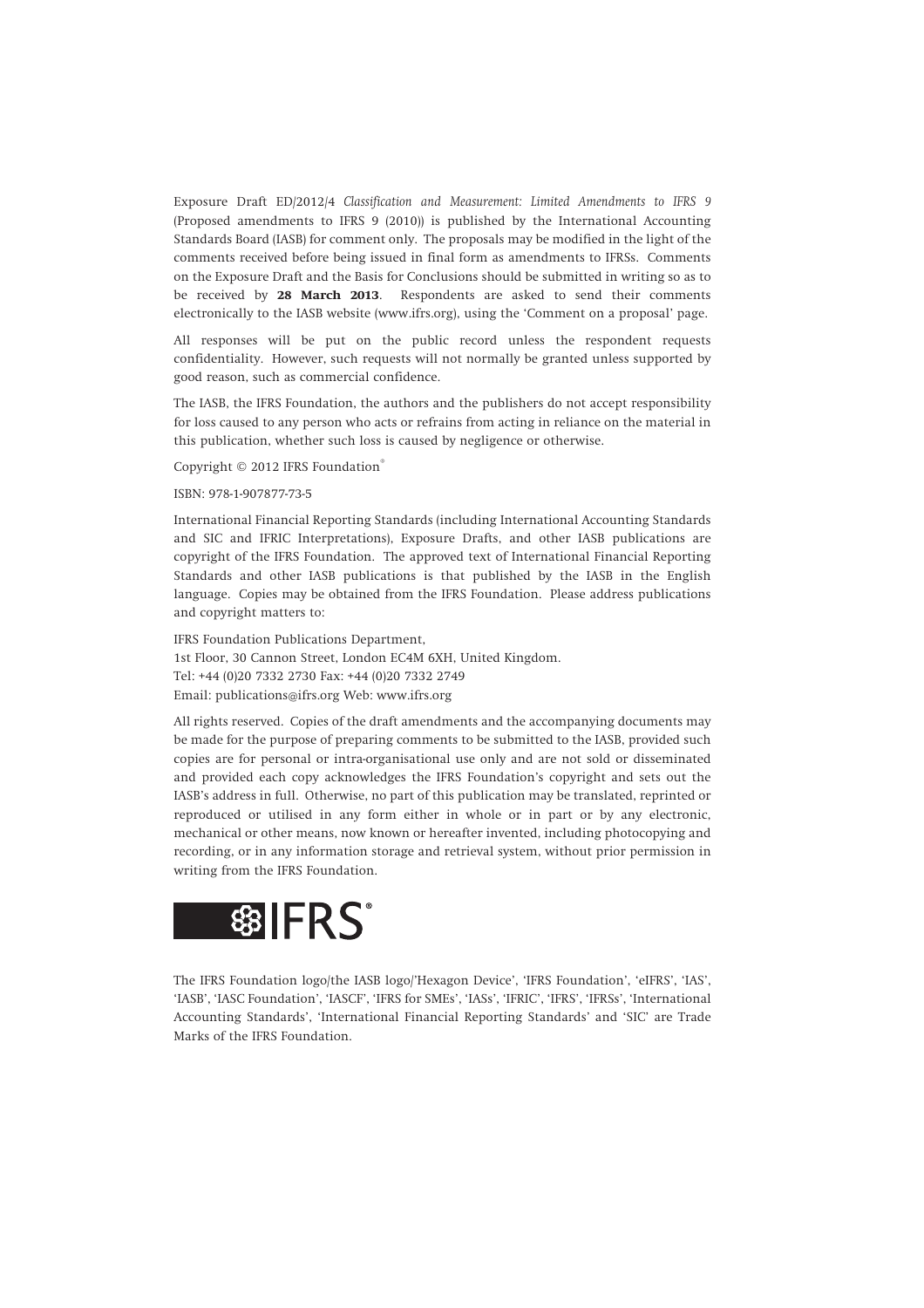Exposure Draft ED/2012/4 *Classification and Measurement: Limited Amendments to IFRS 9* (Proposed amendments to IFRS 9 (2010)) is published by the International Accounting Standards Board (IASB) for comment only. The proposals may be modified in the light of the comments received before being issued in final form as amendments to IFRSs. Comments on the Exposure Draft and the Basis for Conclusions should be submitted in writing so as to be received by **28 March 2013**. Respondents are asked to send their comments electronically to the IASB website (www.ifrs.org), using the 'Comment on a proposal' page.

All responses will be put on the public record unless the respondent requests confidentiality. However, such requests will not normally be granted unless supported by good reason, such as commercial confidence.

The IASB, the IFRS Foundation, the authors and the publishers do not accept responsibility for loss caused to any person who acts or refrains from acting in reliance on the material in this publication, whether such loss is caused by negligence or otherwise.

Copyright © 2012 IFRS Foundation®

ISBN: 978-1-907877-73-5

International Financial Reporting Standards (including International Accounting Standards and SIC and IFRIC Interpretations), Exposure Drafts, and other IASB publications are copyright of the IFRS Foundation. The approved text of International Financial Reporting Standards and other IASB publications is that published by the IASB in the English language. Copies may be obtained from the IFRS Foundation. Please address publications and copyright matters to:

IFRS Foundation Publications Department,
1st Floor, 30 Cannon Street, London EC4M 6XH, United Kingdom.
Tel: +44 (0)20 7332 2730 Fax: +44 (0)20 7332 2749
Email: publications@ifrs.org Web: www.ifrs.org

All rights reserved. Copies of the draft amendments and the accompanying documents may be made for the purpose of preparing comments to be submitted to the IASB, provided such copies are for personal or intra-organisational use only and are not sold or disseminated and provided each copy acknowledges the IFRS Foundation's copyright and sets out the IASB's address in full. Otherwise, no part of this publication may be translated, reprinted or reproduced or utilised in any form either in whole or in part or by any electronic, mechanical or other means, now known or hereafter invented, including photocopying and recording, or in any information storage and retrieval system, without prior permission in writing from the IFRS Foundation.

IFRS®

The IFRS Foundation logo/the IASB logo/'Hexagon Device', 'IFRS Foundation', 'eIFRS', 'IAS', 'IASB', 'IASC Foundation', 'IASCF', 'IFRS for SMEs', 'IASs', 'IFRIC', 'IFRS', 'IFRSs', 'International Accounting Standards', 'International Financial Reporting Standards' and 'SIC' are Trade Marks of the IFRS Foundation.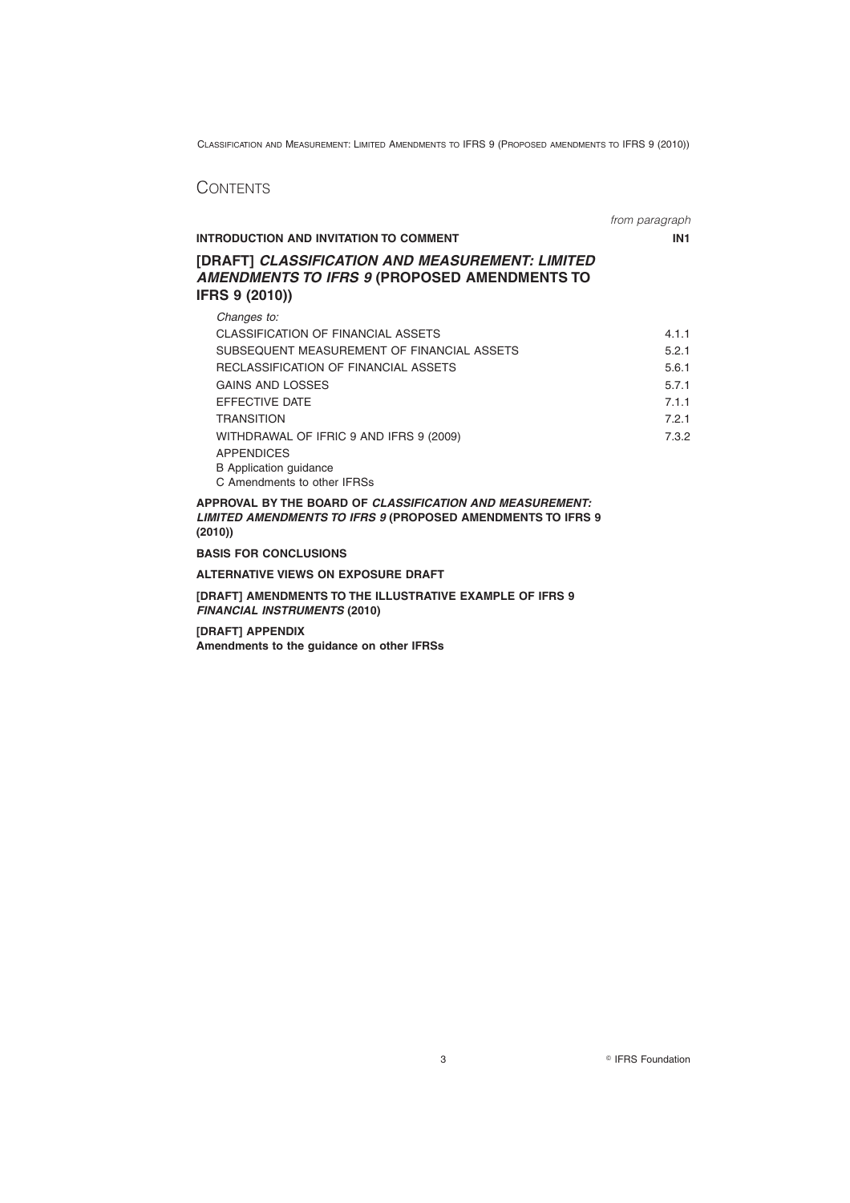# CONTENTS

| | *from paragraph* |
|---|---|
| **INTRODUCTION AND INVITATION TO COMMENT** | **IN1** |
| **[DRAFT] *CLASSIFICATION AND MEASUREMENT: LIMITED AMENDMENTS TO IFRS 9* (PROPOSED AMENDMENTS TO IFRS 9 (2010))** | |
| *Changes to:* | |
| CLASSIFICATION OF FINANCIAL ASSETS | 4.1.1 |
| SUBSEQUENT MEASUREMENT OF FINANCIAL ASSETS | 5.2.1 |
| RECLASSIFICATION OF FINANCIAL ASSETS | 5.6.1 |
| GAINS AND LOSSES | 5.7.1 |
| EFFECTIVE DATE | 7.1.1 |
| TRANSITION | 7.2.1 |
| WITHDRAWAL OF IFRIC 9 AND IFRS 9 (2009) | 7.3.2 |
| APPENDICES | |
| B Application guidance | |
| C Amendments to other IFRSs | |

**APPROVAL BY THE BOARD OF *CLASSIFICATION AND MEASUREMENT: LIMITED AMENDMENTS TO IFRS 9* (PROPOSED AMENDMENTS TO IFRS 9 (2010))**

**BASIS FOR CONCLUSIONS**

**ALTERNATIVE VIEWS ON EXPOSURE DRAFT**

**[DRAFT] AMENDMENTS TO THE ILLUSTRATIVE EXAMPLE OF IFRS 9 *FINANCIAL INSTRUMENTS* (2010)**

**[DRAFT] APPENDIX**
**Amendments to the guidance on other IFRSs**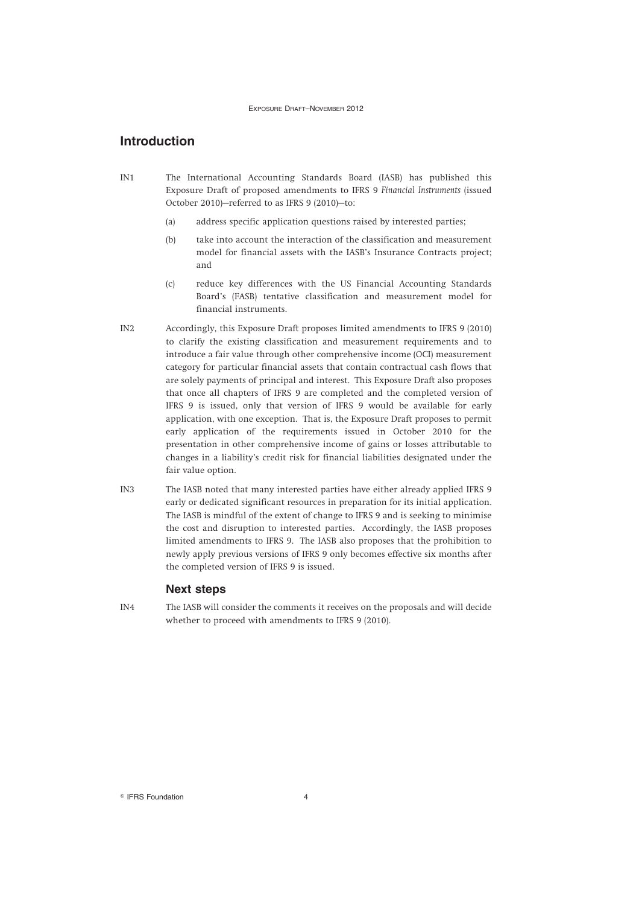## Introduction

IN1 The International Accounting Standards Board (IASB) has published this Exposure Draft of proposed amendments to IFRS 9 *Financial Instruments* (issued October 2010)—referred to as IFRS 9 (2010)—to:

(a) address specific application questions raised by interested parties;

(b) take into account the interaction of the classification and measurement model for financial assets with the IASB's Insurance Contracts project; and

(c) reduce key differences with the US Financial Accounting Standards Board's (FASB) tentative classification and measurement model for financial instruments.

IN2 Accordingly, this Exposure Draft proposes limited amendments to IFRS 9 (2010) to clarify the existing classification and measurement requirements and to introduce a fair value through other comprehensive income (OCI) measurement category for particular financial assets that contain contractual cash flows that are solely payments of principal and interest. This Exposure Draft also proposes that once all chapters of IFRS 9 are completed and the completed version of IFRS 9 is issued, only that version of IFRS 9 would be available for early application, with one exception. That is, the Exposure Draft proposes to permit early application of the requirements issued in October 2010 for the presentation in other comprehensive income of gains or losses attributable to changes in a liability's credit risk for financial liabilities designated under the fair value option.

IN3 The IASB noted that many interested parties have either already applied IFRS 9 early or dedicated significant resources in preparation for its initial application. The IASB is mindful of the extent of change to IFRS 9 and is seeking to minimise the cost and disruption to interested parties. Accordingly, the IASB proposes limited amendments to IFRS 9. The IASB also proposes that the prohibition to newly apply previous versions of IFRS 9 only becomes effective six months after the completed version of IFRS 9 is issued.

### Next steps

IN4 The IASB will consider the comments it receives on the proposals and will decide whether to proceed with amendments to IFRS 9 (2010).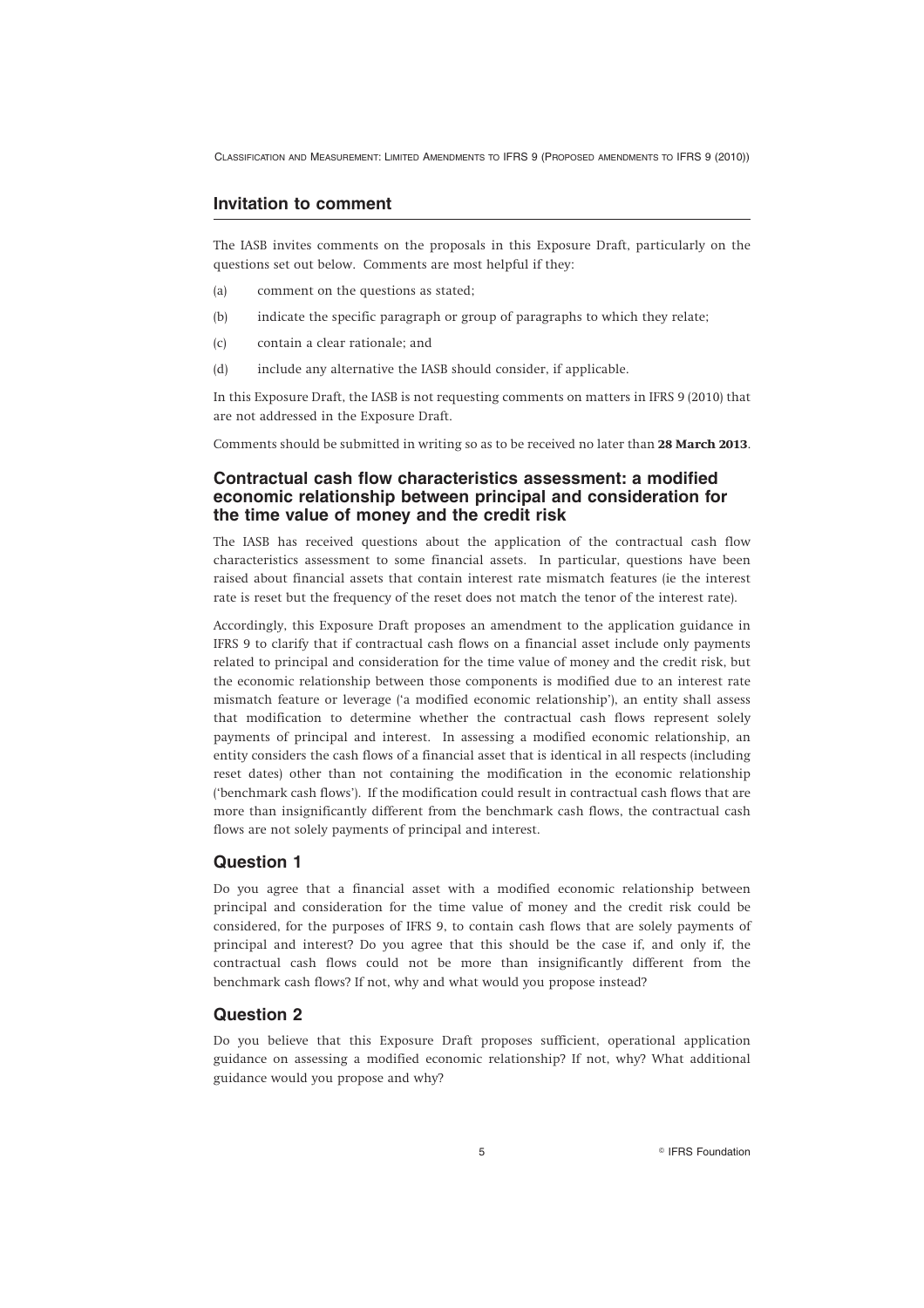## Invitation to comment

The IASB invites comments on the proposals in this Exposure Draft, particularly on the questions set out below. Comments are most helpful if they:

(a) comment on the questions as stated;

(b) indicate the specific paragraph or group of paragraphs to which they relate;

(c) contain a clear rationale; and

(d) include any alternative the IASB should consider, if applicable.

In this Exposure Draft, the IASB is not requesting comments on matters in IFRS 9 (2010) that are not addressed in the Exposure Draft.

Comments should be submitted in writing so as to be received no later than **28 March 2013**.

### Contractual cash flow characteristics assessment: a modified economic relationship between principal and consideration for the time value of money and the credit risk

The IASB has received questions about the application of the contractual cash flow characteristics assessment to some financial assets. In particular, questions have been raised about financial assets that contain interest rate mismatch features (ie the interest rate is reset but the frequency of the reset does not match the tenor of the interest rate).

Accordingly, this Exposure Draft proposes an amendment to the application guidance in IFRS 9 to clarify that if contractual cash flows on a financial asset include only payments related to principal and consideration for the time value of money and the credit risk, but the economic relationship between those components is modified due to an interest rate mismatch feature or leverage ('a modified economic relationship'), an entity shall assess that modification to determine whether the contractual cash flows represent solely payments of principal and interest. In assessing a modified economic relationship, an entity considers the cash flows of a financial asset that is identical in all respects (including reset dates) other than not containing the modification in the economic relationship ('benchmark cash flows'). If the modification could result in contractual cash flows that are more than insignificantly different from the benchmark cash flows, the contractual cash flows are not solely payments of principal and interest.

### Question 1

Do you agree that a financial asset with a modified economic relationship between principal and consideration for the time value of money and the credit risk could be considered, for the purposes of IFRS 9, to contain cash flows that are solely payments of principal and interest? Do you agree that this should be the case if, and only if, the contractual cash flows could not be more than insignificantly different from the benchmark cash flows? If not, why and what would you propose instead?

### Question 2

Do you believe that this Exposure Draft proposes sufficient, operational application guidance on assessing a modified economic relationship? If not, why? What additional guidance would you propose and why?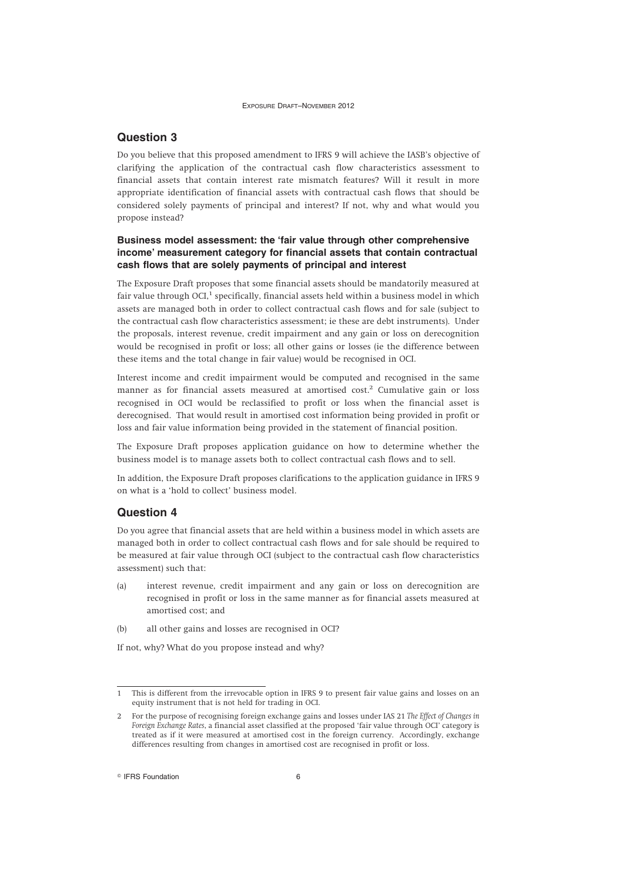## Question 3

Do you believe that this proposed amendment to IFRS 9 will achieve the IASB's objective of clarifying the application of the contractual cash flow characteristics assessment to financial assets that contain interest rate mismatch features? Will it result in more appropriate identification of financial assets with contractual cash flows that should be considered solely payments of principal and interest? If not, why and what would you propose instead?

### Business model assessment: the 'fair value through other comprehensive income' measurement category for financial assets that contain contractual cash flows that are solely payments of principal and interest

The Exposure Draft proposes that some financial assets should be mandatorily measured at fair value through OCI,[1] specifically, financial assets held within a business model in which assets are managed both in order to collect contractual cash flows and for sale (subject to the contractual cash flow characteristics assessment; ie these are debt instruments). Under the proposals, interest revenue, credit impairment and any gain or loss on derecognition would be recognised in profit or loss; all other gains or losses (ie the difference between these items and the total change in fair value) would be recognised in OCI.

Interest income and credit impairment would be computed and recognised in the same manner as for financial assets measured at amortised cost.[2] Cumulative gain or loss recognised in OCI would be reclassified to profit or loss when the financial asset is derecognised. That would result in amortised cost information being provided in profit or loss and fair value information being provided in the statement of financial position.

The Exposure Draft proposes application guidance on how to determine whether the business model is to manage assets both to collect contractual cash flows and to sell.

In addition, the Exposure Draft proposes clarifications to the application guidance in IFRS 9 on what is a 'hold to collect' business model.

## Question 4

Do you agree that financial assets that are held within a business model in which assets are managed both in order to collect contractual cash flows and for sale should be required to be measured at fair value through OCI (subject to the contractual cash flow characteristics assessment) such that:

(a) interest revenue, credit impairment and any gain or loss on derecognition are recognised in profit or loss in the same manner as for financial assets measured at amortised cost; and

(b) all other gains and losses are recognised in OCI?

If not, why? What do you propose instead and why?

---

1 This is different from the irrevocable option in IFRS 9 to present fair value gains and losses on an equity instrument that is not held for trading in OCI.

2 For the purpose of recognising foreign exchange gains and losses under IAS 21 *The Effect of Changes in Foreign Exchange Rates*, a financial asset classified at the proposed 'fair value through OCI' category is treated as if it were measured at amortised cost in the foreign currency. Accordingly, exchange differences resulting from changes in amortised cost are recognised in profit or loss.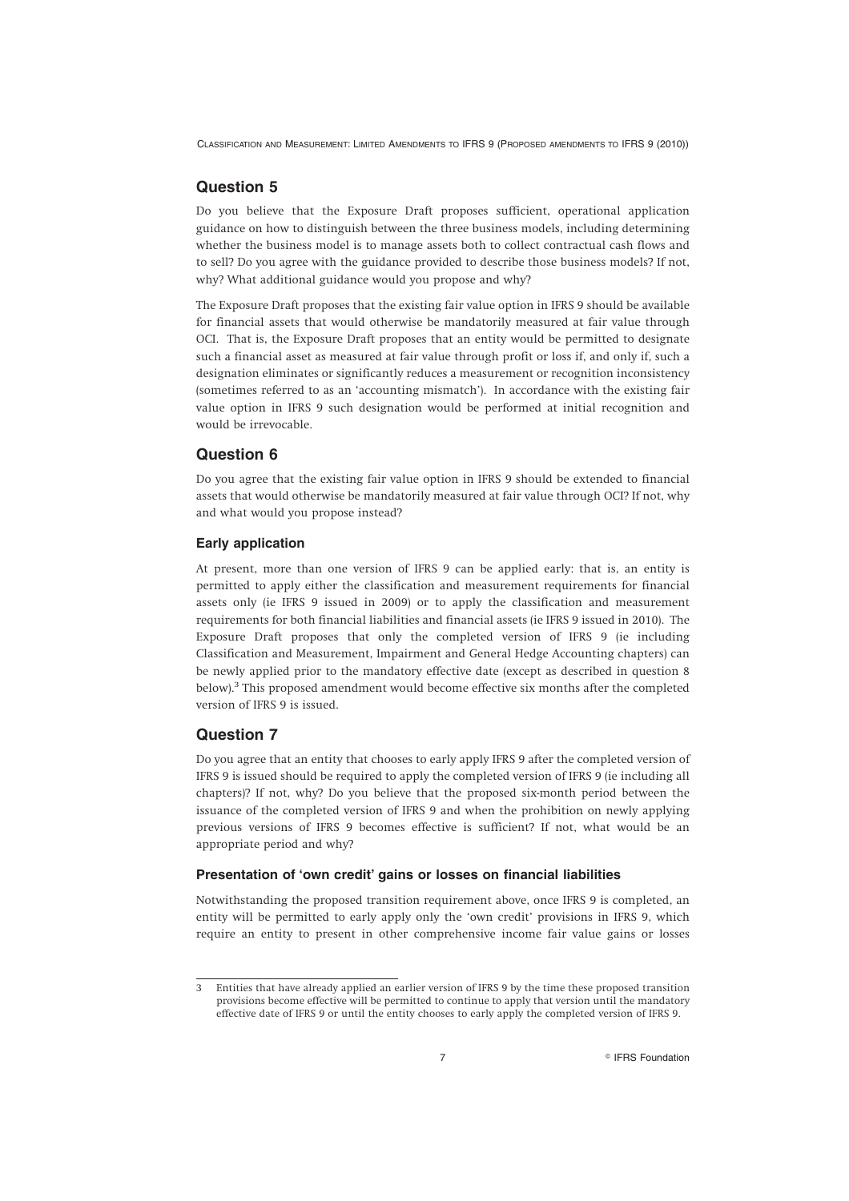## Question 5

Do you believe that the Exposure Draft proposes sufficient, operational application guidance on how to distinguish between the three business models, including determining whether the business model is to manage assets both to collect contractual cash flows and to sell? Do you agree with the guidance provided to describe those business models? If not, why? What additional guidance would you propose and why?

The Exposure Draft proposes that the existing fair value option in IFRS 9 should be available for financial assets that would otherwise be mandatorily measured at fair value through OCI. That is, the Exposure Draft proposes that an entity would be permitted to designate such a financial asset as measured at fair value through profit or loss if, and only if, such a designation eliminates or significantly reduces a measurement or recognition inconsistency (sometimes referred to as an 'accounting mismatch'). In accordance with the existing fair value option in IFRS 9 such designation would be performed at initial recognition and would be irrevocable.

## Question 6

Do you agree that the existing fair value option in IFRS 9 should be extended to financial assets that would otherwise be mandatorily measured at fair value through OCI? If not, why and what would you propose instead?

### Early application

At present, more than one version of IFRS 9 can be applied early: that is, an entity is permitted to apply either the classification and measurement requirements for financial assets only (ie IFRS 9 issued in 2009) or to apply the classification and measurement requirements for both financial liabilities and financial assets (ie IFRS 9 issued in 2010). The Exposure Draft proposes that only the completed version of IFRS 9 (ie including Classification and Measurement, Impairment and General Hedge Accounting chapters) can be newly applied prior to the mandatory effective date (except as described in question 8 below).[3] This proposed amendment would become effective six months after the completed version of IFRS 9 is issued.

## Question 7

Do you agree that an entity that chooses to early apply IFRS 9 after the completed version of IFRS 9 is issued should be required to apply the completed version of IFRS 9 (ie including all chapters)? If not, why? Do you believe that the proposed six-month period between the issuance of the completed version of IFRS 9 and when the prohibition on newly applying previous versions of IFRS 9 becomes effective is sufficient? If not, what would be an appropriate period and why?

### Presentation of 'own credit' gains or losses on financial liabilities

Notwithstanding the proposed transition requirement above, once IFRS 9 is completed, an entity will be permitted to early apply only the 'own credit' provisions in IFRS 9, which require an entity to present in other comprehensive income fair value gains or losses

---

3 Entities that have already applied an earlier version of IFRS 9 by the time these proposed transition provisions become effective will be permitted to continue to apply that version until the mandatory effective date of IFRS 9 or until the entity chooses to early apply the completed version of IFRS 9.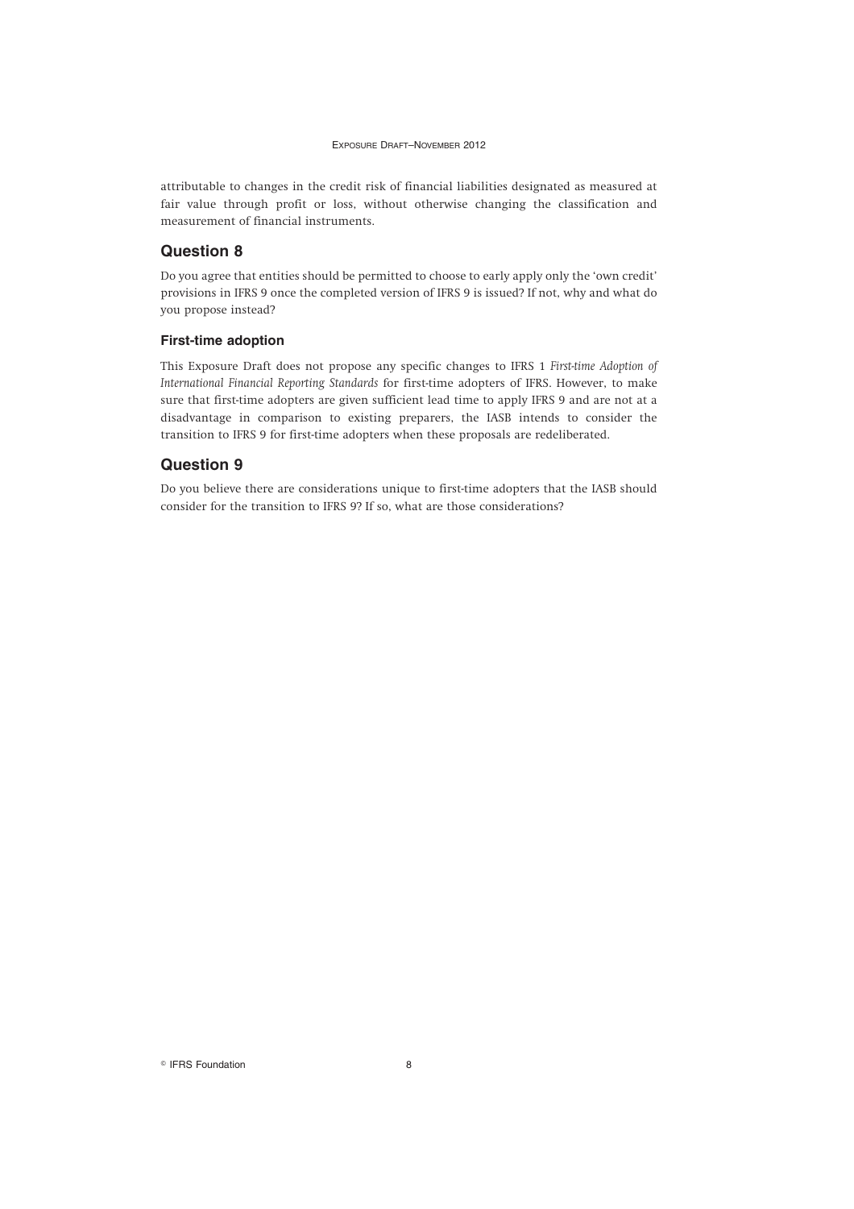attributable to changes in the credit risk of financial liabilities designated as measured at fair value through profit or loss, without otherwise changing the classification and measurement of financial instruments.

## Question 8

Do you agree that entities should be permitted to choose to early apply only the 'own credit' provisions in IFRS 9 once the completed version of IFRS 9 is issued? If not, why and what do you propose instead?

### First-time adoption

This Exposure Draft does not propose any specific changes to IFRS 1 *First-time Adoption of International Financial Reporting Standards* for first-time adopters of IFRS. However, to make sure that first-time adopters are given sufficient lead time to apply IFRS 9 and are not at a disadvantage in comparison to existing preparers, the IASB intends to consider the transition to IFRS 9 for first-time adopters when these proposals are redeliberated.

## Question 9

Do you believe there are considerations unique to first-time adopters that the IASB should consider for the transition to IFRS 9? If so, what are those considerations?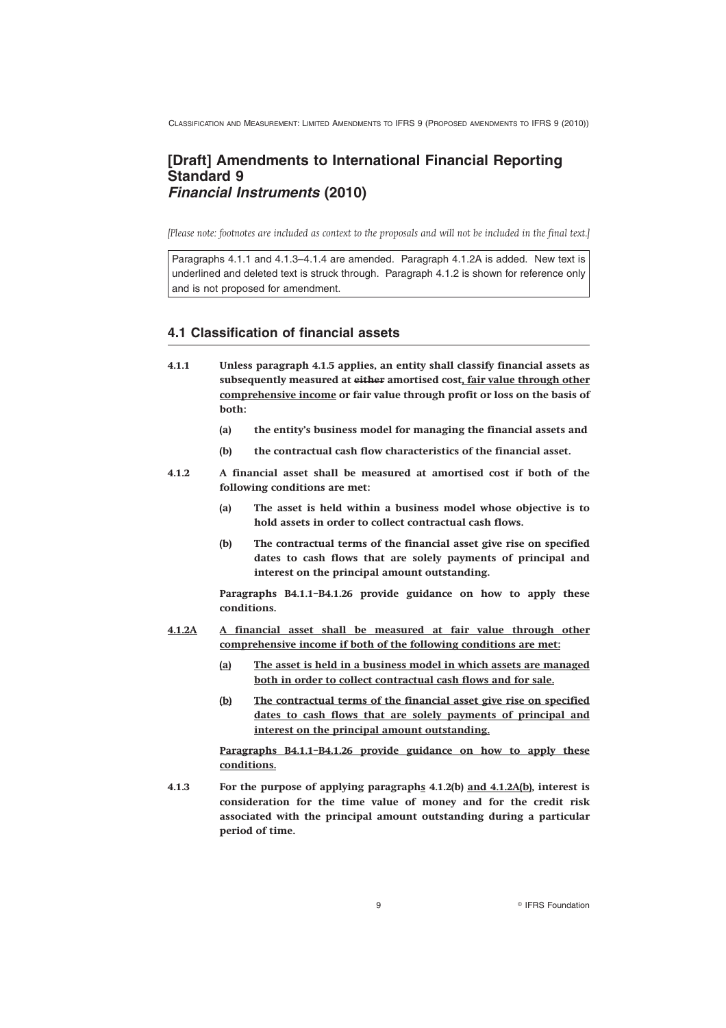# [Draft] Amendments to International Financial Reporting Standard 9 *Financial Instruments* (2010)

*[Please note: footnotes are included as context to the proposals and will not be included in the final text.]*

Paragraphs 4.1.1 and 4.1.3–4.1.4 are amended. Paragraph 4.1.2A is added. New text is underlined and deleted text is struck through. Paragraph 4.1.2 is shown for reference only and is not proposed for amendment.

## 4.1 Classification of financial assets

**4.1.1 Unless paragraph 4.1.5 applies, an entity shall classify financial assets as subsequently measured at ~~either~~ amortised cost<u>, fair value through other comprehensive income</u> or fair value through profit or loss on the basis of both:**

- **(a) the entity's business model for managing the financial assets and**
- **(b) the contractual cash flow characteristics of the financial asset.**

**4.1.2 A financial asset shall be measured at amortised cost if both of the following conditions are met:**

- **(a) The asset is held within a business model whose objective is to hold assets in order to collect contractual cash flows.**
- **(b) The contractual terms of the financial asset give rise on specified dates to cash flows that are solely payments of principal and interest on the principal amount outstanding.**

**Paragraphs B4.1.1–B4.1.26 provide guidance on how to apply these conditions.**

**<u>4.1.2A A financial asset shall be measured at fair value through other comprehensive income if both of the following conditions are met:</u>**

- **<u>(a) The asset is held in a business model in which assets are managed both in order to collect contractual cash flows and for sale.</u>**
- **<u>(b) The contractual terms of the financial asset give rise on specified dates to cash flows that are solely payments of principal and interest on the principal amount outstanding.</u>**

**<u>Paragraphs B4.1.1–B4.1.26 provide guidance on how to apply these conditions.</u>**

**4.1.3 For the purpose of applying paragraph<u>s</u> 4.1.2(b) <u>and 4.1.2A(b)</u>, interest is consideration for the time value of money and for the credit risk associated with the principal amount outstanding during a particular period of time.**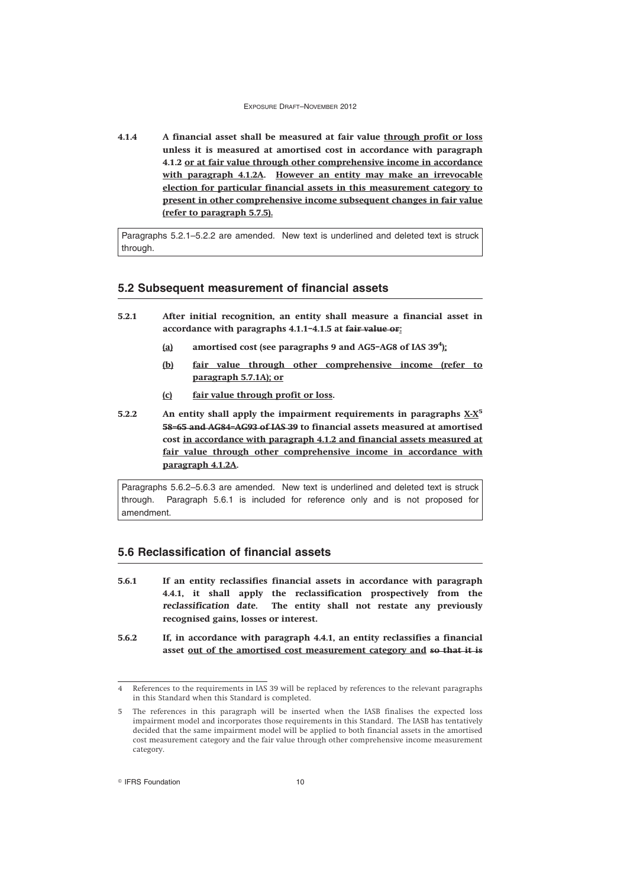**4.1.4 A financial asset shall be measured at fair value <u>through profit or loss</u> unless it is measured at amortised cost in accordance with paragraph 4.1.2 <u>or at fair value through other comprehensive income in accordance with paragraph 4.1.2A</u>. <u>However an entity may make an irrevocable election for particular financial assets in this measurement category to present in other comprehensive income subsequent changes in fair value (refer to paragraph 5.7.5).</u>**

Paragraphs 5.2.1–5.2.2 are amended. New text is underlined and deleted text is struck through.

## 5.2 Subsequent measurement of financial assets

**5.2.1 After initial recognition, an entity shall measure a financial asset in accordance with paragraphs 4.1.1–4.1.5 at ~~fair value or~~<u>:</u>**

- **<u>(a)</u> amortised cost (see paragraphs 9 and AG5–AG8 of IAS 39[4])<u>;</u>**
- **<u>(b)</u> <u>fair value through other comprehensive income (refer to paragraph 5.7.1A); or</u>**
- **<u>(c)</u> <u>fair value through profit or loss</u>.**

**5.2.2 An entity shall apply the impairment requirements in paragraphs <u>X-X</u>[5] ~~58–65 and AG84–AG93 of IAS 39~~ to financial assets measured at amortised cost <u>in accordance with paragraph 4.1.2 and financial assets measured at fair value through other comprehensive income in accordance with paragraph 4.1.2A</u>.**

Paragraphs 5.6.2–5.6.3 are amended. New text is underlined and deleted text is struck through. Paragraph 5.6.1 is included for reference only and is not proposed for amendment.

## 5.6 Reclassification of financial assets

**5.6.1 If an entity reclassifies financial assets in accordance with paragraph 4.4.1, it shall apply the reclassification prospectively from the *reclassification date*. The entity shall not restate any previously recognised gains, losses or interest.**

**5.6.2 If, in accordance with paragraph 4.4.1, an entity reclassifies a financial asset <u>out of the amortised cost measurement category and</u> ~~so that it is~~**

---

4 References to the requirements in IAS 39 will be replaced by references to the relevant paragraphs in this Standard when this Standard is completed.

5 The references in this paragraph will be inserted when the IASB finalises the expected loss impairment model and incorporates those requirements in this Standard. The IASB has tentatively decided that the same impairment model will be applied to both financial assets in the amortised cost measurement category and the fair value through other comprehensive income measurement category.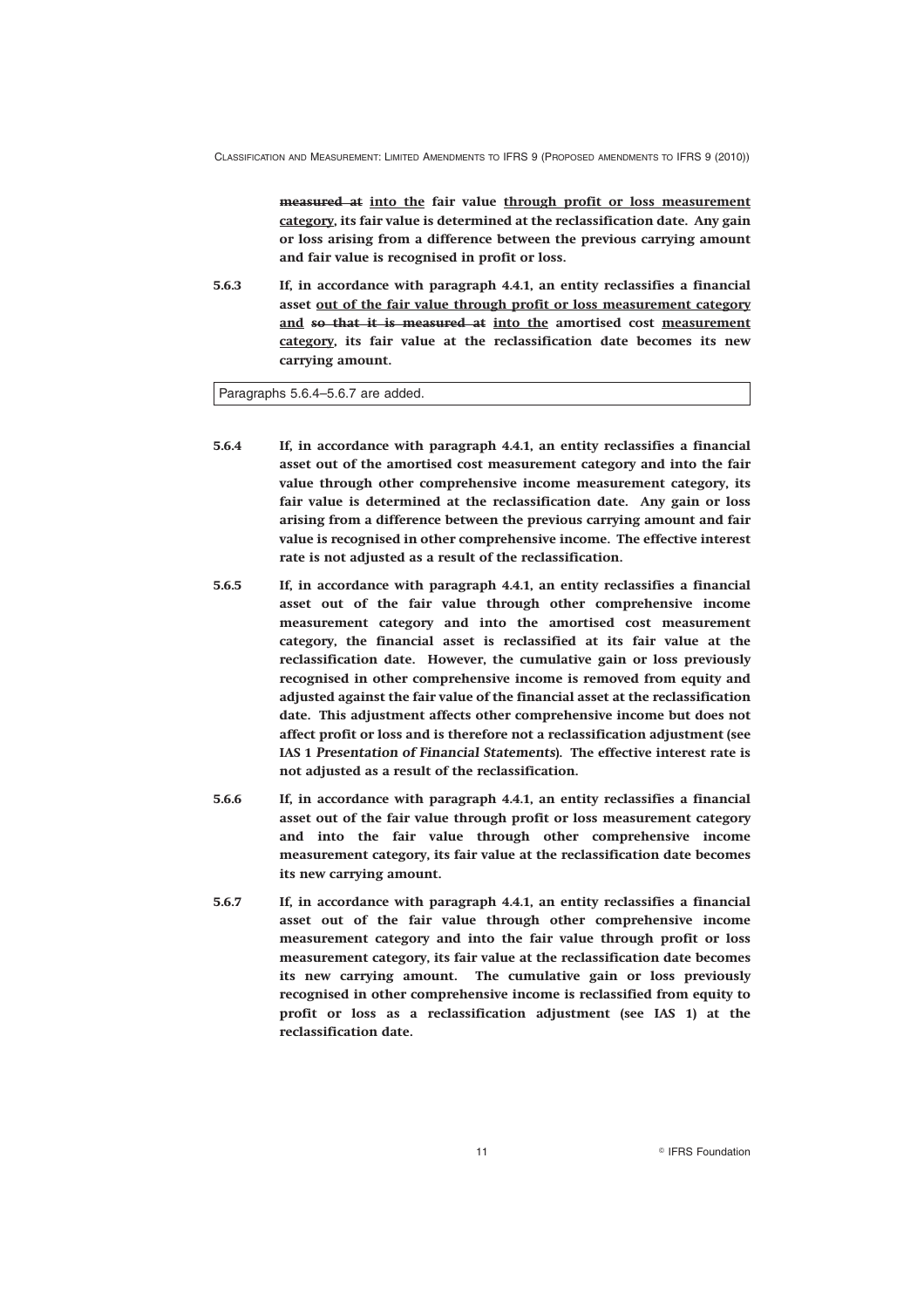**~~measured at~~ <u>into the</u> fair value <u>through profit or loss measurement category</u>, its fair value is determined at the reclassification date. Any gain or loss arising from a difference between the previous carrying amount and fair value is recognised in profit or loss.**

**5.6.3 If, in accordance with paragraph 4.4.1, an entity reclassifies a financial asset <u>out of the fair value through profit or loss measurement category and</u> ~~so that it is measured at~~ <u>into the</u> amortised cost <u>measurement category</u>, its fair value at the reclassification date becomes its new carrying amount.**

| Paragraphs 5.6.4–5.6.7 are added. |
|---|

**5.6.4 If, in accordance with paragraph 4.4.1, an entity reclassifies a financial asset out of the amortised cost measurement category and into the fair value through other comprehensive income measurement category, its fair value is determined at the reclassification date. Any gain or loss arising from a difference between the previous carrying amount and fair value is recognised in other comprehensive income. The effective interest rate is not adjusted as a result of the reclassification.**

**5.6.5 If, in accordance with paragraph 4.4.1, an entity reclassifies a financial asset out of the fair value through other comprehensive income measurement category and into the amortised cost measurement category, the financial asset is reclassified at its fair value at the reclassification date. However, the cumulative gain or loss previously recognised in other comprehensive income is removed from equity and adjusted against the fair value of the financial asset at the reclassification date. This adjustment affects other comprehensive income but does not affect profit or loss and is therefore not a reclassification adjustment (see IAS 1 *Presentation of Financial Statements*). The effective interest rate is not adjusted as a result of the reclassification.**

**5.6.6 If, in accordance with paragraph 4.4.1, an entity reclassifies a financial asset out of the fair value through profit or loss measurement category and into the fair value through other comprehensive income measurement category, its fair value at the reclassification date becomes its new carrying amount.**

**5.6.7 If, in accordance with paragraph 4.4.1, an entity reclassifies a financial asset out of the fair value through other comprehensive income measurement category and into the fair value through profit or loss measurement category, its fair value at the reclassification date becomes its new carrying amount. The cumulative gain or loss previously recognised in other comprehensive income is reclassified from equity to profit or loss as a reclassification adjustment (see IAS 1) at the reclassification date.**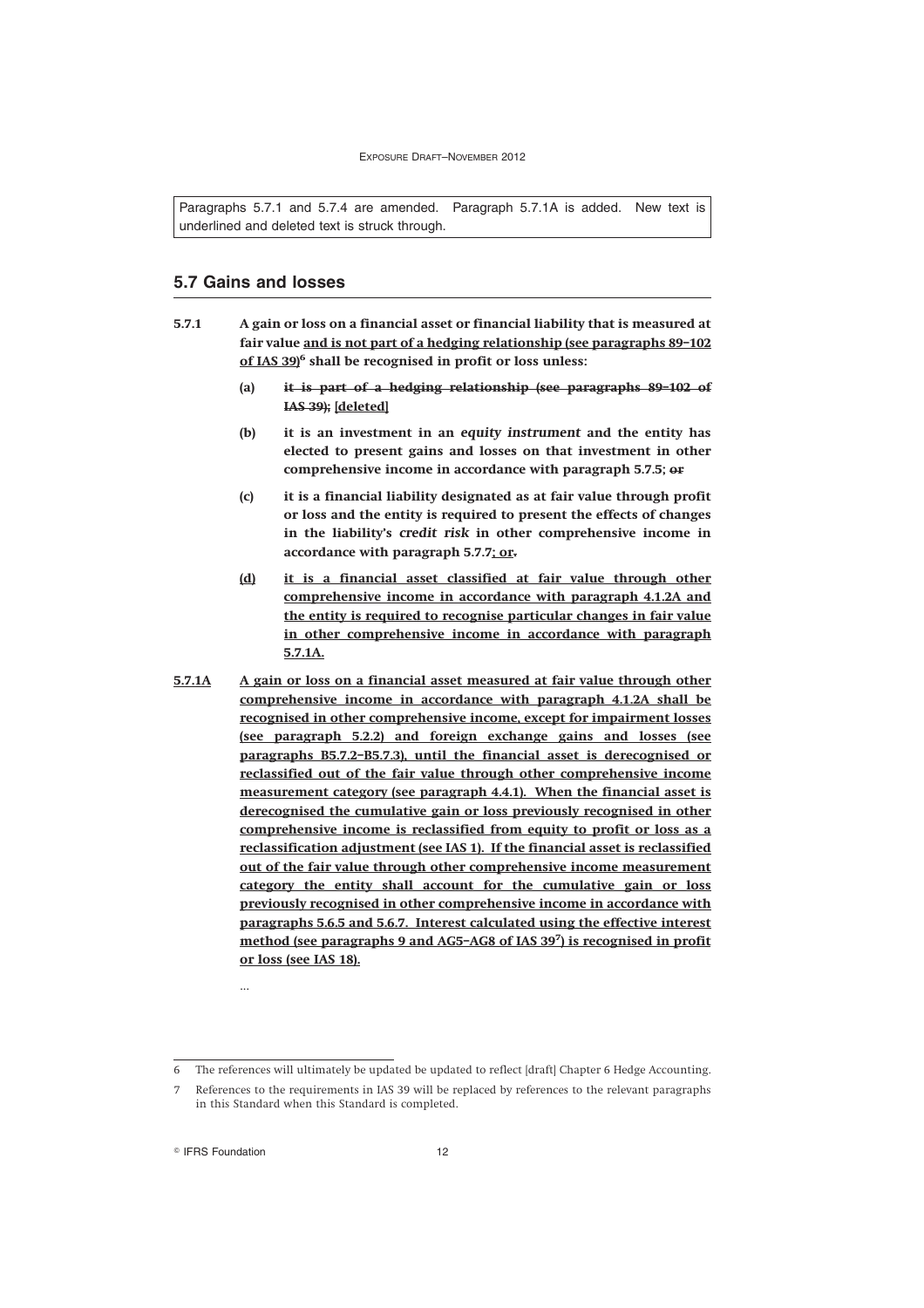Paragraphs 5.7.1 and 5.7.4 are amended. Paragraph 5.7.1A is added. New text is underlined and deleted text is struck through.

## 5.7 Gains and losses

**5.7.1** **A gain or loss on a financial asset or financial liability that is measured at fair value <u>and is not part of a hedging relationship (see paragraphs 89–102 of IAS 39)</u>[6] shall be recognised in profit or loss unless:**

- **(a)** **~~it is part of a hedging relationship (see paragraphs 89–102 of IAS 39);~~ <u>[deleted]</u>**
- **(b)** **it is an investment in an *equity instrument* and the entity has elected to present gains and losses on that investment in other comprehensive income in accordance with paragraph 5.7.5; ~~or~~**
- **(c)** **it is a financial liability designated as at fair value through profit or loss and the entity is required to present the effects of changes in the liability's *credit risk* in other comprehensive income in accordance with paragraph 5.7.7<u>; or</u>~~.~~**
- **<u>(d)</u>** **<u>it is a financial asset classified at fair value through other comprehensive income in accordance with paragraph 4.1.2A and the entity is required to recognise particular changes in fair value in other comprehensive income in accordance with paragraph 5.7.1A.</u>**

**<u>5.7.1A</u>** **<u>A gain or loss on a financial asset measured at fair value through other comprehensive income in accordance with paragraph 4.1.2A shall be recognised in other comprehensive income, except for impairment losses (see paragraph 5.2.2) and foreign exchange gains and losses (see paragraphs B5.7.2–B5.7.3), until the financial asset is derecognised or reclassified out of the fair value through other comprehensive income measurement category (see paragraph 4.4.1). When the financial asset is derecognised the cumulative gain or loss previously recognised in other comprehensive income is reclassified from equity to profit or loss as a reclassification adjustment (see IAS 1). If the financial asset is reclassified out of the fair value through other comprehensive income measurement category the entity shall account for the cumulative gain or loss previously recognised in other comprehensive income in accordance with paragraphs 5.6.5 and 5.6.7. Interest calculated using the effective interest method (see paragraphs 9 and AG5–AG8 of IAS 39[7]) is recognised in profit or loss (see IAS 18).</u>**

...

6 The references will ultimately be updated be updated to reflect [draft] Chapter 6 Hedge Accounting.

7 References to the requirements in IAS 39 will be replaced by references to the relevant paragraphs in this Standard when this Standard is completed.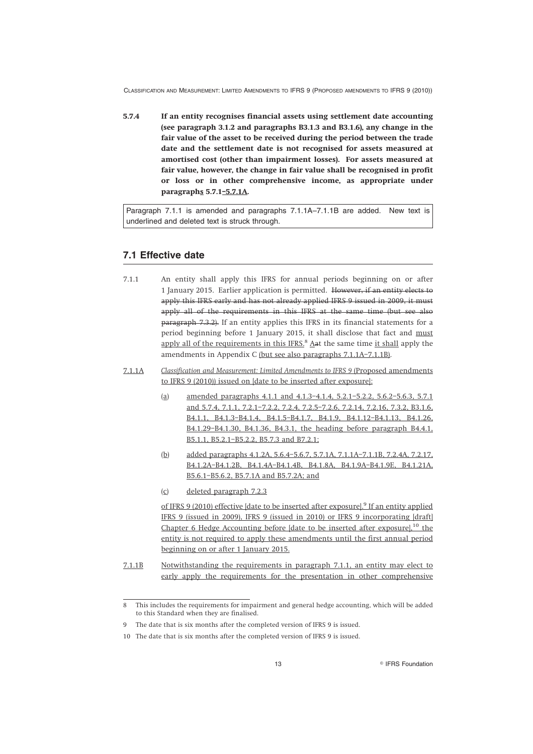**5.7.4 If an entity recognises financial assets using settlement date accounting (see paragraph 3.1.2 and paragraphs B3.1.3 and B3.1.6), any change in the fair value of the asset to be received during the period between the trade date and the settlement date is not recognised for assets measured at amortised cost (other than impairment losses). For assets measured at fair value, however, the change in fair value shall be recognised in profit or loss or in other comprehensive income, as appropriate under paragraphs 5.7.1–5.7.1A.**

Paragraph 7.1.1 is amended and paragraphs 7.1.1A–7.1.1B are added. New text is underlined and deleted text is struck through.

## 7.1 Effective date

7.1.1 An entity shall apply this IFRS for annual periods beginning on or after 1 January 2015. Earlier application is permitted. ~~However, if an entity elects to apply this IFRS early and has not already applied IFRS 9 issued in 2009, it must apply all of the requirements in this IFRS at the same time (but see also paragraph 7.3.2).~~ If an entity applies this IFRS in its financial statements for a period beginning before 1 January 2015, it shall disclose that fact and must apply all of the requirements in this IFRS.[8] A~~a~~t the same time it shall apply the amendments in Appendix C (but see also paragraphs 7.1.1A–7.1.1B).

7.1.1A *Classification and Measurement: Limited Amendments to IFRS 9* (Proposed amendments to IFRS 9 (2010)) issued on [date to be inserted after exposure]:

(a) amended paragraphs 4.1.1 and 4.1.3–4.1.4, 5.2.1–5.2.2, 5.6.2–5.6.3, 5.7.1 and 5.7.4, 7.1.1, 7.2.1–7.2.2, 7.2.4, 7.2.5–7.2.6, 7.2.14, 7.2.16, 7.3.2, B3.1.6, B4.1.1, B4.1.3–B4.1.4, B4.1.5–B4.1.7, B4.1.9, B4.1.12–B4.1.13, B4.1.26, B4.1.29–B4.1.30, B4.1.36, B4.3.1, the heading before paragraph B4.4.1, B5.1.1, B5.2.1–B5.2.2, B5.7.3 and B7.2.1;

(b) added paragraphs 4.1.2A, 5.6.4–5.6.7, 5.7.1A, 7.1.1A–7.1.1B, 7.2.4A, 7.2.17, B4.1.2A–B4.1.2B, B4.1.4A–B4.1.4B, B4.1.8A, B4.1.9A–B4.1.9E, B4.1.21A, B5.6.1–B5.6.2, B5.7.1A and B5.7.2A; and

(c) deleted paragraph 7.2.3

of IFRS 9 (2010) effective [date to be inserted after exposure].[9] If an entity applied IFRS 9 (issued in 2009), IFRS 9 (issued in 2010) or IFRS 9 incorporating [draft] Chapter 6 Hedge Accounting before [date to be inserted after exposure],[10] the entity is not required to apply these amendments until the first annual period beginning on or after 1 January 2015.

7.1.1B Notwithstanding the requirements in paragraph 7.1.1, an entity may elect to early apply the requirements for the presentation in other comprehensive

---

8 This includes the requirements for impairment and general hedge accounting, which will be added to this Standard when they are finalised.

9 The date that is six months after the completed version of IFRS 9 is issued.

10 The date that is six months after the completed version of IFRS 9 is issued.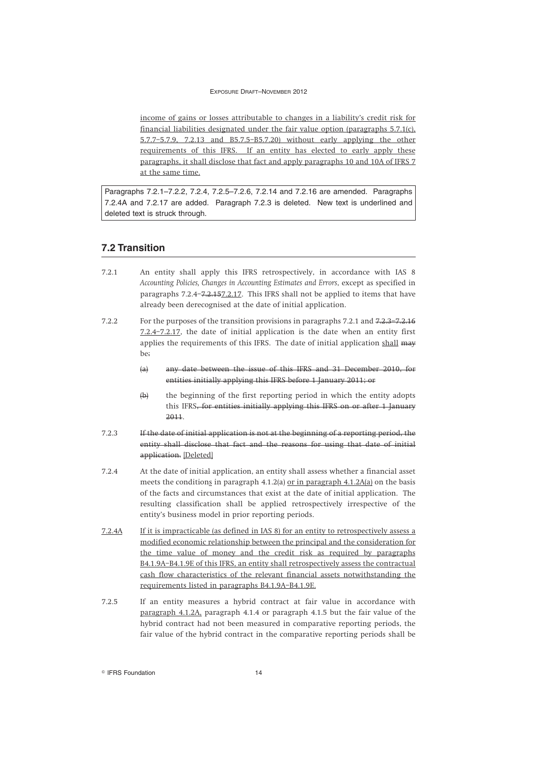income of gains or losses attributable to changes in a liability's credit risk for financial liabilities designated under the fair value option (paragraphs 5.7.1(c), 5.7.7–5.7.9, 7.2.13 and B5.7.5–B5.7.20) without early applying the other requirements of this IFRS. If an entity has elected to early apply these paragraphs, it shall disclose that fact and apply paragraphs 10 and 10A of IFRS 7 at the same time.

Paragraphs 7.2.1–7.2.2, 7.2.4, 7.2.5–7.2.6, 7.2.14 and 7.2.16 are amended. Paragraphs 7.2.4A and 7.2.17 are added. Paragraph 7.2.3 is deleted. New text is underlined and deleted text is struck through.

## 7.2 Transition

7.2.1 An entity shall apply this IFRS retrospectively, in accordance with IAS 8 *Accounting Policies, Changes in Accounting Estimates and Errors*, except as specified in paragraphs 7.2.4–~~7.2.15~~7.2.17. This IFRS shall not be applied to items that have already been derecognised at the date of initial application.

7.2.2 For the purposes of the transition provisions in paragraphs 7.2.1 and ~~7.2.3–7.2.16~~ 7.2.4–7.2.17, the date of initial application is the date when an entity first applies the requirements of this IFRS. The date of initial application shall ~~may~~ be~~:~~

~~(a) any date between the issue of this IFRS and 31 December 2010, for entities initially applying this IFRS before 1 January 2011; or~~

~~(b)~~ the beginning of the first reporting period in which the entity adopts this IFRS~~, for entities initially applying this IFRS on or after 1 January 2011~~.

7.2.3 ~~If the date of initial application is not at the beginning of a reporting period, the entity shall disclose that fact and the reasons for using that date of initial application.~~ [Deleted]

7.2.4 At the date of initial application, an entity shall assess whether a financial asset meets the conditions in paragraph 4.1.2(a) or in paragraph 4.1.2A(a) on the basis of the facts and circumstances that exist at the date of initial application. The resulting classification shall be applied retrospectively irrespective of the entity's business model in prior reporting periods.

7.2.4A If it is impracticable (as defined in IAS 8) for an entity to retrospectively assess a modified economic relationship between the principal and the consideration for the time value of money and the credit risk as required by paragraphs B4.1.9A–B4.1.9E of this IFRS, an entity shall retrospectively assess the contractual cash flow characteristics of the relevant financial assets notwithstanding the requirements listed in paragraphs B4.1.9A–B4.1.9E.

7.2.5 If an entity measures a hybrid contract at fair value in accordance with paragraph 4.1.2A, paragraph 4.1.4 or paragraph 4.1.5 but the fair value of the hybrid contract had not been measured in comparative reporting periods, the fair value of the hybrid contract in the comparative reporting periods shall be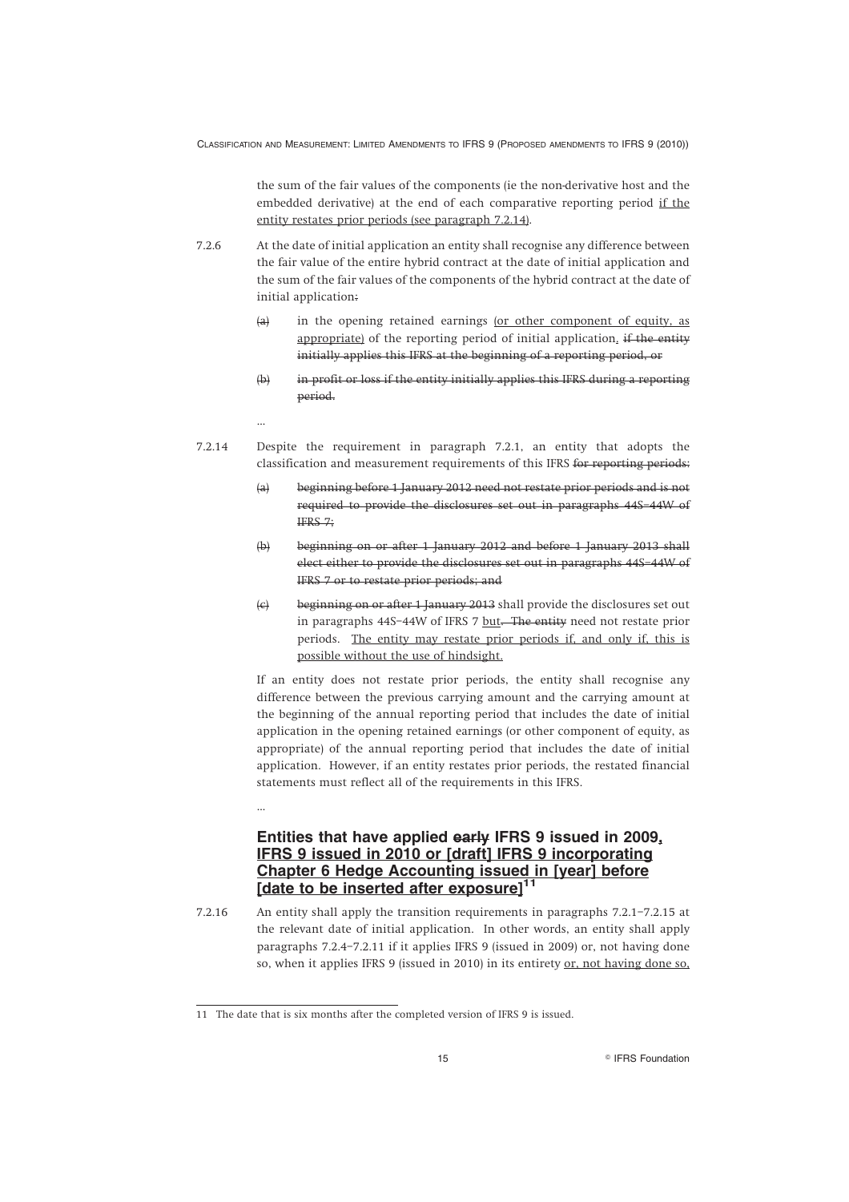the sum of the fair values of the components (ie the non-derivative host and the embedded derivative) at the end of each comparative reporting period <u>if the entity restates prior periods (see paragraph 7.2.14)</u>.

7.2.6 At the date of initial application an entity shall recognise any difference between the fair value of the entire hybrid contract at the date of initial application and the sum of the fair values of the components of the hybrid contract at the date of initial application~~:~~

~~(a)~~ in the opening retained earnings <u>(or other component of equity, as appropriate)</u> of the reporting period of initial application<u>.</u> ~~if the entity initially applies this IFRS at the beginning of a reporting period, or~~

~~(b) in profit or loss if the entity initially applies this IFRS during a reporting period.~~

...

7.2.14 Despite the requirement in paragraph 7.2.1, an entity that adopts the classification and measurement requirements of this IFRS ~~for reporting periods:~~

~~(a) beginning before 1 January 2012 need not restate prior periods and is not required to provide the disclosures set out in paragraphs 44S–44W of IFRS 7;~~

~~(b) beginning on or after 1 January 2012 and before 1 January 2013 shall elect either to provide the disclosures set out in paragraphs 44S–44W of IFRS 7 or to restate prior periods; and~~

~~(c)~~ ~~beginning on or after 1 January 2013~~ shall provide the disclosures set out in paragraphs 44S–44W of IFRS 7 <u>but</u>~~. The entity~~ need not restate prior periods. <u>The entity may restate prior periods if, and only if, this is possible without the use of hindsight.</u>

If an entity does not restate prior periods, the entity shall recognise any difference between the previous carrying amount and the carrying amount at the beginning of the annual reporting period that includes the date of initial application in the opening retained earnings (or other component of equity, as appropriate) of the annual reporting period that includes the date of initial application. However, if an entity restates prior periods, the restated financial statements must reflect all of the requirements in this IFRS.

...

### Entities that have applied ~~early~~ IFRS 9 issued in 2009<u>, IFRS 9 issued in 2010 or [draft] IFRS 9 incorporating Chapter 6 Hedge Accounting issued in [year] before [date to be inserted after exposure]</u>[11]

7.2.16 An entity shall apply the transition requirements in paragraphs 7.2.1–7.2.15 at the relevant date of initial application. In other words, an entity shall apply paragraphs 7.2.4–7.2.11 if it applies IFRS 9 (issued in 2009) or, not having done so, when it applies IFRS 9 (issued in 2010) in its entirety <u>or, not having done so,</u>

11 The date that is six months after the completed version of IFRS 9 is issued.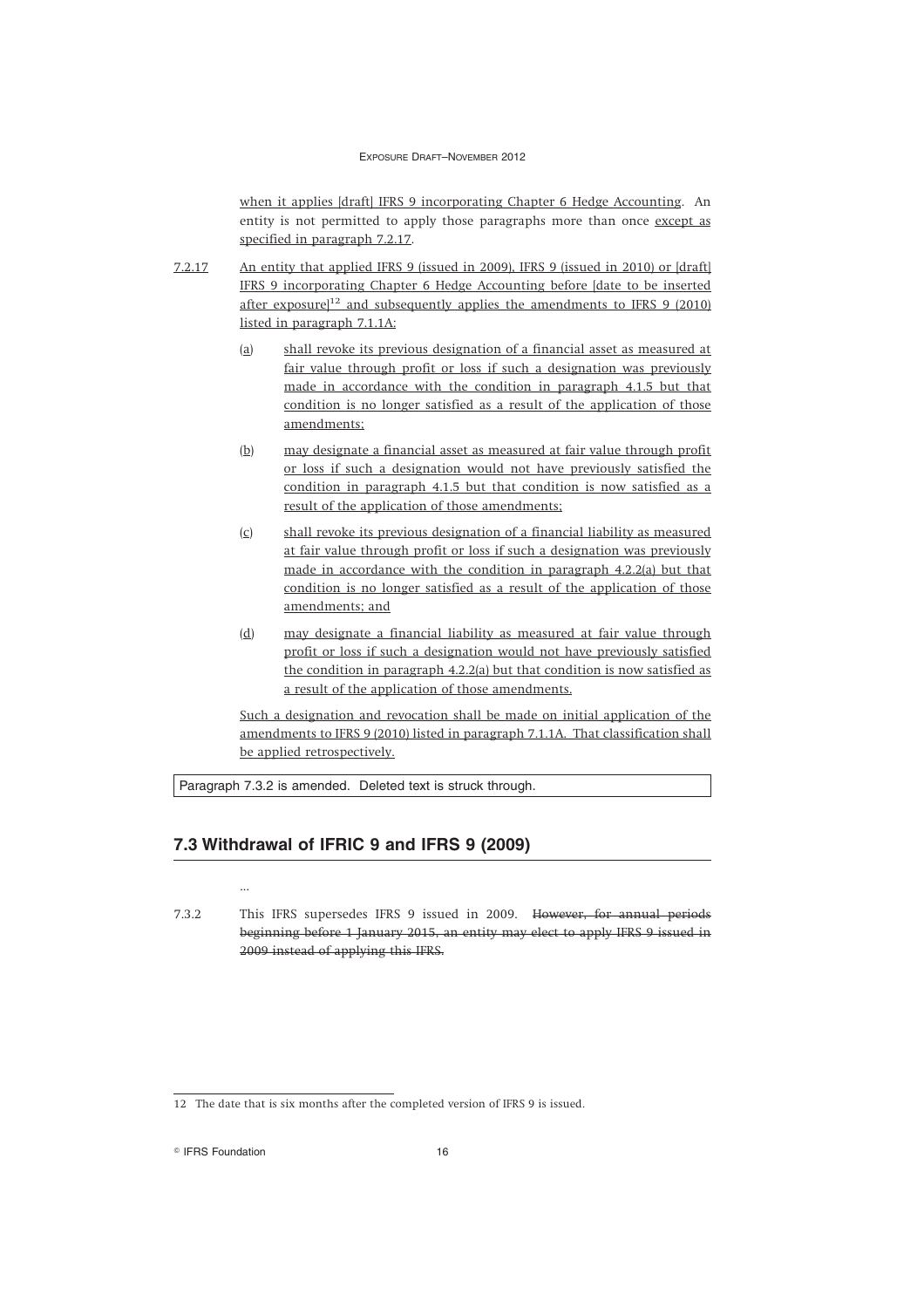when it applies [draft] IFRS 9 incorporating Chapter 6 Hedge Accounting. An entity is not permitted to apply those paragraphs more than once except as specified in paragraph 7.2.17.

7.2.17 An entity that applied IFRS 9 (issued in 2009), IFRS 9 (issued in 2010) or [draft] IFRS 9 incorporating Chapter 6 Hedge Accounting before [date to be inserted after exposure][12] and subsequently applies the amendments to IFRS 9 (2010) listed in paragraph 7.1.1A:

(a) shall revoke its previous designation of a financial asset as measured at fair value through profit or loss if such a designation was previously made in accordance with the condition in paragraph 4.1.5 but that condition is no longer satisfied as a result of the application of those amendments;

(b) may designate a financial asset as measured at fair value through profit or loss if such a designation would not have previously satisfied the condition in paragraph 4.1.5 but that condition is now satisfied as a result of the application of those amendments;

(c) shall revoke its previous designation of a financial liability as measured at fair value through profit or loss if such a designation was previously made in accordance with the condition in paragraph 4.2.2(a) but that condition is no longer satisfied as a result of the application of those amendments; and

(d) may designate a financial liability as measured at fair value through profit or loss if such a designation would not have previously satisfied the condition in paragraph 4.2.2(a) but that condition is now satisfied as a result of the application of those amendments.

Such a designation and revocation shall be made on initial application of the amendments to IFRS 9 (2010) listed in paragraph 7.1.1A. That classification shall be applied retrospectively.

Paragraph 7.3.2 is amended. Deleted text is struck through.

## 7.3 Withdrawal of IFRIC 9 and IFRS 9 (2009)

...

7.3.2 This IFRS supersedes IFRS 9 issued in 2009. ~~However, for annual periods beginning before 1 January 2015, an entity may elect to apply IFRS 9 issued in 2009 instead of applying this IFRS.~~

12 The date that is six months after the completed version of IFRS 9 is issued.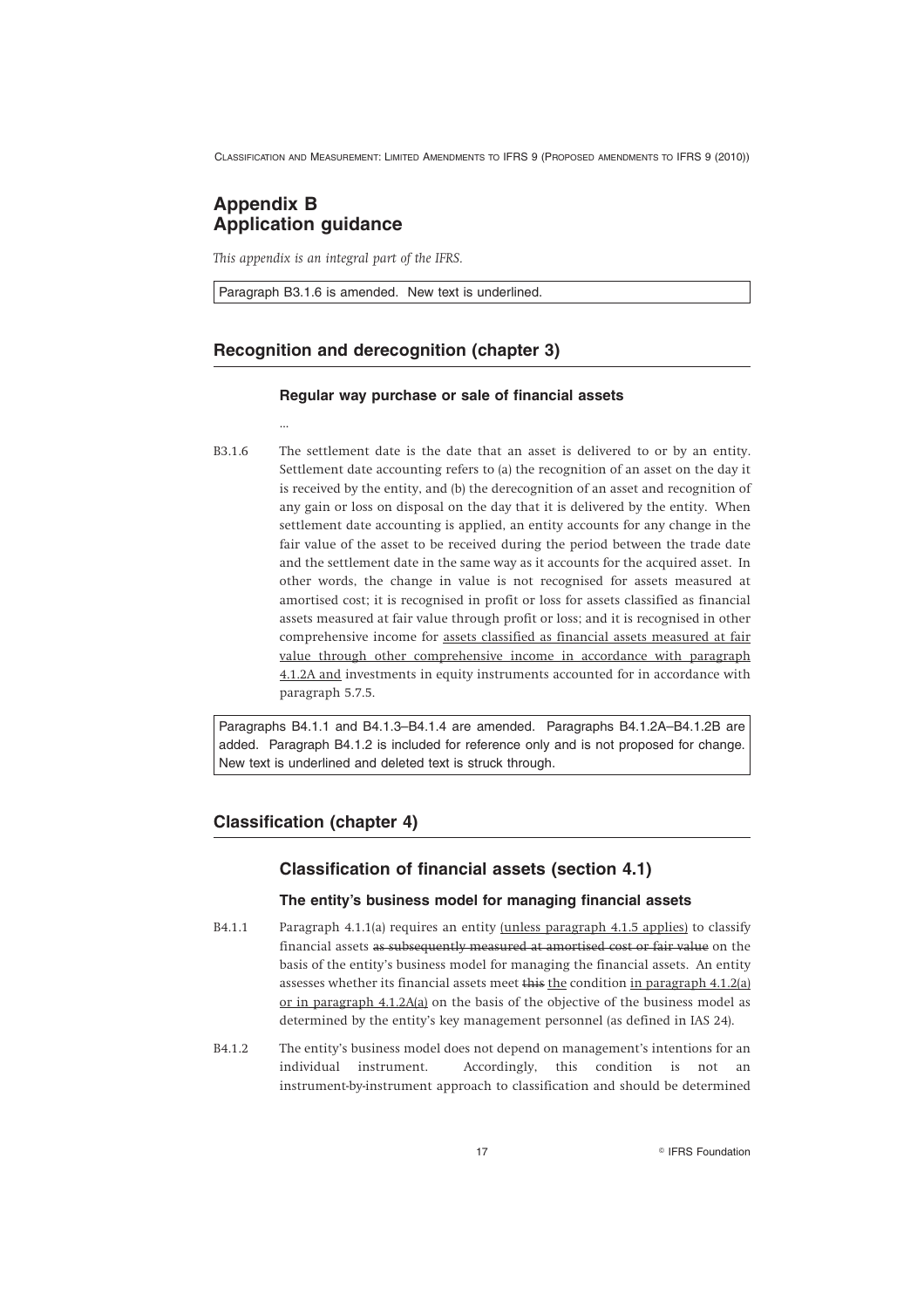## Appendix B
## Application guidance

*This appendix is an integral part of the IFRS.*

Paragraph B3.1.6 is amended. New text is underlined.

## Recognition and derecognition (chapter 3)

### Regular way purchase or sale of financial assets

...

B3.1.6 The settlement date is the date that an asset is delivered to or by an entity. Settlement date accounting refers to (a) the recognition of an asset on the day it is received by the entity, and (b) the derecognition of an asset and recognition of any gain or loss on disposal on the day that it is delivered by the entity. When settlement date accounting is applied, an entity accounts for any change in the fair value of the asset to be received during the period between the trade date and the settlement date in the same way as it accounts for the acquired asset. In other words, the change in value is not recognised for assets measured at amortised cost; it is recognised in profit or loss for assets classified as financial assets measured at fair value through profit or loss; and it is recognised in other comprehensive income for <u>assets classified as financial assets measured at fair value through other comprehensive income in accordance with paragraph 4.1.2A and</u> investments in equity instruments accounted for in accordance with paragraph 5.7.5.

Paragraphs B4.1.1 and B4.1.3–B4.1.4 are amended. Paragraphs B4.1.2A–B4.1.2B are added. Paragraph B4.1.2 is included for reference only and is not proposed for change. New text is underlined and deleted text is struck through.

## Classification (chapter 4)

### Classification of financial assets (section 4.1)

#### The entity's business model for managing financial assets

B4.1.1 Paragraph 4.1.1(a) requires an entity <u>(unless paragraph 4.1.5 applies)</u> to classify financial assets ~~as subsequently measured at amortised cost or fair value~~ on the basis of the entity's business model for managing the financial assets. An entity assesses whether its financial assets meet ~~this~~ <u>the</u> condition <u>in paragraph 4.1.2(a) or in paragraph 4.1.2A(a)</u> on the basis of the objective of the business model as determined by the entity's key management personnel (as defined in IAS 24).

B4.1.2 The entity's business model does not depend on management's intentions for an individual instrument. Accordingly, this condition is not an instrument-by-instrument approach to classification and should be determined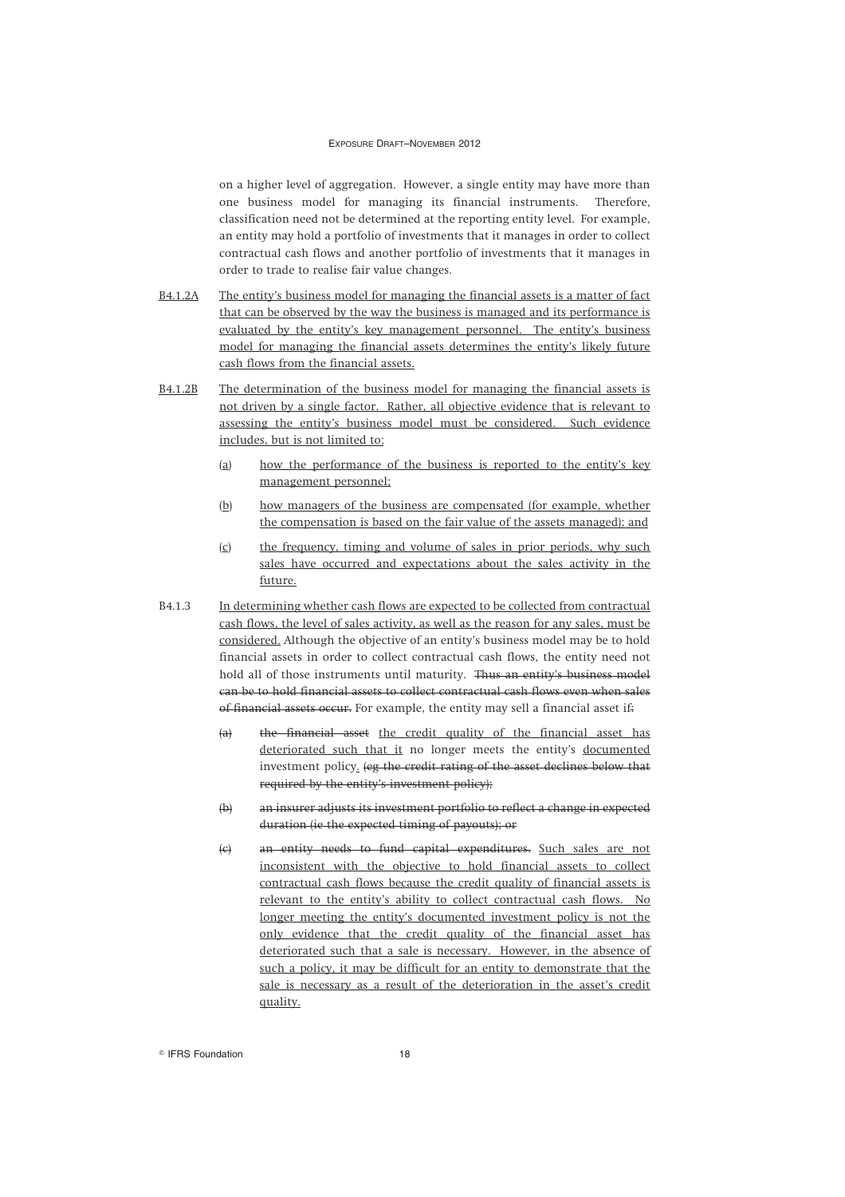on a higher level of aggregation. However, a single entity may have more than one business model for managing its financial instruments. Therefore, classification need not be determined at the reporting entity level. For example, an entity may hold a portfolio of investments that it manages in order to collect contractual cash flows and another portfolio of investments that it manages in order to trade to realise fair value changes.

<u>B4.1.2A</u> <u>The entity's business model for managing the financial assets is a matter of fact that can be observed by the way the business is managed and its performance is evaluated by the entity's key management personnel. The entity's business model for managing the financial assets determines the entity's likely future cash flows from the financial assets.</u>

<u>B4.1.2B</u> <u>The determination of the business model for managing the financial assets is not driven by a single factor. Rather, all objective evidence that is relevant to assessing the entity's business model must be considered. Such evidence includes, but is not limited to:</u>

- <u>(a)</u> <u>how the performance of the business is reported to the entity's key management personnel;</u>
- <u>(b)</u> <u>how managers of the business are compensated (for example, whether the compensation is based on the fair value of the assets managed); and</u>
- <u>(c)</u> <u>the frequency, timing and volume of sales in prior periods, why such sales have occurred and expectations about the sales activity in the future.</u>

B4.1.3 <u>In determining whether cash flows are expected to be collected from contractual cash flows, the level of sales activity, as well as the reason for any sales, must be considered.</u> Although the objective of an entity's business model may be to hold financial assets in order to collect contractual cash flows, the entity need not hold all of those instruments until maturity. ~~Thus an entity's business model can be to hold financial assets to collect contractual cash flows even when sales of financial assets occur.~~ For example, the entity may sell a financial asset if~~:~~

- ~~(a)~~ ~~the financial asset~~ <u>the credit quality of the financial asset has deteriorated such that it</u> no longer meets the entity's <u>documented</u> investment policy<u>.</u> ~~(eg the credit rating of the asset declines below that required by the entity's investment policy);~~
- ~~(b)~~ ~~an insurer adjusts its investment portfolio to reflect a change in expected duration (ie the expected timing of payouts); or~~
- ~~(c)~~ ~~an entity needs to fund capital expenditures.~~ <u>Such sales are not inconsistent with the objective to hold financial assets to collect contractual cash flows because the credit quality of financial assets is relevant to the entity's ability to collect contractual cash flows. No longer meeting the entity's documented investment policy is not the only evidence that the credit quality of the financial asset has deteriorated such that a sale is necessary. However, in the absence of such a policy, it may be difficult for an entity to demonstrate that the sale is necessary as a result of the deterioration in the asset's credit quality.</u>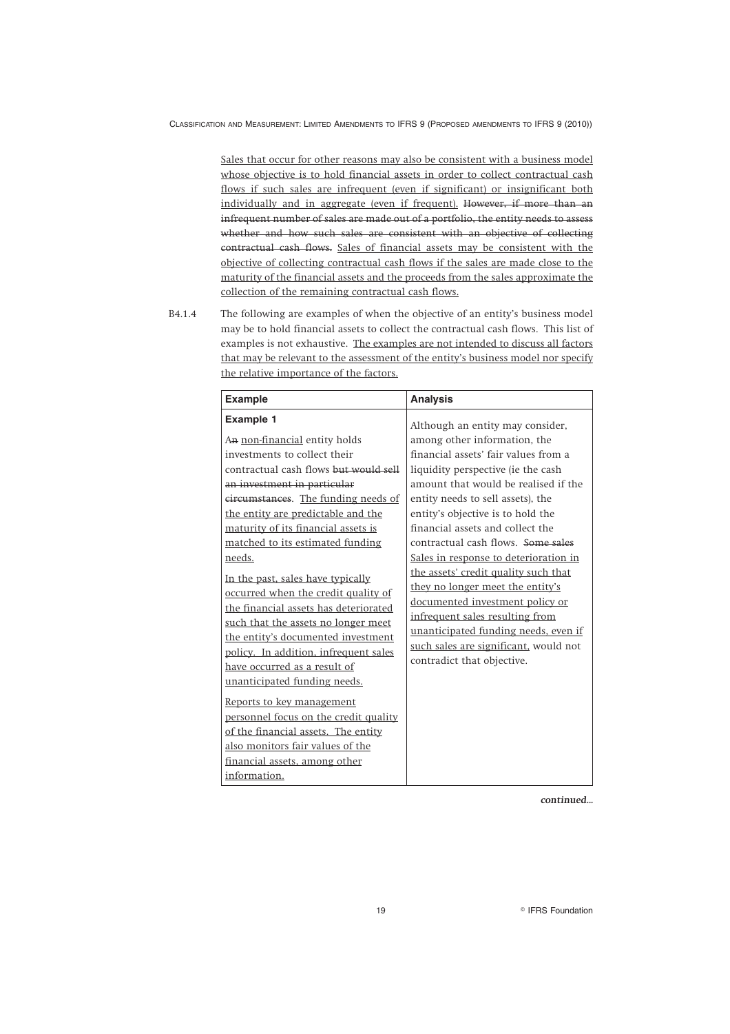Sales that occur for other reasons may also be consistent with a business model whose objective is to hold financial assets in order to collect contractual cash flows if such sales are infrequent (even if significant) or insignificant both individually and in aggregate (even if frequent). ~~However, if more than an infrequent number of sales are made out of a portfolio, the entity needs to assess whether and how such sales are consistent with an objective of collecting contractual cash flows.~~ Sales of financial assets may be consistent with the objective of collecting contractual cash flows if the sales are made close to the maturity of the financial assets and the proceeds from the sales approximate the collection of the remaining contractual cash flows.

B4.1.4 The following are examples of when the objective of an entity's business model may be to hold financial assets to collect the contractual cash flows. This list of examples is not exhaustive. The examples are not intended to discuss all factors that may be relevant to the assessment of the entity's business model nor specify the relative importance of the factors.

| Example | Analysis |
|---|---|
| **Example 1**<br><br>A~~n~~ non-financial entity holds investments to collect their contractual cash flows ~~but would sell an investment in particular circumstances~~. The funding needs of the entity are predictable and the maturity of its financial assets is matched to its estimated funding needs.<br><br>In the past, sales have typically occurred when the credit quality of the financial assets has deteriorated such that the assets no longer meet the entity's documented investment policy. In addition, infrequent sales have occurred as a result of unanticipated funding needs.<br><br>Reports to key management personnel focus on the credit quality of the financial assets. The entity also monitors fair values of the financial assets, among other information. | Although an entity may consider, among other information, the financial assets' fair values from a liquidity perspective (ie the cash amount that would be realised if the entity needs to sell assets), the entity's objective is to hold the financial assets and collect the contractual cash flows. ~~Some sales~~ Sales in response to deterioration in the assets' credit quality such that they no longer meet the entity's documented investment policy or infrequent sales resulting from unanticipated funding needs, even if such sales are significant, would not contradict that objective. |

*continued...*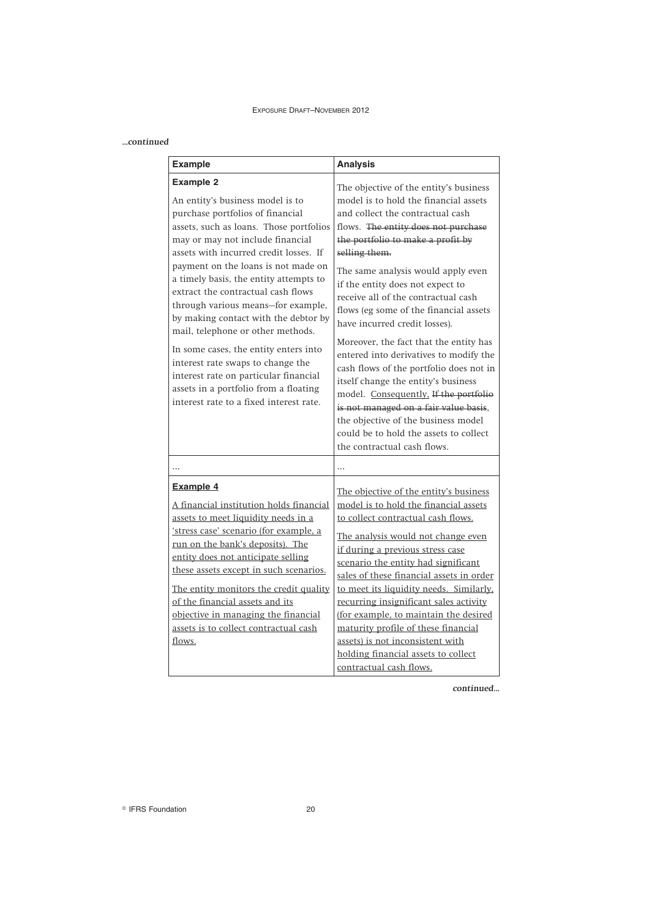*...continued*

| Example | Analysis |
|---|---|
| **Example 2**<br><br>An entity's business model is to purchase portfolios of financial assets, such as loans. Those portfolios may or may not include financial assets with incurred credit losses. If payment on the loans is not made on a timely basis, the entity attempts to extract the contractual cash flows through various means—for example, by making contact with the debtor by mail, telephone or other methods.<br><br>In some cases, the entity enters into interest rate swaps to change the interest rate on particular financial assets in a portfolio from a floating interest rate to a fixed interest rate. | The objective of the entity's business model is to hold the financial assets and collect the contractual cash flows. ~~The entity does not purchase the portfolio to make a profit by selling them.~~<br><br>The same analysis would apply even if the entity does not expect to receive all of the contractual cash flows (eg some of the financial assets have incurred credit losses).<br><br>Moreover, the fact that the entity has entered into derivatives to modify the cash flows of the portfolio does not in itself change the entity's business model. <ins>Consequently,</ins> ~~If the portfolio is not managed on a fair value basis~~, the objective of the business model could be to hold the assets to collect the contractual cash flows. |
| ... | ... |
| <ins>**Example 4**</ins><br><br><ins>A financial institution holds financial assets to meet liquidity needs in a 'stress case' scenario (for example, a run on the bank's deposits). The entity does not anticipate selling these assets except in such scenarios.</ins><br><br><ins>The entity monitors the credit quality of the financial assets and its objective in managing the financial assets is to collect contractual cash flows.</ins> | <ins>The objective of the entity's business model is to hold the financial assets to collect contractual cash flows.</ins><br><br><ins>The analysis would not change even if during a previous stress case scenario the entity had significant sales of these financial assets in order to meet its liquidity needs. Similarly, recurring insignificant sales activity (for example, to maintain the desired maturity profile of these financial assets) is not inconsistent with holding financial assets to collect contractual cash flows.</ins> |

*continued...*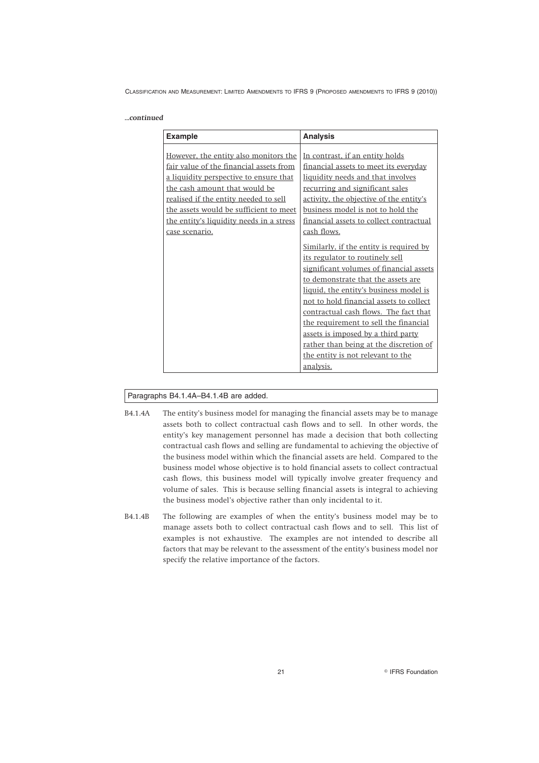*...continued*

| Example | Analysis |
|---|---|
| However, the entity also monitors the fair value of the financial assets from a liquidity perspective to ensure that the cash amount that would be realised if the entity needed to sell the assets would be sufficient to meet the entity's liquidity needs in a stress case scenario. | In contrast, if an entity holds financial assets to meet its everyday liquidity needs and that involves recurring and significant sales activity, the objective of the entity's business model is not to hold the financial assets to collect contractual cash flows.<br><br>Similarly, if the entity is required by its regulator to routinely sell significant volumes of financial assets to demonstrate that the assets are liquid, the entity's business model is not to hold financial assets to collect contractual cash flows. The fact that the requirement to sell the financial assets is imposed by a third party rather than being at the discretion of the entity is not relevant to the analysis. |

Paragraphs B4.1.4A–B4.1.4B are added.

B4.1.4A The entity's business model for managing the financial assets may be to manage assets both to collect contractual cash flows and to sell. In other words, the entity's key management personnel has made a decision that both collecting contractual cash flows and selling are fundamental to achieving the objective of the business model within which the financial assets are held. Compared to the business model whose objective is to hold financial assets to collect contractual cash flows, this business model will typically involve greater frequency and volume of sales. This is because selling financial assets is integral to achieving the business model's objective rather than only incidental to it.

B4.1.4B The following are examples of when the entity's business model may be to manage assets both to collect contractual cash flows and to sell. This list of examples is not exhaustive. The examples are not intended to describe all factors that may be relevant to the assessment of the entity's business model nor specify the relative importance of the factors.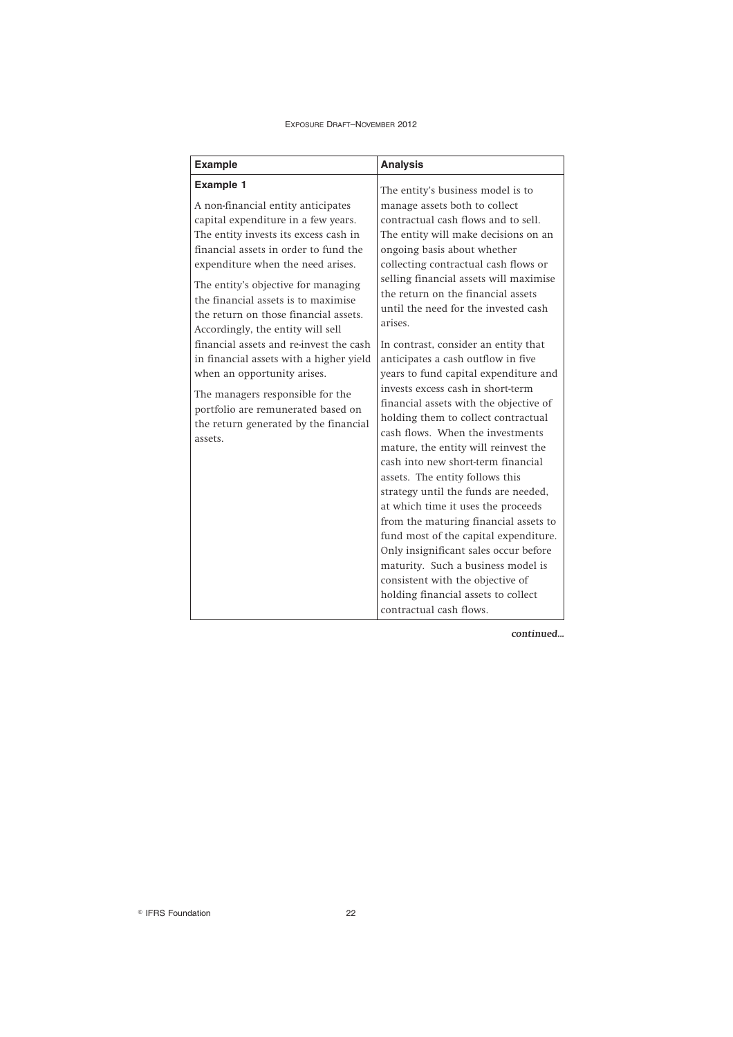| Example | Analysis |
| --- | --- |
| **Example 1**<br><br>A non-financial entity anticipates capital expenditure in a few years. The entity invests its excess cash in financial assets in order to fund the expenditure when the need arises.<br><br>The entity's objective for managing the financial assets is to maximise the return on those financial assets. Accordingly, the entity will sell financial assets and re-invest the cash in financial assets with a higher yield when an opportunity arises.<br><br>The managers responsible for the portfolio are remunerated based on the return generated by the financial assets. | The entity's business model is to manage assets both to collect contractual cash flows and to sell. The entity will make decisions on an ongoing basis about whether collecting contractual cash flows or selling financial assets will maximise the return on the financial assets until the need for the invested cash arises.<br><br>In contrast, consider an entity that anticipates a cash outflow in five years to fund capital expenditure and invests excess cash in short-term financial assets with the objective of holding them to collect contractual cash flows. When the investments mature, the entity will reinvest the cash into new short-term financial assets. The entity follows this strategy until the funds are needed, at which time it uses the proceeds from the maturing financial assets to fund most of the capital expenditure. Only insignificant sales occur before maturity. Such a business model is consistent with the objective of holding financial assets to collect contractual cash flows. |

*continued...*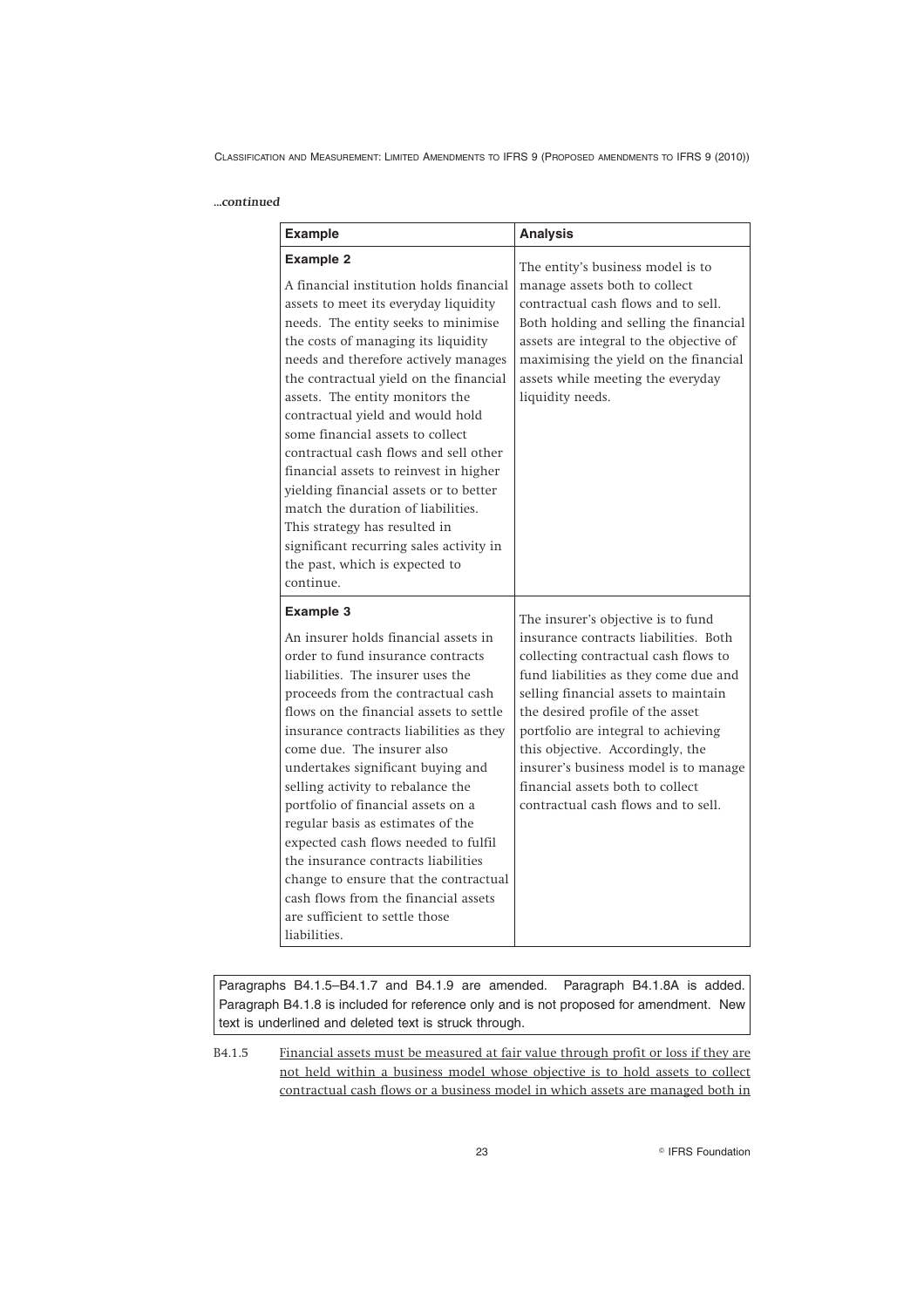*...continued*

| Example | Analysis |
|---|---|
| **Example 2**<br><br>A financial institution holds financial assets to meet its everyday liquidity needs. The entity seeks to minimise the costs of managing its liquidity needs and therefore actively manages the contractual yield on the financial assets. The entity monitors the contractual yield and would hold some financial assets to collect contractual cash flows and sell other financial assets to reinvest in higher yielding financial assets or to better match the duration of liabilities. This strategy has resulted in significant recurring sales activity in the past, which is expected to continue. | The entity's business model is to manage assets both to collect contractual cash flows and to sell. Both holding and selling the financial assets are integral to the objective of maximising the yield on the financial assets while meeting the everyday liquidity needs. |
| **Example 3**<br><br>An insurer holds financial assets in order to fund insurance contracts liabilities. The insurer uses the proceeds from the contractual cash flows on the financial assets to settle insurance contracts liabilities as they come due. The insurer also undertakes significant buying and selling activity to rebalance the portfolio of financial assets on a regular basis as estimates of the expected cash flows needed to fulfil the insurance contracts liabilities change to ensure that the contractual cash flows from the financial assets are sufficient to settle those liabilities. | The insurer's objective is to fund insurance contracts liabilities. Both collecting contractual cash flows to fund liabilities as they come due and selling financial assets to maintain the desired profile of the asset portfolio are integral to achieving this objective. Accordingly, the insurer's business model is to manage financial assets both to collect contractual cash flows and to sell. |

Paragraphs B4.1.5–B4.1.7 and B4.1.9 are amended. Paragraph B4.1.8A is added. Paragraph B4.1.8 is included for reference only and is not proposed for amendment. New text is underlined and deleted text is struck through.

B4.1.5 <u>Financial assets must be measured at fair value through profit or loss if they are not held within a business model whose objective is to hold assets to collect contractual cash flows or a business model in which assets are managed both in</u>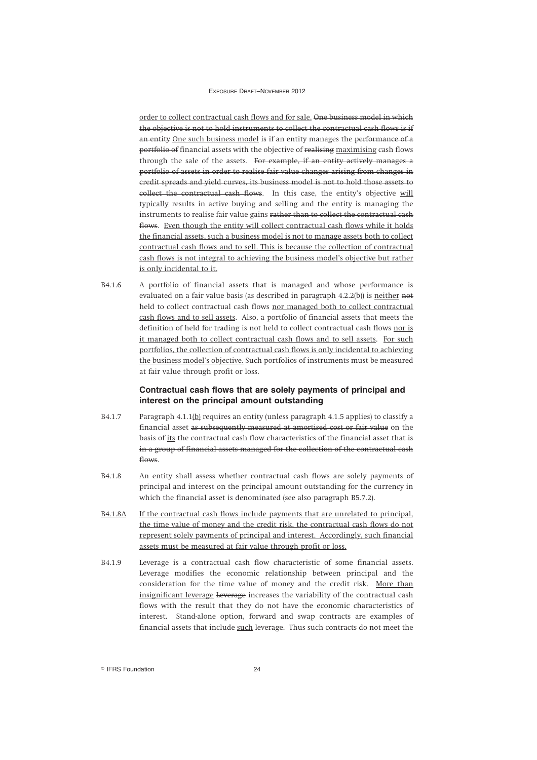order to collect contractual cash flows and for sale. ~~One business model in which the objective is not to hold instruments to collect the contractual cash flows is if an entity~~ One such business model is if an entity manages the ~~performance of a portfolio of~~ financial assets with the objective of ~~realising~~ maximising cash flows through the sale of the assets. ~~For example, if an entity actively manages a portfolio of assets in order to realise fair value changes arising from changes in credit spreads and yield curves, its business model is not to hold those assets to collect the contractual cash flows.~~ In this case, the entity's objective will typically result~~s~~ in active buying and selling and the entity is managing the instruments to realise fair value gains ~~rather than to collect the contractual cash flows~~. Even though the entity will collect contractual cash flows while it holds the financial assets, such a business model is not to manage assets both to collect contractual cash flows and to sell. This is because the collection of contractual cash flows is not integral to achieving the business model's objective but rather is only incidental to it.

B4.1.6 A portfolio of financial assets that is managed and whose performance is evaluated on a fair value basis (as described in paragraph 4.2.2(b)) is neither ~~not~~ held to collect contractual cash flows nor managed both to collect contractual cash flows and to sell assets. Also, a portfolio of financial assets that meets the definition of held for trading is not held to collect contractual cash flows nor is it managed both to collect contractual cash flows and to sell assets. For such portfolios, the collection of contractual cash flows is only incidental to achieving the business model's objective. Such portfolios of instruments must be measured at fair value through profit or loss.

### Contractual cash flows that are solely payments of principal and interest on the principal amount outstanding

B4.1.7 Paragraph 4.1.1(b) requires an entity (unless paragraph 4.1.5 applies) to classify a financial asset ~~as subsequently measured at amortised cost or fair value~~ on the basis of its ~~the~~ contractual cash flow characteristics ~~of the financial asset that is in a group of financial assets managed for the collection of the contractual cash flows~~.

B4.1.8 An entity shall assess whether contractual cash flows are solely payments of principal and interest on the principal amount outstanding for the currency in which the financial asset is denominated (see also paragraph B5.7.2).

B4.1.8A If the contractual cash flows include payments that are unrelated to principal, the time value of money and the credit risk, the contractual cash flows do not represent solely payments of principal and interest. Accordingly, such financial assets must be measured at fair value through profit or loss.

B4.1.9 Leverage is a contractual cash flow characteristic of some financial assets. Leverage modifies the economic relationship between principal and the consideration for the time value of money and the credit risk. More than insignificant leverage ~~Leverage~~ increases the variability of the contractual cash flows with the result that they do not have the economic characteristics of interest. Stand-alone option, forward and swap contracts are examples of financial assets that include such leverage. Thus such contracts do not meet the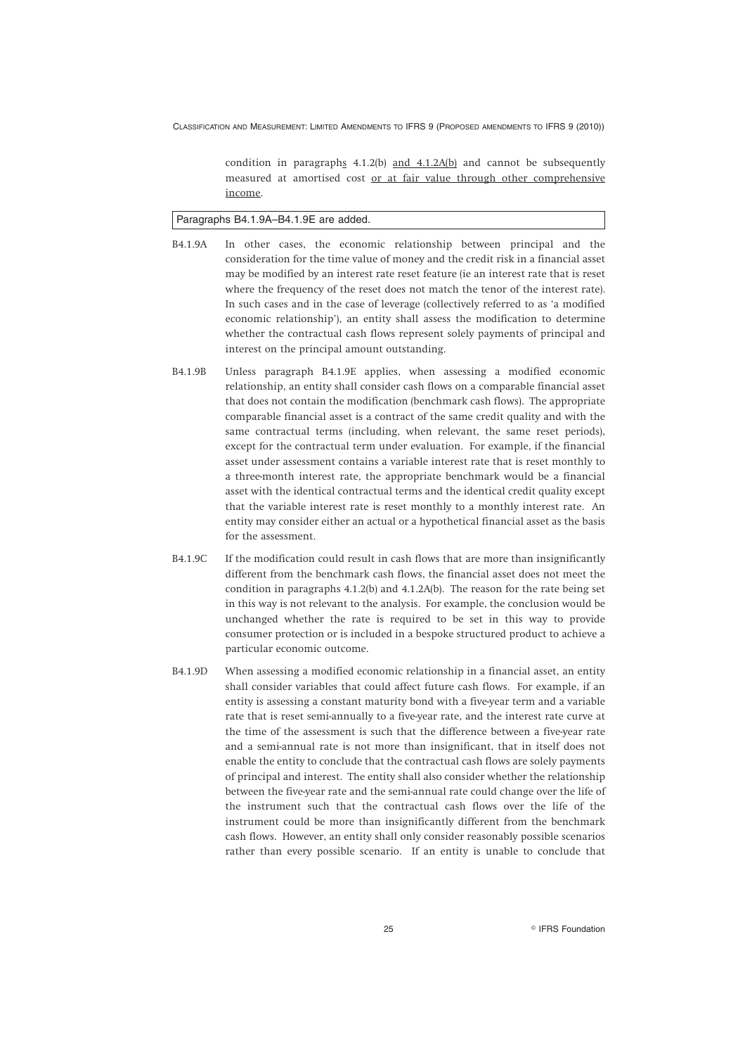condition in paragraphs 4.1.2(b) and 4.1.2A(b) and cannot be subsequently measured at amortised cost or at fair value through other comprehensive income.

Paragraphs B4.1.9A–B4.1.9E are added.

B4.1.9A In other cases, the economic relationship between principal and the consideration for the time value of money and the credit risk in a financial asset may be modified by an interest rate reset feature (ie an interest rate that is reset where the frequency of the reset does not match the tenor of the interest rate). In such cases and in the case of leverage (collectively referred to as 'a modified economic relationship'), an entity shall assess the modification to determine whether the contractual cash flows represent solely payments of principal and interest on the principal amount outstanding.

B4.1.9B Unless paragraph B4.1.9E applies, when assessing a modified economic relationship, an entity shall consider cash flows on a comparable financial asset that does not contain the modification (benchmark cash flows). The appropriate comparable financial asset is a contract of the same credit quality and with the same contractual terms (including, when relevant, the same reset periods), except for the contractual term under evaluation. For example, if the financial asset under assessment contains a variable interest rate that is reset monthly to a three-month interest rate, the appropriate benchmark would be a financial asset with the identical contractual terms and the identical credit quality except that the variable interest rate is reset monthly to a monthly interest rate. An entity may consider either an actual or a hypothetical financial asset as the basis for the assessment.

B4.1.9C If the modification could result in cash flows that are more than insignificantly different from the benchmark cash flows, the financial asset does not meet the condition in paragraphs 4.1.2(b) and 4.1.2A(b). The reason for the rate being set in this way is not relevant to the analysis. For example, the conclusion would be unchanged whether the rate is required to be set in this way to provide consumer protection or is included in a bespoke structured product to achieve a particular economic outcome.

B4.1.9D When assessing a modified economic relationship in a financial asset, an entity shall consider variables that could affect future cash flows. For example, if an entity is assessing a constant maturity bond with a five-year term and a variable rate that is reset semi-annually to a five-year rate, and the interest rate curve at the time of the assessment is such that the difference between a five-year rate and a semi-annual rate is not more than insignificant, that in itself does not enable the entity to conclude that the contractual cash flows are solely payments of principal and interest. The entity shall also consider whether the relationship between the five-year rate and the semi-annual rate could change over the life of the instrument such that the contractual cash flows over the life of the instrument could be more than insignificantly different from the benchmark cash flows. However, an entity shall only consider reasonably possible scenarios rather than every possible scenario. If an entity is unable to conclude that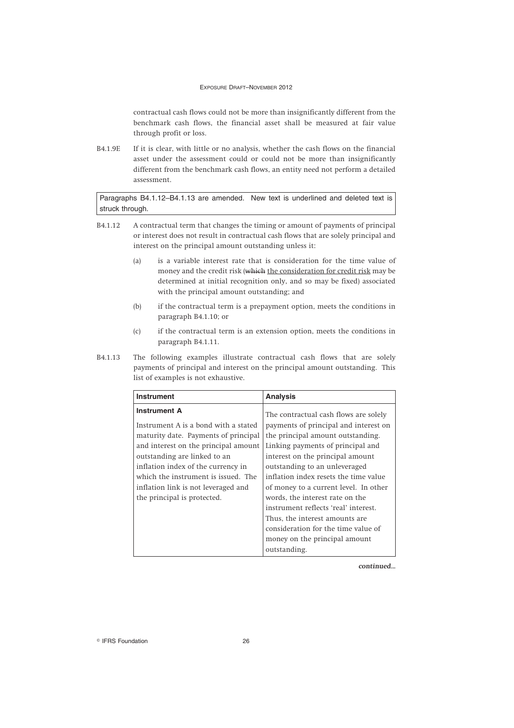contractual cash flows could not be more than insignificantly different from the benchmark cash flows, the financial asset shall be measured at fair value through profit or loss.

B4.1.9E If it is clear, with little or no analysis, whether the cash flows on the financial asset under the assessment could or could not be more than insignificantly different from the benchmark cash flows, an entity need not perform a detailed assessment.

Paragraphs B4.1.12–B4.1.13 are amended. New text is underlined and deleted text is struck through.

B4.1.12 A contractual term that changes the timing or amount of payments of principal or interest does not result in contractual cash flows that are solely principal and interest on the principal amount outstanding unless it:

(a) is a variable interest rate that is consideration for the time value of money and the credit risk (~~which~~ <u>the consideration for credit risk</u> may be determined at initial recognition only, and so may be fixed) associated with the principal amount outstanding; and

(b) if the contractual term is a prepayment option, meets the conditions in paragraph B4.1.10; or

(c) if the contractual term is an extension option, meets the conditions in paragraph B4.1.11.

B4.1.13 The following examples illustrate contractual cash flows that are solely payments of principal and interest on the principal amount outstanding. This list of examples is not exhaustive.

| Instrument | Analysis |
|---|---|
| **Instrument A**<br><br>Instrument A is a bond with a stated maturity date. Payments of principal and interest on the principal amount outstanding are linked to an inflation index of the currency in which the instrument is issued. The inflation link is not leveraged and the principal is protected. | The contractual cash flows are solely payments of principal and interest on the principal amount outstanding. Linking payments of principal and interest on the principal amount outstanding to an unleveraged inflation index resets the time value of money to a current level. In other words, the interest rate on the instrument reflects 'real' interest. Thus, the interest amounts are consideration for the time value of money on the principal amount outstanding. |

*continued...*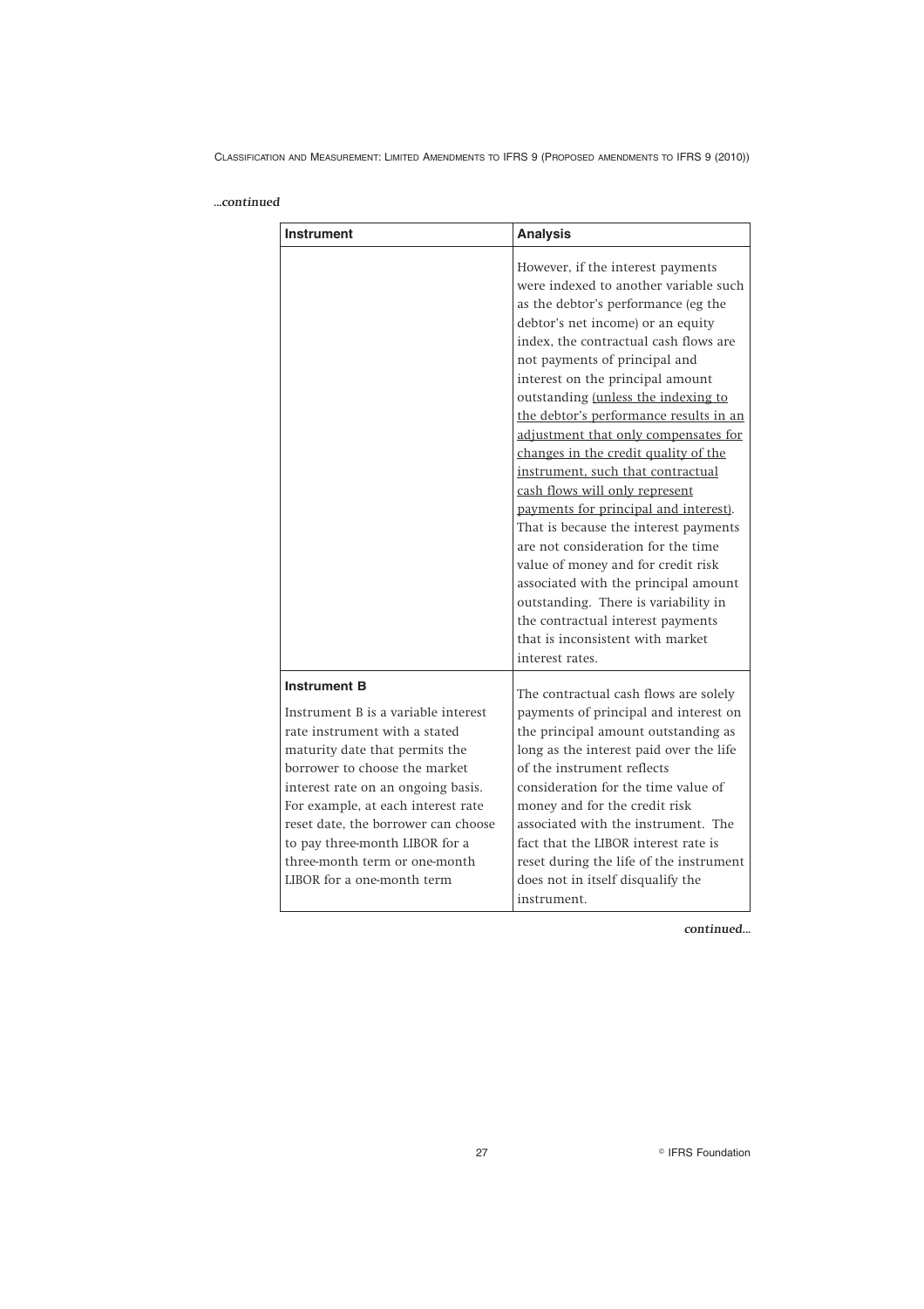*...continued*

| Instrument | Analysis |
| --- | --- |
| | However, if the interest payments were indexed to another variable such as the debtor's performance (eg the debtor's net income) or an equity index, the contractual cash flows are not payments of principal and interest on the principal amount outstanding (unless the indexing to the debtor's performance results in an adjustment that only compensates for changes in the credit quality of the instrument, such that contractual cash flows will only represent payments for principal and interest). That is because the interest payments are not consideration for the time value of money and for credit risk associated with the principal amount outstanding. There is variability in the contractual interest payments that is inconsistent with market interest rates. |
| **Instrument B**<br><br>Instrument B is a variable interest rate instrument with a stated maturity date that permits the borrower to choose the market interest rate on an ongoing basis. For example, at each interest rate reset date, the borrower can choose to pay three-month LIBOR for a three-month term or one-month LIBOR for a one-month term | The contractual cash flows are solely payments of principal and interest on the principal amount outstanding as long as the interest paid over the life of the instrument reflects consideration for the time value of money and for the credit risk associated with the instrument. The fact that the LIBOR interest rate is reset during the life of the instrument does not in itself disqualify the instrument. |

*continued...*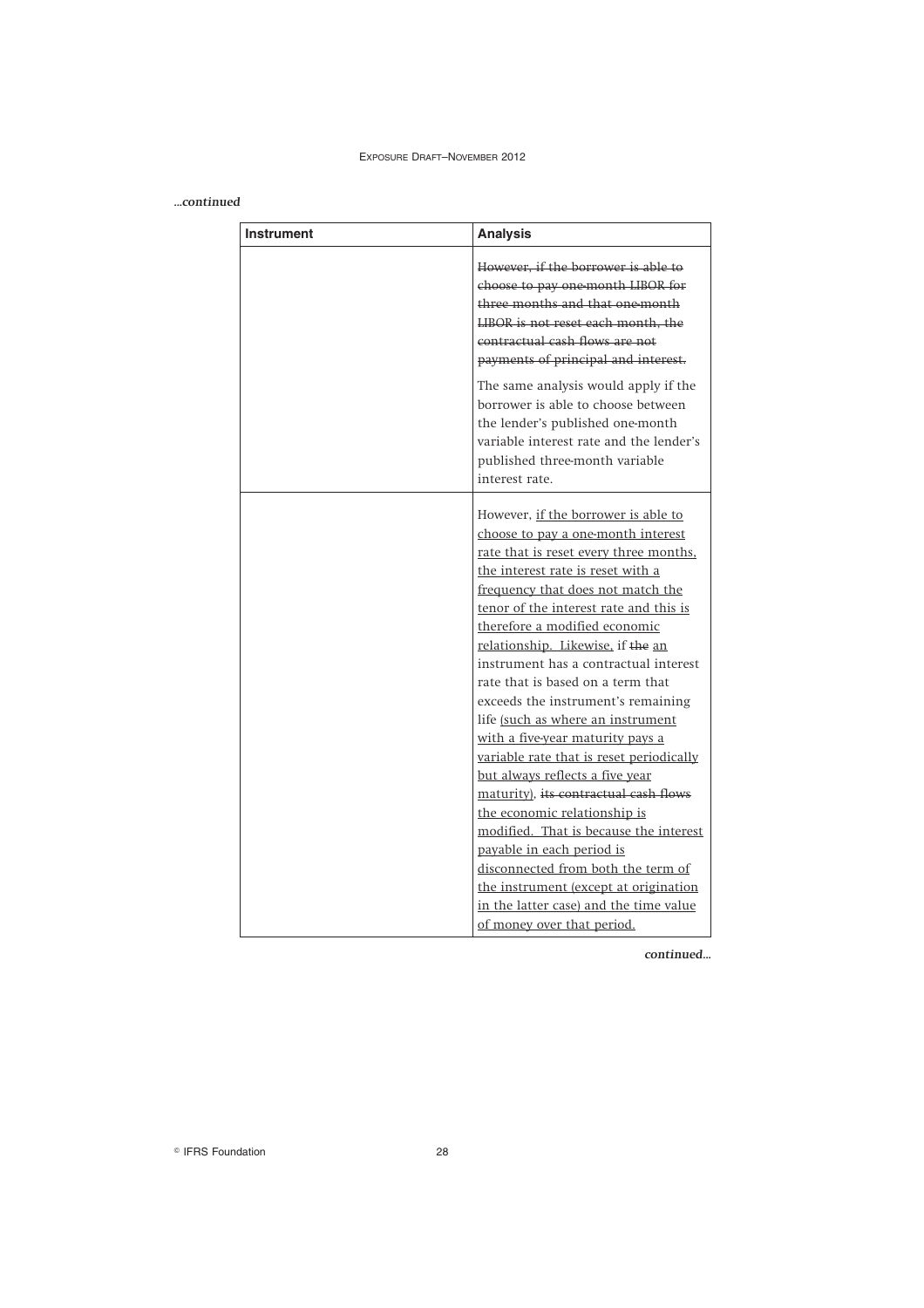*...continued*

| Instrument | Analysis |
|---|---|
| | ~~However, if the borrower is able to choose to pay one-month LIBOR for three months and that one-month LIBOR is not reset each month, the contractual cash flows are not payments of principal and interest.~~<br><br>The same analysis would apply if the borrower is able to choose between the lender's published one-month variable interest rate and the lender's published three-month variable interest rate. |
| | However, <u>if the borrower is able to choose to pay a one-month interest rate that is reset every three months, the interest rate is reset with a frequency that does not match the tenor of the interest rate and this is therefore a modified economic relationship. Likewise,</u> if ~~the~~ <u>an</u> instrument has a contractual interest rate that is based on a term that exceeds the instrument's remaining life <u>(such as where an instrument with a five-year maturity pays a variable rate that is reset periodically but always reflects a five year maturity)</u>, ~~its contractual cash flows~~ <u>the economic relationship is modified. That is because the interest payable in each period is disconnected from both the term of the instrument (except at origination in the latter case) and the time value of money over that period.</u> |

*continued...*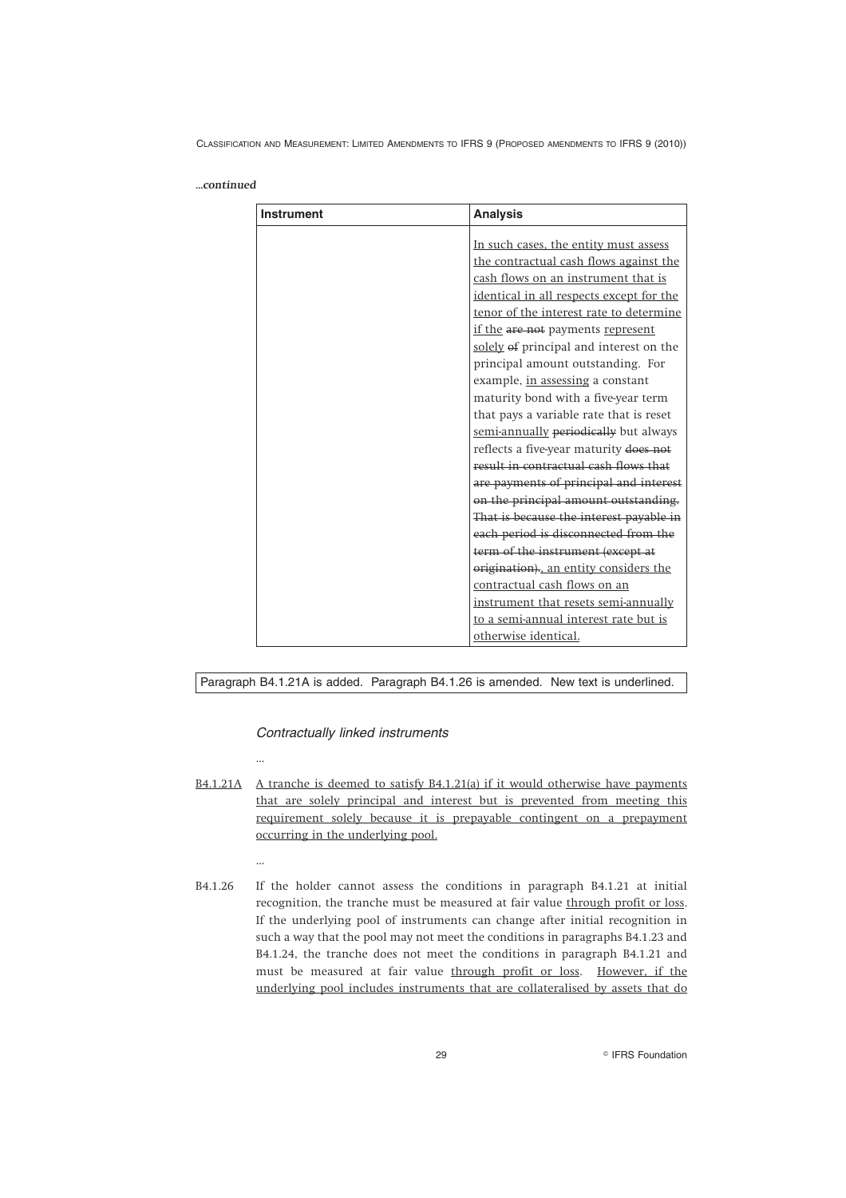*...continued*

| Instrument | Analysis |
|---|---|
| | <u>In such cases, the entity must assess the contractual cash flows against the cash flows on an instrument that is identical in all respects except for the tenor of the interest rate to determine if the</u> ~~are not~~ payments <u>represent solely</u> ~~of~~ principal and interest on the principal amount outstanding. For example, <u>in assessing</u> a constant maturity bond with a five-year term that pays a variable rate that is reset <u>semi-annually</u> ~~periodically~~ but always reflects a five-year maturity ~~does not result in contractual cash flows that are payments of principal and interest on the principal amount outstanding. That is because the interest payable in each period is disconnected from the term of the instrument (except at origination).~~<u>, an entity considers the contractual cash flows on an instrument that resets semi-annually to a semi-annual interest rate but is otherwise identical.</u> |

Paragraph B4.1.21A is added. Paragraph B4.1.26 is amended. New text is underlined.

### *Contractually linked instruments*

...

<u>B4.1.21A</u> <u>A tranche is deemed to satisfy B4.1.21(a) if it would otherwise have payments that are solely principal and interest but is prevented from meeting this requirement solely because it is prepayable contingent on a prepayment occurring in the underlying pool.</u>

...

B4.1.26 If the holder cannot assess the conditions in paragraph B4.1.21 at initial recognition, the tranche must be measured at fair value <u>through profit or loss</u>. If the underlying pool of instruments can change after initial recognition in such a way that the pool may not meet the conditions in paragraphs B4.1.23 and B4.1.24, the tranche does not meet the conditions in paragraph B4.1.21 and must be measured at fair value <u>through profit or loss</u>. <u>However, if the underlying pool includes instruments that are collateralised by assets that do</u>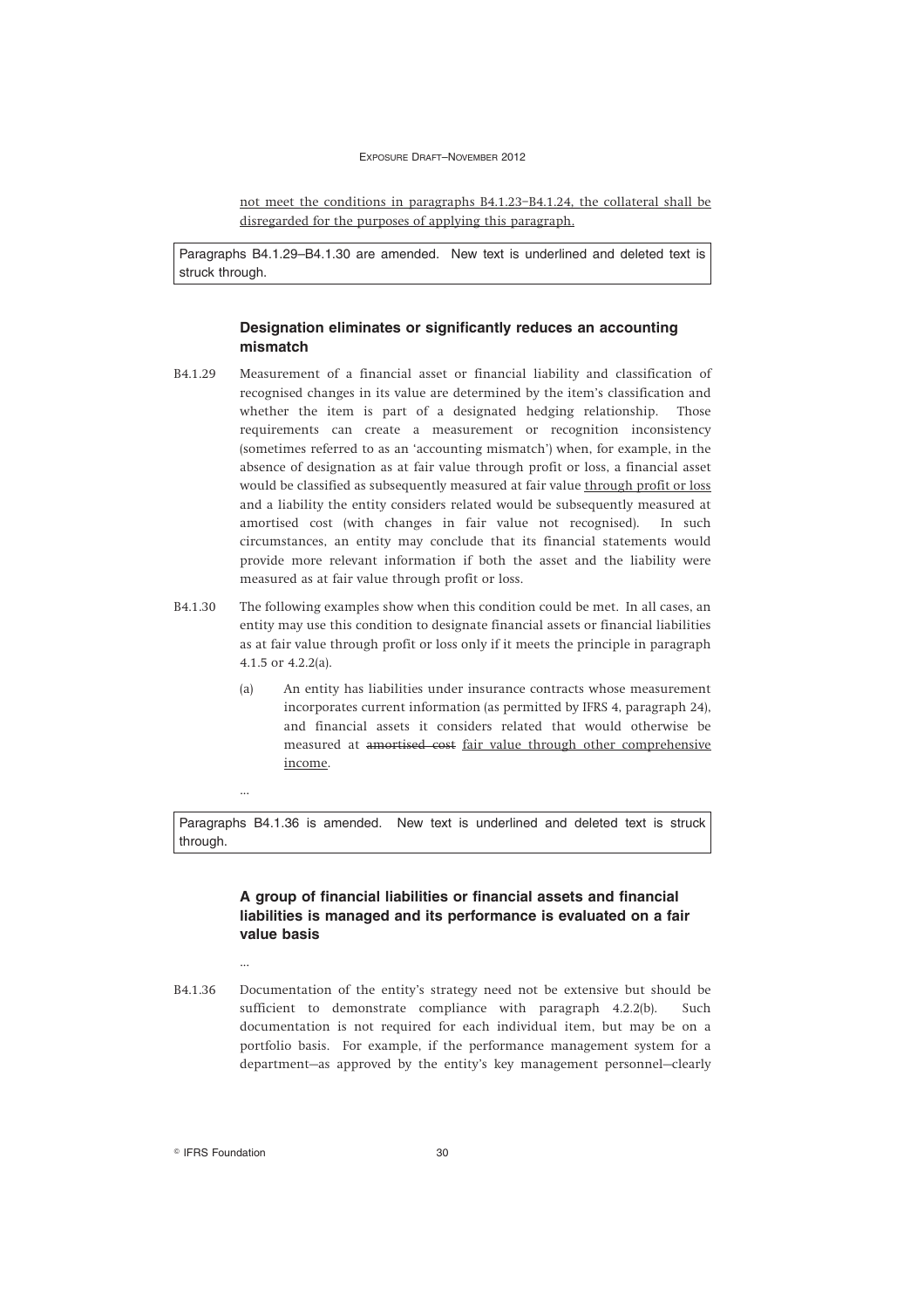<u>not meet the conditions in paragraphs B4.1.23–B4.1.24, the collateral shall be disregarded for the purposes of applying this paragraph.</u>

Paragraphs B4.1.29–B4.1.30 are amended. New text is underlined and deleted text is struck through.

### Designation eliminates or significantly reduces an accounting mismatch

B4.1.29 Measurement of a financial asset or financial liability and classification of recognised changes in its value are determined by the item's classification and whether the item is part of a designated hedging relationship. Those requirements can create a measurement or recognition inconsistency (sometimes referred to as an 'accounting mismatch') when, for example, in the absence of designation as at fair value through profit or loss, a financial asset would be classified as subsequently measured at fair value <u>through profit or loss</u> and a liability the entity considers related would be subsequently measured at amortised cost (with changes in fair value not recognised). In such circumstances, an entity may conclude that its financial statements would provide more relevant information if both the asset and the liability were measured as at fair value through profit or loss.

B4.1.30 The following examples show when this condition could be met. In all cases, an entity may use this condition to designate financial assets or financial liabilities as at fair value through profit or loss only if it meets the principle in paragraph 4.1.5 or 4.2.2(a).

(a) An entity has liabilities under insurance contracts whose measurement incorporates current information (as permitted by IFRS 4, paragraph 24), and financial assets it considers related that would otherwise be measured at ~~amortised cost~~ <u>fair value through other comprehensive income</u>.

...

Paragraphs B4.1.36 is amended. New text is underlined and deleted text is struck through.

### A group of financial liabilities or financial assets and financial liabilities is managed and its performance is evaluated on a fair value basis

...

B4.1.36 Documentation of the entity's strategy need not be extensive but should be sufficient to demonstrate compliance with paragraph 4.2.2(b). Such documentation is not required for each individual item, but may be on a portfolio basis. For example, if the performance management system for a department—as approved by the entity's key management personnel—clearly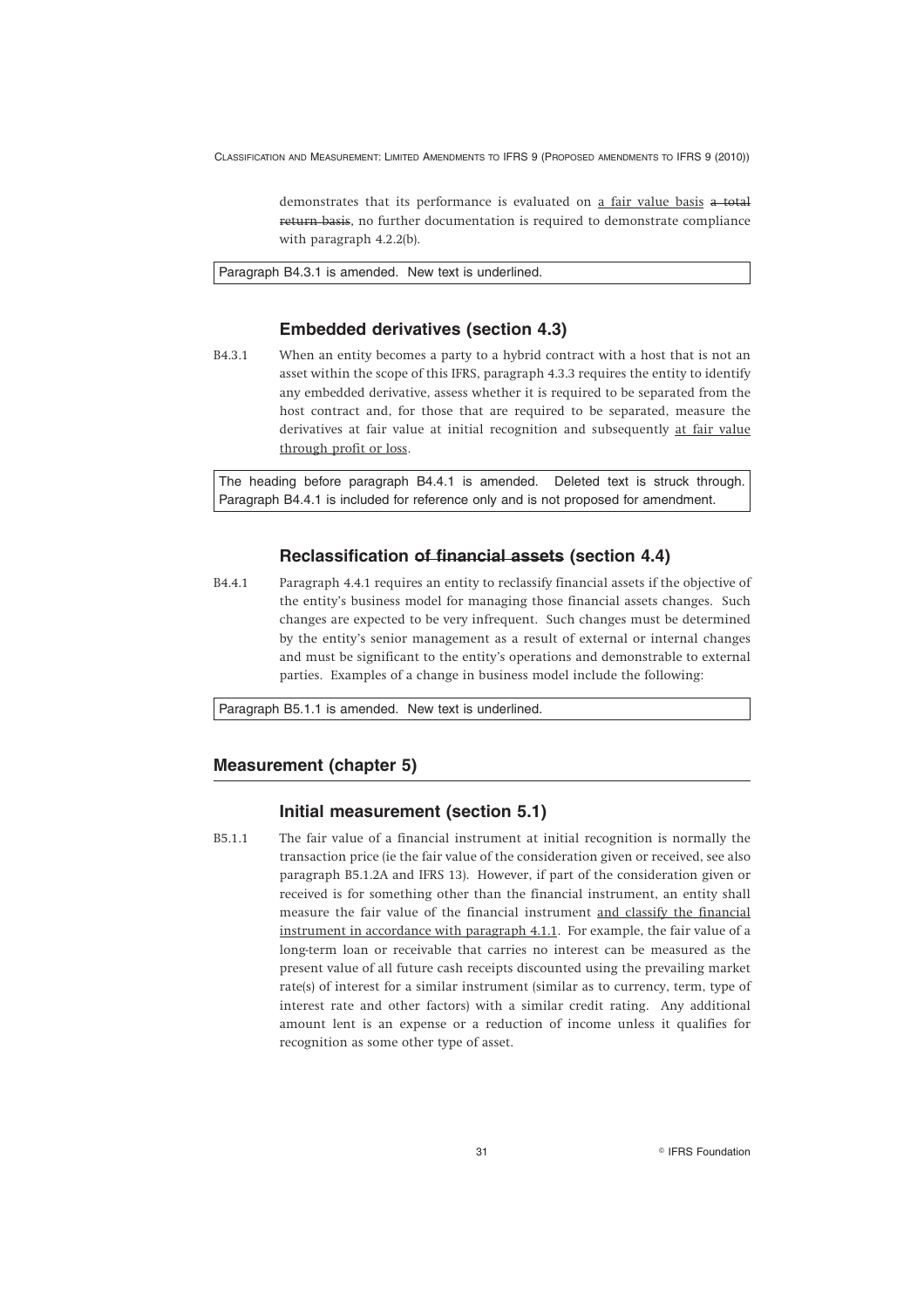demonstrates that its performance is evaluated on <u>a fair value basis</u> ~~a total return basis~~, no further documentation is required to demonstrate compliance with paragraph 4.2.2(b).

Paragraph B4.3.1 is amended. New text is underlined.

### Embedded derivatives (section 4.3)

B4.3.1 When an entity becomes a party to a hybrid contract with a host that is not an asset within the scope of this IFRS, paragraph 4.3.3 requires the entity to identify any embedded derivative, assess whether it is required to be separated from the host contract and, for those that are required to be separated, measure the derivatives at fair value at initial recognition and subsequently <u>at fair value through profit or loss</u>.

The heading before paragraph B4.4.1 is amended. Deleted text is struck through. Paragraph B4.4.1 is included for reference only and is not proposed for amendment.

### Reclassification ~~of financial assets~~ (section 4.4)

B4.4.1 Paragraph 4.4.1 requires an entity to reclassify financial assets if the objective of the entity's business model for managing those financial assets changes. Such changes are expected to be very infrequent. Such changes must be determined by the entity's senior management as a result of external or internal changes and must be significant to the entity's operations and demonstrable to external parties. Examples of a change in business model include the following:

Paragraph B5.1.1 is amended. New text is underlined.

## Measurement (chapter 5)

### Initial measurement (section 5.1)

B5.1.1 The fair value of a financial instrument at initial recognition is normally the transaction price (ie the fair value of the consideration given or received, see also paragraph B5.1.2A and IFRS 13). However, if part of the consideration given or received is for something other than the financial instrument, an entity shall measure the fair value of the financial instrument <u>and classify the financial instrument in accordance with paragraph 4.1.1</u>. For example, the fair value of a long-term loan or receivable that carries no interest can be measured as the present value of all future cash receipts discounted using the prevailing market rate(s) of interest for a similar instrument (similar as to currency, term, type of interest rate and other factors) with a similar credit rating. Any additional amount lent is an expense or a reduction of income unless it qualifies for recognition as some other type of asset.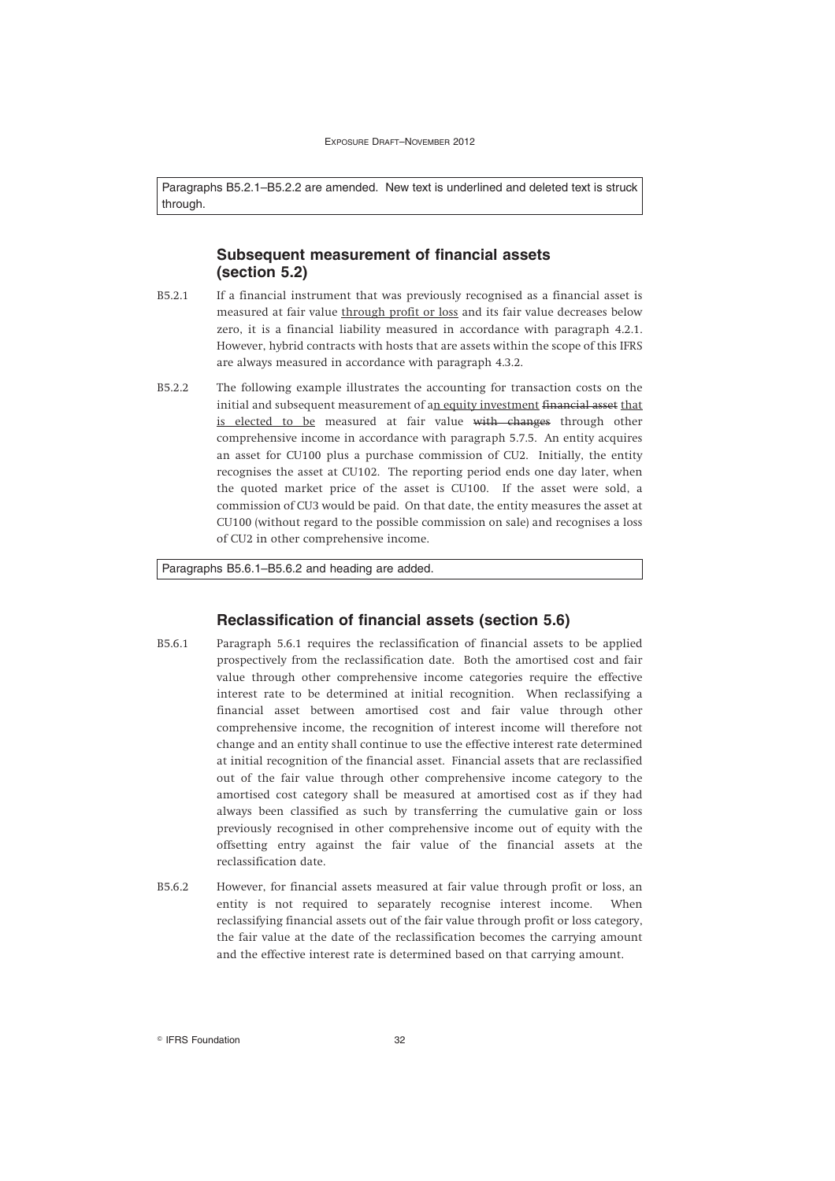Paragraphs B5.2.1–B5.2.2 are amended. New text is underlined and deleted text is struck through.

## Subsequent measurement of financial assets (section 5.2)

B5.2.1 If a financial instrument that was previously recognised as a financial asset is measured at fair value <u>through profit or loss</u> and its fair value decreases below zero, it is a financial liability measured in accordance with paragraph 4.2.1. However, hybrid contracts with hosts that are assets within the scope of this IFRS are always measured in accordance with paragraph 4.3.2.

B5.2.2 The following example illustrates the accounting for transaction costs on the initial and subsequent measurement of a<u>n equity investment</u> ~~financial asset~~ <u>that is elected to be</u> measured at fair value ~~with changes~~ through other comprehensive income in accordance with paragraph 5.7.5. An entity acquires an asset for CU100 plus a purchase commission of CU2. Initially, the entity recognises the asset at CU102. The reporting period ends one day later, when the quoted market price of the asset is CU100. If the asset were sold, a commission of CU3 would be paid. On that date, the entity measures the asset at CU100 (without regard to the possible commission on sale) and recognises a loss of CU2 in other comprehensive income.

Paragraphs B5.6.1–B5.6.2 and heading are added.

## Reclassification of financial assets (section 5.6)

B5.6.1 Paragraph 5.6.1 requires the reclassification of financial assets to be applied prospectively from the reclassification date. Both the amortised cost and fair value through other comprehensive income categories require the effective interest rate to be determined at initial recognition. When reclassifying a financial asset between amortised cost and fair value through other comprehensive income, the recognition of interest income will therefore not change and an entity shall continue to use the effective interest rate determined at initial recognition of the financial asset. Financial assets that are reclassified out of the fair value through other comprehensive income category to the amortised cost category shall be measured at amortised cost as if they had always been classified as such by transferring the cumulative gain or loss previously recognised in other comprehensive income out of equity with the offsetting entry against the fair value of the financial assets at the reclassification date.

B5.6.2 However, for financial assets measured at fair value through profit or loss, an entity is not required to separately recognise interest income. When reclassifying financial assets out of the fair value through profit or loss category, the fair value at the date of the reclassification becomes the carrying amount and the effective interest rate is determined based on that carrying amount.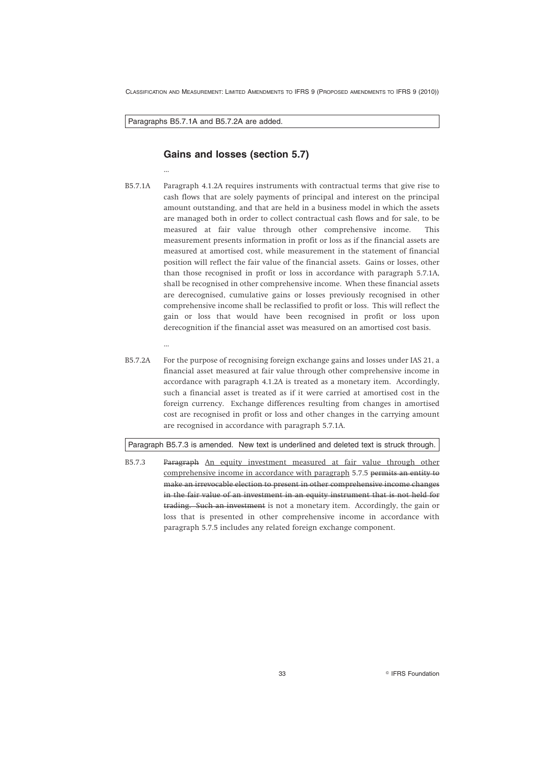Paragraphs B5.7.1A and B5.7.2A are added.

## Gains and losses (section 5.7)

...

B5.7.1A Paragraph 4.1.2A requires instruments with contractual terms that give rise to cash flows that are solely payments of principal and interest on the principal amount outstanding, and that are held in a business model in which the assets are managed both in order to collect contractual cash flows and for sale, to be measured at fair value through other comprehensive income. This measurement presents information in profit or loss as if the financial assets are measured at amortised cost, while measurement in the statement of financial position will reflect the fair value of the financial assets. Gains or losses, other than those recognised in profit or loss in accordance with paragraph 5.7.1A, shall be recognised in other comprehensive income. When these financial assets are derecognised, cumulative gains or losses previously recognised in other comprehensive income shall be reclassified to profit or loss. This will reflect the gain or loss that would have been recognised in profit or loss upon derecognition if the financial asset was measured on an amortised cost basis.

...

B5.7.2A For the purpose of recognising foreign exchange gains and losses under IAS 21, a financial asset measured at fair value through other comprehensive income in accordance with paragraph 4.1.2A is treated as a monetary item. Accordingly, such a financial asset is treated as if it were carried at amortised cost in the foreign currency. Exchange differences resulting from changes in amortised cost are recognised in profit or loss and other changes in the carrying amount are recognised in accordance with paragraph 5.7.1A.

Paragraph B5.7.3 is amended. New text is underlined and deleted text is struck through.

B5.7.3 ~~Paragraph~~ <u>An equity investment measured at fair value through other comprehensive income in accordance with paragraph</u> 5.7.5 ~~permits an entity to make an irrevocable election to present in other comprehensive income changes in the fair value of an investment in an equity instrument that is not held for trading. Such an investment~~ is not a monetary item. Accordingly, the gain or loss that is presented in other comprehensive income in accordance with paragraph 5.7.5 includes any related foreign exchange component.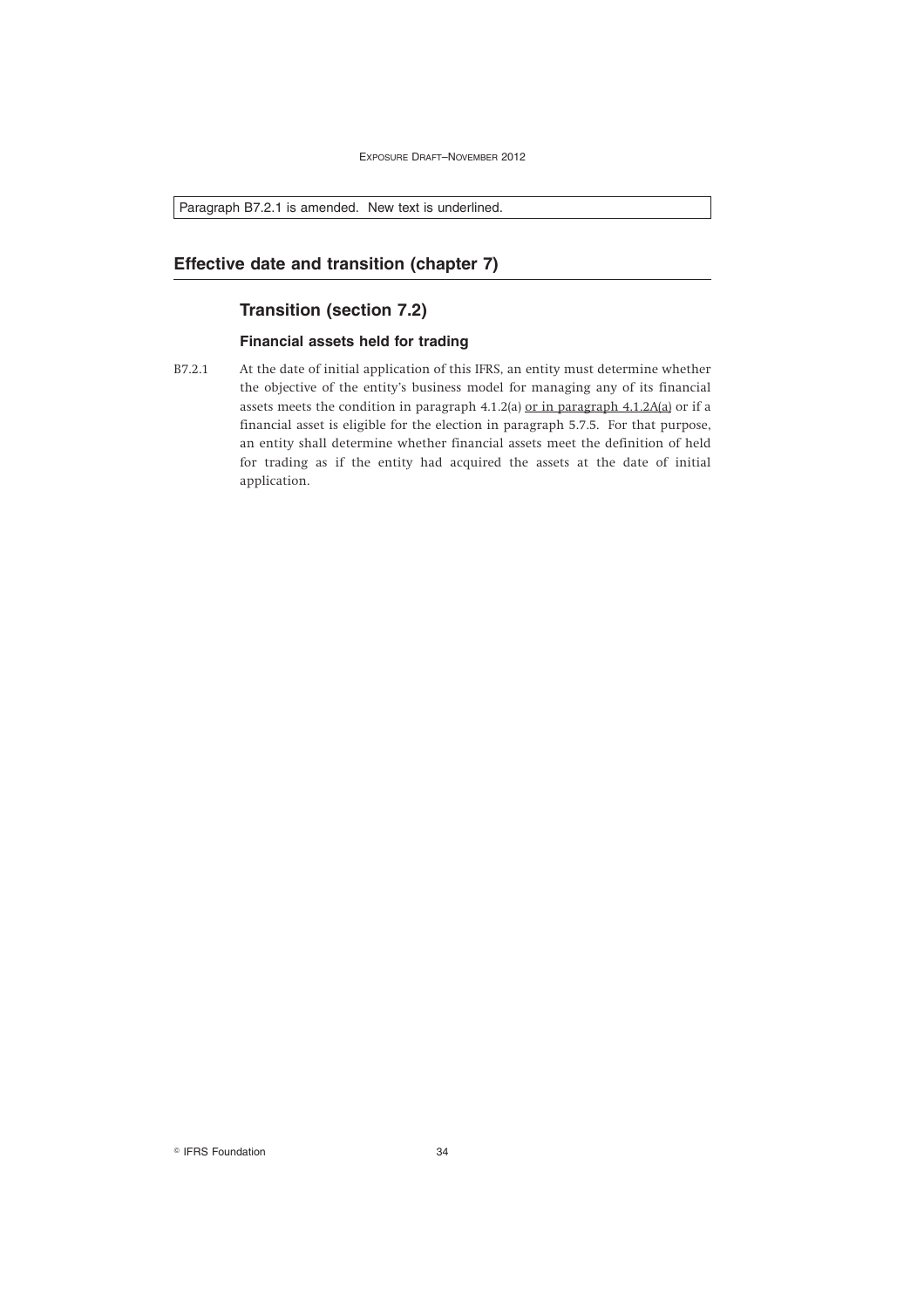Paragraph B7.2.1 is amended. New text is underlined.

## Effective date and transition (chapter 7)

### Transition (section 7.2)

#### Financial assets held for trading

B7.2.1 At the date of initial application of this IFRS, an entity must determine whether the objective of the entity's business model for managing any of its financial assets meets the condition in paragraph 4.1.2(a) <u>or in paragraph 4.1.2A(a)</u> or if a financial asset is eligible for the election in paragraph 5.7.5. For that purpose, an entity shall determine whether financial assets meet the definition of held for trading as if the entity had acquired the assets at the date of initial application.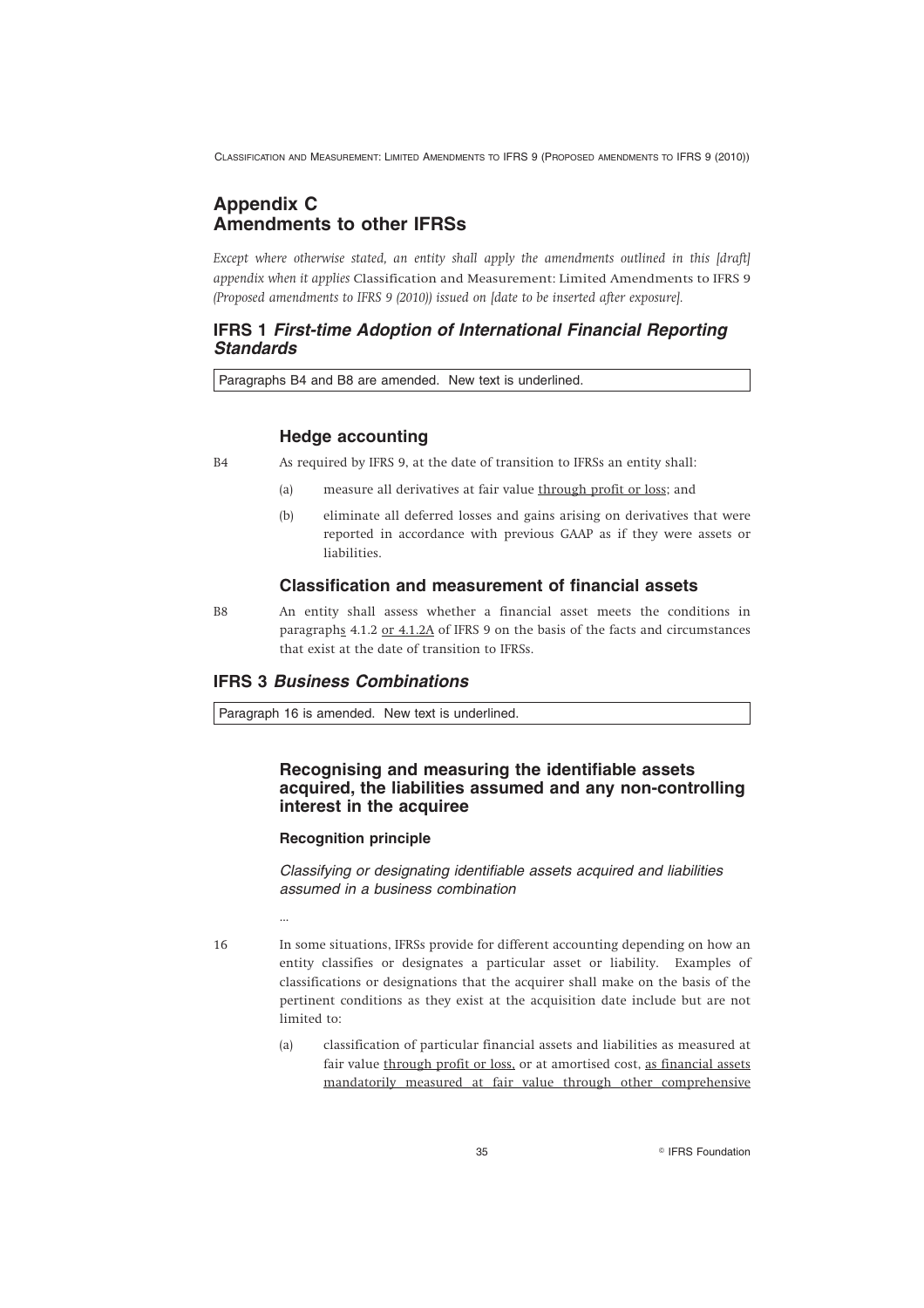# Appendix C
# Amendments to other IFRSs

*Except where otherwise stated, an entity shall apply the amendments outlined in this [draft] appendix when it applies* Classification and Measurement: Limited Amendments to IFRS 9 *(Proposed amendments to IFRS 9 (2010)) issued on [date to be inserted after exposure].*

## IFRS 1 *First-time Adoption of International Financial Reporting Standards*

Paragraphs B4 and B8 are amended. New text is underlined.

### Hedge accounting

B4 As required by IFRS 9, at the date of transition to IFRSs an entity shall:

(a) measure all derivatives at fair value <u>through profit or loss</u>; and

(b) eliminate all deferred losses and gains arising on derivatives that were reported in accordance with previous GAAP as if they were assets or liabilities.

### Classification and measurement of financial assets

B8 An entity shall assess whether a financial asset meets the conditions in paragraph<u>s</u> 4.1.2 <u>or 4.1.2A</u> of IFRS 9 on the basis of the facts and circumstances that exist at the date of transition to IFRSs.

## IFRS 3 *Business Combinations*

Paragraph 16 is amended. New text is underlined.

### Recognising and measuring the identifiable assets acquired, the liabilities assumed and any non-controlling interest in the acquiree

#### Recognition principle

*Classifying or designating identifiable assets acquired and liabilities assumed in a business combination*

...

16 In some situations, IFRSs provide for different accounting depending on how an entity classifies or designates a particular asset or liability. Examples of classifications or designations that the acquirer shall make on the basis of the pertinent conditions as they exist at the acquisition date include but are not limited to:

(a) classification of particular financial assets and liabilities as measured at fair value <u>through profit or loss,</u> or at amortised cost, <u>as financial assets mandatorily measured at fair value through other comprehensive</u>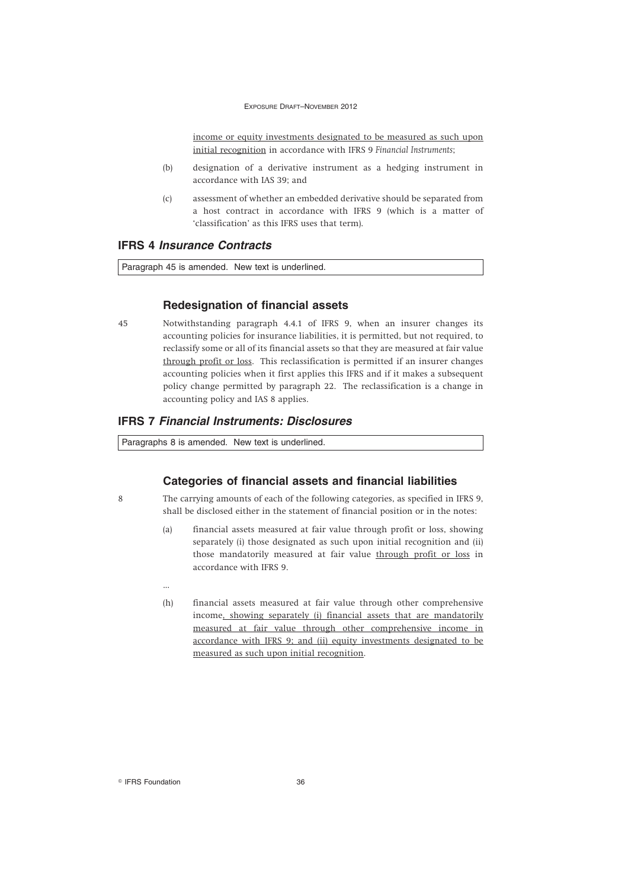income or equity investments designated to be measured as such upon initial recognition in accordance with IFRS 9 *Financial Instruments*;

(b) designation of a derivative instrument as a hedging instrument in accordance with IAS 39; and

(c) assessment of whether an embedded derivative should be separated from a host contract in accordance with IFRS 9 (which is a matter of 'classification' as this IFRS uses that term).

## IFRS 4 *Insurance Contracts*

Paragraph 45 is amended. New text is underlined.

### Redesignation of financial assets

45 Notwithstanding paragraph 4.4.1 of IFRS 9, when an insurer changes its accounting policies for insurance liabilities, it is permitted, but not required, to reclassify some or all of its financial assets so that they are measured at fair value through profit or loss. This reclassification is permitted if an insurer changes accounting policies when it first applies this IFRS and if it makes a subsequent policy change permitted by paragraph 22. The reclassification is a change in accounting policy and IAS 8 applies.

## IFRS 7 *Financial Instruments: Disclosures*

Paragraphs 8 is amended. New text is underlined.

### Categories of financial assets and financial liabilities

8 The carrying amounts of each of the following categories, as specified in IFRS 9, shall be disclosed either in the statement of financial position or in the notes:

(a) financial assets measured at fair value through profit or loss, showing separately (i) those designated as such upon initial recognition and (ii) those mandatorily measured at fair value through profit or loss in accordance with IFRS 9.

...

(h) financial assets measured at fair value through other comprehensive income, showing separately (i) financial assets that are mandatorily measured at fair value through other comprehensive income in accordance with IFRS 9; and (ii) equity investments designated to be measured as such upon initial recognition.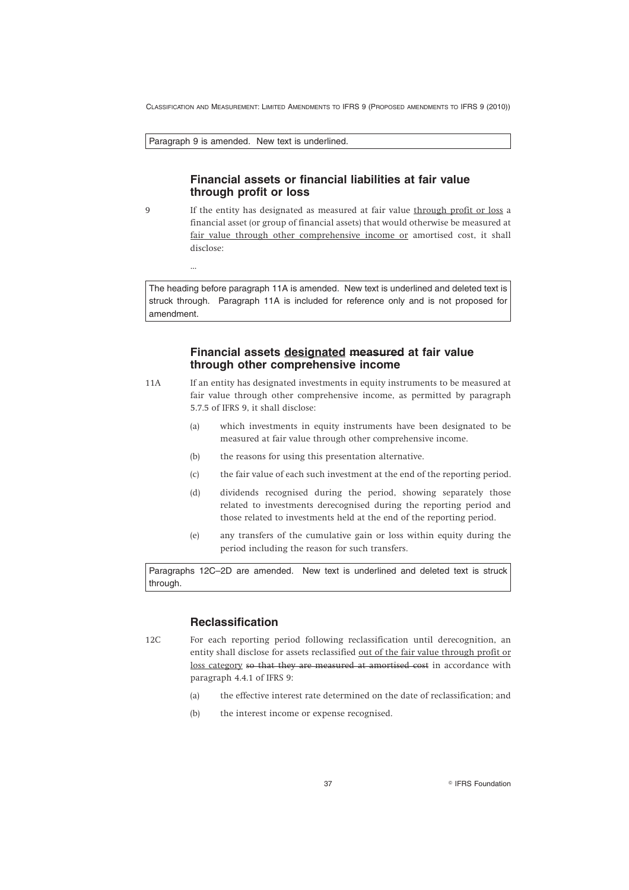Paragraph 9 is amended. New text is underlined.

## Financial assets or financial liabilities at fair value through profit or loss

9 If the entity has designated as measured at fair value <u>through profit or loss</u> a financial asset (or group of financial assets) that would otherwise be measured at <u>fair value through other comprehensive income or</u> amortised cost, it shall disclose:

...

The heading before paragraph 11A is amended. New text is underlined and deleted text is struck through. Paragraph 11A is included for reference only and is not proposed for amendment.

## Financial assets <u>designated</u> ~~measured~~ at fair value through other comprehensive income

11A If an entity has designated investments in equity instruments to be measured at fair value through other comprehensive income, as permitted by paragraph 5.7.5 of IFRS 9, it shall disclose:

(a) which investments in equity instruments have been designated to be measured at fair value through other comprehensive income.

(b) the reasons for using this presentation alternative.

(c) the fair value of each such investment at the end of the reporting period.

(d) dividends recognised during the period, showing separately those related to investments derecognised during the reporting period and those related to investments held at the end of the reporting period.

(e) any transfers of the cumulative gain or loss within equity during the period including the reason for such transfers.

Paragraphs 12C–2D are amended. New text is underlined and deleted text is struck through.

## Reclassification

12C For each reporting period following reclassification until derecognition, an entity shall disclose for assets reclassified <u>out of the fair value through profit or loss category</u> ~~so that they are measured at amortised cost~~ in accordance with paragraph 4.4.1 of IFRS 9:

(a) the effective interest rate determined on the date of reclassification; and

(b) the interest income or expense recognised.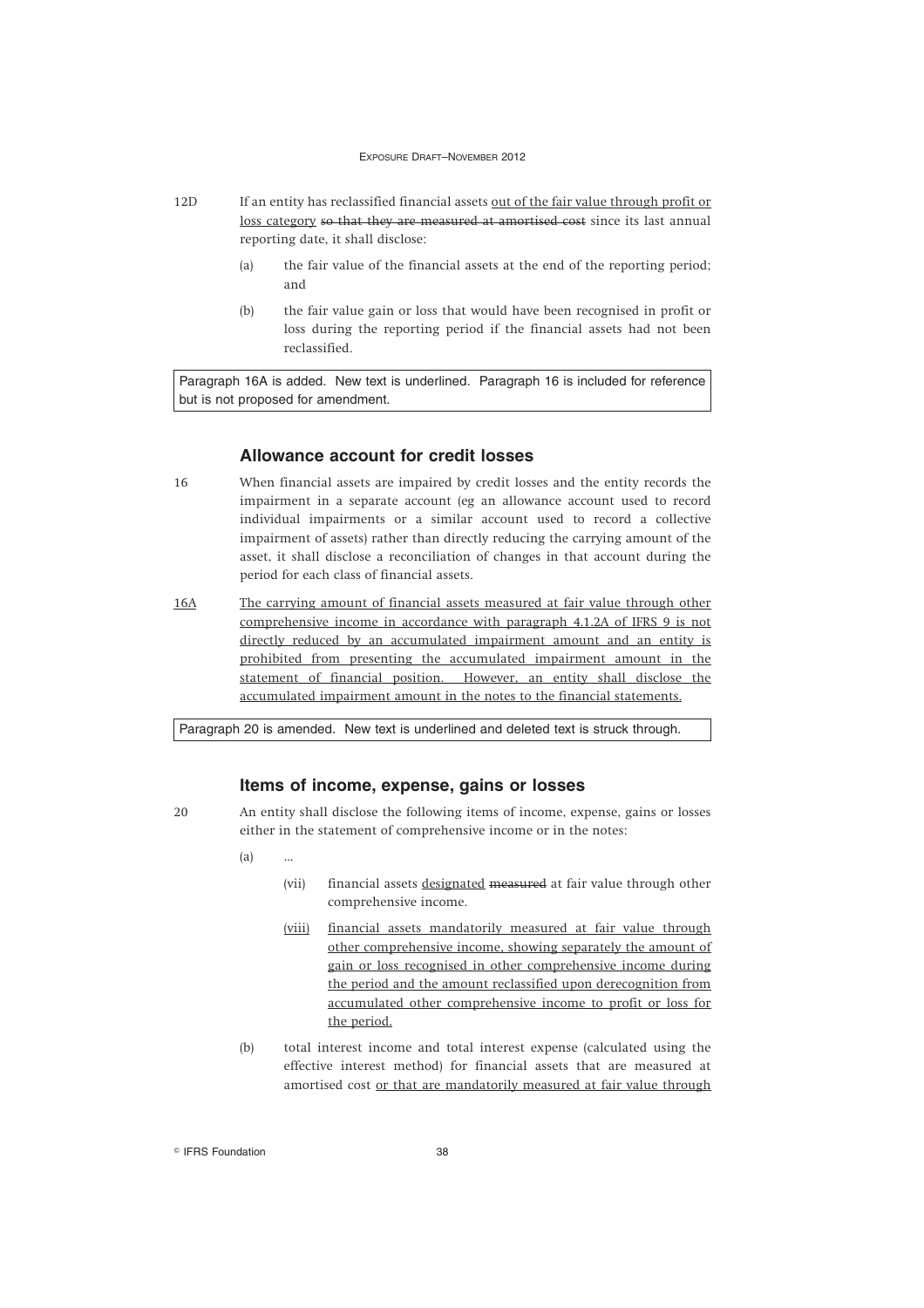12D If an entity has reclassified financial assets <u>out of the fair value through profit or loss category</u> ~~so that they are measured at amortised cost~~ since its last annual reporting date, it shall disclose:

(a) the fair value of the financial assets at the end of the reporting period; and

(b) the fair value gain or loss that would have been recognised in profit or loss during the reporting period if the financial assets had not been reclassified.

| Paragraph 16A is added. New text is underlined. Paragraph 16 is included for reference but is not proposed for amendment. |
|---|

### Allowance account for credit losses

16 When financial assets are impaired by credit losses and the entity records the impairment in a separate account (eg an allowance account used to record individual impairments or a similar account used to record a collective impairment of assets) rather than directly reducing the carrying amount of the asset, it shall disclose a reconciliation of changes in that account during the period for each class of financial assets.

<u>16A</u> <u>The carrying amount of financial assets measured at fair value through other comprehensive income in accordance with paragraph 4.1.2A of IFRS 9 is not directly reduced by an accumulated impairment amount and an entity is prohibited from presenting the accumulated impairment amount in the statement of financial position. However, an entity shall disclose the accumulated impairment amount in the notes to the financial statements.</u>

| Paragraph 20 is amended. New text is underlined and deleted text is struck through. |
|---|

### Items of income, expense, gains or losses

20 An entity shall disclose the following items of income, expense, gains or losses either in the statement of comprehensive income or in the notes:

(a) ...

(vii) financial assets <u>designated</u> ~~measured~~ at fair value through other comprehensive income.

<u>(viii)</u> <u>financial assets mandatorily measured at fair value through other comprehensive income, showing separately the amount of gain or loss recognised in other comprehensive income during the period and the amount reclassified upon derecognition from accumulated other comprehensive income to profit or loss for the period.</u>

(b) total interest income and total interest expense (calculated using the effective interest method) for financial assets that are measured at amortised cost <u>or that are mandatorily measured at fair value through</u>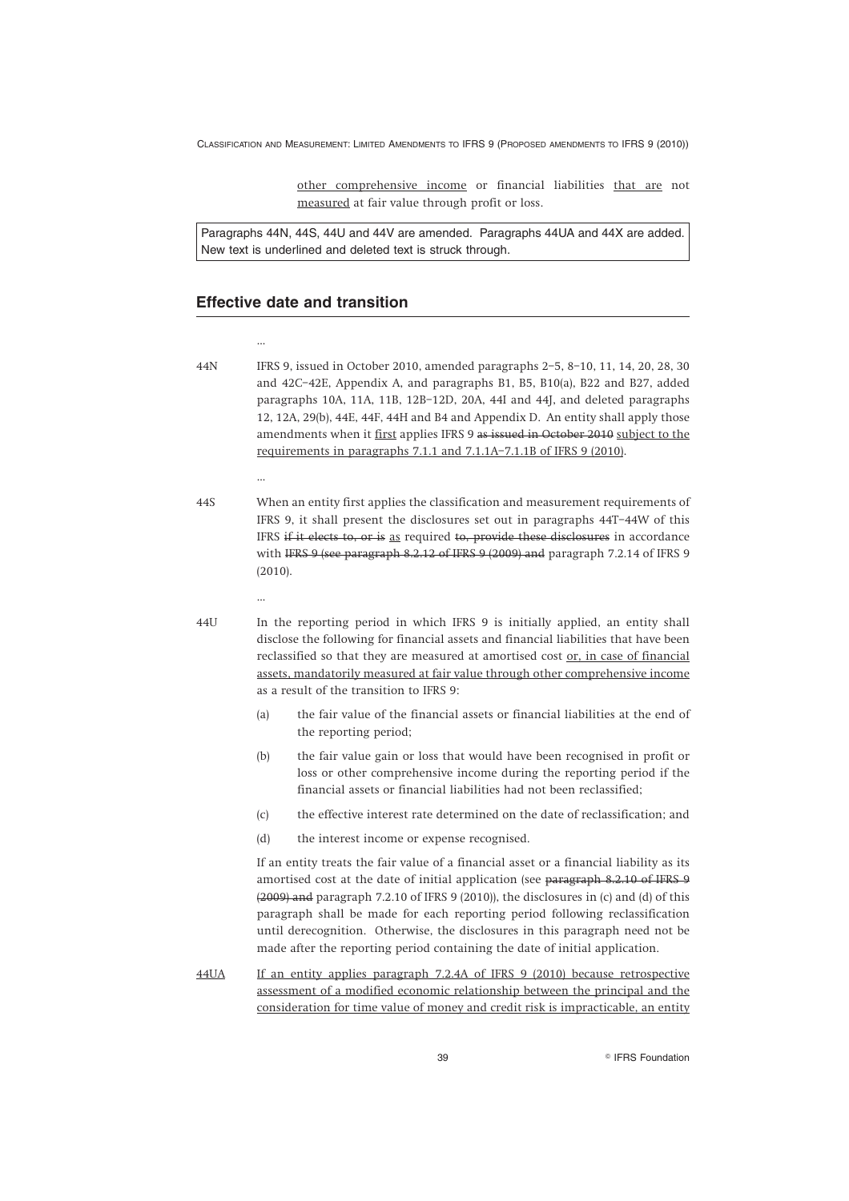other comprehensive income or financial liabilities that are not measured at fair value through profit or loss.

Paragraphs 44N, 44S, 44U and 44V are amended. Paragraphs 44UA and 44X are added. New text is underlined and deleted text is struck through.

## Effective date and transition

...

44N IFRS 9, issued in October 2010, amended paragraphs 2–5, 8–10, 11, 14, 20, 28, 30 and 42C–42E, Appendix A, and paragraphs B1, B5, B10(a), B22 and B27, added paragraphs 10A, 11A, 11B, 12B–12D, 20A, 44I and 44J, and deleted paragraphs 12, 12A, 29(b), 44E, 44F, 44H and B4 and Appendix D. An entity shall apply those amendments when it <u>first</u> applies IFRS 9 ~~as issued in October 2010~~ <u>subject to the requirements in paragraphs 7.1.1 and 7.1.1A–7.1.1B of IFRS 9 (2010)</u>.

...

44S When an entity first applies the classification and measurement requirements of IFRS 9, it shall present the disclosures set out in paragraphs 44T–44W of this IFRS ~~if it elects to, or is~~ <u>as</u> required ~~to, provide these disclosures~~ in accordance with ~~IFRS 9 (see paragraph 8.2.12 of IFRS 9 (2009) and~~ paragraph 7.2.14 of IFRS 9 (2010).

...

44U In the reporting period in which IFRS 9 is initially applied, an entity shall disclose the following for financial assets and financial liabilities that have been reclassified so that they are measured at amortised cost <u>or, in case of financial assets, mandatorily measured at fair value through other comprehensive income</u> as a result of the transition to IFRS 9:

(a) the fair value of the financial assets or financial liabilities at the end of the reporting period;

(b) the fair value gain or loss that would have been recognised in profit or loss or other comprehensive income during the reporting period if the financial assets or financial liabilities had not been reclassified;

(c) the effective interest rate determined on the date of reclassification; and

(d) the interest income or expense recognised.

If an entity treats the fair value of a financial asset or a financial liability as its amortised cost at the date of initial application (see ~~paragraph 8.2.10 of IFRS 9 (2009) and~~ paragraph 7.2.10 of IFRS 9 (2010)), the disclosures in (c) and (d) of this paragraph shall be made for each reporting period following reclassification until derecognition. Otherwise, the disclosures in this paragraph need not be made after the reporting period containing the date of initial application.

<u>44UA</u> <u>If an entity applies paragraph 7.2.4A of IFRS 9 (2010) because retrospective assessment of a modified economic relationship between the principal and the consideration for time value of money and credit risk is impracticable, an entity</u>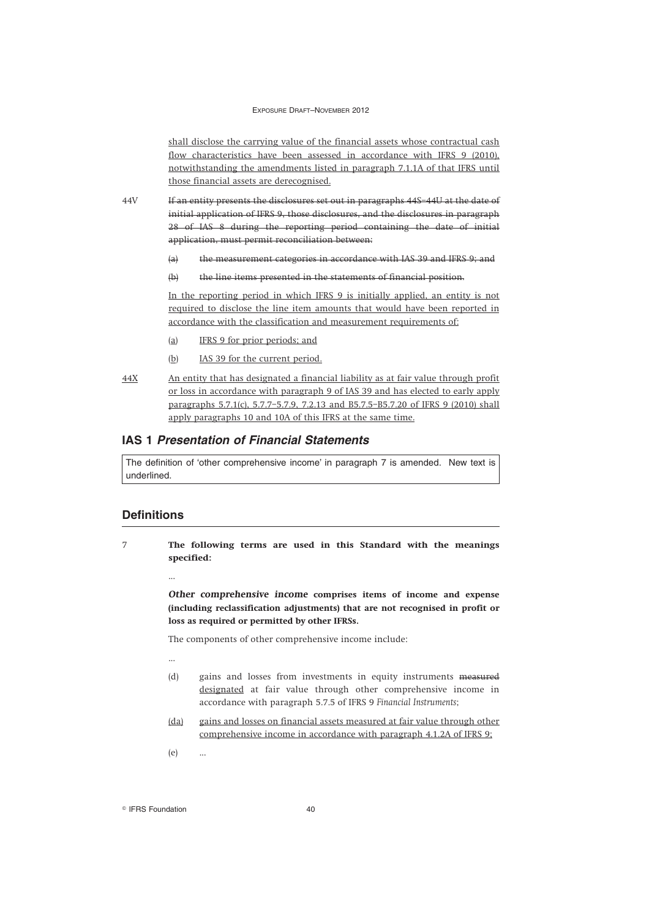shall disclose the carrying value of the financial assets whose contractual cash flow characteristics have been assessed in accordance with IFRS 9 (2010), notwithstanding the amendments listed in paragraph 7.1.1A of that IFRS until those financial assets are derecognised.

44V ~~If an entity presents the disclosures set out in paragraphs 44S–44U at the date of initial application of IFRS 9, those disclosures, and the disclosures in paragraph 28 of IAS 8 during the reporting period containing the date of initial application, must permit reconciliation between:~~

- ~~(a) the measurement categories in accordance with IAS 39 and IFRS 9; and~~
- ~~(b) the line items presented in the statements of financial position.~~

In the reporting period in which IFRS 9 is initially applied, an entity is not required to disclose the line item amounts that would have been reported in accordance with the classification and measurement requirements of:

- (a) IFRS 9 for prior periods; and
- (b) IAS 39 for the current period.

44X An entity that has designated a financial liability as at fair value through profit or loss in accordance with paragraph 9 of IAS 39 and has elected to early apply paragraphs 5.7.1(c), 5.7.7–5.7.9, 7.2.13 and B5.7.5–B5.7.20 of IFRS 9 (2010) shall apply paragraphs 10 and 10A of this IFRS at the same time.

## IAS 1 *Presentation of Financial Statements*

The definition of 'other comprehensive income' in paragraph 7 is amended. New text is underlined.

## Definitions

7 **The following terms are used in this Standard with the meanings specified:**

...

***Other comprehensive income*** **comprises items of income and expense (including reclassification adjustments) that are not recognised in profit or loss as required or permitted by other IFRSs.**

The components of other comprehensive income include:

...

- (d) gains and losses from investments in equity instruments ~~measured~~ designated at fair value through other comprehensive income in accordance with paragraph 5.7.5 of IFRS 9 *Financial Instruments*;
- (da) gains and losses on financial assets measured at fair value through other comprehensive income in accordance with paragraph 4.1.2A of IFRS 9;
- (e) ...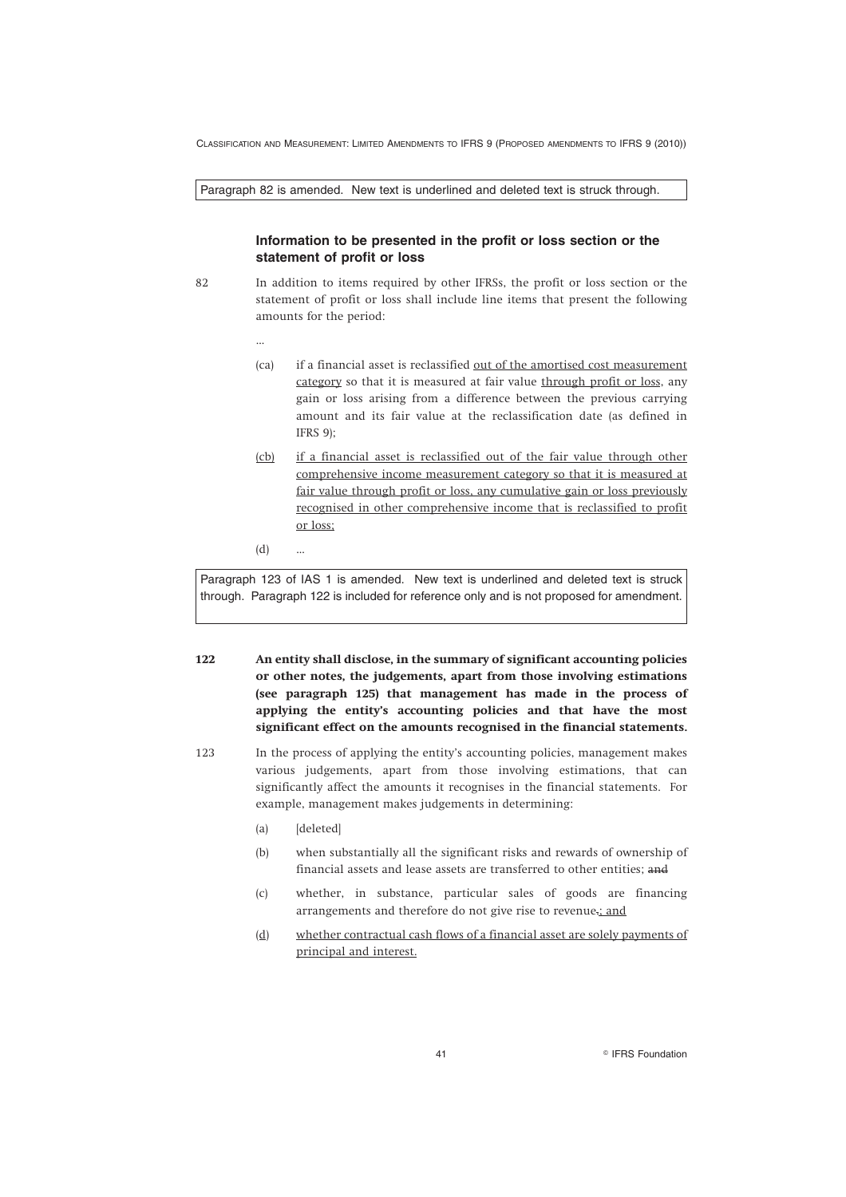Paragraph 82 is amended. New text is underlined and deleted text is struck through.

### Information to be presented in the profit or loss section or the statement of profit or loss

82 In addition to items required by other IFRSs, the profit or loss section or the statement of profit or loss shall include line items that present the following amounts for the period:

...

(ca) if a financial asset is reclassified <u>out of the amortised cost measurement category</u> so that it is measured at fair value <u>through profit or loss</u>, any gain or loss arising from a difference between the previous carrying amount and its fair value at the reclassification date (as defined in IFRS 9);

<u>(cb)</u> <u>if a financial asset is reclassified out of the fair value through other comprehensive income measurement category so that it is measured at fair value through profit or loss, any cumulative gain or loss previously recognised in other comprehensive income that is reclassified to profit or loss;</u>

(d) ...

Paragraph 123 of IAS 1 is amended. New text is underlined and deleted text is struck through. Paragraph 122 is included for reference only and is not proposed for amendment.

**122 An entity shall disclose, in the summary of significant accounting policies or other notes, the judgements, apart from those involving estimations (see paragraph 125) that management has made in the process of applying the entity's accounting policies and that have the most significant effect on the amounts recognised in the financial statements.**

123 In the process of applying the entity's accounting policies, management makes various judgements, apart from those involving estimations, that can significantly affect the amounts it recognises in the financial statements. For example, management makes judgements in determining:

(a) [deleted]

(b) when substantially all the significant risks and rewards of ownership of financial assets and lease assets are transferred to other entities; ~~and~~

(c) whether, in substance, particular sales of goods are financing arrangements and therefore do not give rise to revenue~~.~~<u>; and</u>

<u>(d)</u> <u>whether contractual cash flows of a financial asset are solely payments of principal and interest.</u>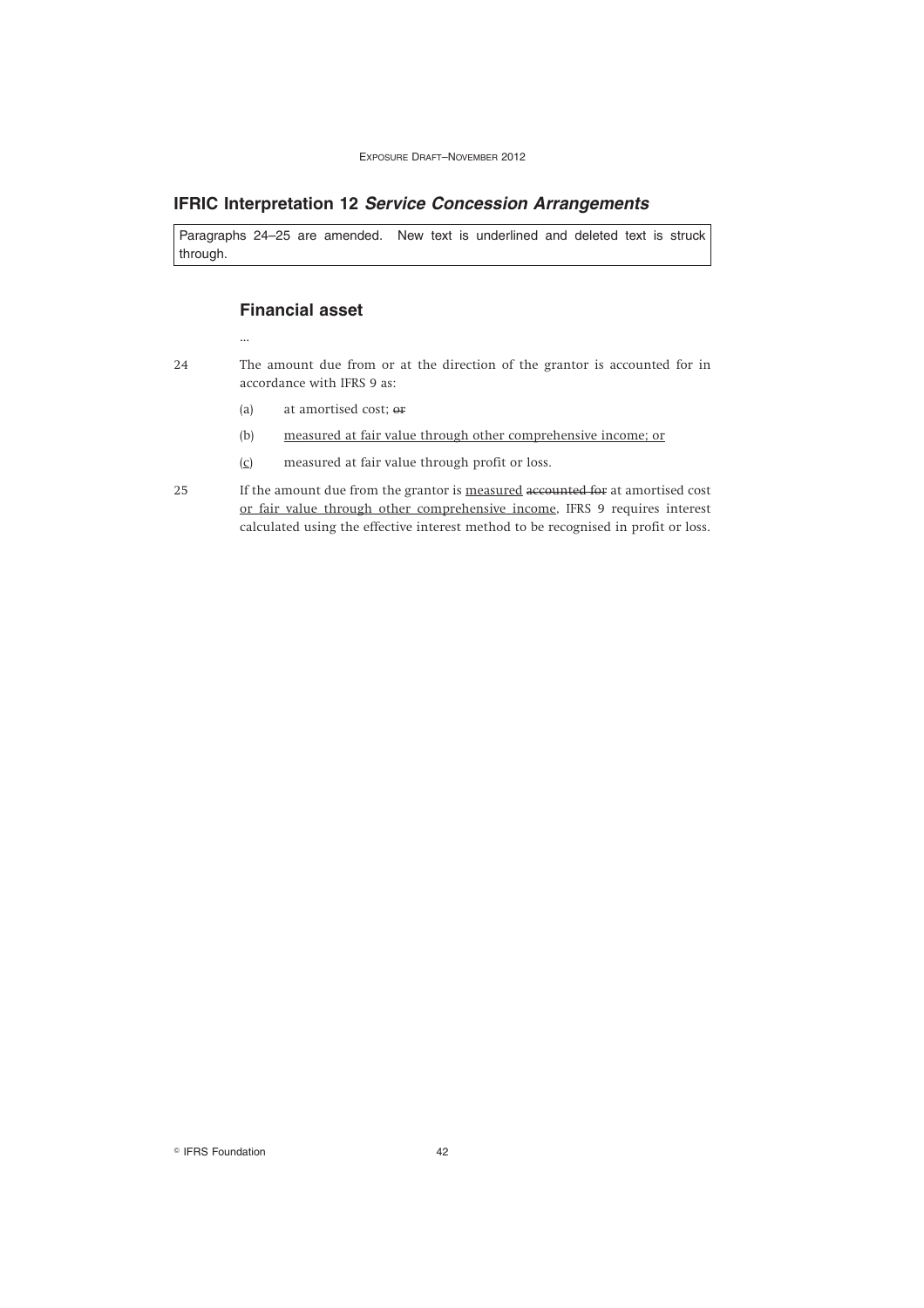## IFRIC Interpretation 12 *Service Concession Arrangements*

Paragraphs 24–25 are amended. New text is underlined and deleted text is struck through.

### Financial asset

...

24 The amount due from or at the direction of the grantor is accounted for in accordance with IFRS 9 as:

(a) at amortised cost; ~~or~~

(b) <u>measured at fair value through other comprehensive income; or</u>

(<u>c</u>) measured at fair value through profit or loss.

25 If the amount due from the grantor is <u>measured</u> ~~accounted for~~ at amortised cost <u>or fair value through other comprehensive income</u>, IFRS 9 requires interest calculated using the effective interest method to be recognised in profit or loss.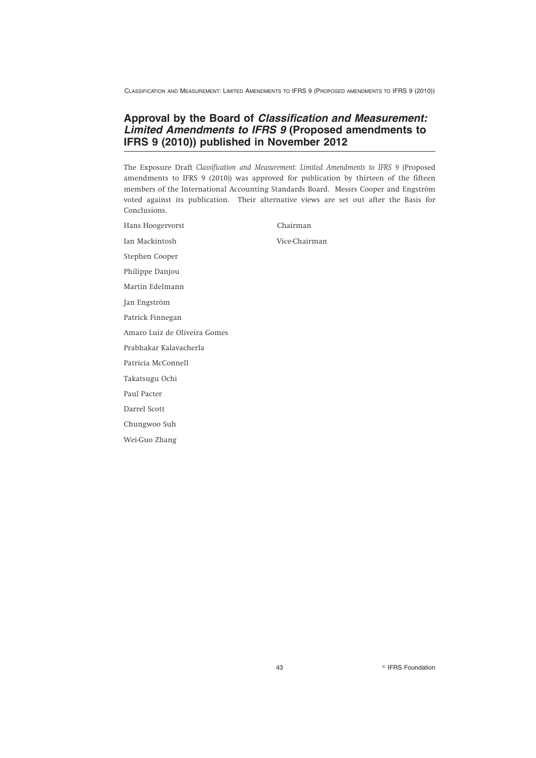## Approval by the Board of *Classification and Measurement: Limited Amendments to IFRS 9* (Proposed amendments to IFRS 9 (2010)) published in November 2012

The Exposure Draft *Classification and Measurement: Limited Amendments to IFRS 9* (Proposed amendments to IFRS 9 (2010)) was approved for publication by thirteen of the fifteen members of the International Accounting Standards Board. Messrs Cooper and Engström voted against its publication. Their alternative views are set out after the Basis for Conclusions.

| | |
|---|---|
| Hans Hoogervorst | Chairman |
| Ian Mackintosh | Vice-Chairman |
| Stephen Cooper | |
| Philippe Danjou | |
| Martin Edelmann | |
| Jan Engström | |
| Patrick Finnegan | |
| Amaro Luiz de Oliveira Gomes | |
| Prabhakar Kalavacherla | |
| Patricia McConnell | |
| Takatsugu Ochi | |
| Paul Pacter | |
| Darrel Scott | |
| Chungwoo Suh | |
| Wei-Guo Zhang | |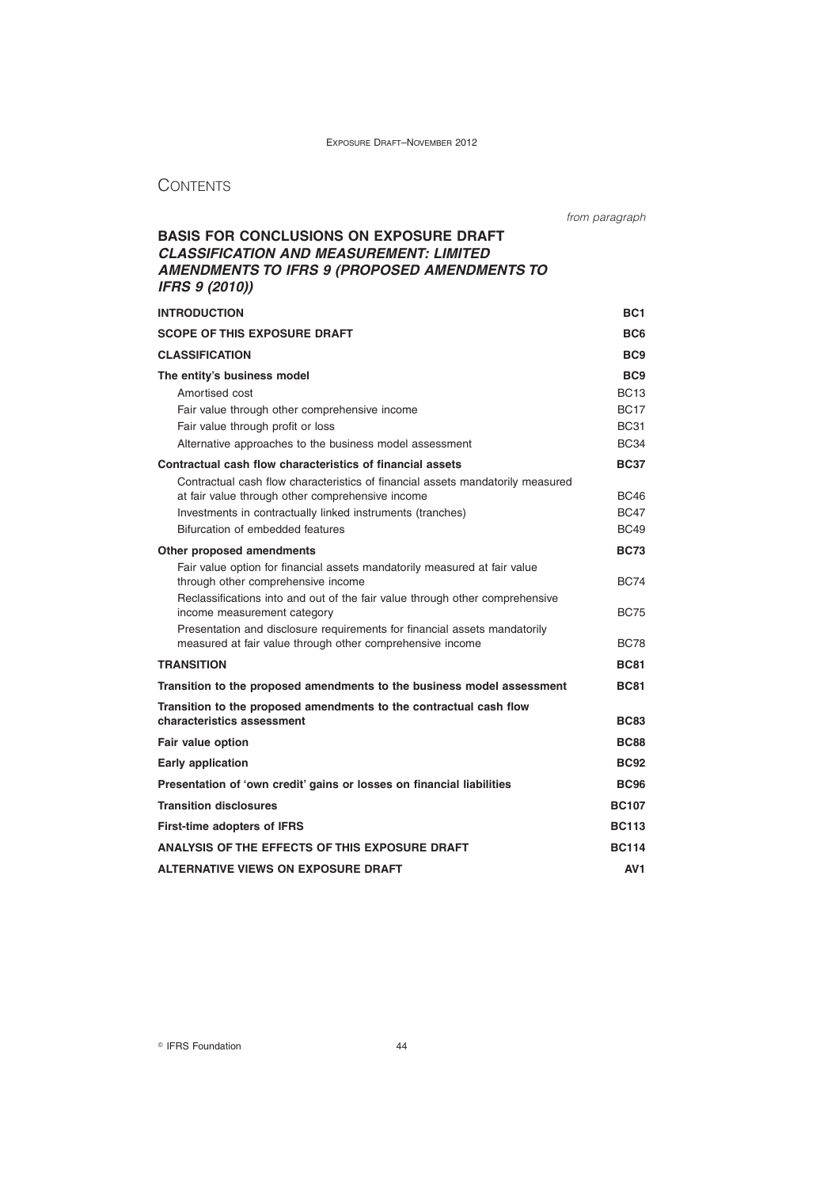# CONTENTS

*from paragraph*

## BASIS FOR CONCLUSIONS ON EXPOSURE DRAFT *CLASSIFICATION AND MEASUREMENT: LIMITED AMENDMENTS TO IFRS 9 (PROPOSED AMENDMENTS TO IFRS 9 (2010))*

| | |
|---|---|
| **INTRODUCTION** | **BC1** |
| **SCOPE OF THIS EXPOSURE DRAFT** | **BC6** |
| **CLASSIFICATION** | **BC9** |
| **The entity's business model** | **BC9** |
| Amortised cost | BC13 |
| Fair value through other comprehensive income | BC17 |
| Fair value through profit or loss | BC31 |
| Alternative approaches to the business model assessment | BC34 |
| **Contractual cash flow characteristics of financial assets** | **BC37** |
| Contractual cash flow characteristics of financial assets mandatorily measured at fair value through other comprehensive income | BC46 |
| Investments in contractually linked instruments (tranches) | BC47 |
| Bifurcation of embedded features | BC49 |
| **Other proposed amendments** | **BC73** |
| Fair value option for financial assets mandatorily measured at fair value through other comprehensive income | BC74 |
| Reclassifications into and out of the fair value through other comprehensive income measurement category | BC75 |
| Presentation and disclosure requirements for financial assets mandatorily measured at fair value through other comprehensive income | BC78 |
| **TRANSITION** | **BC81** |
| **Transition to the proposed amendments to the business model assessment** | **BC81** |
| **Transition to the proposed amendments to the contractual cash flow characteristics assessment** | **BC83** |
| **Fair value option** | **BC88** |
| **Early application** | **BC92** |
| **Presentation of 'own credit' gains or losses on financial liabilities** | **BC96** |
| **Transition disclosures** | **BC107** |
| **First-time adopters of IFRS** | **BC113** |
| **ANALYSIS OF THE EFFECTS OF THIS EXPOSURE DRAFT** | **BC114** |
| **ALTERNATIVE VIEWS ON EXPOSURE DRAFT** | **AV1** |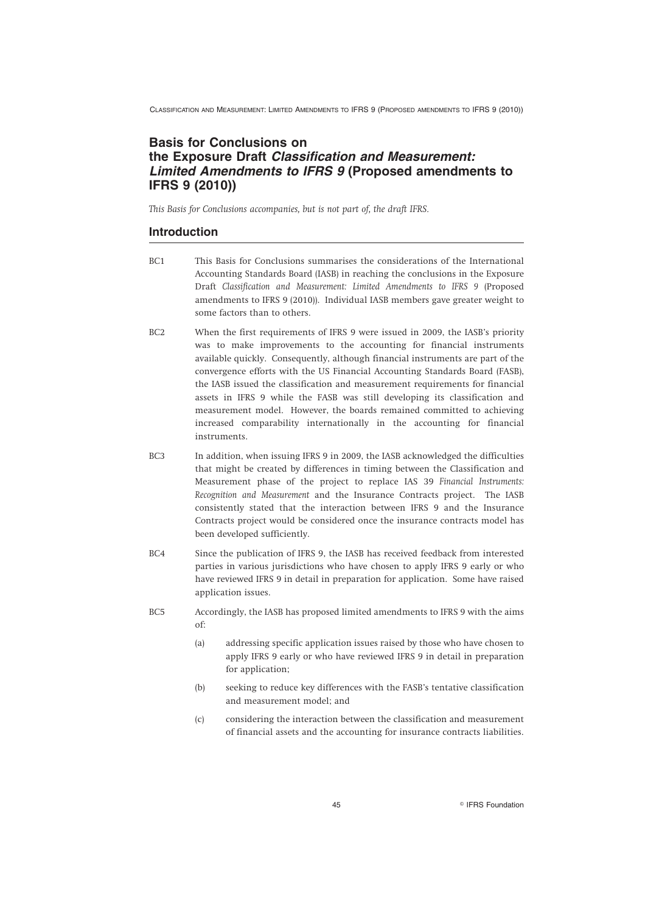# Basis for Conclusions on the Exposure Draft *Classification and Measurement: Limited Amendments to IFRS 9* (Proposed amendments to IFRS 9 (2010))

*This Basis for Conclusions accompanies, but is not part of, the draft IFRS.*

## Introduction

BC1 This Basis for Conclusions summarises the considerations of the International Accounting Standards Board (IASB) in reaching the conclusions in the Exposure Draft *Classification and Measurement: Limited Amendments to IFRS 9* (Proposed amendments to IFRS 9 (2010)). Individual IASB members gave greater weight to some factors than to others.

BC2 When the first requirements of IFRS 9 were issued in 2009, the IASB's priority was to make improvements to the accounting for financial instruments available quickly. Consequently, although financial instruments are part of the convergence efforts with the US Financial Accounting Standards Board (FASB), the IASB issued the classification and measurement requirements for financial assets in IFRS 9 while the FASB was still developing its classification and measurement model. However, the boards remained committed to achieving increased comparability internationally in the accounting for financial instruments.

BC3 In addition, when issuing IFRS 9 in 2009, the IASB acknowledged the difficulties that might be created by differences in timing between the Classification and Measurement phase of the project to replace IAS 39 *Financial Instruments: Recognition and Measurement* and the Insurance Contracts project. The IASB consistently stated that the interaction between IFRS 9 and the Insurance Contracts project would be considered once the insurance contracts model has been developed sufficiently.

BC4 Since the publication of IFRS 9, the IASB has received feedback from interested parties in various jurisdictions who have chosen to apply IFRS 9 early or who have reviewed IFRS 9 in detail in preparation for application. Some have raised application issues.

BC5 Accordingly, the IASB has proposed limited amendments to IFRS 9 with the aims of:

(a) addressing specific application issues raised by those who have chosen to apply IFRS 9 early or who have reviewed IFRS 9 in detail in preparation for application;

(b) seeking to reduce key differences with the FASB's tentative classification and measurement model; and

(c) considering the interaction between the classification and measurement of financial assets and the accounting for insurance contracts liabilities.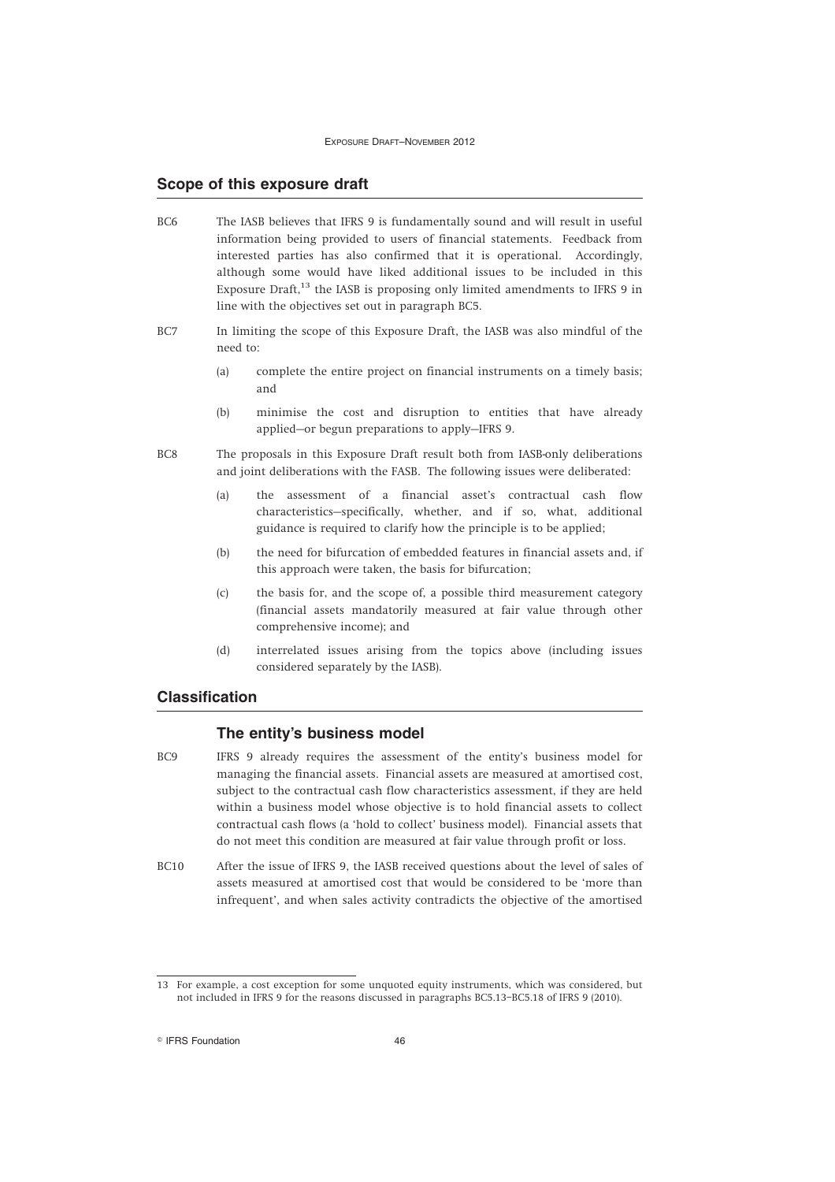## Scope of this exposure draft

BC6 The IASB believes that IFRS 9 is fundamentally sound and will result in useful information being provided to users of financial statements. Feedback from interested parties has also confirmed that it is operational. Accordingly, although some would have liked additional issues to be included in this Exposure Draft,[13] the IASB is proposing only limited amendments to IFRS 9 in line with the objectives set out in paragraph BC5.

BC7 In limiting the scope of this Exposure Draft, the IASB was also mindful of the need to:

(a) complete the entire project on financial instruments on a timely basis; and

(b) minimise the cost and disruption to entities that have already applied—or begun preparations to apply—IFRS 9.

BC8 The proposals in this Exposure Draft result both from IASB-only deliberations and joint deliberations with the FASB. The following issues were deliberated:

(a) the assessment of a financial asset's contractual cash flow characteristics—specifically, whether, and if so, what, additional guidance is required to clarify how the principle is to be applied;

(b) the need for bifurcation of embedded features in financial assets and, if this approach were taken, the basis for bifurcation;

(c) the basis for, and the scope of, a possible third measurement category (financial assets mandatorily measured at fair value through other comprehensive income); and

(d) interrelated issues arising from the topics above (including issues considered separately by the IASB).

## Classification

### The entity's business model

BC9 IFRS 9 already requires the assessment of the entity's business model for managing the financial assets. Financial assets are measured at amortised cost, subject to the contractual cash flow characteristics assessment, if they are held within a business model whose objective is to hold financial assets to collect contractual cash flows (a 'hold to collect' business model). Financial assets that do not meet this condition are measured at fair value through profit or loss.

BC10 After the issue of IFRS 9, the IASB received questions about the level of sales of assets measured at amortised cost that would be considered to be 'more than infrequent', and when sales activity contradicts the objective of the amortised

---

13 For example, a cost exception for some unquoted equity instruments, which was considered, but not included in IFRS 9 for the reasons discussed in paragraphs BC5.13–BC5.18 of IFRS 9 (2010).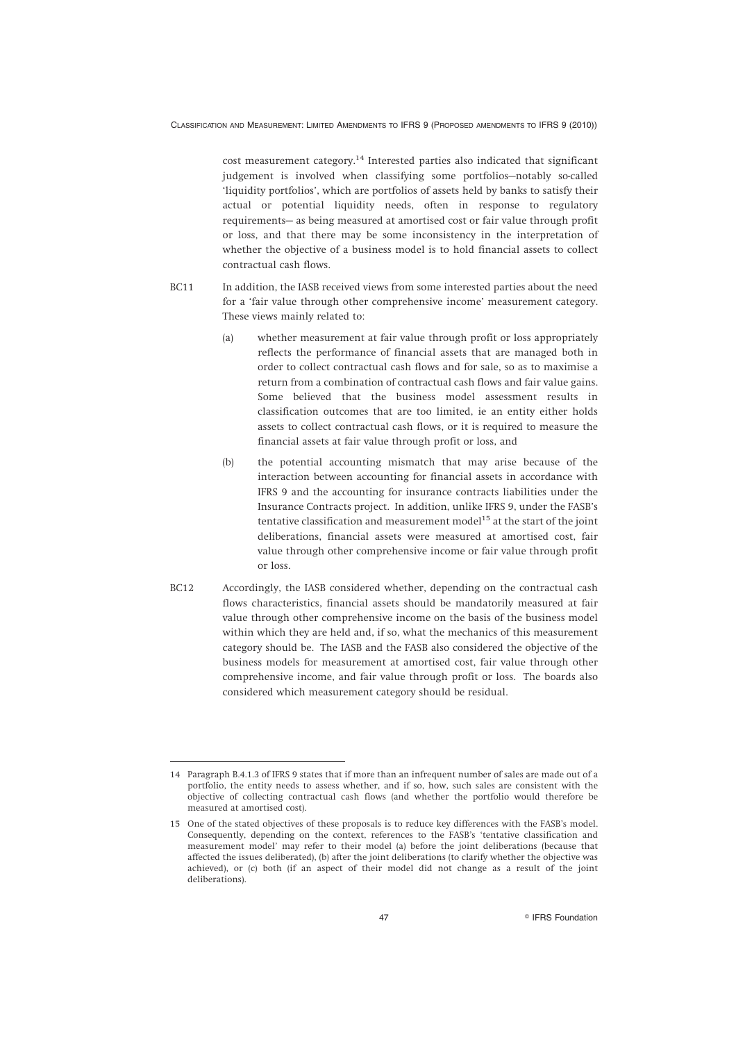cost measurement category.[14] Interested parties also indicated that significant judgement is involved when classifying some portfolios—notably so-called 'liquidity portfolios', which are portfolios of assets held by banks to satisfy their actual or potential liquidity needs, often in response to regulatory requirements— as being measured at amortised cost or fair value through profit or loss, and that there may be some inconsistency in the interpretation of whether the objective of a business model is to hold financial assets to collect contractual cash flows.

BC11 In addition, the IASB received views from some interested parties about the need for a 'fair value through other comprehensive income' measurement category. These views mainly related to:

(a) whether measurement at fair value through profit or loss appropriately reflects the performance of financial assets that are managed both in order to collect contractual cash flows and for sale, so as to maximise a return from a combination of contractual cash flows and fair value gains. Some believed that the business model assessment results in classification outcomes that are too limited, ie an entity either holds assets to collect contractual cash flows, or it is required to measure the financial assets at fair value through profit or loss, and

(b) the potential accounting mismatch that may arise because of the interaction between accounting for financial assets in accordance with IFRS 9 and the accounting for insurance contracts liabilities under the Insurance Contracts project. In addition, unlike IFRS 9, under the FASB's tentative classification and measurement model[15] at the start of the joint deliberations, financial assets were measured at amortised cost, fair value through other comprehensive income or fair value through profit or loss.

BC12 Accordingly, the IASB considered whether, depending on the contractual cash flows characteristics, financial assets should be mandatorily measured at fair value through other comprehensive income on the basis of the business model within which they are held and, if so, what the mechanics of this measurement category should be. The IASB and the FASB also considered the objective of the business models for measurement at amortised cost, fair value through other comprehensive income, and fair value through profit or loss. The boards also considered which measurement category should be residual.

---

14 Paragraph B.4.1.3 of IFRS 9 states that if more than an infrequent number of sales are made out of a portfolio, the entity needs to assess whether, and if so, how, such sales are consistent with the objective of collecting contractual cash flows (and whether the portfolio would therefore be measured at amortised cost).

15 One of the stated objectives of these proposals is to reduce key differences with the FASB's model. Consequently, depending on the context, references to the FASB's 'tentative classification and measurement model' may refer to their model (a) before the joint deliberations (because that affected the issues deliberated), (b) after the joint deliberations (to clarify whether the objective was achieved), or (c) both (if an aspect of their model did not change as a result of the joint deliberations).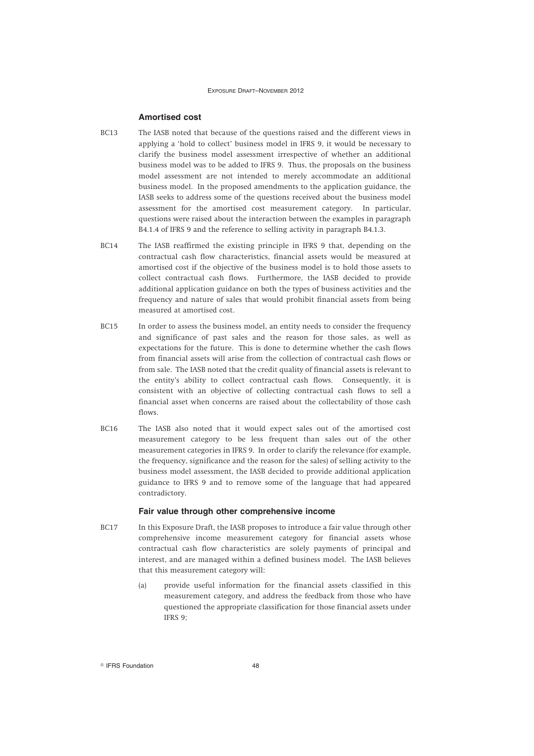### Amortised cost

BC13 The IASB noted that because of the questions raised and the different views in applying a 'hold to collect' business model in IFRS 9, it would be necessary to clarify the business model assessment irrespective of whether an additional business model was to be added to IFRS 9. Thus, the proposals on the business model assessment are not intended to merely accommodate an additional business model. In the proposed amendments to the application guidance, the IASB seeks to address some of the questions received about the business model assessment for the amortised cost measurement category. In particular, questions were raised about the interaction between the examples in paragraph B4.1.4 of IFRS 9 and the reference to selling activity in paragraph B4.1.3.

BC14 The IASB reaffirmed the existing principle in IFRS 9 that, depending on the contractual cash flow characteristics, financial assets would be measured at amortised cost if the objective of the business model is to hold those assets to collect contractual cash flows. Furthermore, the IASB decided to provide additional application guidance on both the types of business activities and the frequency and nature of sales that would prohibit financial assets from being measured at amortised cost.

BC15 In order to assess the business model, an entity needs to consider the frequency and significance of past sales and the reason for those sales, as well as expectations for the future. This is done to determine whether the cash flows from financial assets will arise from the collection of contractual cash flows or from sale. The IASB noted that the credit quality of financial assets is relevant to the entity's ability to collect contractual cash flows. Consequently, it is consistent with an objective of collecting contractual cash flows to sell a financial asset when concerns are raised about the collectability of those cash flows.

BC16 The IASB also noted that it would expect sales out of the amortised cost measurement category to be less frequent than sales out of the other measurement categories in IFRS 9. In order to clarify the relevance (for example, the frequency, significance and the reason for the sales) of selling activity to the business model assessment, the IASB decided to provide additional application guidance to IFRS 9 and to remove some of the language that had appeared contradictory.

### Fair value through other comprehensive income

BC17 In this Exposure Draft, the IASB proposes to introduce a fair value through other comprehensive income measurement category for financial assets whose contractual cash flow characteristics are solely payments of principal and interest, and are managed within a defined business model. The IASB believes that this measurement category will:

(a) provide useful information for the financial assets classified in this measurement category, and address the feedback from those who have questioned the appropriate classification for those financial assets under IFRS 9;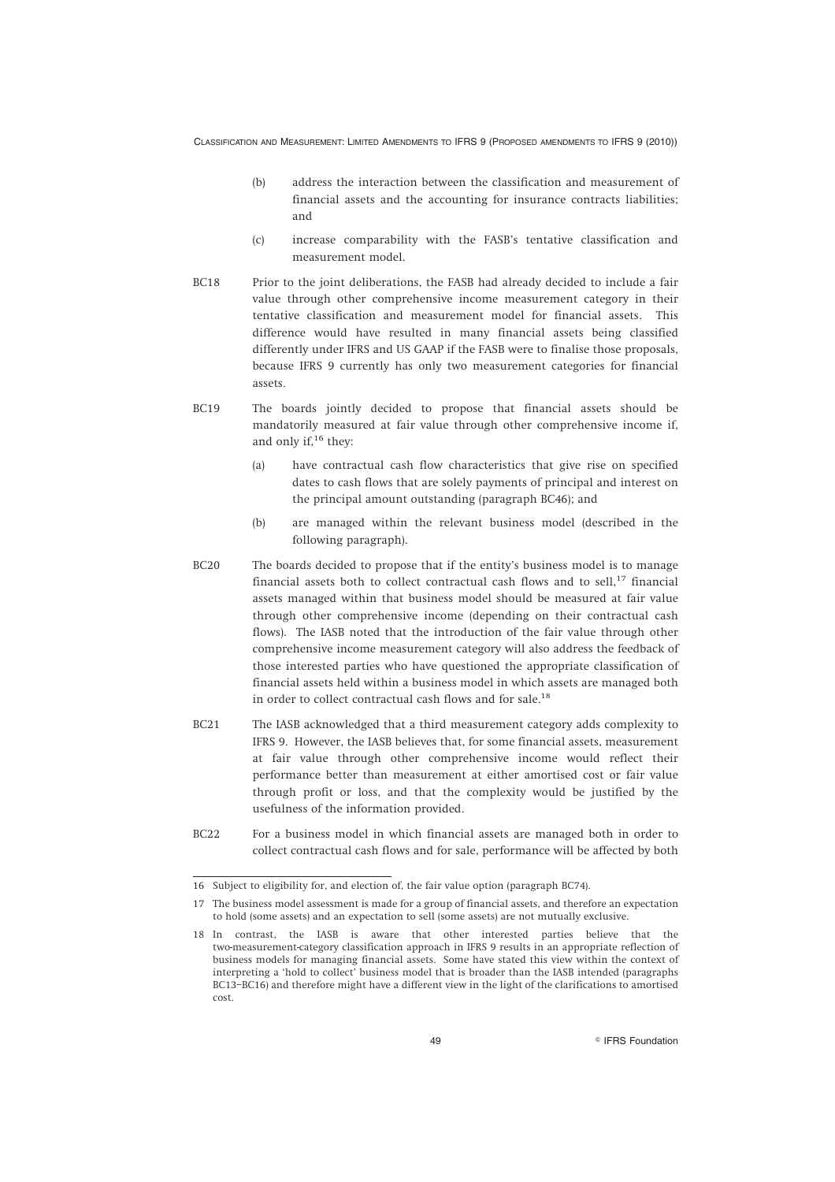(b) address the interaction between the classification and measurement of financial assets and the accounting for insurance contracts liabilities; and

(c) increase comparability with the FASB's tentative classification and measurement model.

BC18 Prior to the joint deliberations, the FASB had already decided to include a fair value through other comprehensive income measurement category in their tentative classification and measurement model for financial assets. This difference would have resulted in many financial assets being classified differently under IFRS and US GAAP if the FASB were to finalise those proposals, because IFRS 9 currently has only two measurement categories for financial assets.

BC19 The boards jointly decided to propose that financial assets should be mandatorily measured at fair value through other comprehensive income if, and only if,[16] they:

(a) have contractual cash flow characteristics that give rise on specified dates to cash flows that are solely payments of principal and interest on the principal amount outstanding (paragraph BC46); and

(b) are managed within the relevant business model (described in the following paragraph).

BC20 The boards decided to propose that if the entity's business model is to manage financial assets both to collect contractual cash flows and to sell,[17] financial assets managed within that business model should be measured at fair value through other comprehensive income (depending on their contractual cash flows). The IASB noted that the introduction of the fair value through other comprehensive income measurement category will also address the feedback of those interested parties who have questioned the appropriate classification of financial assets held within a business model in which assets are managed both in order to collect contractual cash flows and for sale.[18]

BC21 The IASB acknowledged that a third measurement category adds complexity to IFRS 9. However, the IASB believes that, for some financial assets, measurement at fair value through other comprehensive income would reflect their performance better than measurement at either amortised cost or fair value through profit or loss, and that the complexity would be justified by the usefulness of the information provided.

BC22 For a business model in which financial assets are managed both in order to collect contractual cash flows and for sale, performance will be affected by both

---

16 Subject to eligibility for, and election of, the fair value option (paragraph BC74).

17 The business model assessment is made for a group of financial assets, and therefore an expectation to hold (some assets) and an expectation to sell (some assets) are not mutually exclusive.

18 In contrast, the IASB is aware that other interested parties believe that the two-measurement-category classification approach in IFRS 9 results in an appropriate reflection of business models for managing financial assets. Some have stated this view within the context of interpreting a 'hold to collect' business model that is broader than the IASB intended (paragraphs BC13–BC16) and therefore might have a different view in the light of the clarifications to amortised cost.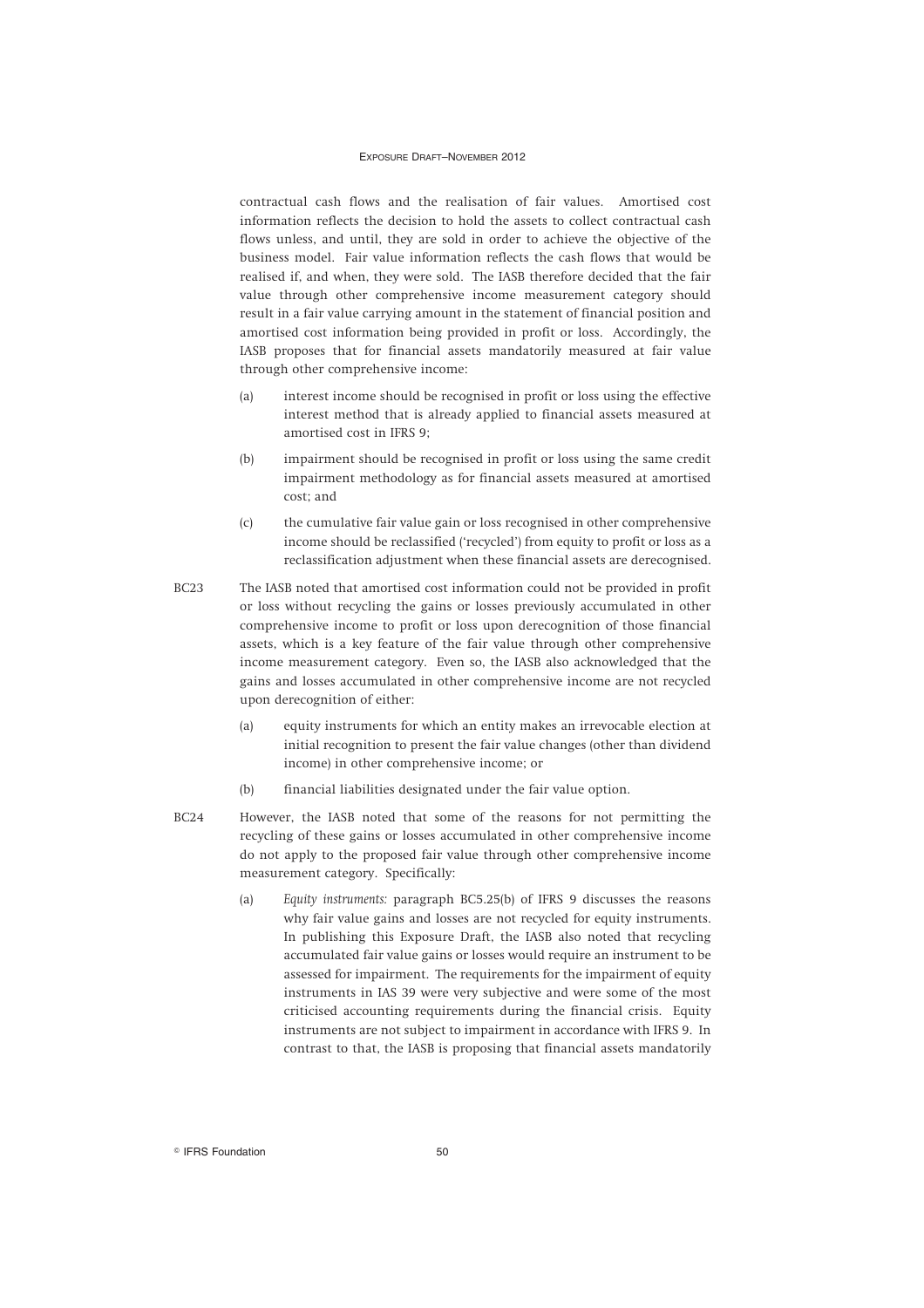contractual cash flows and the realisation of fair values. Amortised cost information reflects the decision to hold the assets to collect contractual cash flows unless, and until, they are sold in order to achieve the objective of the business model. Fair value information reflects the cash flows that would be realised if, and when, they were sold. The IASB therefore decided that the fair value through other comprehensive income measurement category should result in a fair value carrying amount in the statement of financial position and amortised cost information being provided in profit or loss. Accordingly, the IASB proposes that for financial assets mandatorily measured at fair value through other comprehensive income:

(a) interest income should be recognised in profit or loss using the effective interest method that is already applied to financial assets measured at amortised cost in IFRS 9;

(b) impairment should be recognised in profit or loss using the same credit impairment methodology as for financial assets measured at amortised cost; and

(c) the cumulative fair value gain or loss recognised in other comprehensive income should be reclassified ('recycled') from equity to profit or loss as a reclassification adjustment when these financial assets are derecognised.

BC23 The IASB noted that amortised cost information could not be provided in profit or loss without recycling the gains or losses previously accumulated in other comprehensive income to profit or loss upon derecognition of those financial assets, which is a key feature of the fair value through other comprehensive income measurement category. Even so, the IASB also acknowledged that the gains and losses accumulated in other comprehensive income are not recycled upon derecognition of either:

(a) equity instruments for which an entity makes an irrevocable election at initial recognition to present the fair value changes (other than dividend income) in other comprehensive income; or

(b) financial liabilities designated under the fair value option.

BC24 However, the IASB noted that some of the reasons for not permitting the recycling of these gains or losses accumulated in other comprehensive income do not apply to the proposed fair value through other comprehensive income measurement category. Specifically:

(a) *Equity instruments:* paragraph BC5.25(b) of IFRS 9 discusses the reasons why fair value gains and losses are not recycled for equity instruments. In publishing this Exposure Draft, the IASB also noted that recycling accumulated fair value gains or losses would require an instrument to be assessed for impairment. The requirements for the impairment of equity instruments in IAS 39 were very subjective and were some of the most criticised accounting requirements during the financial crisis. Equity instruments are not subject to impairment in accordance with IFRS 9. In contrast to that, the IASB is proposing that financial assets mandatorily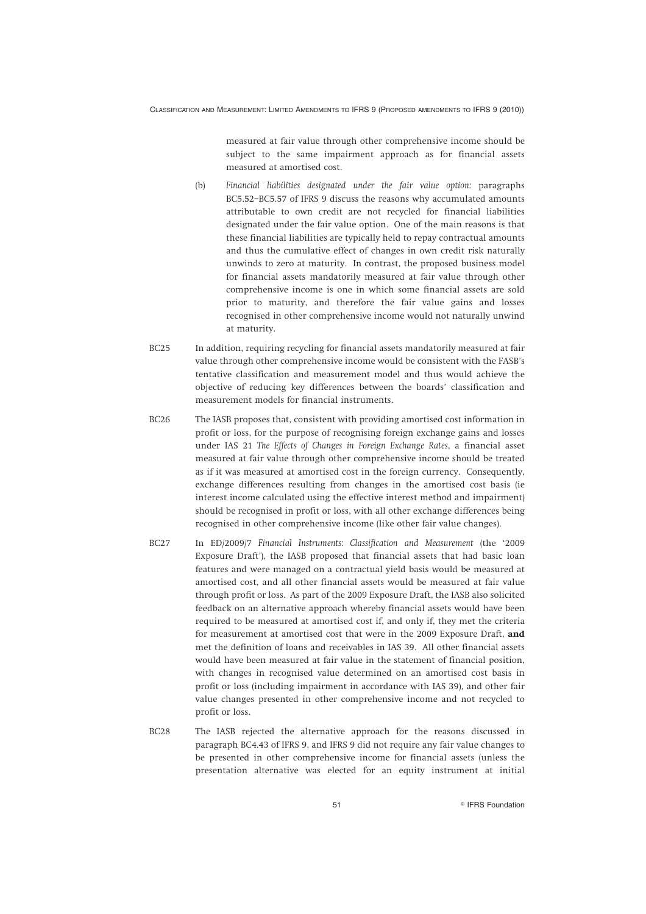measured at fair value through other comprehensive income should be subject to the same impairment approach as for financial assets measured at amortised cost.

(b) *Financial liabilities designated under the fair value option:* paragraphs BC5.52–BC5.57 of IFRS 9 discuss the reasons why accumulated amounts attributable to own credit are not recycled for financial liabilities designated under the fair value option. One of the main reasons is that these financial liabilities are typically held to repay contractual amounts and thus the cumulative effect of changes in own credit risk naturally unwinds to zero at maturity. In contrast, the proposed business model for financial assets mandatorily measured at fair value through other comprehensive income is one in which some financial assets are sold prior to maturity, and therefore the fair value gains and losses recognised in other comprehensive income would not naturally unwind at maturity.

BC25 In addition, requiring recycling for financial assets mandatorily measured at fair value through other comprehensive income would be consistent with the FASB's tentative classification and measurement model and thus would achieve the objective of reducing key differences between the boards' classification and measurement models for financial instruments.

BC26 The IASB proposes that, consistent with providing amortised cost information in profit or loss, for the purpose of recognising foreign exchange gains and losses under IAS 21 *The Effects of Changes in Foreign Exchange Rates*, a financial asset measured at fair value through other comprehensive income should be treated as if it was measured at amortised cost in the foreign currency. Consequently, exchange differences resulting from changes in the amortised cost basis (ie interest income calculated using the effective interest method and impairment) should be recognised in profit or loss, with all other exchange differences being recognised in other comprehensive income (like other fair value changes).

BC27 In ED/2009/7 *Financial Instruments: Classification and Measurement* (the '2009 Exposure Draft'), the IASB proposed that financial assets that had basic loan features and were managed on a contractual yield basis would be measured at amortised cost, and all other financial assets would be measured at fair value through profit or loss. As part of the 2009 Exposure Draft, the IASB also solicited feedback on an alternative approach whereby financial assets would have been required to be measured at amortised cost if, and only if, they met the criteria for measurement at amortised cost that were in the 2009 Exposure Draft, **and** met the definition of loans and receivables in IAS 39. All other financial assets would have been measured at fair value in the statement of financial position, with changes in recognised value determined on an amortised cost basis in profit or loss (including impairment in accordance with IAS 39), and other fair value changes presented in other comprehensive income and not recycled to profit or loss.

BC28 The IASB rejected the alternative approach for the reasons discussed in paragraph BC4.43 of IFRS 9, and IFRS 9 did not require any fair value changes to be presented in other comprehensive income for financial assets (unless the presentation alternative was elected for an equity instrument at initial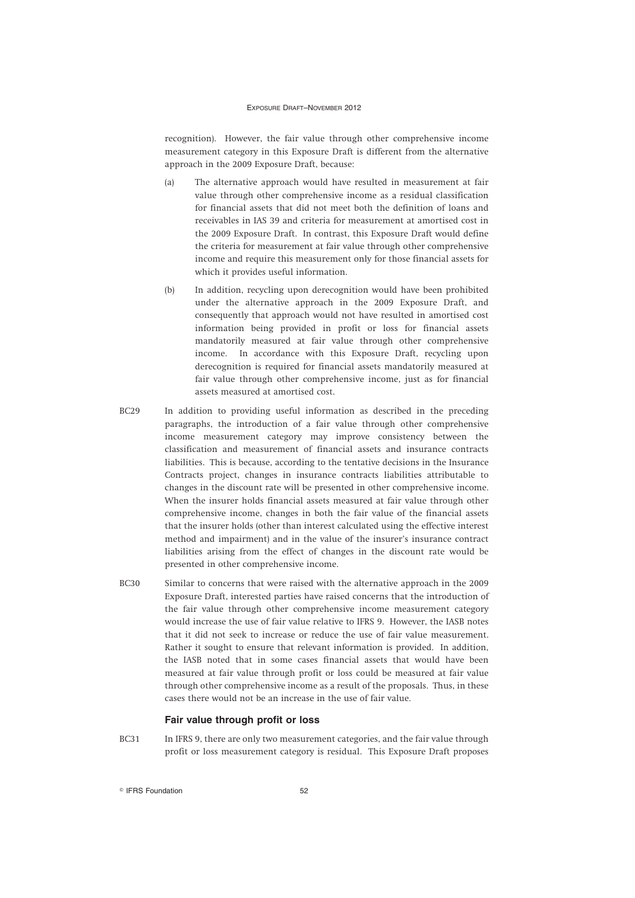recognition). However, the fair value through other comprehensive income measurement category in this Exposure Draft is different from the alternative approach in the 2009 Exposure Draft, because:

(a) The alternative approach would have resulted in measurement at fair value through other comprehensive income as a residual classification for financial assets that did not meet both the definition of loans and receivables in IAS 39 and criteria for measurement at amortised cost in the 2009 Exposure Draft. In contrast, this Exposure Draft would define the criteria for measurement at fair value through other comprehensive income and require this measurement only for those financial assets for which it provides useful information.

(b) In addition, recycling upon derecognition would have been prohibited under the alternative approach in the 2009 Exposure Draft, and consequently that approach would not have resulted in amortised cost information being provided in profit or loss for financial assets mandatorily measured at fair value through other comprehensive income. In accordance with this Exposure Draft, recycling upon derecognition is required for financial assets mandatorily measured at fair value through other comprehensive income, just as for financial assets measured at amortised cost.

BC29 In addition to providing useful information as described in the preceding paragraphs, the introduction of a fair value through other comprehensive income measurement category may improve consistency between the classification and measurement of financial assets and insurance contracts liabilities. This is because, according to the tentative decisions in the Insurance Contracts project, changes in insurance contracts liabilities attributable to changes in the discount rate will be presented in other comprehensive income. When the insurer holds financial assets measured at fair value through other comprehensive income, changes in both the fair value of the financial assets that the insurer holds (other than interest calculated using the effective interest method and impairment) and in the value of the insurer's insurance contract liabilities arising from the effect of changes in the discount rate would be presented in other comprehensive income.

BC30 Similar to concerns that were raised with the alternative approach in the 2009 Exposure Draft, interested parties have raised concerns that the introduction of the fair value through other comprehensive income measurement category would increase the use of fair value relative to IFRS 9. However, the IASB notes that it did not seek to increase or reduce the use of fair value measurement. Rather it sought to ensure that relevant information is provided. In addition, the IASB noted that in some cases financial assets that would have been measured at fair value through profit or loss could be measured at fair value through other comprehensive income as a result of the proposals. Thus, in these cases there would not be an increase in the use of fair value.

### Fair value through profit or loss

BC31 In IFRS 9, there are only two measurement categories, and the fair value through profit or loss measurement category is residual. This Exposure Draft proposes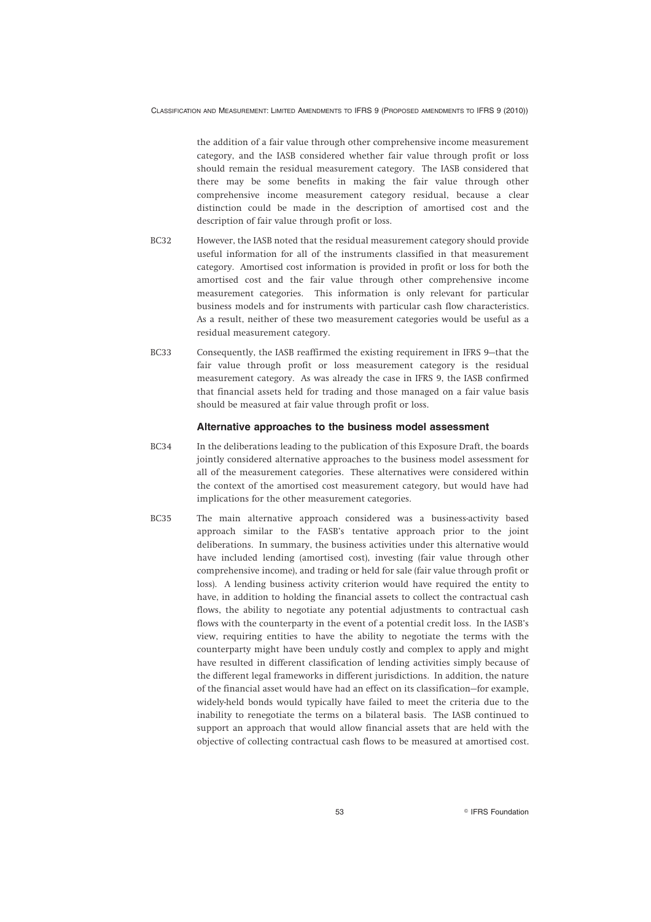the addition of a fair value through other comprehensive income measurement category, and the IASB considered whether fair value through profit or loss should remain the residual measurement category. The IASB considered that there may be some benefits in making the fair value through other comprehensive income measurement category residual, because a clear distinction could be made in the description of amortised cost and the description of fair value through profit or loss.

BC32 However, the IASB noted that the residual measurement category should provide useful information for all of the instruments classified in that measurement category. Amortised cost information is provided in profit or loss for both the amortised cost and the fair value through other comprehensive income measurement categories. This information is only relevant for particular business models and for instruments with particular cash flow characteristics. As a result, neither of these two measurement categories would be useful as a residual measurement category.

BC33 Consequently, the IASB reaffirmed the existing requirement in IFRS 9—that the fair value through profit or loss measurement category is the residual measurement category. As was already the case in IFRS 9, the IASB confirmed that financial assets held for trading and those managed on a fair value basis should be measured at fair value through profit or loss.

### Alternative approaches to the business model assessment

BC34 In the deliberations leading to the publication of this Exposure Draft, the boards jointly considered alternative approaches to the business model assessment for all of the measurement categories. These alternatives were considered within the context of the amortised cost measurement category, but would have had implications for the other measurement categories.

BC35 The main alternative approach considered was a business-activity based approach similar to the FASB's tentative approach prior to the joint deliberations. In summary, the business activities under this alternative would have included lending (amortised cost), investing (fair value through other comprehensive income), and trading or held for sale (fair value through profit or loss). A lending business activity criterion would have required the entity to have, in addition to holding the financial assets to collect the contractual cash flows, the ability to negotiate any potential adjustments to contractual cash flows with the counterparty in the event of a potential credit loss. In the IASB's view, requiring entities to have the ability to negotiate the terms with the counterparty might have been unduly costly and complex to apply and might have resulted in different classification of lending activities simply because of the different legal frameworks in different jurisdictions. In addition, the nature of the financial asset would have had an effect on its classification—for example, widely-held bonds would typically have failed to meet the criteria due to the inability to renegotiate the terms on a bilateral basis. The IASB continued to support an approach that would allow financial assets that are held with the objective of collecting contractual cash flows to be measured at amortised cost.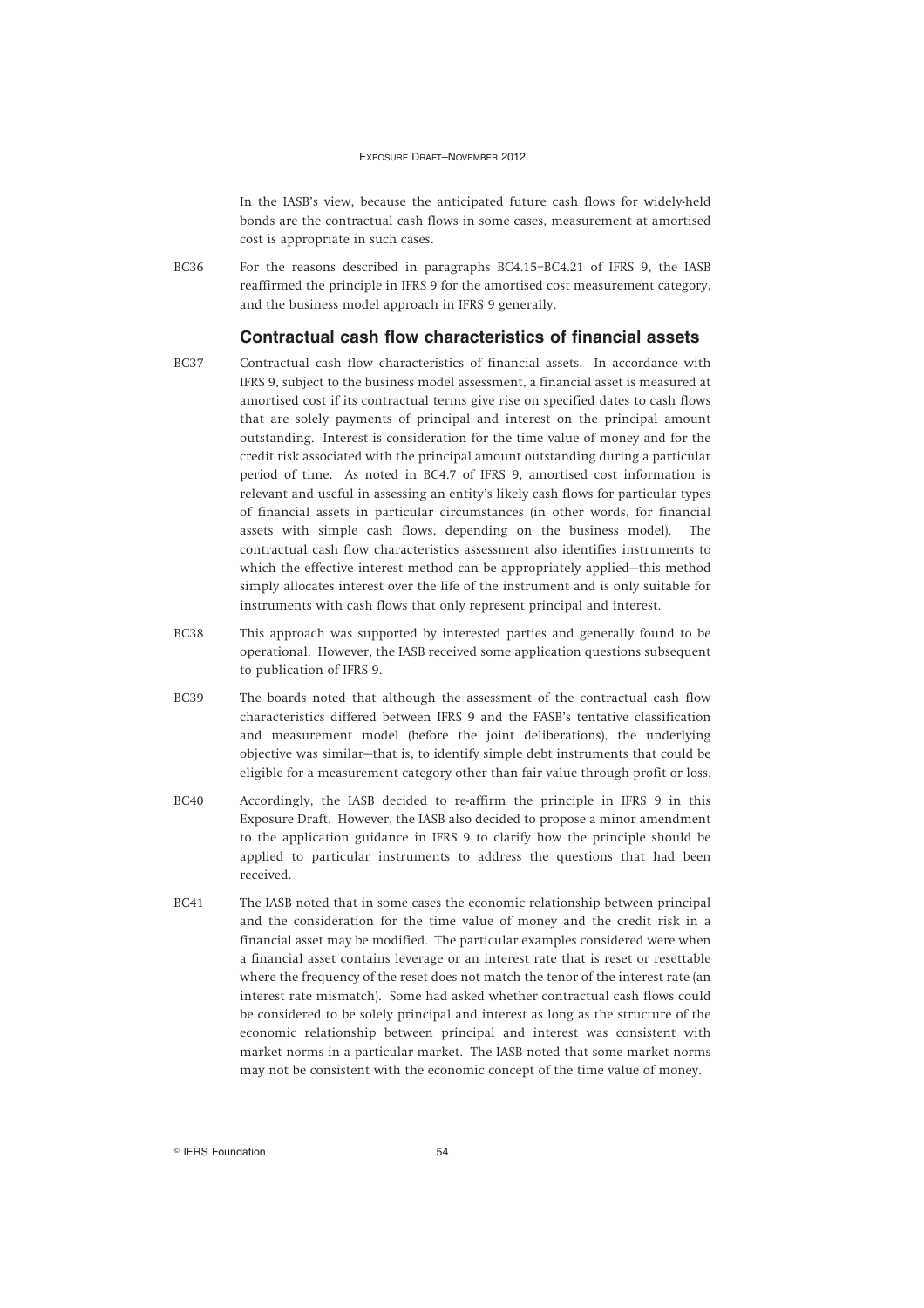In the IASB's view, because the anticipated future cash flows for widely-held bonds are the contractual cash flows in some cases, measurement at amortised cost is appropriate in such cases.

BC36 For the reasons described in paragraphs BC4.15–BC4.21 of IFRS 9, the IASB reaffirmed the principle in IFRS 9 for the amortised cost measurement category, and the business model approach in IFRS 9 generally.

## Contractual cash flow characteristics of financial assets

BC37 Contractual cash flow characteristics of financial assets. In accordance with IFRS 9, subject to the business model assessment, a financial asset is measured at amortised cost if its contractual terms give rise on specified dates to cash flows that are solely payments of principal and interest on the principal amount outstanding. Interest is consideration for the time value of money and for the credit risk associated with the principal amount outstanding during a particular period of time. As noted in BC4.7 of IFRS 9, amortised cost information is relevant and useful in assessing an entity's likely cash flows for particular types of financial assets in particular circumstances (in other words, for financial assets with simple cash flows, depending on the business model). The contractual cash flow characteristics assessment also identifies instruments to which the effective interest method can be appropriately applied—this method simply allocates interest over the life of the instrument and is only suitable for instruments with cash flows that only represent principal and interest.

BC38 This approach was supported by interested parties and generally found to be operational. However, the IASB received some application questions subsequent to publication of IFRS 9.

BC39 The boards noted that although the assessment of the contractual cash flow characteristics differed between IFRS 9 and the FASB's tentative classification and measurement model (before the joint deliberations), the underlying objective was similar—that is, to identify simple debt instruments that could be eligible for a measurement category other than fair value through profit or loss.

BC40 Accordingly, the IASB decided to re-affirm the principle in IFRS 9 in this Exposure Draft. However, the IASB also decided to propose a minor amendment to the application guidance in IFRS 9 to clarify how the principle should be applied to particular instruments to address the questions that had been received.

BC41 The IASB noted that in some cases the economic relationship between principal and the consideration for the time value of money and the credit risk in a financial asset may be modified. The particular examples considered were when a financial asset contains leverage or an interest rate that is reset or resettable where the frequency of the reset does not match the tenor of the interest rate (an interest rate mismatch). Some had asked whether contractual cash flows could be considered to be solely principal and interest as long as the structure of the economic relationship between principal and interest was consistent with market norms in a particular market. The IASB noted that some market norms may not be consistent with the economic concept of the time value of money.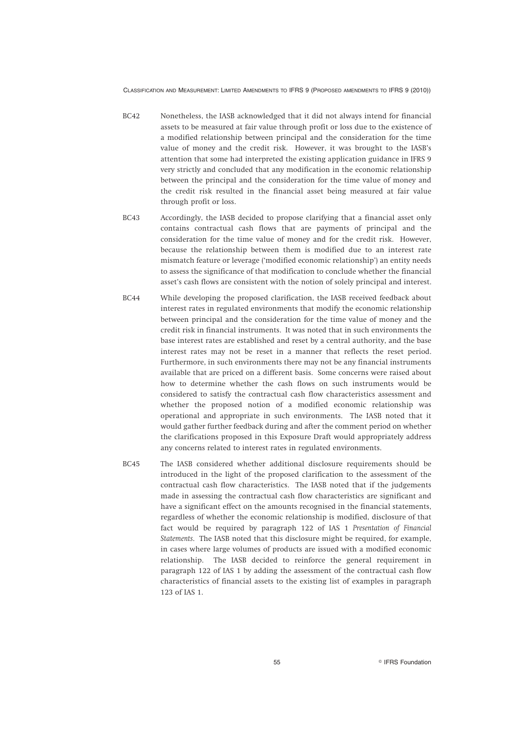BC42 Nonetheless, the IASB acknowledged that it did not always intend for financial assets to be measured at fair value through profit or loss due to the existence of a modified relationship between principal and the consideration for the time value of money and the credit risk. However, it was brought to the IASB's attention that some had interpreted the existing application guidance in IFRS 9 very strictly and concluded that any modification in the economic relationship between the principal and the consideration for the time value of money and the credit risk resulted in the financial asset being measured at fair value through profit or loss.

BC43 Accordingly, the IASB decided to propose clarifying that a financial asset only contains contractual cash flows that are payments of principal and the consideration for the time value of money and for the credit risk. However, because the relationship between them is modified due to an interest rate mismatch feature or leverage ('modified economic relationship') an entity needs to assess the significance of that modification to conclude whether the financial asset's cash flows are consistent with the notion of solely principal and interest.

BC44 While developing the proposed clarification, the IASB received feedback about interest rates in regulated environments that modify the economic relationship between principal and the consideration for the time value of money and the credit risk in financial instruments. It was noted that in such environments the base interest rates are established and reset by a central authority, and the base interest rates may not be reset in a manner that reflects the reset period. Furthermore, in such environments there may not be any financial instruments available that are priced on a different basis. Some concerns were raised about how to determine whether the cash flows on such instruments would be considered to satisfy the contractual cash flow characteristics assessment and whether the proposed notion of a modified economic relationship was operational and appropriate in such environments. The IASB noted that it would gather further feedback during and after the comment period on whether the clarifications proposed in this Exposure Draft would appropriately address any concerns related to interest rates in regulated environments.

BC45 The IASB considered whether additional disclosure requirements should be introduced in the light of the proposed clarification to the assessment of the contractual cash flow characteristics. The IASB noted that if the judgements made in assessing the contractual cash flow characteristics are significant and have a significant effect on the amounts recognised in the financial statements, regardless of whether the economic relationship is modified, disclosure of that fact would be required by paragraph 122 of IAS 1 *Presentation of Financial Statements*. The IASB noted that this disclosure might be required, for example, in cases where large volumes of products are issued with a modified economic relationship. The IASB decided to reinforce the general requirement in paragraph 122 of IAS 1 by adding the assessment of the contractual cash flow characteristics of financial assets to the existing list of examples in paragraph 123 of IAS 1.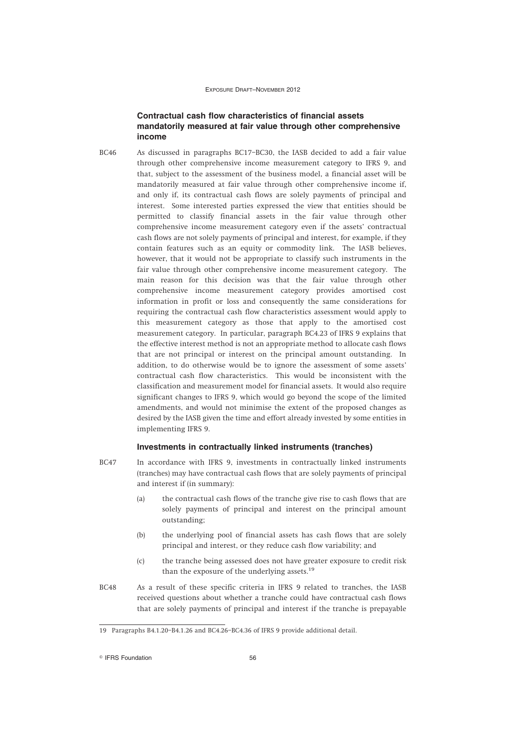### Contractual cash flow characteristics of financial assets mandatorily measured at fair value through other comprehensive income

BC46 As discussed in paragraphs BC17–BC30, the IASB decided to add a fair value through other comprehensive income measurement category to IFRS 9, and that, subject to the assessment of the business model, a financial asset will be mandatorily measured at fair value through other comprehensive income if, and only if, its contractual cash flows are solely payments of principal and interest. Some interested parties expressed the view that entities should be permitted to classify financial assets in the fair value through other comprehensive income measurement category even if the assets' contractual cash flows are not solely payments of principal and interest, for example, if they contain features such as an equity or commodity link. The IASB believes, however, that it would not be appropriate to classify such instruments in the fair value through other comprehensive income measurement category. The main reason for this decision was that the fair value through other comprehensive income measurement category provides amortised cost information in profit or loss and consequently the same considerations for requiring the contractual cash flow characteristics assessment would apply to this measurement category as those that apply to the amortised cost measurement category. In particular, paragraph BC4.23 of IFRS 9 explains that the effective interest method is not an appropriate method to allocate cash flows that are not principal or interest on the principal amount outstanding. In addition, to do otherwise would be to ignore the assessment of some assets' contractual cash flow characteristics. This would be inconsistent with the classification and measurement model for financial assets. It would also require significant changes to IFRS 9, which would go beyond the scope of the limited amendments, and would not minimise the extent of the proposed changes as desired by the IASB given the time and effort already invested by some entities in implementing IFRS 9.

#### Investments in contractually linked instruments (tranches)

BC47 In accordance with IFRS 9, investments in contractually linked instruments (tranches) may have contractual cash flows that are solely payments of principal and interest if (in summary):

(a) the contractual cash flows of the tranche give rise to cash flows that are solely payments of principal and interest on the principal amount outstanding;

(b) the underlying pool of financial assets has cash flows that are solely principal and interest, or they reduce cash flow variability; and

(c) the tranche being assessed does not have greater exposure to credit risk than the exposure of the underlying assets.[19]

BC48 As a result of these specific criteria in IFRS 9 related to tranches, the IASB received questions about whether a tranche could have contractual cash flows that are solely payments of principal and interest if the tranche is prepayable

---

19 Paragraphs B4.1.20–B4.1.26 and BC4.26–BC4.36 of IFRS 9 provide additional detail.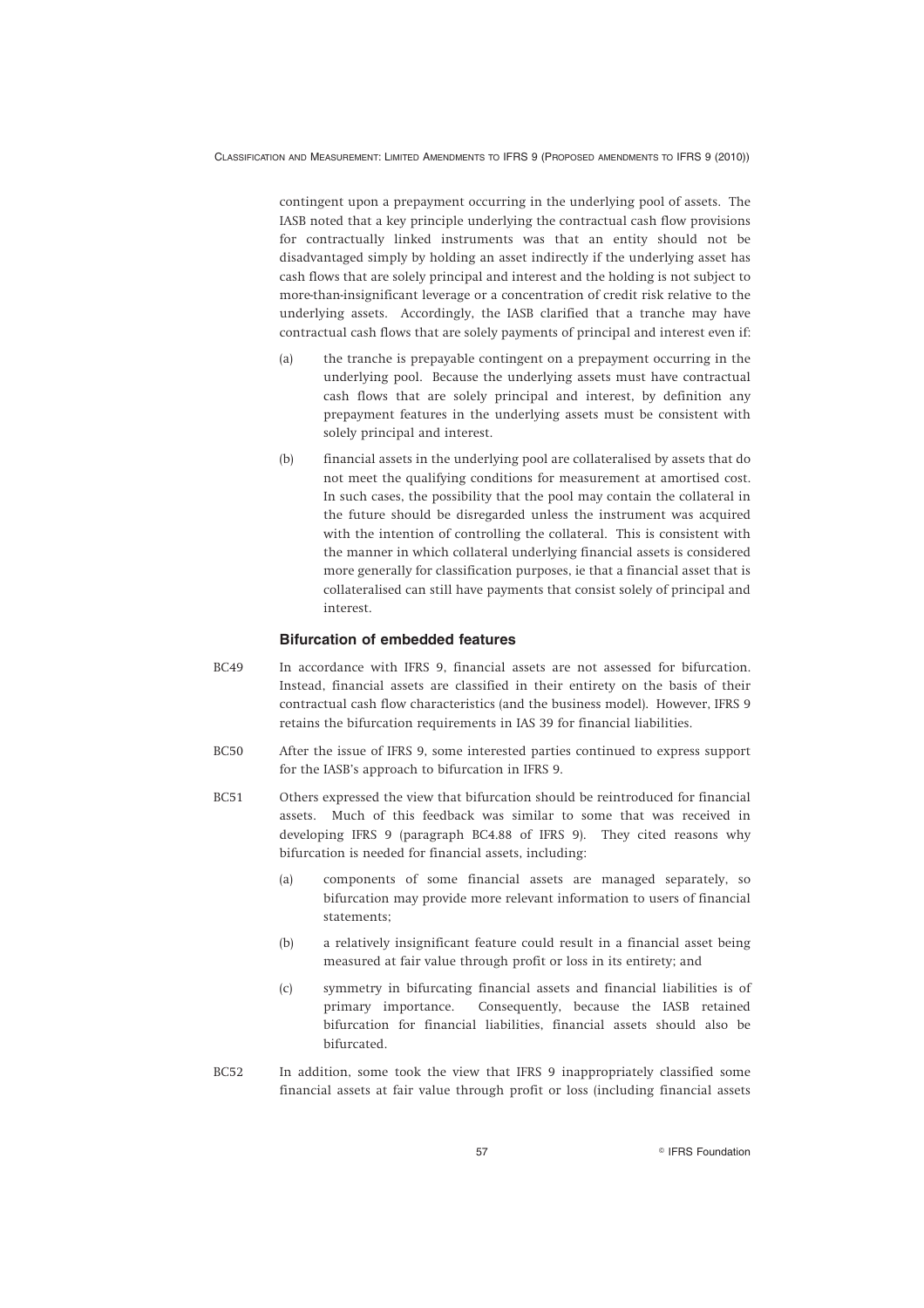contingent upon a prepayment occurring in the underlying pool of assets. The IASB noted that a key principle underlying the contractual cash flow provisions for contractually linked instruments was that an entity should not be disadvantaged simply by holding an asset indirectly if the underlying asset has cash flows that are solely principal and interest and the holding is not subject to more-than-insignificant leverage or a concentration of credit risk relative to the underlying assets. Accordingly, the IASB clarified that a tranche may have contractual cash flows that are solely payments of principal and interest even if:

(a) the tranche is prepayable contingent on a prepayment occurring in the underlying pool. Because the underlying assets must have contractual cash flows that are solely principal and interest, by definition any prepayment features in the underlying assets must be consistent with solely principal and interest.

(b) financial assets in the underlying pool are collateralised by assets that do not meet the qualifying conditions for measurement at amortised cost. In such cases, the possibility that the pool may contain the collateral in the future should be disregarded unless the instrument was acquired with the intention of controlling the collateral. This is consistent with the manner in which collateral underlying financial assets is considered more generally for classification purposes, ie that a financial asset that is collateralised can still have payments that consist solely of principal and interest.

### Bifurcation of embedded features

BC49 In accordance with IFRS 9, financial assets are not assessed for bifurcation. Instead, financial assets are classified in their entirety on the basis of their contractual cash flow characteristics (and the business model). However, IFRS 9 retains the bifurcation requirements in IAS 39 for financial liabilities.

BC50 After the issue of IFRS 9, some interested parties continued to express support for the IASB's approach to bifurcation in IFRS 9.

BC51 Others expressed the view that bifurcation should be reintroduced for financial assets. Much of this feedback was similar to some that was received in developing IFRS 9 (paragraph BC4.88 of IFRS 9). They cited reasons why bifurcation is needed for financial assets, including:

(a) components of some financial assets are managed separately, so bifurcation may provide more relevant information to users of financial statements;

(b) a relatively insignificant feature could result in a financial asset being measured at fair value through profit or loss in its entirety; and

(c) symmetry in bifurcating financial assets and financial liabilities is of primary importance. Consequently, because the IASB retained bifurcation for financial liabilities, financial assets should also be bifurcated.

BC52 In addition, some took the view that IFRS 9 inappropriately classified some financial assets at fair value through profit or loss (including financial assets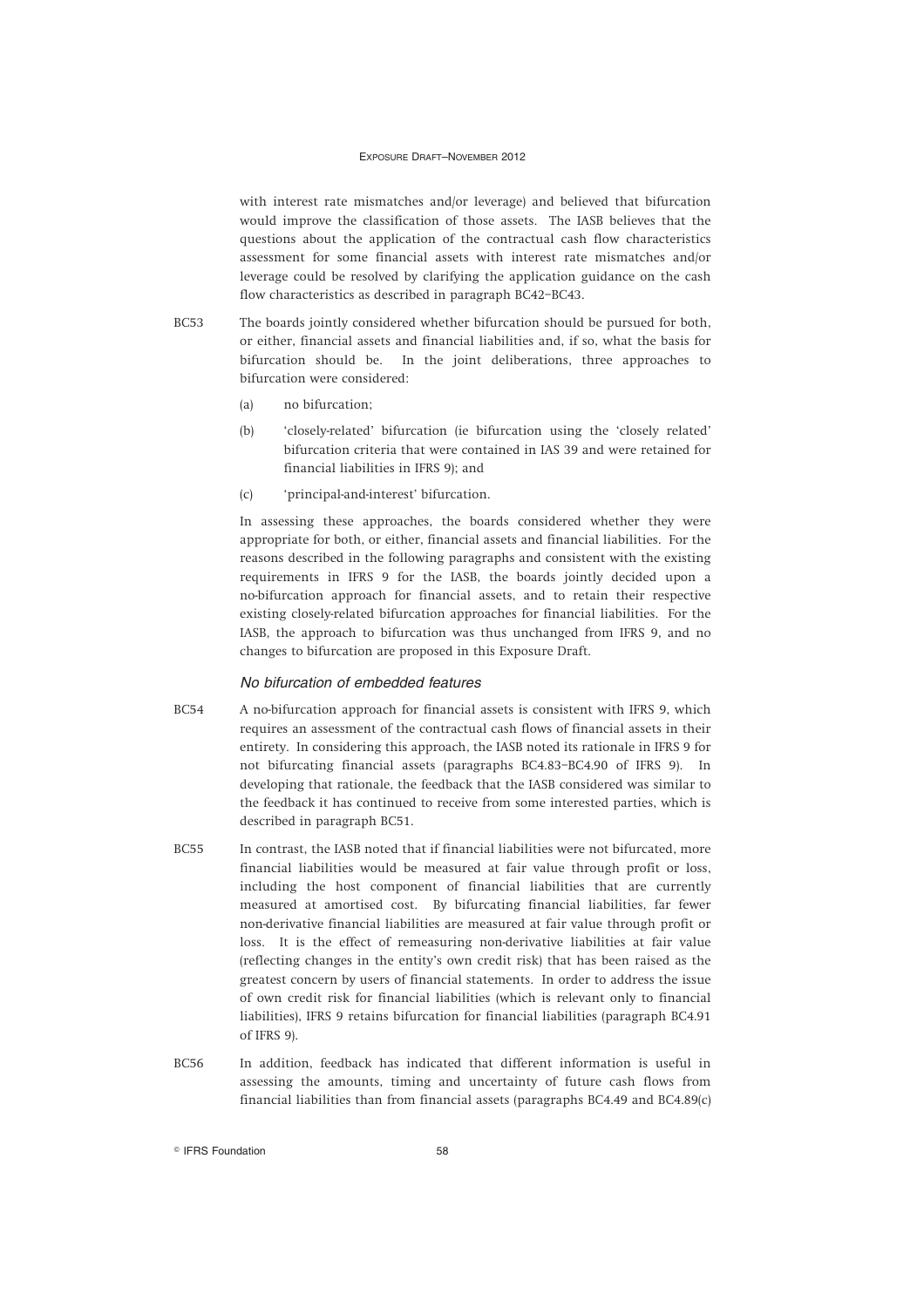with interest rate mismatches and/or leverage) and believed that bifurcation would improve the classification of those assets. The IASB believes that the questions about the application of the contractual cash flow characteristics assessment for some financial assets with interest rate mismatches and/or leverage could be resolved by clarifying the application guidance on the cash flow characteristics as described in paragraph BC42–BC43.

BC53 The boards jointly considered whether bifurcation should be pursued for both, or either, financial assets and financial liabilities and, if so, what the basis for bifurcation should be. In the joint deliberations, three approaches to bifurcation were considered:

(a) no bifurcation;

(b) 'closely-related' bifurcation (ie bifurcation using the 'closely related' bifurcation criteria that were contained in IAS 39 and were retained for financial liabilities in IFRS 9); and

(c) 'principal-and-interest' bifurcation.

In assessing these approaches, the boards considered whether they were appropriate for both, or either, financial assets and financial liabilities. For the reasons described in the following paragraphs and consistent with the existing requirements in IFRS 9 for the IASB, the boards jointly decided upon a no-bifurcation approach for financial assets, and to retain their respective existing closely-related bifurcation approaches for financial liabilities. For the IASB, the approach to bifurcation was thus unchanged from IFRS 9, and no changes to bifurcation are proposed in this Exposure Draft.

### *No bifurcation of embedded features*

BC54 A no-bifurcation approach for financial assets is consistent with IFRS 9, which requires an assessment of the contractual cash flows of financial assets in their entirety. In considering this approach, the IASB noted its rationale in IFRS 9 for not bifurcating financial assets (paragraphs BC4.83–BC4.90 of IFRS 9). In developing that rationale, the feedback that the IASB considered was similar to the feedback it has continued to receive from some interested parties, which is described in paragraph BC51.

BC55 In contrast, the IASB noted that if financial liabilities were not bifurcated, more financial liabilities would be measured at fair value through profit or loss, including the host component of financial liabilities that are currently measured at amortised cost. By bifurcating financial liabilities, far fewer non-derivative financial liabilities are measured at fair value through profit or loss. It is the effect of remeasuring non-derivative liabilities at fair value (reflecting changes in the entity's own credit risk) that has been raised as the greatest concern by users of financial statements. In order to address the issue of own credit risk for financial liabilities (which is relevant only to financial liabilities), IFRS 9 retains bifurcation for financial liabilities (paragraph BC4.91 of IFRS 9).

BC56 In addition, feedback has indicated that different information is useful in assessing the amounts, timing and uncertainty of future cash flows from financial liabilities than from financial assets (paragraphs BC4.49 and BC4.89(c)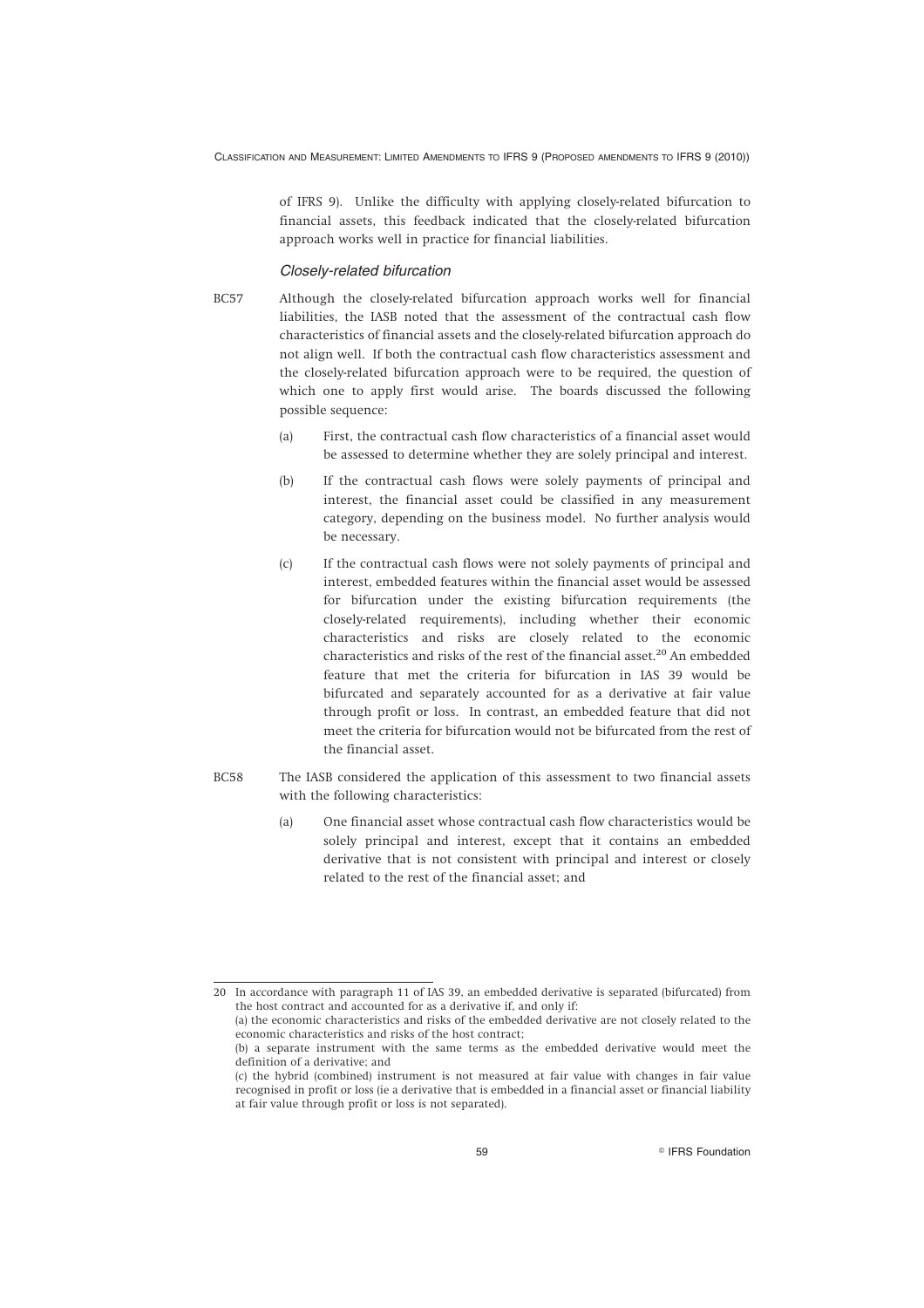of IFRS 9). Unlike the difficulty with applying closely-related bifurcation to financial assets, this feedback indicated that the closely-related bifurcation approach works well in practice for financial liabilities.

### *Closely-related bifurcation*

BC57 Although the closely-related bifurcation approach works well for financial liabilities, the IASB noted that the assessment of the contractual cash flow characteristics of financial assets and the closely-related bifurcation approach do not align well. If both the contractual cash flow characteristics assessment and the closely-related bifurcation approach were to be required, the question of which one to apply first would arise. The boards discussed the following possible sequence:

(a) First, the contractual cash flow characteristics of a financial asset would be assessed to determine whether they are solely principal and interest.

(b) If the contractual cash flows were solely payments of principal and interest, the financial asset could be classified in any measurement category, depending on the business model. No further analysis would be necessary.

(c) If the contractual cash flows were not solely payments of principal and interest, embedded features within the financial asset would be assessed for bifurcation under the existing bifurcation requirements (the closely-related requirements), including whether their economic characteristics and risks are closely related to the economic characteristics and risks of the rest of the financial asset.[20] An embedded feature that met the criteria for bifurcation in IAS 39 would be bifurcated and separately accounted for as a derivative at fair value through profit or loss. In contrast, an embedded feature that did not meet the criteria for bifurcation would not be bifurcated from the rest of the financial asset.

BC58 The IASB considered the application of this assessment to two financial assets with the following characteristics:

(a) One financial asset whose contractual cash flow characteristics would be solely principal and interest, except that it contains an embedded derivative that is not consistent with principal and interest or closely related to the rest of the financial asset; and

---

20 In accordance with paragraph 11 of IAS 39, an embedded derivative is separated (bifurcated) from the host contract and accounted for as a derivative if, and only if:
(a) the economic characteristics and risks of the embedded derivative are not closely related to the economic characteristics and risks of the host contract;
(b) a separate instrument with the same terms as the embedded derivative would meet the definition of a derivative; and
(c) the hybrid (combined) instrument is not measured at fair value with changes in fair value recognised in profit or loss (ie a derivative that is embedded in a financial asset or financial liability at fair value through profit or loss is not separated).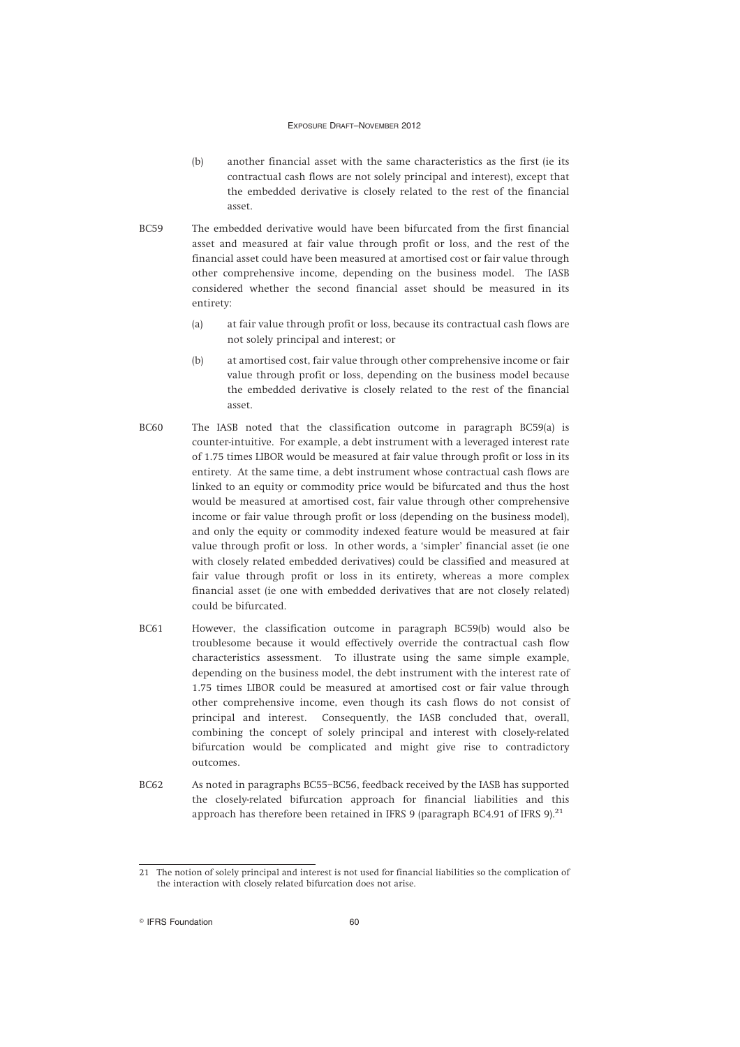(b) another financial asset with the same characteristics as the first (ie its contractual cash flows are not solely principal and interest), except that the embedded derivative is closely related to the rest of the financial asset.

BC59 The embedded derivative would have been bifurcated from the first financial asset and measured at fair value through profit or loss, and the rest of the financial asset could have been measured at amortised cost or fair value through other comprehensive income, depending on the business model. The IASB considered whether the second financial asset should be measured in its entirety:

(a) at fair value through profit or loss, because its contractual cash flows are not solely principal and interest; or

(b) at amortised cost, fair value through other comprehensive income or fair value through profit or loss, depending on the business model because the embedded derivative is closely related to the rest of the financial asset.

BC60 The IASB noted that the classification outcome in paragraph BC59(a) is counter-intuitive. For example, a debt instrument with a leveraged interest rate of 1.75 times LIBOR would be measured at fair value through profit or loss in its entirety. At the same time, a debt instrument whose contractual cash flows are linked to an equity or commodity price would be bifurcated and thus the host would be measured at amortised cost, fair value through other comprehensive income or fair value through profit or loss (depending on the business model), and only the equity or commodity indexed feature would be measured at fair value through profit or loss. In other words, a 'simpler' financial asset (ie one with closely related embedded derivatives) could be classified and measured at fair value through profit or loss in its entirety, whereas a more complex financial asset (ie one with embedded derivatives that are not closely related) could be bifurcated.

BC61 However, the classification outcome in paragraph BC59(b) would also be troublesome because it would effectively override the contractual cash flow characteristics assessment. To illustrate using the same simple example, depending on the business model, the debt instrument with the interest rate of 1.75 times LIBOR could be measured at amortised cost or fair value through other comprehensive income, even though its cash flows do not consist of principal and interest. Consequently, the IASB concluded that, overall, combining the concept of solely principal and interest with closely-related bifurcation would be complicated and might give rise to contradictory outcomes.

BC62 As noted in paragraphs BC55–BC56, feedback received by the IASB has supported the closely-related bifurcation approach for financial liabilities and this approach has therefore been retained in IFRS 9 (paragraph BC4.91 of IFRS 9).[21]

---

[21] The notion of solely principal and interest is not used for financial liabilities so the complication of the interaction with closely related bifurcation does not arise.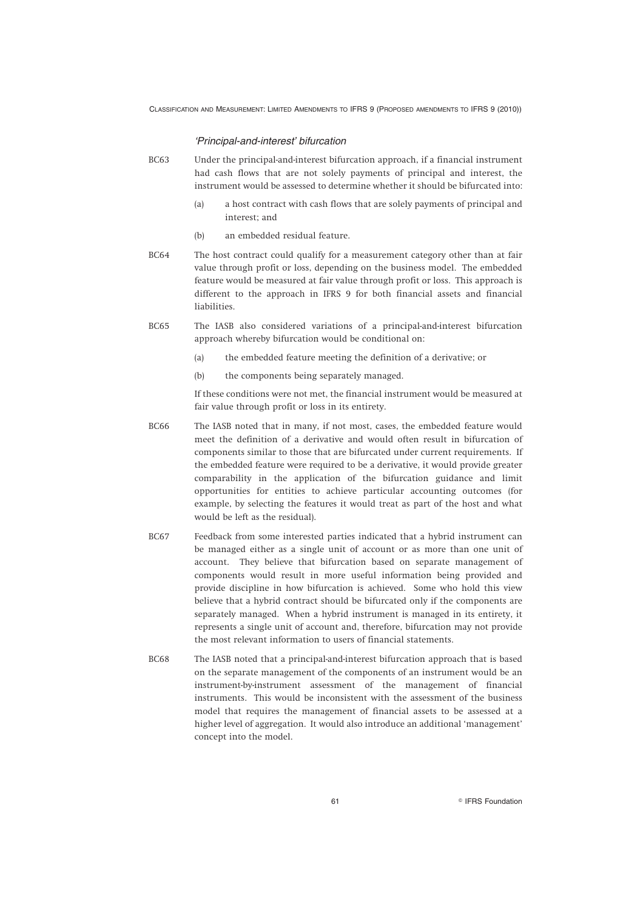### *'Principal-and-interest' bifurcation*

BC63 Under the principal-and-interest bifurcation approach, if a financial instrument had cash flows that are not solely payments of principal and interest, the instrument would be assessed to determine whether it should be bifurcated into:

(a) a host contract with cash flows that are solely payments of principal and interest; and

(b) an embedded residual feature.

BC64 The host contract could qualify for a measurement category other than at fair value through profit or loss, depending on the business model. The embedded feature would be measured at fair value through profit or loss. This approach is different to the approach in IFRS 9 for both financial assets and financial liabilities.

BC65 The IASB also considered variations of a principal-and-interest bifurcation approach whereby bifurcation would be conditional on:

(a) the embedded feature meeting the definition of a derivative; or

(b) the components being separately managed.

If these conditions were not met, the financial instrument would be measured at fair value through profit or loss in its entirety.

BC66 The IASB noted that in many, if not most, cases, the embedded feature would meet the definition of a derivative and would often result in bifurcation of components similar to those that are bifurcated under current requirements. If the embedded feature were required to be a derivative, it would provide greater comparability in the application of the bifurcation guidance and limit opportunities for entities to achieve particular accounting outcomes (for example, by selecting the features it would treat as part of the host and what would be left as the residual).

BC67 Feedback from some interested parties indicated that a hybrid instrument can be managed either as a single unit of account or as more than one unit of account. They believe that bifurcation based on separate management of components would result in more useful information being provided and provide discipline in how bifurcation is achieved. Some who hold this view believe that a hybrid contract should be bifurcated only if the components are separately managed. When a hybrid instrument is managed in its entirety, it represents a single unit of account and, therefore, bifurcation may not provide the most relevant information to users of financial statements.

BC68 The IASB noted that a principal-and-interest bifurcation approach that is based on the separate management of the components of an instrument would be an instrument-by-instrument assessment of the management of financial instruments. This would be inconsistent with the assessment of the business model that requires the management of financial assets to be assessed at a higher level of aggregation. It would also introduce an additional 'management' concept into the model.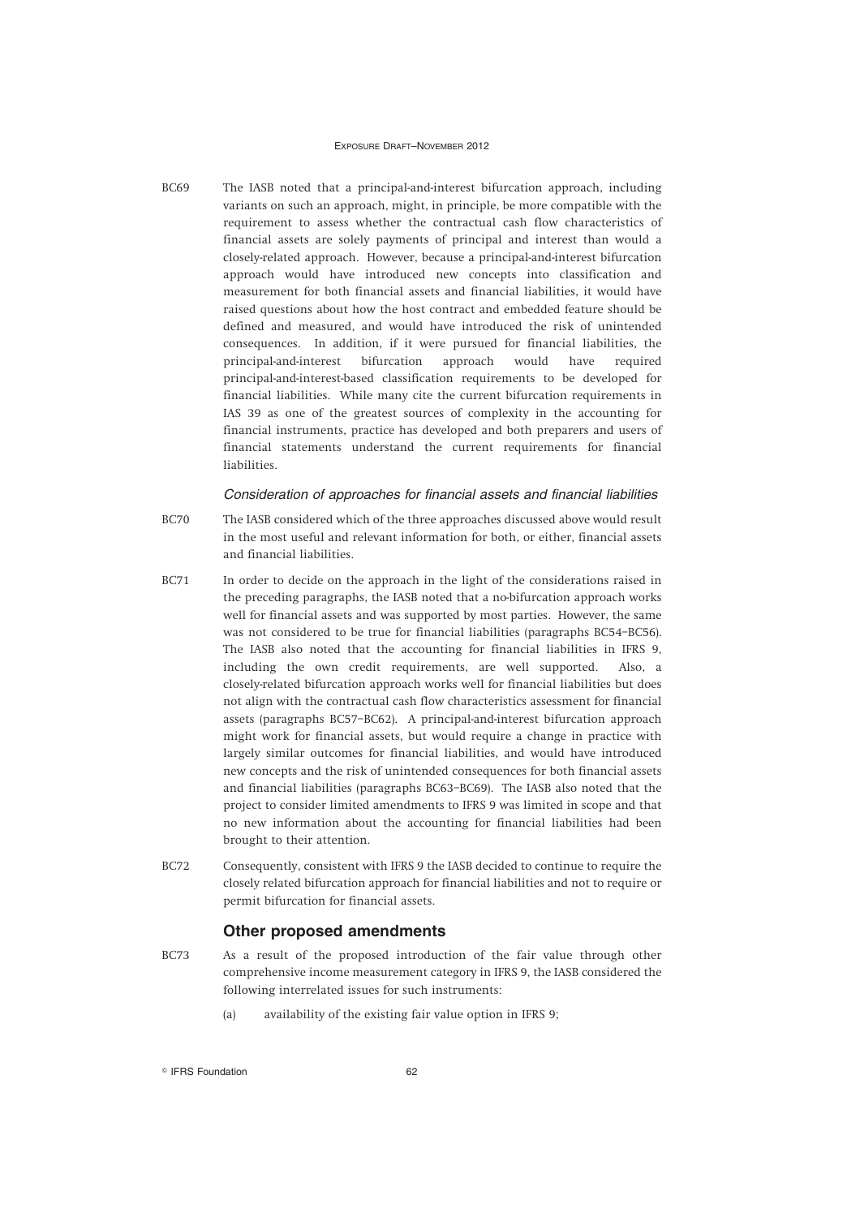BC69 The IASB noted that a principal-and-interest bifurcation approach, including variants on such an approach, might, in principle, be more compatible with the requirement to assess whether the contractual cash flow characteristics of financial assets are solely payments of principal and interest than would a closely-related approach. However, because a principal-and-interest bifurcation approach would have introduced new concepts into classification and measurement for both financial assets and financial liabilities, it would have raised questions about how the host contract and embedded feature should be defined and measured, and would have introduced the risk of unintended consequences. In addition, if it were pursued for financial liabilities, the principal-and-interest bifurcation approach would have required principal-and-interest-based classification requirements to be developed for financial liabilities. While many cite the current bifurcation requirements in IAS 39 as one of the greatest sources of complexity in the accounting for financial instruments, practice has developed and both preparers and users of financial statements understand the current requirements for financial liabilities.

*Consideration of approaches for financial assets and financial liabilities*

BC70 The IASB considered which of the three approaches discussed above would result in the most useful and relevant information for both, or either, financial assets and financial liabilities.

BC71 In order to decide on the approach in the light of the considerations raised in the preceding paragraphs, the IASB noted that a no-bifurcation approach works well for financial assets and was supported by most parties. However, the same was not considered to be true for financial liabilities (paragraphs BC54–BC56). The IASB also noted that the accounting for financial liabilities in IFRS 9, including the own credit requirements, are well supported. Also, a closely-related bifurcation approach works well for financial liabilities but does not align with the contractual cash flow characteristics assessment for financial assets (paragraphs BC57–BC62). A principal-and-interest bifurcation approach might work for financial assets, but would require a change in practice with largely similar outcomes for financial liabilities, and would have introduced new concepts and the risk of unintended consequences for both financial assets and financial liabilities (paragraphs BC63–BC69). The IASB also noted that the project to consider limited amendments to IFRS 9 was limited in scope and that no new information about the accounting for financial liabilities had been brought to their attention.

BC72 Consequently, consistent with IFRS 9 the IASB decided to continue to require the closely related bifurcation approach for financial liabilities and not to require or permit bifurcation for financial assets.

## Other proposed amendments

BC73 As a result of the proposed introduction of the fair value through other comprehensive income measurement category in IFRS 9, the IASB considered the following interrelated issues for such instruments:

(a) availability of the existing fair value option in IFRS 9;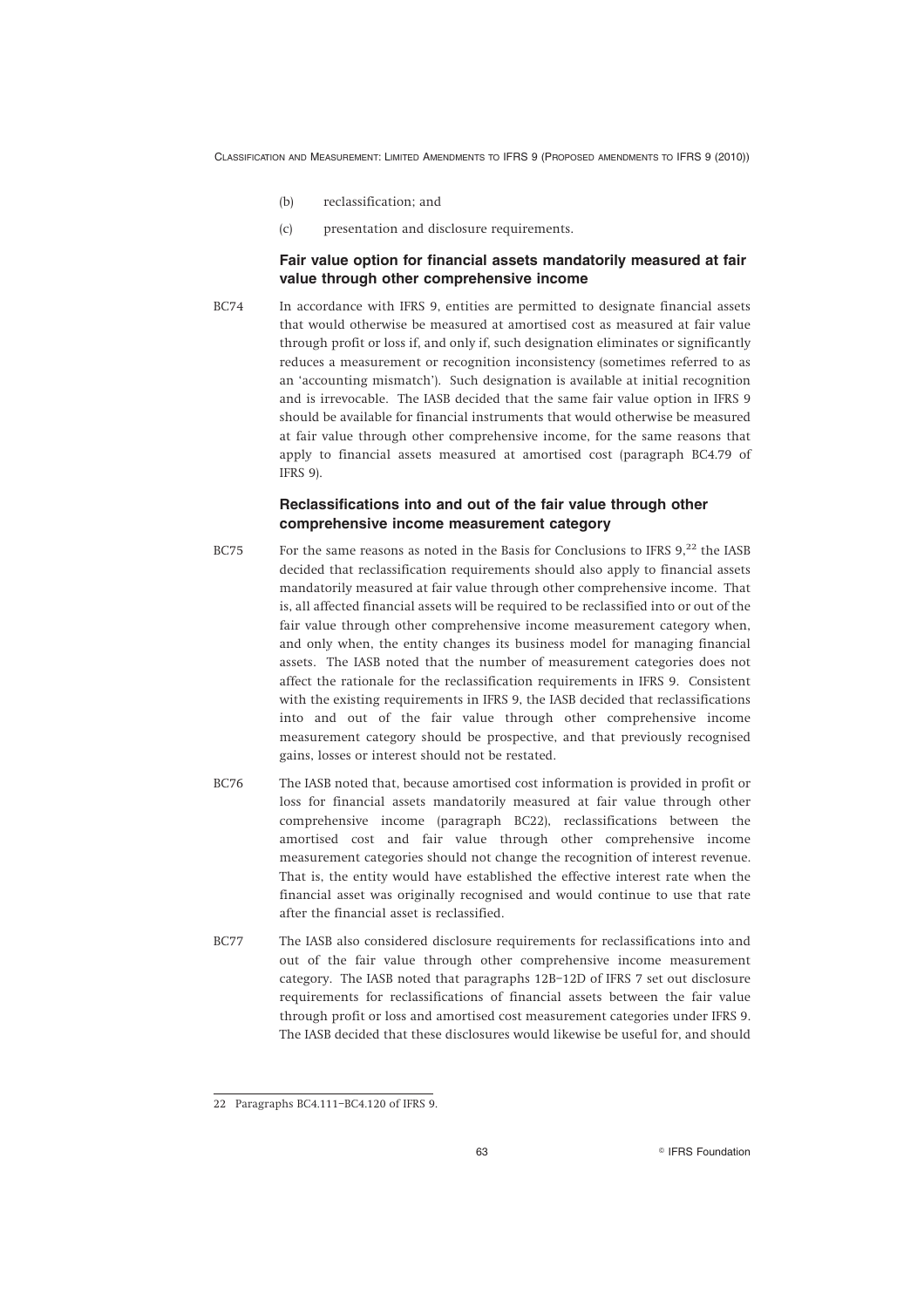(b) reclassification; and

(c) presentation and disclosure requirements.

### Fair value option for financial assets mandatorily measured at fair value through other comprehensive income

BC74 In accordance with IFRS 9, entities are permitted to designate financial assets that would otherwise be measured at amortised cost as measured at fair value through profit or loss if, and only if, such designation eliminates or significantly reduces a measurement or recognition inconsistency (sometimes referred to as an 'accounting mismatch'). Such designation is available at initial recognition and is irrevocable. The IASB decided that the same fair value option in IFRS 9 should be available for financial instruments that would otherwise be measured at fair value through other comprehensive income, for the same reasons that apply to financial assets measured at amortised cost (paragraph BC4.79 of IFRS 9).

### Reclassifications into and out of the fair value through other comprehensive income measurement category

BC75 For the same reasons as noted in the Basis for Conclusions to IFRS 9,[22] the IASB decided that reclassification requirements should also apply to financial assets mandatorily measured at fair value through other comprehensive income. That is, all affected financial assets will be required to be reclassified into or out of the fair value through other comprehensive income measurement category when, and only when, the entity changes its business model for managing financial assets. The IASB noted that the number of measurement categories does not affect the rationale for the reclassification requirements in IFRS 9. Consistent with the existing requirements in IFRS 9, the IASB decided that reclassifications into and out of the fair value through other comprehensive income measurement category should be prospective, and that previously recognised gains, losses or interest should not be restated.

BC76 The IASB noted that, because amortised cost information is provided in profit or loss for financial assets mandatorily measured at fair value through other comprehensive income (paragraph BC22), reclassifications between the amortised cost and fair value through other comprehensive income measurement categories should not change the recognition of interest revenue. That is, the entity would have established the effective interest rate when the financial asset was originally recognised and would continue to use that rate after the financial asset is reclassified.

BC77 The IASB also considered disclosure requirements for reclassifications into and out of the fair value through other comprehensive income measurement category. The IASB noted that paragraphs 12B–12D of IFRS 7 set out disclosure requirements for reclassifications of financial assets between the fair value through profit or loss and amortised cost measurement categories under IFRS 9. The IASB decided that these disclosures would likewise be useful for, and should

---

22 Paragraphs BC4.111–BC4.120 of IFRS 9.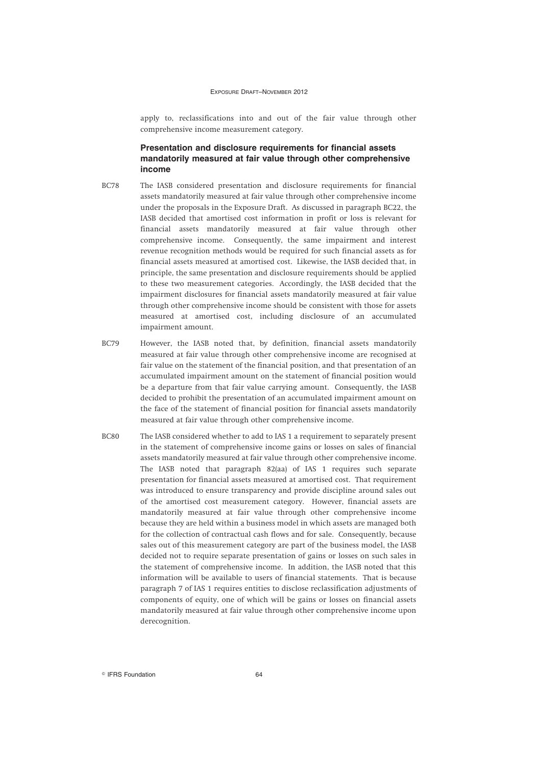apply to, reclassifications into and out of the fair value through other comprehensive income measurement category.

### Presentation and disclosure requirements for financial assets mandatorily measured at fair value through other comprehensive income

BC78 The IASB considered presentation and disclosure requirements for financial assets mandatorily measured at fair value through other comprehensive income under the proposals in the Exposure Draft. As discussed in paragraph BC22, the IASB decided that amortised cost information in profit or loss is relevant for financial assets mandatorily measured at fair value through other comprehensive income. Consequently, the same impairment and interest revenue recognition methods would be required for such financial assets as for financial assets measured at amortised cost. Likewise, the IASB decided that, in principle, the same presentation and disclosure requirements should be applied to these two measurement categories. Accordingly, the IASB decided that the impairment disclosures for financial assets mandatorily measured at fair value through other comprehensive income should be consistent with those for assets measured at amortised cost, including disclosure of an accumulated impairment amount.

BC79 However, the IASB noted that, by definition, financial assets mandatorily measured at fair value through other comprehensive income are recognised at fair value on the statement of the financial position, and that presentation of an accumulated impairment amount on the statement of financial position would be a departure from that fair value carrying amount. Consequently, the IASB decided to prohibit the presentation of an accumulated impairment amount on the face of the statement of financial position for financial assets mandatorily measured at fair value through other comprehensive income.

BC80 The IASB considered whether to add to IAS 1 a requirement to separately present in the statement of comprehensive income gains or losses on sales of financial assets mandatorily measured at fair value through other comprehensive income. The IASB noted that paragraph 82(aa) of IAS 1 requires such separate presentation for financial assets measured at amortised cost. That requirement was introduced to ensure transparency and provide discipline around sales out of the amortised cost measurement category. However, financial assets are mandatorily measured at fair value through other comprehensive income because they are held within a business model in which assets are managed both for the collection of contractual cash flows and for sale. Consequently, because sales out of this measurement category are part of the business model, the IASB decided not to require separate presentation of gains or losses on such sales in the statement of comprehensive income. In addition, the IASB noted that this information will be available to users of financial statements. That is because paragraph 7 of IAS 1 requires entities to disclose reclassification adjustments of components of equity, one of which will be gains or losses on financial assets mandatorily measured at fair value through other comprehensive income upon derecognition.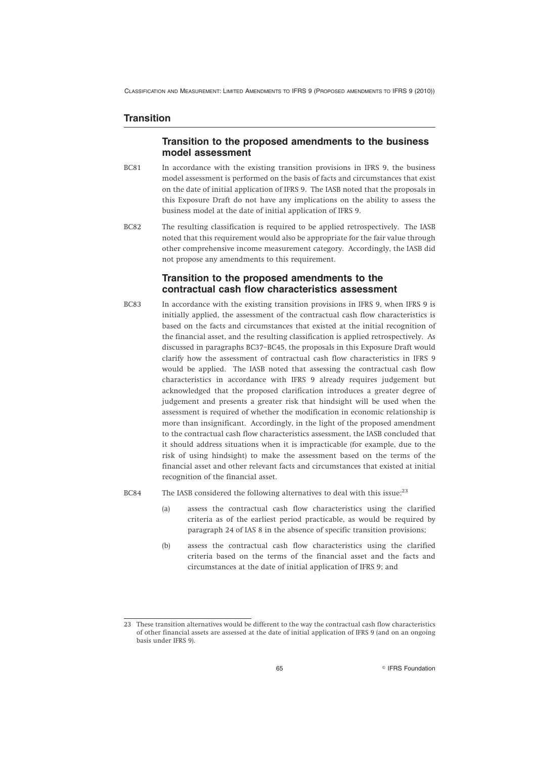## Transition

### Transition to the proposed amendments to the business model assessment

BC81 In accordance with the existing transition provisions in IFRS 9, the business model assessment is performed on the basis of facts and circumstances that exist on the date of initial application of IFRS 9. The IASB noted that the proposals in this Exposure Draft do not have any implications on the ability to assess the business model at the date of initial application of IFRS 9.

BC82 The resulting classification is required to be applied retrospectively. The IASB noted that this requirement would also be appropriate for the fair value through other comprehensive income measurement category. Accordingly, the IASB did not propose any amendments to this requirement.

### Transition to the proposed amendments to the contractual cash flow characteristics assessment

BC83 In accordance with the existing transition provisions in IFRS 9, when IFRS 9 is initially applied, the assessment of the contractual cash flow characteristics is based on the facts and circumstances that existed at the initial recognition of the financial asset, and the resulting classification is applied retrospectively. As discussed in paragraphs BC37–BC45, the proposals in this Exposure Draft would clarify how the assessment of contractual cash flow characteristics in IFRS 9 would be applied. The IASB noted that assessing the contractual cash flow characteristics in accordance with IFRS 9 already requires judgement but acknowledged that the proposed clarification introduces a greater degree of judgement and presents a greater risk that hindsight will be used when the assessment is required of whether the modification in economic relationship is more than insignificant. Accordingly, in the light of the proposed amendment to the contractual cash flow characteristics assessment, the IASB concluded that it should address situations when it is impracticable (for example, due to the risk of using hindsight) to make the assessment based on the terms of the financial asset and other relevant facts and circumstances that existed at initial recognition of the financial asset.

BC84 The IASB considered the following alternatives to deal with this issue:[23]

(a) assess the contractual cash flow characteristics using the clarified criteria as of the earliest period practicable, as would be required by paragraph 24 of IAS 8 in the absence of specific transition provisions;

(b) assess the contractual cash flow characteristics using the clarified criteria based on the terms of the financial asset and the facts and circumstances at the date of initial application of IFRS 9; and

---

23 These transition alternatives would be different to the way the contractual cash flow characteristics of other financial assets are assessed at the date of initial application of IFRS 9 (and on an ongoing basis under IFRS 9).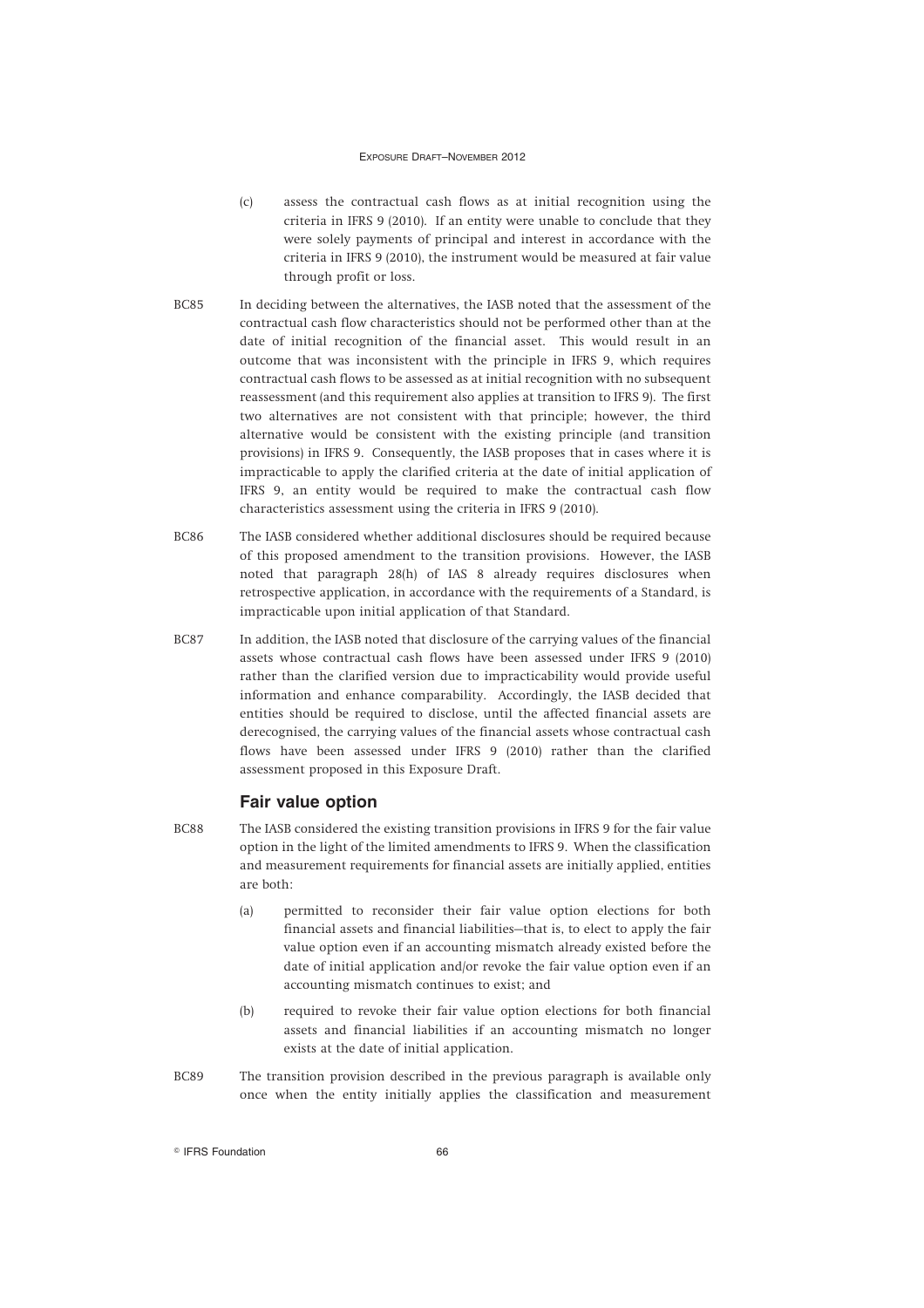(c) assess the contractual cash flows as at initial recognition using the criteria in IFRS 9 (2010). If an entity were unable to conclude that they were solely payments of principal and interest in accordance with the criteria in IFRS 9 (2010), the instrument would be measured at fair value through profit or loss.

BC85 In deciding between the alternatives, the IASB noted that the assessment of the contractual cash flow characteristics should not be performed other than at the date of initial recognition of the financial asset. This would result in an outcome that was inconsistent with the principle in IFRS 9, which requires contractual cash flows to be assessed as at initial recognition with no subsequent reassessment (and this requirement also applies at transition to IFRS 9). The first two alternatives are not consistent with that principle; however, the third alternative would be consistent with the existing principle (and transition provisions) in IFRS 9. Consequently, the IASB proposes that in cases where it is impracticable to apply the clarified criteria at the date of initial application of IFRS 9, an entity would be required to make the contractual cash flow characteristics assessment using the criteria in IFRS 9 (2010).

BC86 The IASB considered whether additional disclosures should be required because of this proposed amendment to the transition provisions. However, the IASB noted that paragraph 28(h) of IAS 8 already requires disclosures when retrospective application, in accordance with the requirements of a Standard, is impracticable upon initial application of that Standard.

BC87 In addition, the IASB noted that disclosure of the carrying values of the financial assets whose contractual cash flows have been assessed under IFRS 9 (2010) rather than the clarified version due to impracticability would provide useful information and enhance comparability. Accordingly, the IASB decided that entities should be required to disclose, until the affected financial assets are derecognised, the carrying values of the financial assets whose contractual cash flows have been assessed under IFRS 9 (2010) rather than the clarified assessment proposed in this Exposure Draft.

### Fair value option

BC88 The IASB considered the existing transition provisions in IFRS 9 for the fair value option in the light of the limited amendments to IFRS 9. When the classification and measurement requirements for financial assets are initially applied, entities are both:

(a) permitted to reconsider their fair value option elections for both financial assets and financial liabilities—that is, to elect to apply the fair value option even if an accounting mismatch already existed before the date of initial application and/or revoke the fair value option even if an accounting mismatch continues to exist; and

(b) required to revoke their fair value option elections for both financial assets and financial liabilities if an accounting mismatch no longer exists at the date of initial application.

BC89 The transition provision described in the previous paragraph is available only once when the entity initially applies the classification and measurement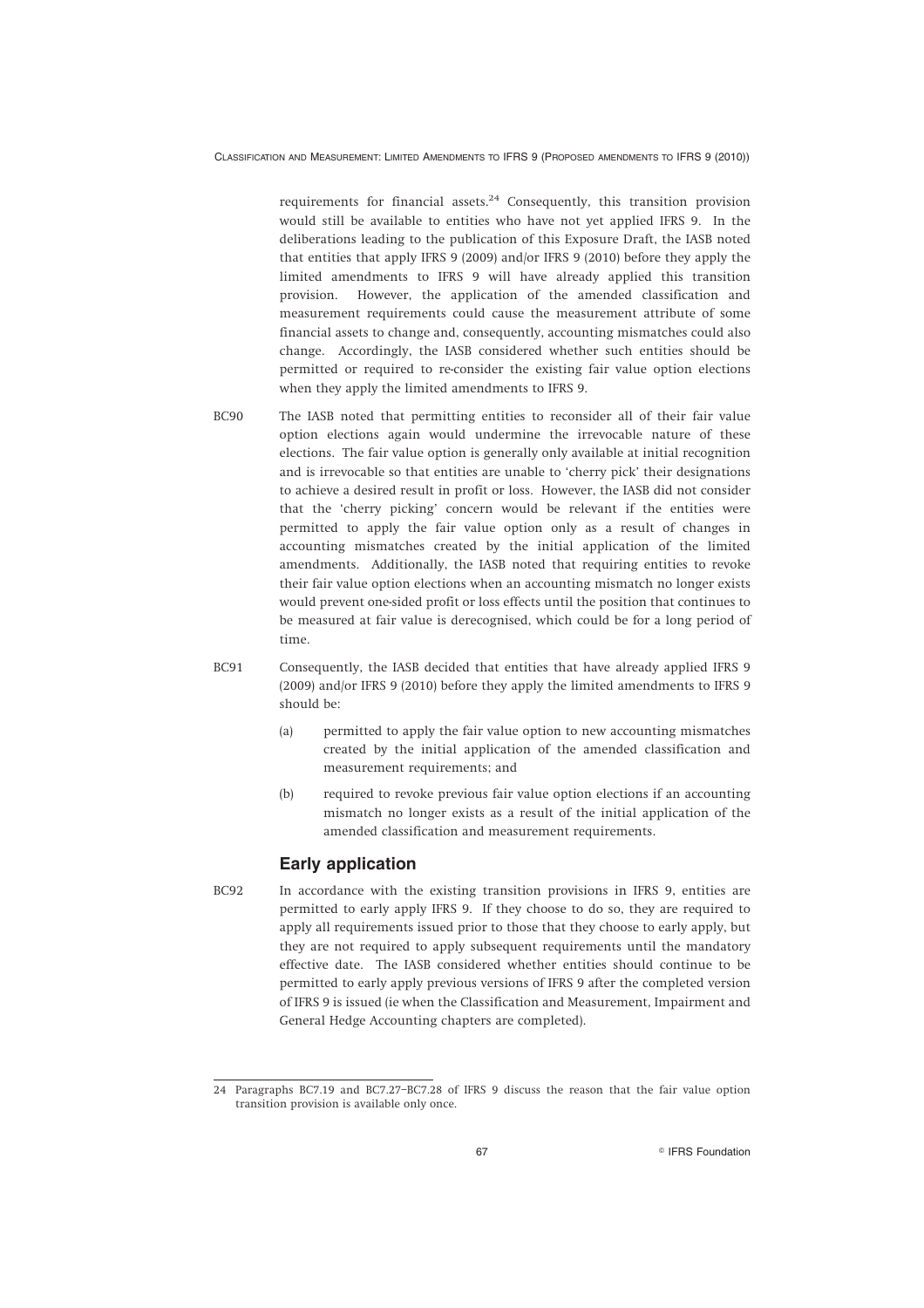requirements for financial assets.[24] Consequently, this transition provision would still be available to entities who have not yet applied IFRS 9. In the deliberations leading to the publication of this Exposure Draft, the IASB noted that entities that apply IFRS 9 (2009) and/or IFRS 9 (2010) before they apply the limited amendments to IFRS 9 will have already applied this transition provision. However, the application of the amended classification and measurement requirements could cause the measurement attribute of some financial assets to change and, consequently, accounting mismatches could also change. Accordingly, the IASB considered whether such entities should be permitted or required to re-consider the existing fair value option elections when they apply the limited amendments to IFRS 9.

BC90 The IASB noted that permitting entities to reconsider all of their fair value option elections again would undermine the irrevocable nature of these elections. The fair value option is generally only available at initial recognition and is irrevocable so that entities are unable to 'cherry pick' their designations to achieve a desired result in profit or loss. However, the IASB did not consider that the 'cherry picking' concern would be relevant if the entities were permitted to apply the fair value option only as a result of changes in accounting mismatches created by the initial application of the limited amendments. Additionally, the IASB noted that requiring entities to revoke their fair value option elections when an accounting mismatch no longer exists would prevent one-sided profit or loss effects until the position that continues to be measured at fair value is derecognised, which could be for a long period of time.

BC91 Consequently, the IASB decided that entities that have already applied IFRS 9 (2009) and/or IFRS 9 (2010) before they apply the limited amendments to IFRS 9 should be:

(a) permitted to apply the fair value option to new accounting mismatches created by the initial application of the amended classification and measurement requirements; and

(b) required to revoke previous fair value option elections if an accounting mismatch no longer exists as a result of the initial application of the amended classification and measurement requirements.

## Early application

BC92 In accordance with the existing transition provisions in IFRS 9, entities are permitted to early apply IFRS 9. If they choose to do so, they are required to apply all requirements issued prior to those that they choose to early apply, but they are not required to apply subsequent requirements until the mandatory effective date. The IASB considered whether entities should continue to be permitted to early apply previous versions of IFRS 9 after the completed version of IFRS 9 is issued (ie when the Classification and Measurement, Impairment and General Hedge Accounting chapters are completed).

---

[24] Paragraphs BC7.19 and BC7.27–BC7.28 of IFRS 9 discuss the reason that the fair value option transition provision is available only once.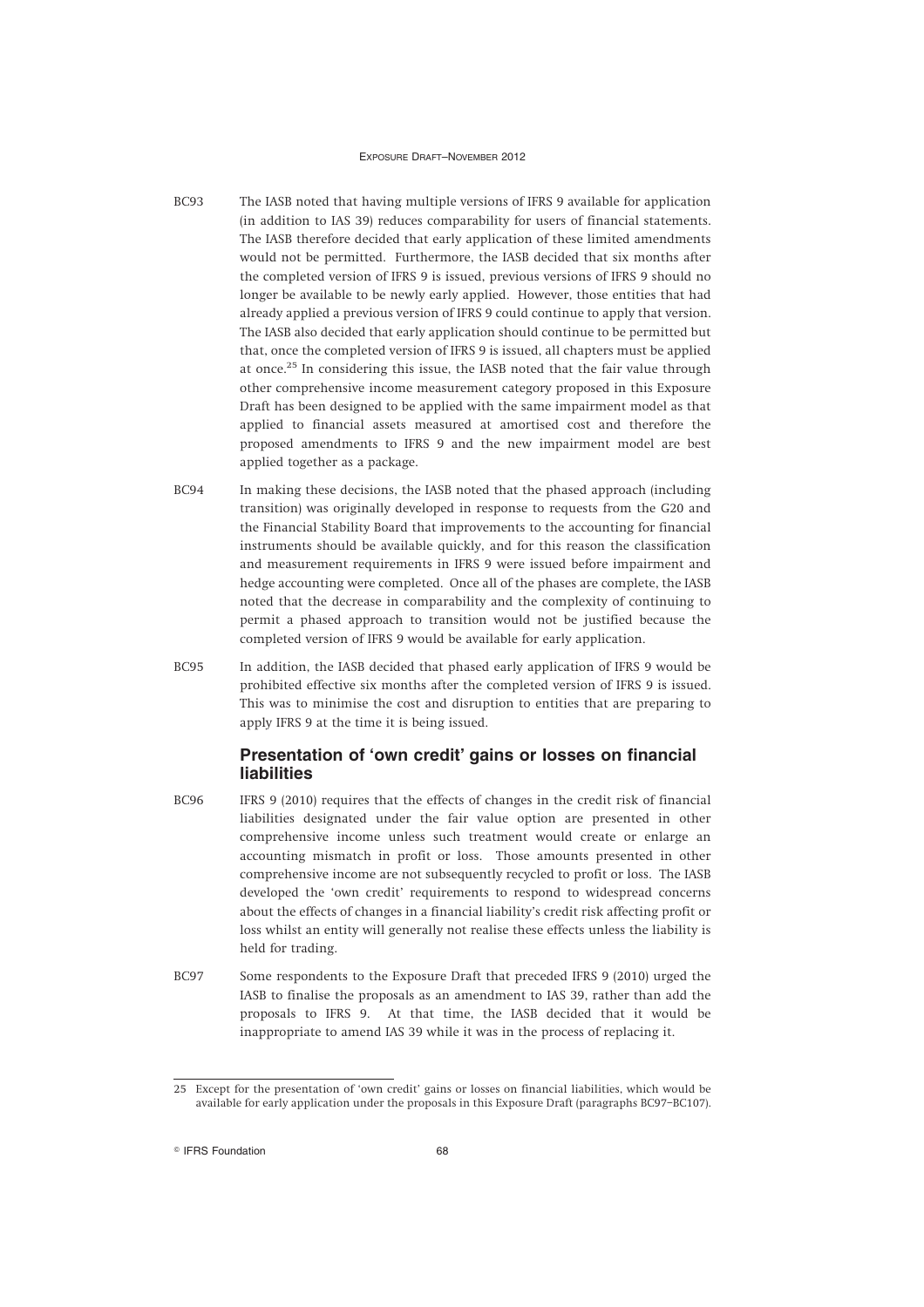BC93 The IASB noted that having multiple versions of IFRS 9 available for application (in addition to IAS 39) reduces comparability for users of financial statements. The IASB therefore decided that early application of these limited amendments would not be permitted. Furthermore, the IASB decided that six months after the completed version of IFRS 9 is issued, previous versions of IFRS 9 should no longer be available to be newly early applied. However, those entities that had already applied a previous version of IFRS 9 could continue to apply that version. The IASB also decided that early application should continue to be permitted but that, once the completed version of IFRS 9 is issued, all chapters must be applied at once.[25] In considering this issue, the IASB noted that the fair value through other comprehensive income measurement category proposed in this Exposure Draft has been designed to be applied with the same impairment model as that applied to financial assets measured at amortised cost and therefore the proposed amendments to IFRS 9 and the new impairment model are best applied together as a package.

BC94 In making these decisions, the IASB noted that the phased approach (including transition) was originally developed in response to requests from the G20 and the Financial Stability Board that improvements to the accounting for financial instruments should be available quickly, and for this reason the classification and measurement requirements in IFRS 9 were issued before impairment and hedge accounting were completed. Once all of the phases are complete, the IASB noted that the decrease in comparability and the complexity of continuing to permit a phased approach to transition would not be justified because the completed version of IFRS 9 would be available for early application.

BC95 In addition, the IASB decided that phased early application of IFRS 9 would be prohibited effective six months after the completed version of IFRS 9 is issued. This was to minimise the cost and disruption to entities that are preparing to apply IFRS 9 at the time it is being issued.

## Presentation of 'own credit' gains or losses on financial liabilities

BC96 IFRS 9 (2010) requires that the effects of changes in the credit risk of financial liabilities designated under the fair value option are presented in other comprehensive income unless such treatment would create or enlarge an accounting mismatch in profit or loss. Those amounts presented in other comprehensive income are not subsequently recycled to profit or loss. The IASB developed the 'own credit' requirements to respond to widespread concerns about the effects of changes in a financial liability's credit risk affecting profit or loss whilst an entity will generally not realise these effects unless the liability is held for trading.

BC97 Some respondents to the Exposure Draft that preceded IFRS 9 (2010) urged the IASB to finalise the proposals as an amendment to IAS 39, rather than add the proposals to IFRS 9. At that time, the IASB decided that it would be inappropriate to amend IAS 39 while it was in the process of replacing it.

---

25 Except for the presentation of 'own credit' gains or losses on financial liabilities, which would be available for early application under the proposals in this Exposure Draft (paragraphs BC97–BC107).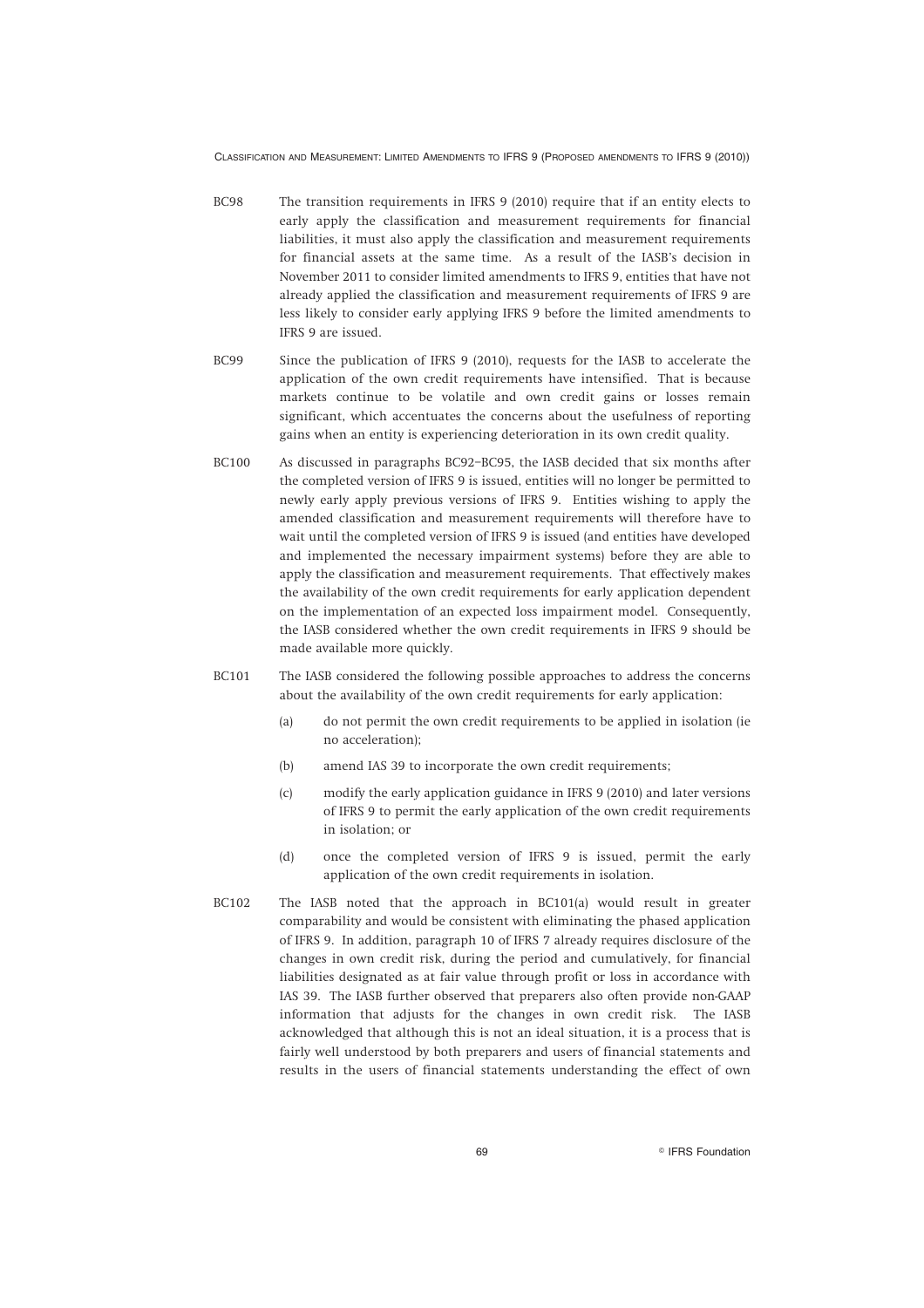BC98 The transition requirements in IFRS 9 (2010) require that if an entity elects to early apply the classification and measurement requirements for financial liabilities, it must also apply the classification and measurement requirements for financial assets at the same time. As a result of the IASB's decision in November 2011 to consider limited amendments to IFRS 9, entities that have not already applied the classification and measurement requirements of IFRS 9 are less likely to consider early applying IFRS 9 before the limited amendments to IFRS 9 are issued.

BC99 Since the publication of IFRS 9 (2010), requests for the IASB to accelerate the application of the own credit requirements have intensified. That is because markets continue to be volatile and own credit gains or losses remain significant, which accentuates the concerns about the usefulness of reporting gains when an entity is experiencing deterioration in its own credit quality.

BC100 As discussed in paragraphs BC92–BC95, the IASB decided that six months after the completed version of IFRS 9 is issued, entities will no longer be permitted to newly early apply previous versions of IFRS 9. Entities wishing to apply the amended classification and measurement requirements will therefore have to wait until the completed version of IFRS 9 is issued (and entities have developed and implemented the necessary impairment systems) before they are able to apply the classification and measurement requirements. That effectively makes the availability of the own credit requirements for early application dependent on the implementation of an expected loss impairment model. Consequently, the IASB considered whether the own credit requirements in IFRS 9 should be made available more quickly.

BC101 The IASB considered the following possible approaches to address the concerns about the availability of the own credit requirements for early application:

(a) do not permit the own credit requirements to be applied in isolation (ie no acceleration);

(b) amend IAS 39 to incorporate the own credit requirements;

(c) modify the early application guidance in IFRS 9 (2010) and later versions of IFRS 9 to permit the early application of the own credit requirements in isolation; or

(d) once the completed version of IFRS 9 is issued, permit the early application of the own credit requirements in isolation.

BC102 The IASB noted that the approach in BC101(a) would result in greater comparability and would be consistent with eliminating the phased application of IFRS 9. In addition, paragraph 10 of IFRS 7 already requires disclosure of the changes in own credit risk, during the period and cumulatively, for financial liabilities designated as at fair value through profit or loss in accordance with IAS 39. The IASB further observed that preparers also often provide non-GAAP information that adjusts for the changes in own credit risk. The IASB acknowledged that although this is not an ideal situation, it is a process that is fairly well understood by both preparers and users of financial statements and results in the users of financial statements understanding the effect of own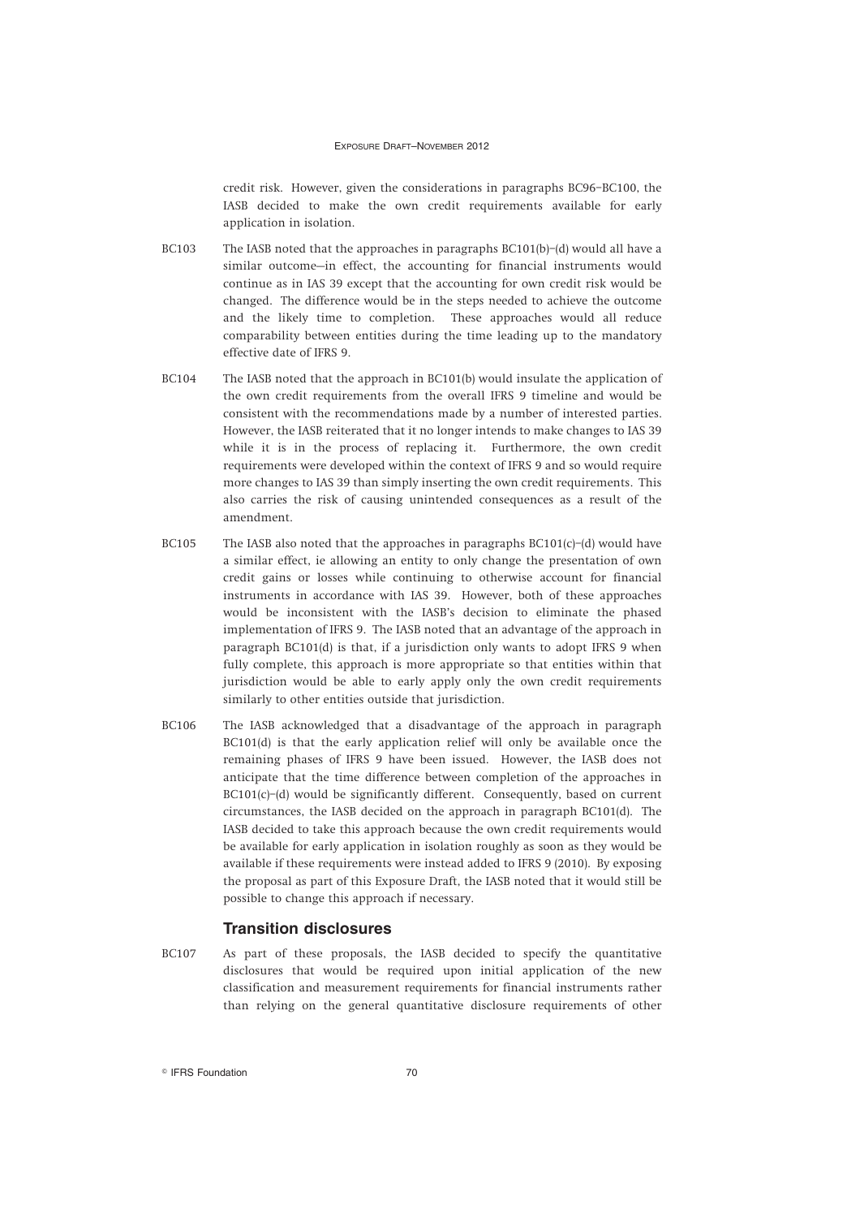credit risk. However, given the considerations in paragraphs BC96–BC100, the IASB decided to make the own credit requirements available for early application in isolation.

BC103 The IASB noted that the approaches in paragraphs BC101(b)–(d) would all have a similar outcome—in effect, the accounting for financial instruments would continue as in IAS 39 except that the accounting for own credit risk would be changed. The difference would be in the steps needed to achieve the outcome and the likely time to completion. These approaches would all reduce comparability between entities during the time leading up to the mandatory effective date of IFRS 9.

BC104 The IASB noted that the approach in BC101(b) would insulate the application of the own credit requirements from the overall IFRS 9 timeline and would be consistent with the recommendations made by a number of interested parties. However, the IASB reiterated that it no longer intends to make changes to IAS 39 while it is in the process of replacing it. Furthermore, the own credit requirements were developed within the context of IFRS 9 and so would require more changes to IAS 39 than simply inserting the own credit requirements. This also carries the risk of causing unintended consequences as a result of the amendment.

BC105 The IASB also noted that the approaches in paragraphs BC101(c)–(d) would have a similar effect, ie allowing an entity to only change the presentation of own credit gains or losses while continuing to otherwise account for financial instruments in accordance with IAS 39. However, both of these approaches would be inconsistent with the IASB's decision to eliminate the phased implementation of IFRS 9. The IASB noted that an advantage of the approach in paragraph BC101(d) is that, if a jurisdiction only wants to adopt IFRS 9 when fully complete, this approach is more appropriate so that entities within that jurisdiction would be able to early apply only the own credit requirements similarly to other entities outside that jurisdiction.

BC106 The IASB acknowledged that a disadvantage of the approach in paragraph BC101(d) is that the early application relief will only be available once the remaining phases of IFRS 9 have been issued. However, the IASB does not anticipate that the time difference between completion of the approaches in BC101(c)–(d) would be significantly different. Consequently, based on current circumstances, the IASB decided on the approach in paragraph BC101(d). The IASB decided to take this approach because the own credit requirements would be available for early application in isolation roughly as soon as they would be available if these requirements were instead added to IFRS 9 (2010). By exposing the proposal as part of this Exposure Draft, the IASB noted that it would still be possible to change this approach if necessary.

## Transition disclosures

BC107 As part of these proposals, the IASB decided to specify the quantitative disclosures that would be required upon initial application of the new classification and measurement requirements for financial instruments rather than relying on the general quantitative disclosure requirements of other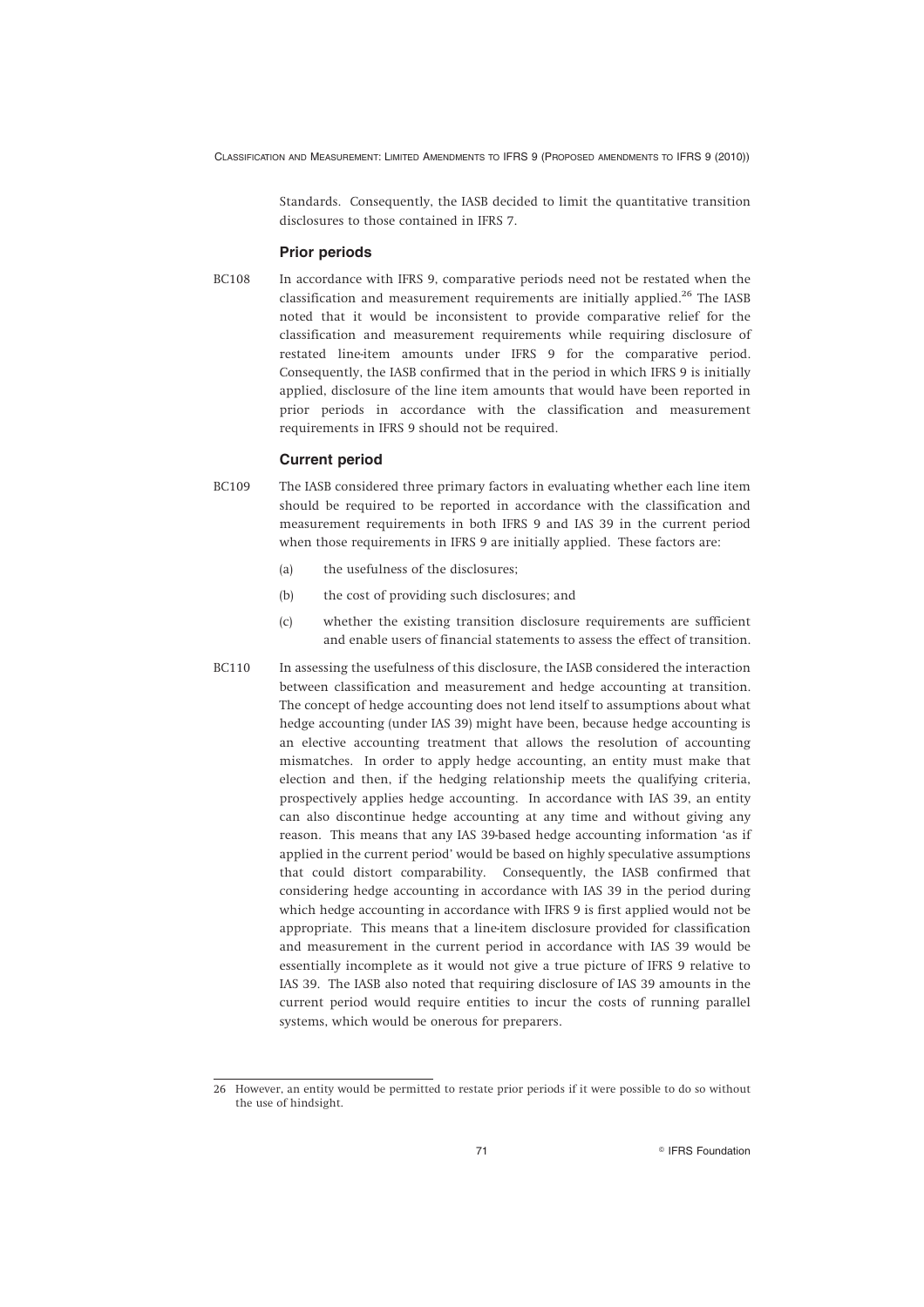Standards. Consequently, the IASB decided to limit the quantitative transition disclosures to those contained in IFRS 7.

### Prior periods

BC108 In accordance with IFRS 9, comparative periods need not be restated when the classification and measurement requirements are initially applied.[26] The IASB noted that it would be inconsistent to provide comparative relief for the classification and measurement requirements while requiring disclosure of restated line-item amounts under IFRS 9 for the comparative period. Consequently, the IASB confirmed that in the period in which IFRS 9 is initially applied, disclosure of the line item amounts that would have been reported in prior periods in accordance with the classification and measurement requirements in IFRS 9 should not be required.

### Current period

BC109 The IASB considered three primary factors in evaluating whether each line item should be required to be reported in accordance with the classification and measurement requirements in both IFRS 9 and IAS 39 in the current period when those requirements in IFRS 9 are initially applied. These factors are:

(a) the usefulness of the disclosures;

(b) the cost of providing such disclosures; and

(c) whether the existing transition disclosure requirements are sufficient and enable users of financial statements to assess the effect of transition.

BC110 In assessing the usefulness of this disclosure, the IASB considered the interaction between classification and measurement and hedge accounting at transition. The concept of hedge accounting does not lend itself to assumptions about what hedge accounting (under IAS 39) might have been, because hedge accounting is an elective accounting treatment that allows the resolution of accounting mismatches. In order to apply hedge accounting, an entity must make that election and then, if the hedging relationship meets the qualifying criteria, prospectively applies hedge accounting. In accordance with IAS 39, an entity can also discontinue hedge accounting at any time and without giving any reason. This means that any IAS 39-based hedge accounting information 'as if applied in the current period' would be based on highly speculative assumptions that could distort comparability. Consequently, the IASB confirmed that considering hedge accounting in accordance with IAS 39 in the period during which hedge accounting in accordance with IFRS 9 is first applied would not be appropriate. This means that a line-item disclosure provided for classification and measurement in the current period in accordance with IAS 39 would be essentially incomplete as it would not give a true picture of IFRS 9 relative to IAS 39. The IASB also noted that requiring disclosure of IAS 39 amounts in the current period would require entities to incur the costs of running parallel systems, which would be onerous for preparers.

26 However, an entity would be permitted to restate prior periods if it were possible to do so without the use of hindsight.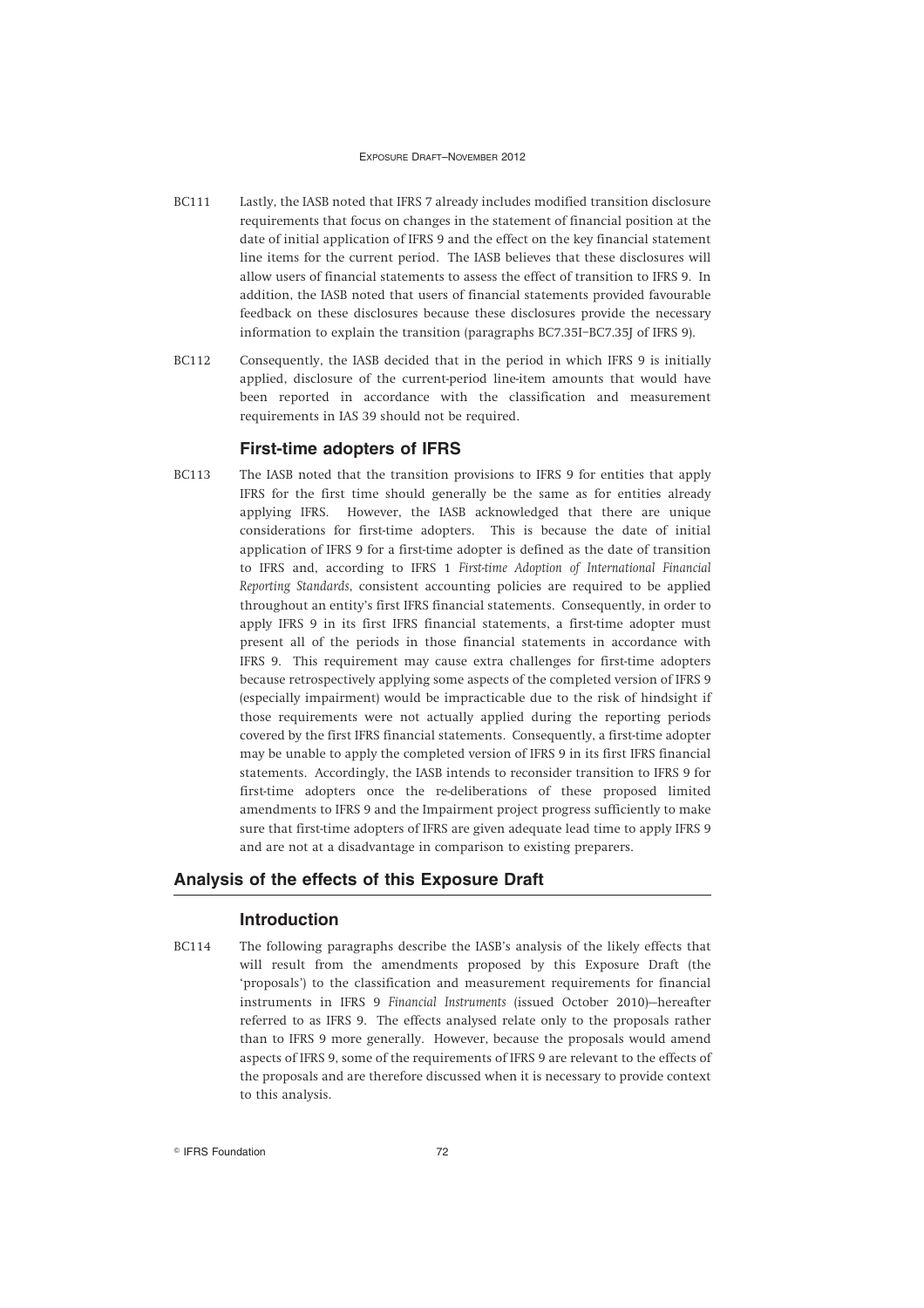BC111 Lastly, the IASB noted that IFRS 7 already includes modified transition disclosure requirements that focus on changes in the statement of financial position at the date of initial application of IFRS 9 and the effect on the key financial statement line items for the current period. The IASB believes that these disclosures will allow users of financial statements to assess the effect of transition to IFRS 9. In addition, the IASB noted that users of financial statements provided favourable feedback on these disclosures because these disclosures provide the necessary information to explain the transition (paragraphs BC7.35I–BC7.35J of IFRS 9).

BC112 Consequently, the IASB decided that in the period in which IFRS 9 is initially applied, disclosure of the current-period line-item amounts that would have been reported in accordance with the classification and measurement requirements in IAS 39 should not be required.

### First-time adopters of IFRS

BC113 The IASB noted that the transition provisions to IFRS 9 for entities that apply IFRS for the first time should generally be the same as for entities already applying IFRS. However, the IASB acknowledged that there are unique considerations for first-time adopters. This is because the date of initial application of IFRS 9 for a first-time adopter is defined as the date of transition to IFRS and, according to IFRS 1 *First-time Adoption of International Financial Reporting Standards*, consistent accounting policies are required to be applied throughout an entity's first IFRS financial statements. Consequently, in order to apply IFRS 9 in its first IFRS financial statements, a first-time adopter must present all of the periods in those financial statements in accordance with IFRS 9. This requirement may cause extra challenges for first-time adopters because retrospectively applying some aspects of the completed version of IFRS 9 (especially impairment) would be impracticable due to the risk of hindsight if those requirements were not actually applied during the reporting periods covered by the first IFRS financial statements. Consequently, a first-time adopter may be unable to apply the completed version of IFRS 9 in its first IFRS financial statements. Accordingly, the IASB intends to reconsider transition to IFRS 9 for first-time adopters once the re-deliberations of these proposed limited amendments to IFRS 9 and the Impairment project progress sufficiently to make sure that first-time adopters of IFRS are given adequate lead time to apply IFRS 9 and are not at a disadvantage in comparison to existing preparers.

## Analysis of the effects of this Exposure Draft

### Introduction

BC114 The following paragraphs describe the IASB's analysis of the likely effects that will result from the amendments proposed by this Exposure Draft (the 'proposals') to the classification and measurement requirements for financial instruments in IFRS 9 *Financial Instruments* (issued October 2010)—hereafter referred to as IFRS 9. The effects analysed relate only to the proposals rather than to IFRS 9 more generally. However, because the proposals would amend aspects of IFRS 9, some of the requirements of IFRS 9 are relevant to the effects of the proposals and are therefore discussed when it is necessary to provide context to this analysis.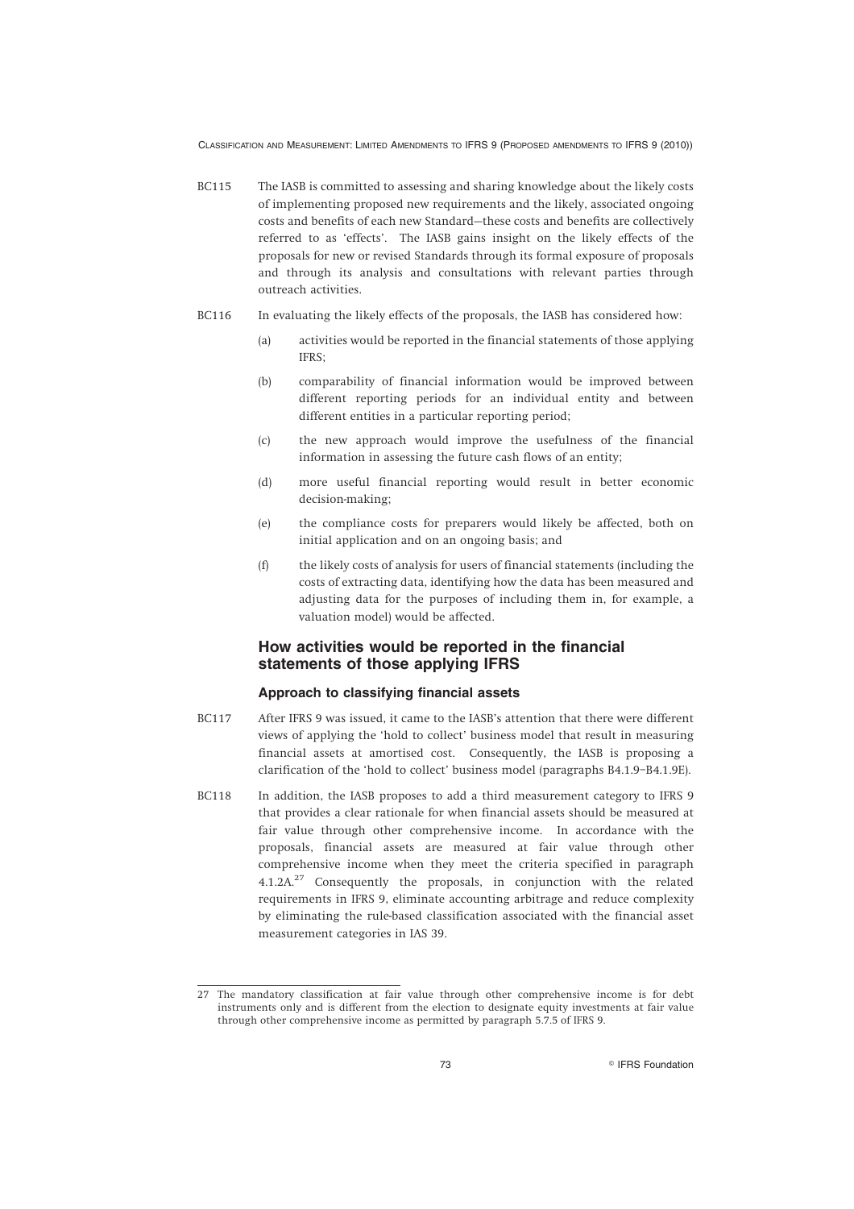BC115 The IASB is committed to assessing and sharing knowledge about the likely costs of implementing proposed new requirements and the likely, associated ongoing costs and benefits of each new Standard—these costs and benefits are collectively referred to as 'effects'. The IASB gains insight on the likely effects of the proposals for new or revised Standards through its formal exposure of proposals and through its analysis and consultations with relevant parties through outreach activities.

BC116 In evaluating the likely effects of the proposals, the IASB has considered how:

(a) activities would be reported in the financial statements of those applying IFRS;

(b) comparability of financial information would be improved between different reporting periods for an individual entity and between different entities in a particular reporting period;

(c) the new approach would improve the usefulness of the financial information in assessing the future cash flows of an entity;

(d) more useful financial reporting would result in better economic decision-making;

(e) the compliance costs for preparers would likely be affected, both on initial application and on an ongoing basis; and

(f) the likely costs of analysis for users of financial statements (including the costs of extracting data, identifying how the data has been measured and adjusting data for the purposes of including them in, for example, a valuation model) would be affected.

## How activities would be reported in the financial statements of those applying IFRS

### Approach to classifying financial assets

BC117 After IFRS 9 was issued, it came to the IASB's attention that there were different views of applying the 'hold to collect' business model that result in measuring financial assets at amortised cost. Consequently, the IASB is proposing a clarification of the 'hold to collect' business model (paragraphs B4.1.9–B4.1.9E).

BC118 In addition, the IASB proposes to add a third measurement category to IFRS 9 that provides a clear rationale for when financial assets should be measured at fair value through other comprehensive income. In accordance with the proposals, financial assets are measured at fair value through other comprehensive income when they meet the criteria specified in paragraph 4.1.2A.[27] Consequently the proposals, in conjunction with the related requirements in IFRS 9, eliminate accounting arbitrage and reduce complexity by eliminating the rule-based classification associated with the financial asset measurement categories in IAS 39.

---

27 The mandatory classification at fair value through other comprehensive income is for debt instruments only and is different from the election to designate equity investments at fair value through other comprehensive income as permitted by paragraph 5.7.5 of IFRS 9.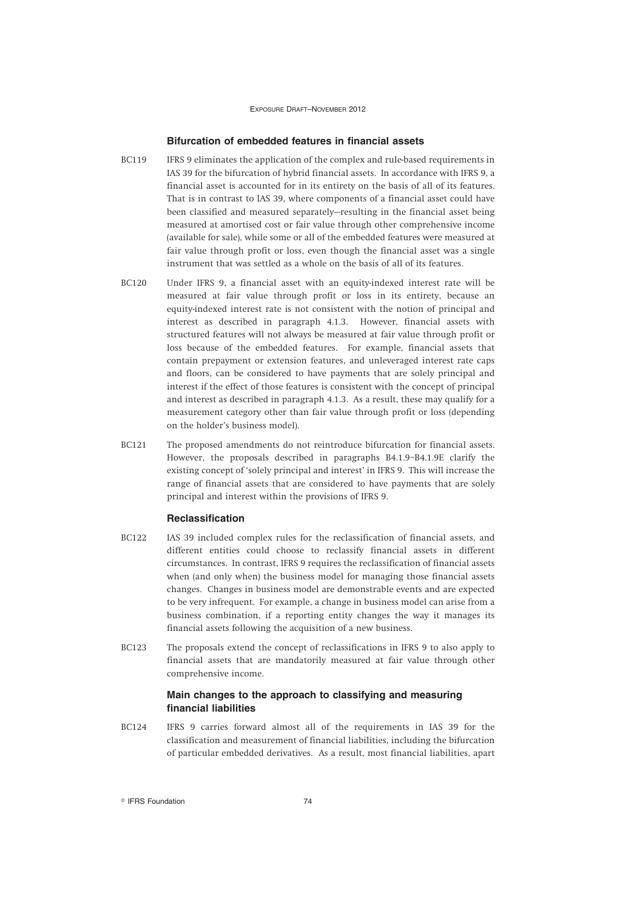### Bifurcation of embedded features in financial assets

BC119 IFRS 9 eliminates the application of the complex and rule-based requirements in IAS 39 for the bifurcation of hybrid financial assets. In accordance with IFRS 9, a financial asset is accounted for in its entirety on the basis of all of its features. That is in contrast to IAS 39, where components of a financial asset could have been classified and measured separately—resulting in the financial asset being measured at amortised cost or fair value through other comprehensive income (available for sale), while some or all of the embedded features were measured at fair value through profit or loss, even though the financial asset was a single instrument that was settled as a whole on the basis of all of its features.

BC120 Under IFRS 9, a financial asset with an equity-indexed interest rate will be measured at fair value through profit or loss in its entirety, because an equity-indexed interest rate is not consistent with the notion of principal and interest as described in paragraph 4.1.3. However, financial assets with structured features will not always be measured at fair value through profit or loss because of the embedded features. For example, financial assets that contain prepayment or extension features, and unleveraged interest rate caps and floors, can be considered to have payments that are solely principal and interest if the effect of those features is consistent with the concept of principal and interest as described in paragraph 4.1.3. As a result, these may qualify for a measurement category other than fair value through profit or loss (depending on the holder's business model).

BC121 The proposed amendments do not reintroduce bifurcation for financial assets. However, the proposals described in paragraphs B4.1.9–B4.1.9E clarify the existing concept of 'solely principal and interest' in IFRS 9. This will increase the range of financial assets that are considered to have payments that are solely principal and interest within the provisions of IFRS 9.

### Reclassification

BC122 IAS 39 included complex rules for the reclassification of financial assets, and different entities could choose to reclassify financial assets in different circumstances. In contrast, IFRS 9 requires the reclassification of financial assets when (and only when) the business model for managing those financial assets changes. Changes in business model are demonstrable events and are expected to be very infrequent. For example, a change in business model can arise from a business combination, if a reporting entity changes the way it manages its financial assets following the acquisition of a new business.

BC123 The proposals extend the concept of reclassifications in IFRS 9 to also apply to financial assets that are mandatorily measured at fair value through other comprehensive income.

### Main changes to the approach to classifying and measuring financial liabilities

BC124 IFRS 9 carries forward almost all of the requirements in IAS 39 for the classification and measurement of financial liabilities, including the bifurcation of particular embedded derivatives. As a result, most financial liabilities, apart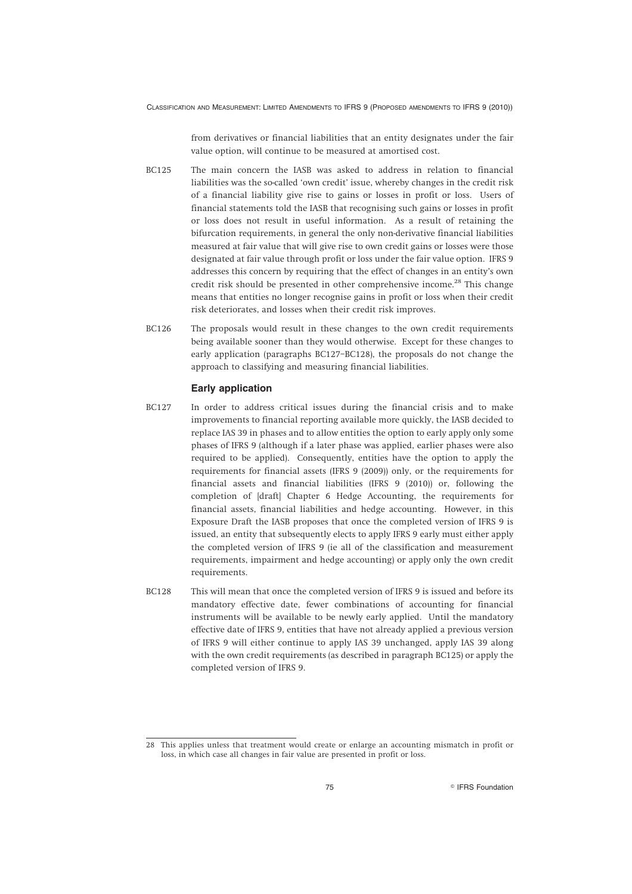from derivatives or financial liabilities that an entity designates under the fair value option, will continue to be measured at amortised cost.

BC125 The main concern the IASB was asked to address in relation to financial liabilities was the so-called 'own credit' issue, whereby changes in the credit risk of a financial liability give rise to gains or losses in profit or loss. Users of financial statements told the IASB that recognising such gains or losses in profit or loss does not result in useful information. As a result of retaining the bifurcation requirements, in general the only non-derivative financial liabilities measured at fair value that will give rise to own credit gains or losses were those designated at fair value through profit or loss under the fair value option. IFRS 9 addresses this concern by requiring that the effect of changes in an entity's own credit risk should be presented in other comprehensive income.[28] This change means that entities no longer recognise gains in profit or loss when their credit risk deteriorates, and losses when their credit risk improves.

BC126 The proposals would result in these changes to the own credit requirements being available sooner than they would otherwise. Except for these changes to early application (paragraphs BC127–BC128), the proposals do not change the approach to classifying and measuring financial liabilities.

### Early application

BC127 In order to address critical issues during the financial crisis and to make improvements to financial reporting available more quickly, the IASB decided to replace IAS 39 in phases and to allow entities the option to early apply only some phases of IFRS 9 (although if a later phase was applied, earlier phases were also required to be applied). Consequently, entities have the option to apply the requirements for financial assets (IFRS 9 (2009)) only, or the requirements for financial assets and financial liabilities (IFRS 9 (2010)) or, following the completion of [draft] Chapter 6 Hedge Accounting, the requirements for financial assets, financial liabilities and hedge accounting. However, in this Exposure Draft the IASB proposes that once the completed version of IFRS 9 is issued, an entity that subsequently elects to apply IFRS 9 early must either apply the completed version of IFRS 9 (ie all of the classification and measurement requirements, impairment and hedge accounting) or apply only the own credit requirements.

BC128 This will mean that once the completed version of IFRS 9 is issued and before its mandatory effective date, fewer combinations of accounting for financial instruments will be available to be newly early applied. Until the mandatory effective date of IFRS 9, entities that have not already applied a previous version of IFRS 9 will either continue to apply IAS 39 unchanged, apply IAS 39 along with the own credit requirements (as described in paragraph BC125) or apply the completed version of IFRS 9.

---

28 This applies unless that treatment would create or enlarge an accounting mismatch in profit or loss, in which case all changes in fair value are presented in profit or loss.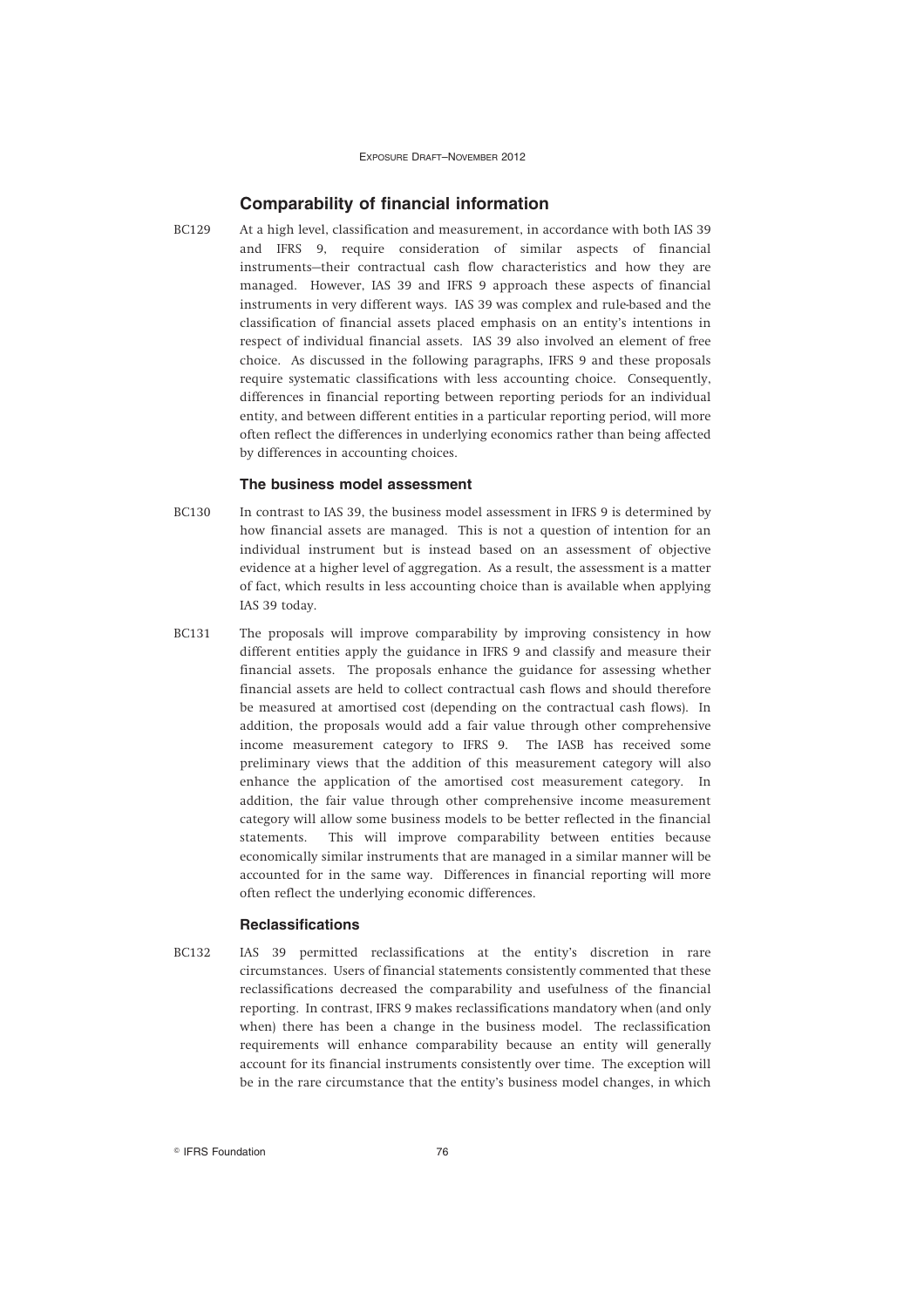## Comparability of financial information

BC129 At a high level, classification and measurement, in accordance with both IAS 39 and IFRS 9, require consideration of similar aspects of financial instruments—their contractual cash flow characteristics and how they are managed. However, IAS 39 and IFRS 9 approach these aspects of financial instruments in very different ways. IAS 39 was complex and rule-based and the classification of financial assets placed emphasis on an entity's intentions in respect of individual financial assets. IAS 39 also involved an element of free choice. As discussed in the following paragraphs, IFRS 9 and these proposals require systematic classifications with less accounting choice. Consequently, differences in financial reporting between reporting periods for an individual entity, and between different entities in a particular reporting period, will more often reflect the differences in underlying economics rather than being affected by differences in accounting choices.

### The business model assessment

BC130 In contrast to IAS 39, the business model assessment in IFRS 9 is determined by how financial assets are managed. This is not a question of intention for an individual instrument but is instead based on an assessment of objective evidence at a higher level of aggregation. As a result, the assessment is a matter of fact, which results in less accounting choice than is available when applying IAS 39 today.

BC131 The proposals will improve comparability by improving consistency in how different entities apply the guidance in IFRS 9 and classify and measure their financial assets. The proposals enhance the guidance for assessing whether financial assets are held to collect contractual cash flows and should therefore be measured at amortised cost (depending on the contractual cash flows). In addition, the proposals would add a fair value through other comprehensive income measurement category to IFRS 9. The IASB has received some preliminary views that the addition of this measurement category will also enhance the application of the amortised cost measurement category. In addition, the fair value through other comprehensive income measurement category will allow some business models to be better reflected in the financial statements. This will improve comparability between entities because economically similar instruments that are managed in a similar manner will be accounted for in the same way. Differences in financial reporting will more often reflect the underlying economic differences.

### Reclassifications

BC132 IAS 39 permitted reclassifications at the entity's discretion in rare circumstances. Users of financial statements consistently commented that these reclassifications decreased the comparability and usefulness of the financial reporting. In contrast, IFRS 9 makes reclassifications mandatory when (and only when) there has been a change in the business model. The reclassification requirements will enhance comparability because an entity will generally account for its financial instruments consistently over time. The exception will be in the rare circumstance that the entity's business model changes, in which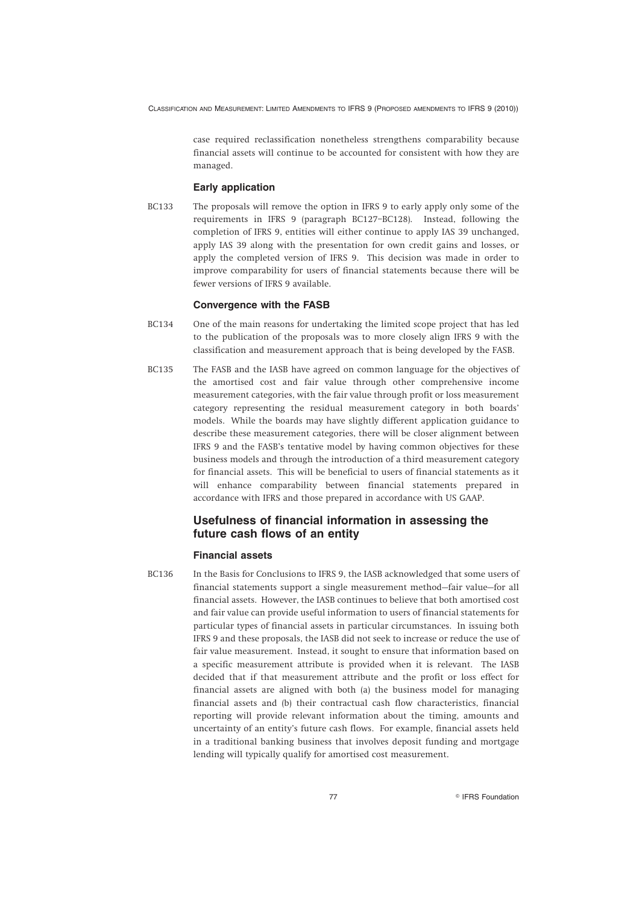case required reclassification nonetheless strengthens comparability because financial assets will continue to be accounted for consistent with how they are managed.

### Early application

BC133 The proposals will remove the option in IFRS 9 to early apply only some of the requirements in IFRS 9 (paragraph BC127–BC128). Instead, following the completion of IFRS 9, entities will either continue to apply IAS 39 unchanged, apply IAS 39 along with the presentation for own credit gains and losses, or apply the completed version of IFRS 9. This decision was made in order to improve comparability for users of financial statements because there will be fewer versions of IFRS 9 available.

### Convergence with the FASB

BC134 One of the main reasons for undertaking the limited scope project that has led to the publication of the proposals was to more closely align IFRS 9 with the classification and measurement approach that is being developed by the FASB.

BC135 The FASB and the IASB have agreed on common language for the objectives of the amortised cost and fair value through other comprehensive income measurement categories, with the fair value through profit or loss measurement category representing the residual measurement category in both boards' models. While the boards may have slightly different application guidance to describe these measurement categories, there will be closer alignment between IFRS 9 and the FASB's tentative model by having common objectives for these business models and through the introduction of a third measurement category for financial assets. This will be beneficial to users of financial statements as it will enhance comparability between financial statements prepared in accordance with IFRS and those prepared in accordance with US GAAP.

## Usefulness of financial information in assessing the future cash flows of an entity

### Financial assets

BC136 In the Basis for Conclusions to IFRS 9, the IASB acknowledged that some users of financial statements support a single measurement method—fair value—for all financial assets. However, the IASB continues to believe that both amortised cost and fair value can provide useful information to users of financial statements for particular types of financial assets in particular circumstances. In issuing both IFRS 9 and these proposals, the IASB did not seek to increase or reduce the use of fair value measurement. Instead, it sought to ensure that information based on a specific measurement attribute is provided when it is relevant. The IASB decided that if that measurement attribute and the profit or loss effect for financial assets are aligned with both (a) the business model for managing financial assets and (b) their contractual cash flow characteristics, financial reporting will provide relevant information about the timing, amounts and uncertainty of an entity's future cash flows. For example, financial assets held in a traditional banking business that involves deposit funding and mortgage lending will typically qualify for amortised cost measurement.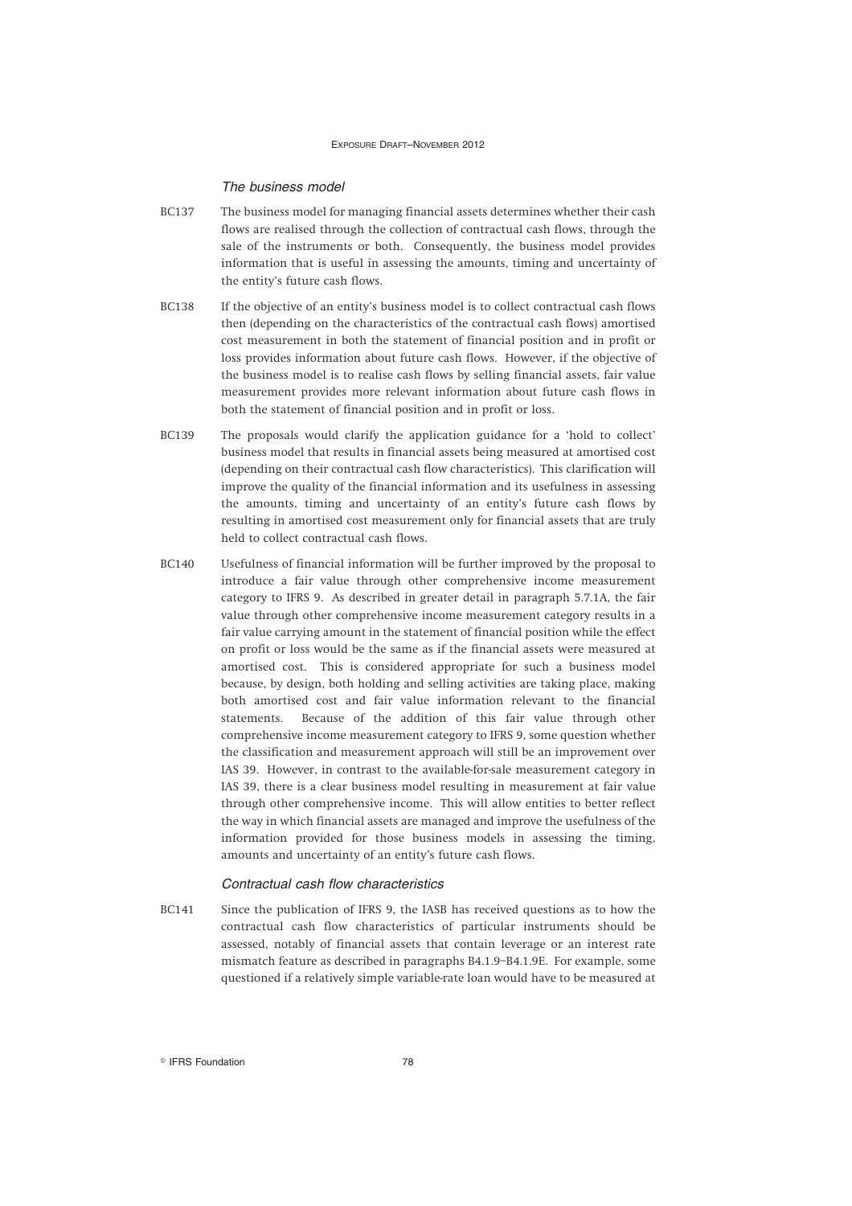### *The business model*

BC137 The business model for managing financial assets determines whether their cash flows are realised through the collection of contractual cash flows, through the sale of the instruments or both. Consequently, the business model provides information that is useful in assessing the amounts, timing and uncertainty of the entity's future cash flows.

BC138 If the objective of an entity's business model is to collect contractual cash flows then (depending on the characteristics of the contractual cash flows) amortised cost measurement in both the statement of financial position and in profit or loss provides information about future cash flows. However, if the objective of the business model is to realise cash flows by selling financial assets, fair value measurement provides more relevant information about future cash flows in both the statement of financial position and in profit or loss.

BC139 The proposals would clarify the application guidance for a 'hold to collect' business model that results in financial assets being measured at amortised cost (depending on their contractual cash flow characteristics). This clarification will improve the quality of the financial information and its usefulness in assessing the amounts, timing and uncertainty of an entity's future cash flows by resulting in amortised cost measurement only for financial assets that are truly held to collect contractual cash flows.

BC140 Usefulness of financial information will be further improved by the proposal to introduce a fair value through other comprehensive income measurement category to IFRS 9. As described in greater detail in paragraph 5.7.1A, the fair value through other comprehensive income measurement category results in a fair value carrying amount in the statement of financial position while the effect on profit or loss would be the same as if the financial assets were measured at amortised cost. This is considered appropriate for such a business model because, by design, both holding and selling activities are taking place, making both amortised cost and fair value information relevant to the financial statements. Because of the addition of this fair value through other comprehensive income measurement category to IFRS 9, some question whether the classification and measurement approach will still be an improvement over IAS 39. However, in contrast to the available-for-sale measurement category in IAS 39, there is a clear business model resulting in measurement at fair value through other comprehensive income. This will allow entities to better reflect the way in which financial assets are managed and improve the usefulness of the information provided for those business models in assessing the timing, amounts and uncertainty of an entity's future cash flows.

### *Contractual cash flow characteristics*

BC141 Since the publication of IFRS 9, the IASB has received questions as to how the contractual cash flow characteristics of particular instruments should be assessed, notably of financial assets that contain leverage or an interest rate mismatch feature as described in paragraphs B4.1.9–B4.1.9E. For example, some questioned if a relatively simple variable-rate loan would have to be measured at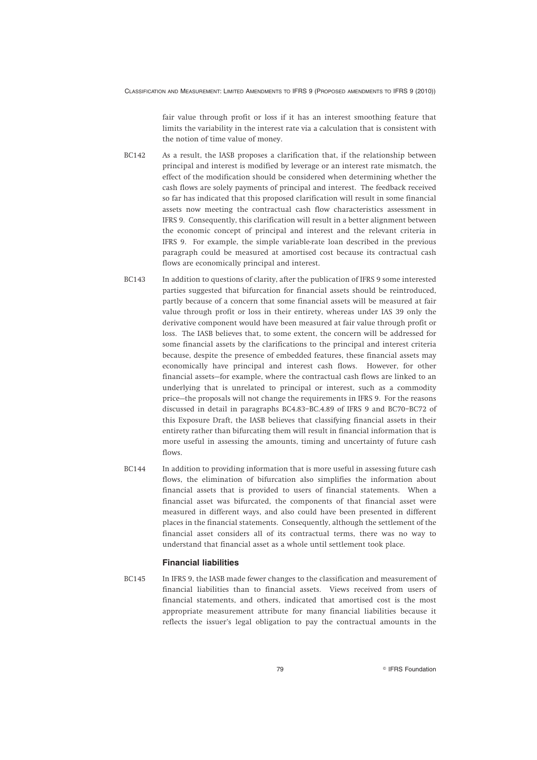fair value through profit or loss if it has an interest smoothing feature that limits the variability in the interest rate via a calculation that is consistent with the notion of time value of money.

BC142 As a result, the IASB proposes a clarification that, if the relationship between principal and interest is modified by leverage or an interest rate mismatch, the effect of the modification should be considered when determining whether the cash flows are solely payments of principal and interest. The feedback received so far has indicated that this proposed clarification will result in some financial assets now meeting the contractual cash flow characteristics assessment in IFRS 9. Consequently, this clarification will result in a better alignment between the economic concept of principal and interest and the relevant criteria in IFRS 9. For example, the simple variable-rate loan described in the previous paragraph could be measured at amortised cost because its contractual cash flows are economically principal and interest.

BC143 In addition to questions of clarity, after the publication of IFRS 9 some interested parties suggested that bifurcation for financial assets should be reintroduced, partly because of a concern that some financial assets will be measured at fair value through profit or loss in their entirety, whereas under IAS 39 only the derivative component would have been measured at fair value through profit or loss. The IASB believes that, to some extent, the concern will be addressed for some financial assets by the clarifications to the principal and interest criteria because, despite the presence of embedded features, these financial assets may economically have principal and interest cash flows. However, for other financial assets—for example, where the contractual cash flows are linked to an underlying that is unrelated to principal or interest, such as a commodity price—the proposals will not change the requirements in IFRS 9. For the reasons discussed in detail in paragraphs BC4.83–BC.4.89 of IFRS 9 and BC70–BC72 of this Exposure Draft, the IASB believes that classifying financial assets in their entirety rather than bifurcating them will result in financial information that is more useful in assessing the amounts, timing and uncertainty of future cash flows.

BC144 In addition to providing information that is more useful in assessing future cash flows, the elimination of bifurcation also simplifies the information about financial assets that is provided to users of financial statements. When a financial asset was bifurcated, the components of that financial asset were measured in different ways, and also could have been presented in different places in the financial statements. Consequently, although the settlement of the financial asset considers all of its contractual terms, there was no way to understand that financial asset as a whole until settlement took place.

### Financial liabilities

BC145 In IFRS 9, the IASB made fewer changes to the classification and measurement of financial liabilities than to financial assets. Views received from users of financial statements, and others, indicated that amortised cost is the most appropriate measurement attribute for many financial liabilities because it reflects the issuer's legal obligation to pay the contractual amounts in the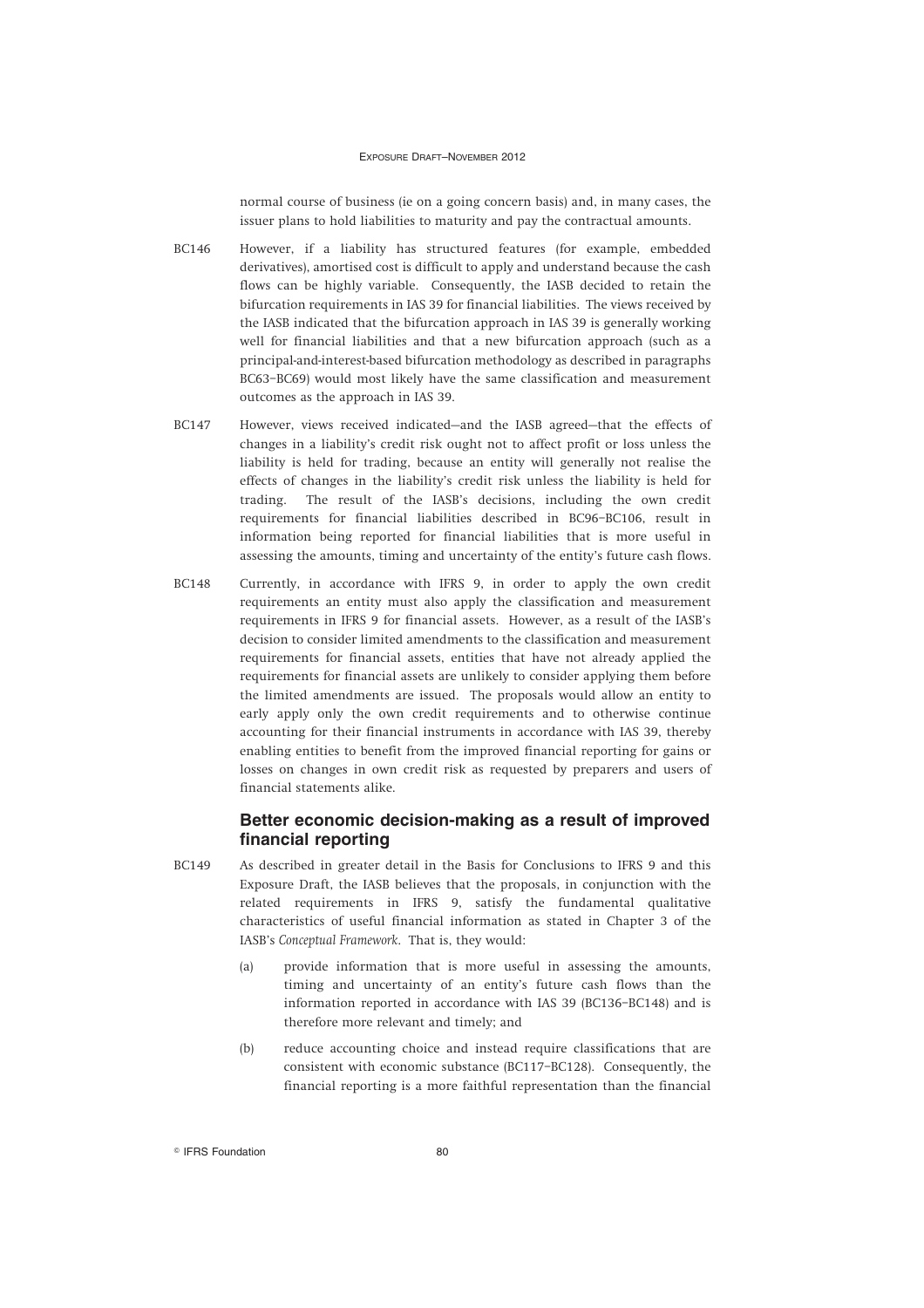normal course of business (ie on a going concern basis) and, in many cases, the issuer plans to hold liabilities to maturity and pay the contractual amounts.

BC146 However, if a liability has structured features (for example, embedded derivatives), amortised cost is difficult to apply and understand because the cash flows can be highly variable. Consequently, the IASB decided to retain the bifurcation requirements in IAS 39 for financial liabilities. The views received by the IASB indicated that the bifurcation approach in IAS 39 is generally working well for financial liabilities and that a new bifurcation approach (such as a principal-and-interest-based bifurcation methodology as described in paragraphs BC63–BC69) would most likely have the same classification and measurement outcomes as the approach in IAS 39.

BC147 However, views received indicated—and the IASB agreed—that the effects of changes in a liability's credit risk ought not to affect profit or loss unless the liability is held for trading, because an entity will generally not realise the effects of changes in the liability's credit risk unless the liability is held for trading. The result of the IASB's decisions, including the own credit requirements for financial liabilities described in BC96–BC106, result in information being reported for financial liabilities that is more useful in assessing the amounts, timing and uncertainty of the entity's future cash flows.

BC148 Currently, in accordance with IFRS 9, in order to apply the own credit requirements an entity must also apply the classification and measurement requirements in IFRS 9 for financial assets. However, as a result of the IASB's decision to consider limited amendments to the classification and measurement requirements for financial assets, entities that have not already applied the requirements for financial assets are unlikely to consider applying them before the limited amendments are issued. The proposals would allow an entity to early apply only the own credit requirements and to otherwise continue accounting for their financial instruments in accordance with IAS 39, thereby enabling entities to benefit from the improved financial reporting for gains or losses on changes in own credit risk as requested by preparers and users of financial statements alike.

## Better economic decision-making as a result of improved financial reporting

BC149 As described in greater detail in the Basis for Conclusions to IFRS 9 and this Exposure Draft, the IASB believes that the proposals, in conjunction with the related requirements in IFRS 9, satisfy the fundamental qualitative characteristics of useful financial information as stated in Chapter 3 of the IASB's *Conceptual Framework*. That is, they would:

(a) provide information that is more useful in assessing the amounts, timing and uncertainty of an entity's future cash flows than the information reported in accordance with IAS 39 (BC136–BC148) and is therefore more relevant and timely; and

(b) reduce accounting choice and instead require classifications that are consistent with economic substance (BC117–BC128). Consequently, the financial reporting is a more faithful representation than the financial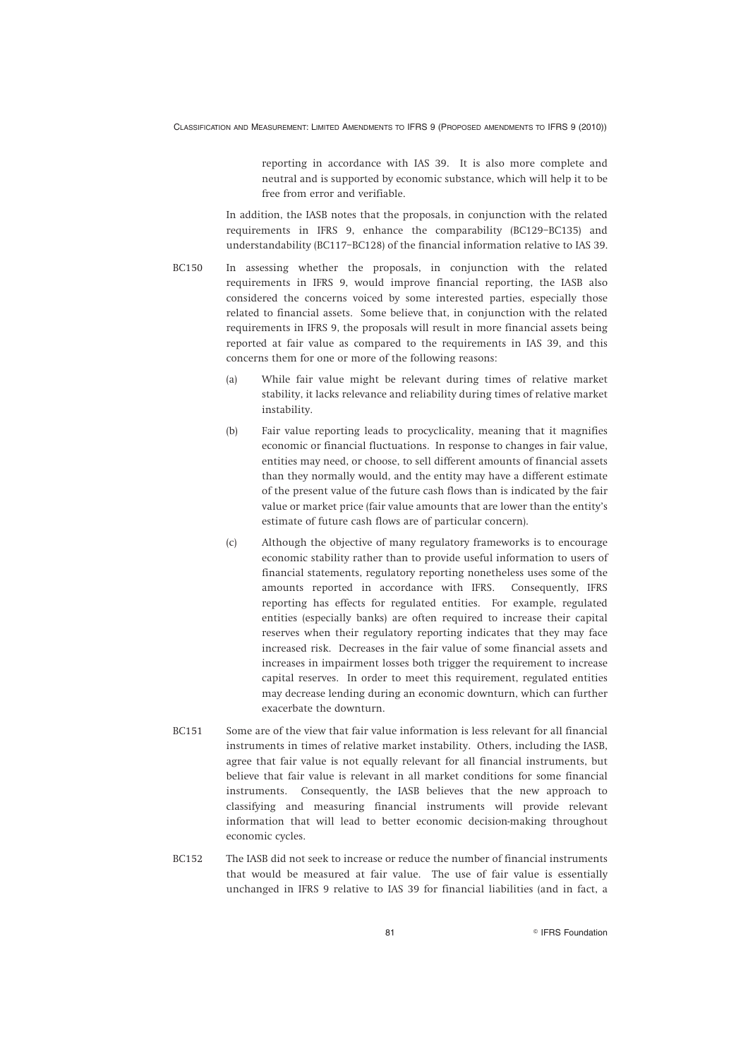reporting in accordance with IAS 39. It is also more complete and neutral and is supported by economic substance, which will help it to be free from error and verifiable.

In addition, the IASB notes that the proposals, in conjunction with the related requirements in IFRS 9, enhance the comparability (BC129–BC135) and understandability (BC117–BC128) of the financial information relative to IAS 39.

BC150 In assessing whether the proposals, in conjunction with the related requirements in IFRS 9, would improve financial reporting, the IASB also considered the concerns voiced by some interested parties, especially those related to financial assets. Some believe that, in conjunction with the related requirements in IFRS 9, the proposals will result in more financial assets being reported at fair value as compared to the requirements in IAS 39, and this concerns them for one or more of the following reasons:

(a) While fair value might be relevant during times of relative market stability, it lacks relevance and reliability during times of relative market instability.

(b) Fair value reporting leads to procyclicality, meaning that it magnifies economic or financial fluctuations. In response to changes in fair value, entities may need, or choose, to sell different amounts of financial assets than they normally would, and the entity may have a different estimate of the present value of the future cash flows than is indicated by the fair value or market price (fair value amounts that are lower than the entity's estimate of future cash flows are of particular concern).

(c) Although the objective of many regulatory frameworks is to encourage economic stability rather than to provide useful information to users of financial statements, regulatory reporting nonetheless uses some of the amounts reported in accordance with IFRS. Consequently, IFRS reporting has effects for regulated entities. For example, regulated entities (especially banks) are often required to increase their capital reserves when their regulatory reporting indicates that they may face increased risk. Decreases in the fair value of some financial assets and increases in impairment losses both trigger the requirement to increase capital reserves. In order to meet this requirement, regulated entities may decrease lending during an economic downturn, which can further exacerbate the downturn.

BC151 Some are of the view that fair value information is less relevant for all financial instruments in times of relative market instability. Others, including the IASB, agree that fair value is not equally relevant for all financial instruments, but believe that fair value is relevant in all market conditions for some financial instruments. Consequently, the IASB believes that the new approach to classifying and measuring financial instruments will provide relevant information that will lead to better economic decision-making throughout economic cycles.

BC152 The IASB did not seek to increase or reduce the number of financial instruments that would be measured at fair value. The use of fair value is essentially unchanged in IFRS 9 relative to IAS 39 for financial liabilities (and in fact, a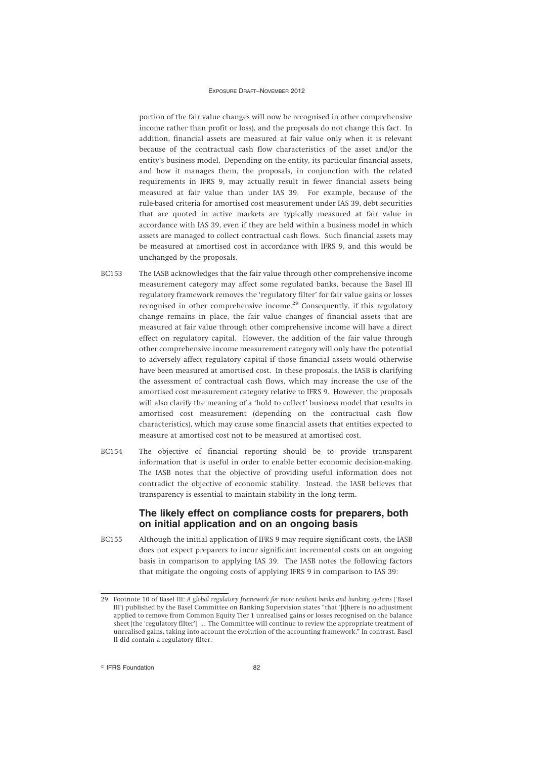portion of the fair value changes will now be recognised in other comprehensive income rather than profit or loss), and the proposals do not change this fact. In addition, financial assets are measured at fair value only when it is relevant because of the contractual cash flow characteristics of the asset and/or the entity's business model. Depending on the entity, its particular financial assets, and how it manages them, the proposals, in conjunction with the related requirements in IFRS 9, may actually result in fewer financial assets being measured at fair value than under IAS 39. For example, because of the rule-based criteria for amortised cost measurement under IAS 39, debt securities that are quoted in active markets are typically measured at fair value in accordance with IAS 39, even if they are held within a business model in which assets are managed to collect contractual cash flows. Such financial assets may be measured at amortised cost in accordance with IFRS 9, and this would be unchanged by the proposals.

BC153 The IASB acknowledges that the fair value through other comprehensive income measurement category may affect some regulated banks, because the Basel III regulatory framework removes the 'regulatory filter' for fair value gains or losses recognised in other comprehensive income.[29] Consequently, if this regulatory change remains in place, the fair value changes of financial assets that are measured at fair value through other comprehensive income will have a direct effect on regulatory capital. However, the addition of the fair value through other comprehensive income measurement category will only have the potential to adversely affect regulatory capital if those financial assets would otherwise have been measured at amortised cost. In these proposals, the IASB is clarifying the assessment of contractual cash flows, which may increase the use of the amortised cost measurement category relative to IFRS 9. However, the proposals will also clarify the meaning of a 'hold to collect' business model that results in amortised cost measurement (depending on the contractual cash flow characteristics), which may cause some financial assets that entities expected to measure at amortised cost not to be measured at amortised cost.

BC154 The objective of financial reporting should be to provide transparent information that is useful in order to enable better economic decision-making. The IASB notes that the objective of providing useful information does not contradict the objective of economic stability. Instead, the IASB believes that transparency is essential to maintain stability in the long term.

### The likely effect on compliance costs for preparers, both on initial application and on an ongoing basis

BC155 Although the initial application of IFRS 9 may require significant costs, the IASB does not expect preparers to incur significant incremental costs on an ongoing basis in comparison to applying IAS 39. The IASB notes the following factors that mitigate the ongoing costs of applying IFRS 9 in comparison to IAS 39:

---

29 Footnote 10 of Basel III: *A global regulatory framework for more resilient banks and banking systems* ('Basel III') published by the Basel Committee on Banking Supervision states "that '[t]here is no adjustment applied to remove from Common Equity Tier 1 unrealised gains or losses recognised on the balance sheet [the 'regulatory filter'] ... The Committee will continue to review the appropriate treatment of unrealised gains, taking into account the evolution of the accounting framework." In contrast, Basel II did contain a regulatory filter.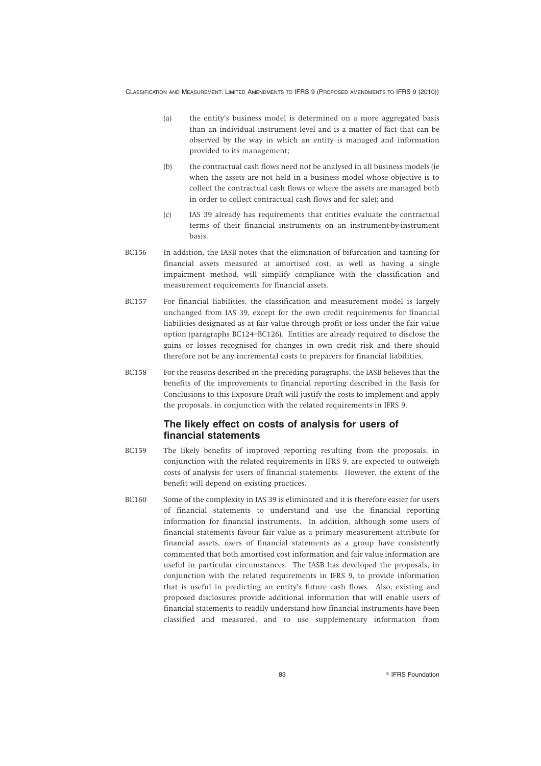(a) the entity's business model is determined on a more aggregated basis than an individual instrument level and is a matter of fact that can be observed by the way in which an entity is managed and information provided to its management;

(b) the contractual cash flows need not be analysed in all business models (ie when the assets are not held in a business model whose objective is to collect the contractual cash flows or where the assets are managed both in order to collect contractual cash flows and for sale); and

(c) IAS 39 already has requirements that entities evaluate the contractual terms of their financial instruments on an instrument-by-instrument basis.

BC156 In addition, the IASB notes that the elimination of bifurcation and tainting for financial assets measured at amortised cost, as well as having a single impairment method, will simplify compliance with the classification and measurement requirements for financial assets.

BC157 For financial liabilities, the classification and measurement model is largely unchanged from IAS 39, except for the own credit requirements for financial liabilities designated as at fair value through profit or loss under the fair value option (paragraphs BC124–BC126). Entities are already required to disclose the gains or losses recognised for changes in own credit risk and there should therefore not be any incremental costs to preparers for financial liabilities.

BC158 For the reasons described in the preceding paragraphs, the IASB believes that the benefits of the improvements to financial reporting described in the Basis for Conclusions to this Exposure Draft will justify the costs to implement and apply the proposals, in conjunction with the related requirements in IFRS 9.

### The likely effect on costs of analysis for users of financial statements

BC159 The likely benefits of improved reporting resulting from the proposals, in conjunction with the related requirements in IFRS 9, are expected to outweigh costs of analysis for users of financial statements. However, the extent of the benefit will depend on existing practices.

BC160 Some of the complexity in IAS 39 is eliminated and it is therefore easier for users of financial statements to understand and use the financial reporting information for financial instruments. In addition, although some users of financial statements favour fair value as a primary measurement attribute for financial assets, users of financial statements as a group have consistently commented that both amortised cost information and fair value information are useful in particular circumstances. The IASB has developed the proposals, in conjunction with the related requirements in IFRS 9, to provide information that is useful in predicting an entity's future cash flows. Also, existing and proposed disclosures provide additional information that will enable users of financial statements to readily understand how financial instruments have been classified and measured, and to use supplementary information from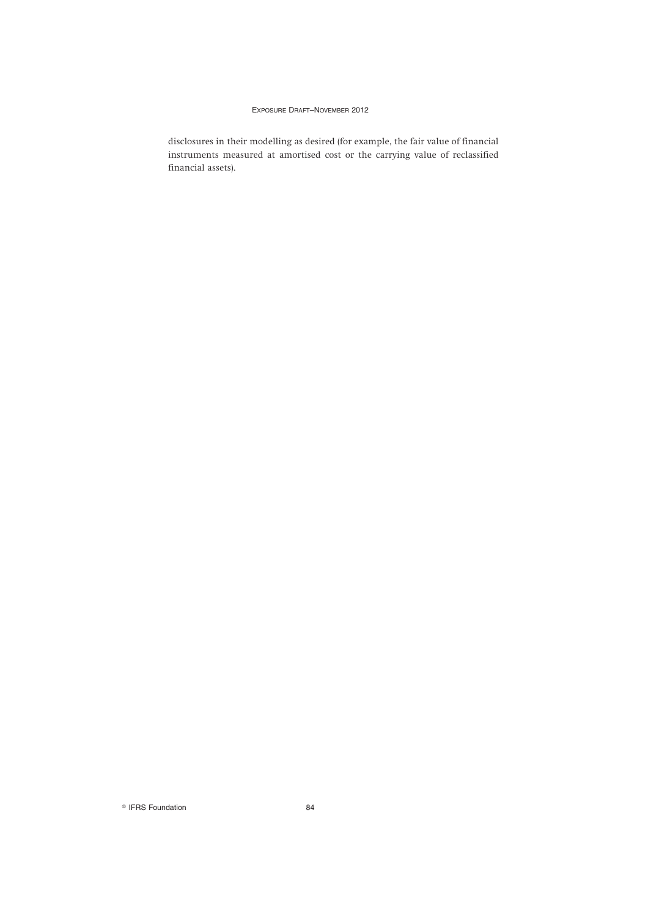disclosures in their modelling as desired (for example, the fair value of financial instruments measured at amortised cost or the carrying value of reclassified financial assets).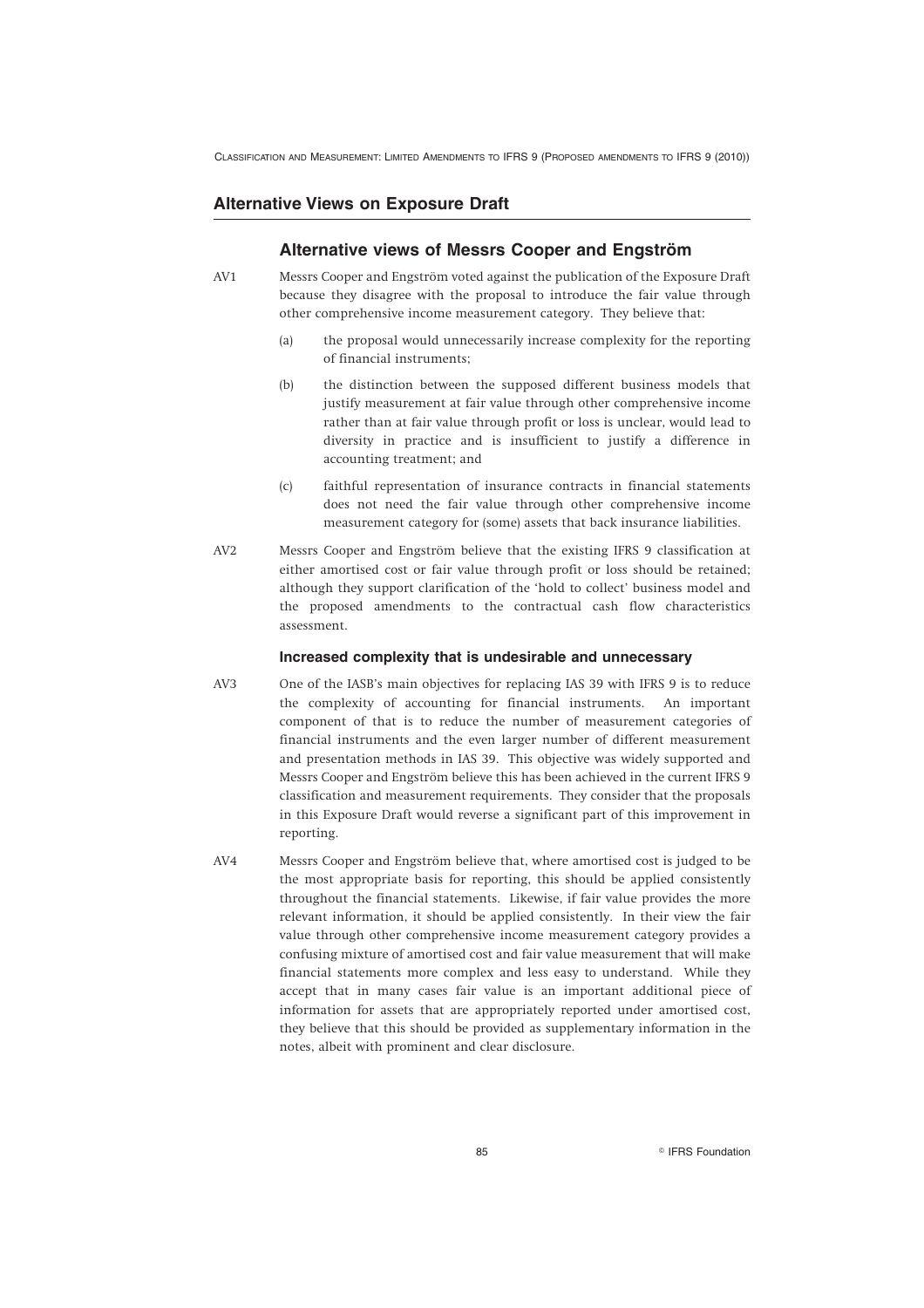## Alternative Views on Exposure Draft

### Alternative views of Messrs Cooper and Engström

AV1 Messrs Cooper and Engström voted against the publication of the Exposure Draft because they disagree with the proposal to introduce the fair value through other comprehensive income measurement category. They believe that:

(a) the proposal would unnecessarily increase complexity for the reporting of financial instruments;

(b) the distinction between the supposed different business models that justify measurement at fair value through other comprehensive income rather than at fair value through profit or loss is unclear, would lead to diversity in practice and is insufficient to justify a difference in accounting treatment; and

(c) faithful representation of insurance contracts in financial statements does not need the fair value through other comprehensive income measurement category for (some) assets that back insurance liabilities.

AV2 Messrs Cooper and Engström believe that the existing IFRS 9 classification at either amortised cost or fair value through profit or loss should be retained; although they support clarification of the 'hold to collect' business model and the proposed amendments to the contractual cash flow characteristics assessment.

#### Increased complexity that is undesirable and unnecessary

AV3 One of the IASB's main objectives for replacing IAS 39 with IFRS 9 is to reduce the complexity of accounting for financial instruments. An important component of that is to reduce the number of measurement categories of financial instruments and the even larger number of different measurement and presentation methods in IAS 39. This objective was widely supported and Messrs Cooper and Engström believe this has been achieved in the current IFRS 9 classification and measurement requirements. They consider that the proposals in this Exposure Draft would reverse a significant part of this improvement in reporting.

AV4 Messrs Cooper and Engström believe that, where amortised cost is judged to be the most appropriate basis for reporting, this should be applied consistently throughout the financial statements. Likewise, if fair value provides the more relevant information, it should be applied consistently. In their view the fair value through other comprehensive income measurement category provides a confusing mixture of amortised cost and fair value measurement that will make financial statements more complex and less easy to understand. While they accept that in many cases fair value is an important additional piece of information for assets that are appropriately reported under amortised cost, they believe that this should be provided as supplementary information in the notes, albeit with prominent and clear disclosure.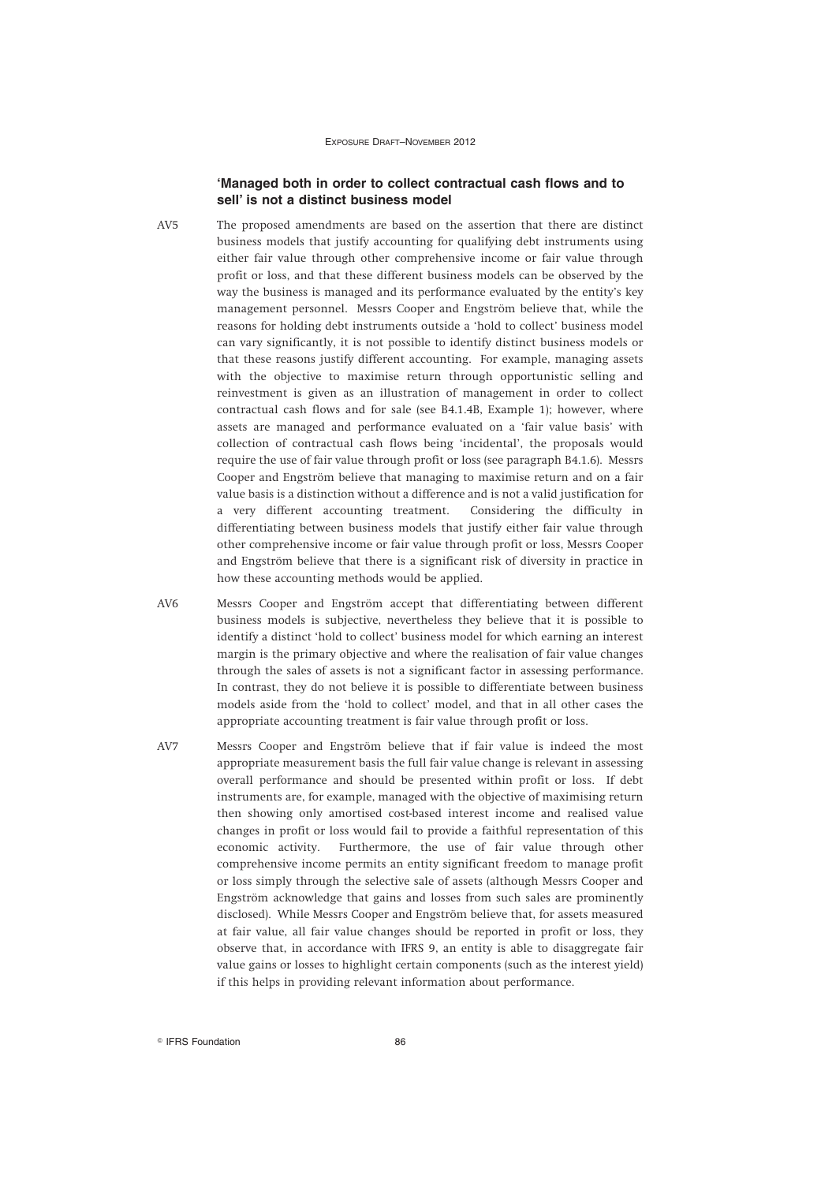### 'Managed both in order to collect contractual cash flows and to sell' is not a distinct business model

AV5 The proposed amendments are based on the assertion that there are distinct business models that justify accounting for qualifying debt instruments using either fair value through other comprehensive income or fair value through profit or loss, and that these different business models can be observed by the way the business is managed and its performance evaluated by the entity's key management personnel. Messrs Cooper and Engström believe that, while the reasons for holding debt instruments outside a 'hold to collect' business model can vary significantly, it is not possible to identify distinct business models or that these reasons justify different accounting. For example, managing assets with the objective to maximise return through opportunistic selling and reinvestment is given as an illustration of management in order to collect contractual cash flows and for sale (see B4.1.4B, Example 1); however, where assets are managed and performance evaluated on a 'fair value basis' with collection of contractual cash flows being 'incidental', the proposals would require the use of fair value through profit or loss (see paragraph B4.1.6). Messrs Cooper and Engström believe that managing to maximise return and on a fair value basis is a distinction without a difference and is not a valid justification for a very different accounting treatment. Considering the difficulty in differentiating between business models that justify either fair value through other comprehensive income or fair value through profit or loss, Messrs Cooper and Engström believe that there is a significant risk of diversity in practice in how these accounting methods would be applied.

AV6 Messrs Cooper and Engström accept that differentiating between different business models is subjective, nevertheless they believe that it is possible to identify a distinct 'hold to collect' business model for which earning an interest margin is the primary objective and where the realisation of fair value changes through the sales of assets is not a significant factor in assessing performance. In contrast, they do not believe it is possible to differentiate between business models aside from the 'hold to collect' model, and that in all other cases the appropriate accounting treatment is fair value through profit or loss.

AV7 Messrs Cooper and Engström believe that if fair value is indeed the most appropriate measurement basis the full fair value change is relevant in assessing overall performance and should be presented within profit or loss. If debt instruments are, for example, managed with the objective of maximising return then showing only amortised cost-based interest income and realised value changes in profit or loss would fail to provide a faithful representation of this economic activity. Furthermore, the use of fair value through other comprehensive income permits an entity significant freedom to manage profit or loss simply through the selective sale of assets (although Messrs Cooper and Engström acknowledge that gains and losses from such sales are prominently disclosed). While Messrs Cooper and Engström believe that, for assets measured at fair value, all fair value changes should be reported in profit or loss, they observe that, in accordance with IFRS 9, an entity is able to disaggregate fair value gains or losses to highlight certain components (such as the interest yield) if this helps in providing relevant information about performance.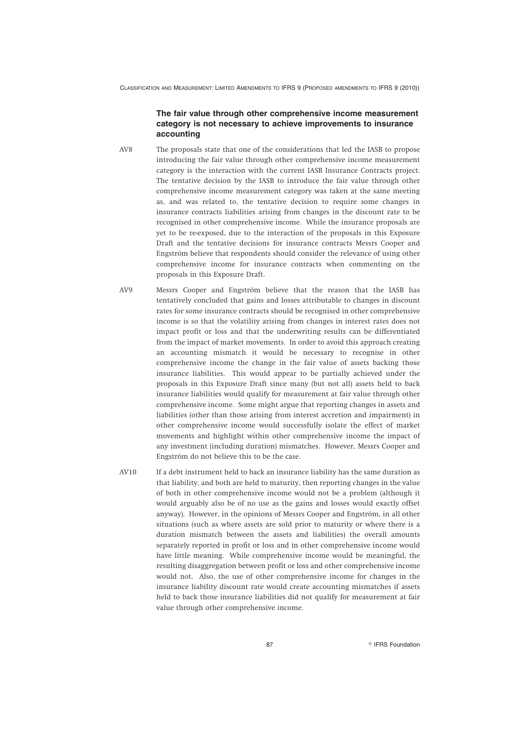### The fair value through other comprehensive income measurement category is not necessary to achieve improvements to insurance accounting

AV8 The proposals state that one of the considerations that led the IASB to propose introducing the fair value through other comprehensive income measurement category is the interaction with the current IASB Insurance Contracts project. The tentative decision by the IASB to introduce the fair value through other comprehensive income measurement category was taken at the same meeting as, and was related to, the tentative decision to require some changes in insurance contracts liabilities arising from changes in the discount rate to be recognised in other comprehensive income. While the insurance proposals are yet to be re-exposed, due to the interaction of the proposals in this Exposure Draft and the tentative decisions for insurance contracts Messrs Cooper and Engström believe that respondents should consider the relevance of using other comprehensive income for insurance contracts when commenting on the proposals in this Exposure Draft.

AV9 Messrs Cooper and Engström believe that the reason that the IASB has tentatively concluded that gains and losses attributable to changes in discount rates for some insurance contracts should be recognised in other comprehensive income is so that the volatility arising from changes in interest rates does not impact profit or loss and that the underwriting results can be differentiated from the impact of market movements. In order to avoid this approach creating an accounting mismatch it would be necessary to recognise in other comprehensive income the change in the fair value of assets backing those insurance liabilities. This would appear to be partially achieved under the proposals in this Exposure Draft since many (but not all) assets held to back insurance liabilities would qualify for measurement at fair value through other comprehensive income. Some might argue that reporting changes in assets and liabilities (other than those arising from interest accretion and impairment) in other comprehensive income would successfully isolate the effect of market movements and highlight within other comprehensive income the impact of any investment (including duration) mismatches. However, Messrs Cooper and Engström do not believe this to be the case.

AV10 If a debt instrument held to back an insurance liability has the same duration as that liability, and both are held to maturity, then reporting changes in the value of both in other comprehensive income would not be a problem (although it would arguably also be of no use as the gains and losses would exactly offset anyway). However, in the opinions of Messrs Cooper and Engström, in all other situations (such as where assets are sold prior to maturity or where there is a duration mismatch between the assets and liabilities) the overall amounts separately reported in profit or loss and in other comprehensive income would have little meaning. While comprehensive income would be meaningful, the resulting disaggregation between profit or loss and other comprehensive income would not. Also, the use of other comprehensive income for changes in the insurance liability discount rate would create accounting mismatches if assets held to back those insurance liabilities did not qualify for measurement at fair value through other comprehensive income.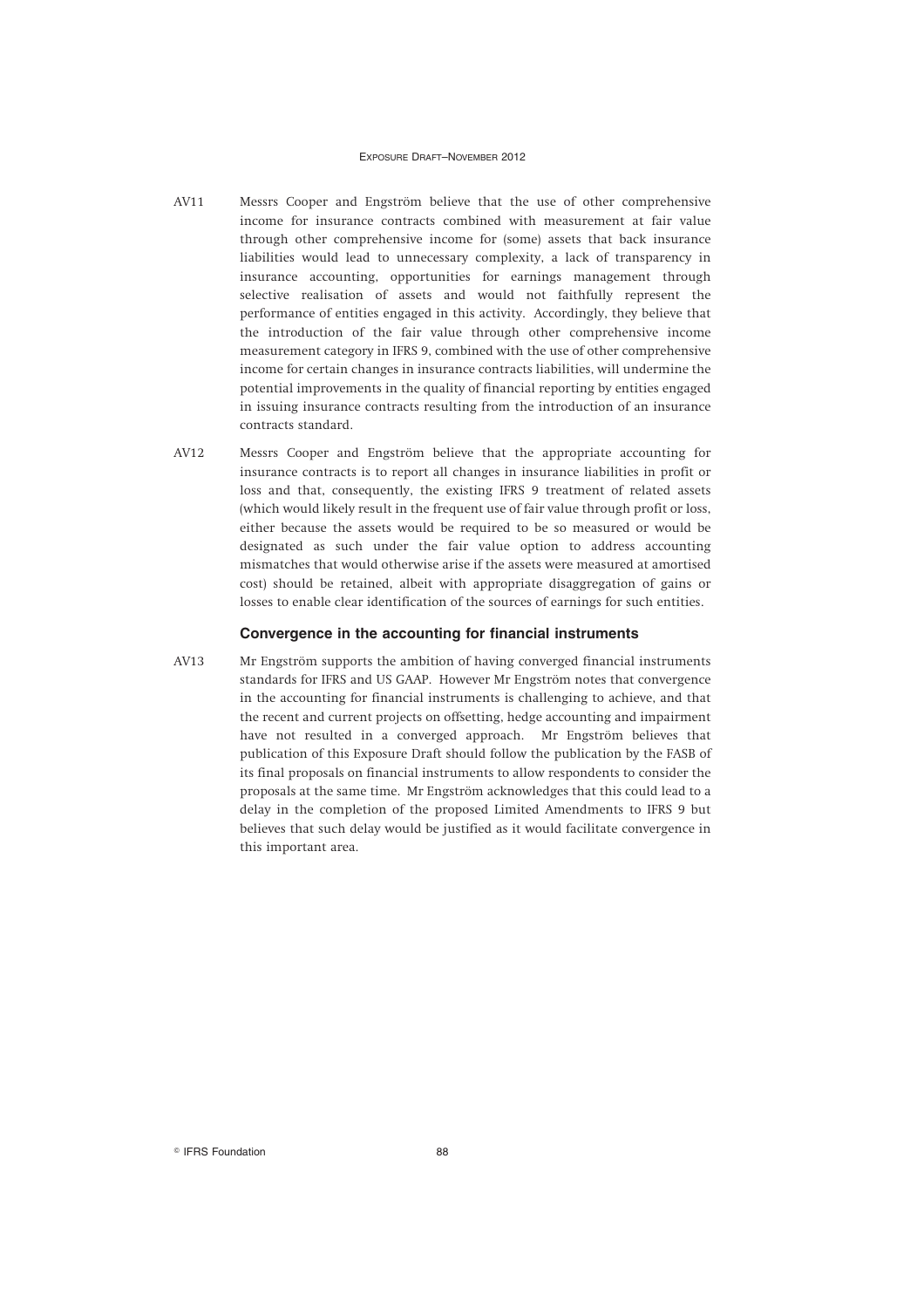AV11 Messrs Cooper and Engström believe that the use of other comprehensive income for insurance contracts combined with measurement at fair value through other comprehensive income for (some) assets that back insurance liabilities would lead to unnecessary complexity, a lack of transparency in insurance accounting, opportunities for earnings management through selective realisation of assets and would not faithfully represent the performance of entities engaged in this activity. Accordingly, they believe that the introduction of the fair value through other comprehensive income measurement category in IFRS 9, combined with the use of other comprehensive income for certain changes in insurance contracts liabilities, will undermine the potential improvements in the quality of financial reporting by entities engaged in issuing insurance contracts resulting from the introduction of an insurance contracts standard.

AV12 Messrs Cooper and Engström believe that the appropriate accounting for insurance contracts is to report all changes in insurance liabilities in profit or loss and that, consequently, the existing IFRS 9 treatment of related assets (which would likely result in the frequent use of fair value through profit or loss, either because the assets would be required to be so measured or would be designated as such under the fair value option to address accounting mismatches that would otherwise arise if the assets were measured at amortised cost) should be retained, albeit with appropriate disaggregation of gains or losses to enable clear identification of the sources of earnings for such entities.

### Convergence in the accounting for financial instruments

AV13 Mr Engström supports the ambition of having converged financial instruments standards for IFRS and US GAAP. However Mr Engström notes that convergence in the accounting for financial instruments is challenging to achieve, and that the recent and current projects on offsetting, hedge accounting and impairment have not resulted in a converged approach. Mr Engström believes that publication of this Exposure Draft should follow the publication by the FASB of its final proposals on financial instruments to allow respondents to consider the proposals at the same time. Mr Engström acknowledges that this could lead to a delay in the completion of the proposed Limited Amendments to IFRS 9 but believes that such delay would be justified as it would facilitate convergence in this important area.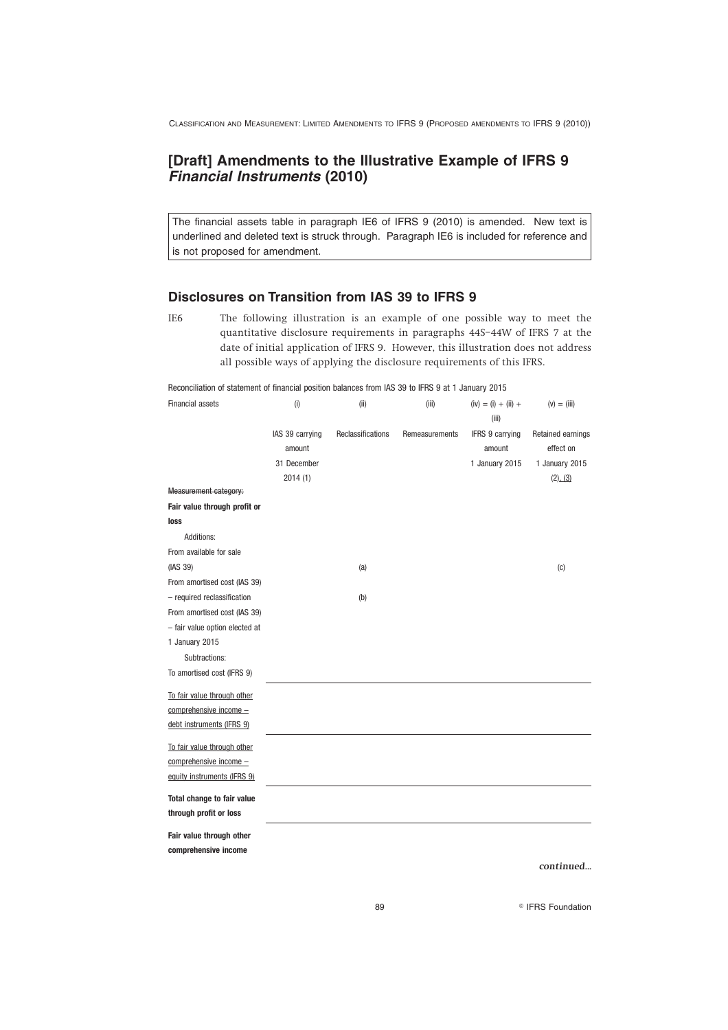## [Draft] Amendments to the Illustrative Example of IFRS 9 *Financial Instruments* (2010)

The financial assets table in paragraph IE6 of IFRS 9 (2010) is amended. New text is underlined and deleted text is struck through. Paragraph IE6 is included for reference and is not proposed for amendment.

### Disclosures on Transition from IAS 39 to IFRS 9

IE6 The following illustration is an example of one possible way to meet the quantitative disclosure requirements in paragraphs 44S–44W of IFRS 7 at the date of initial application of IFRS 9. However, this illustration does not address all possible ways of applying the disclosure requirements of this IFRS.

Reconciliation of statement of financial position balances from IAS 39 to IFRS 9 at 1 January 2015

| Financial assets | (i) | (ii) | (iii) | (iv) = (i) + (ii) + (iii) | (v) = (iii) |
|---|---|---|---|---|---|
| | IAS 39 carrying amount 31 December 2014 (1) | Reclassifications | Remeasurements | IFRS 9 carrying amount 1 January 2015 | Retained earnings effect on 1 January 2015 (2)<u>, (3)</u> |
| ~~Measurement category:~~ | | | | | |
| **Fair value through profit or loss** | | | | | |
| Additions: | | | | | |
| From available for sale (IAS 39) | | (a) | | | (c) |
| From amortised cost (IAS 39) – required reclassification | | (b) | | | |
| From amortised cost (IAS 39) – fair value option elected at 1 January 2015 | | | | | |
| Subtractions: | | | | | |
| To amortised cost (IFRS 9) | | | | | |
| <u>To fair value through other comprehensive income – debt instruments (IFRS 9)</u> | | | | | |
| <u>To fair value through other comprehensive income – equity instruments (IFRS 9)</u> | | | | | |
| **Total change to fair value through profit or loss** | | | | | |
| **Fair value through other comprehensive income** | | | | | |

*continued...*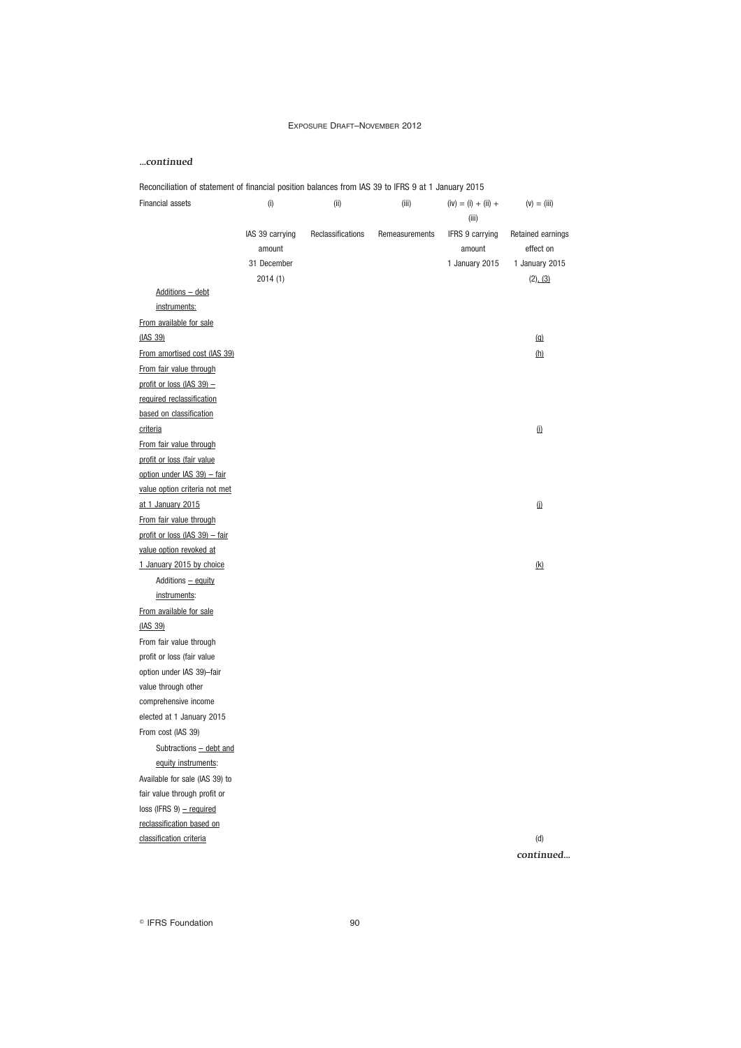*...continued*

Reconciliation of statement of financial position balances from IAS 39 to IFRS 9 at 1 January 2015

| Financial assets | (i) | (ii) | (iii) | (iv) = (i) + (ii) + (iii) | (v) = (iii) |
|---|---|---|---|---|---|
| | IAS 39 carrying amount 31 December 2014 (1) | Reclassifications | Remeasurements | IFRS 9 carrying amount 1 January 2015 | Retained earnings effect on 1 January 2015 (2), (3) |
| Additions – debt instruments: | | | | | |
| From available for sale (IAS 39) | | | | | (g) |
| From amortised cost (IAS 39) | | | | | (h) |
| From fair value through profit or loss (IAS 39) – required reclassification based on classification criteria | | | | | (i) |
| From fair value through profit or loss (fair value option under IAS 39) – fair value option criteria not met at 1 January 2015 | | | | | (j) |
| From fair value through profit or loss (IAS 39) – fair value option revoked at 1 January 2015 by choice | | | | | (k) |
| Additions – equity instruments: | | | | | |
| From available for sale (IAS 39) | | | | | |
| From fair value through profit or loss (fair value option under IAS 39)–fair value through other comprehensive income elected at 1 January 2015 | | | | | |
| From cost (IAS 39) | | | | | |
| Subtractions – debt and equity instruments: | | | | | |
| Available for sale (IAS 39) to fair value through profit or loss (IFRS 9) – required reclassification based on classification criteria | | | | | (d) |

*continued...*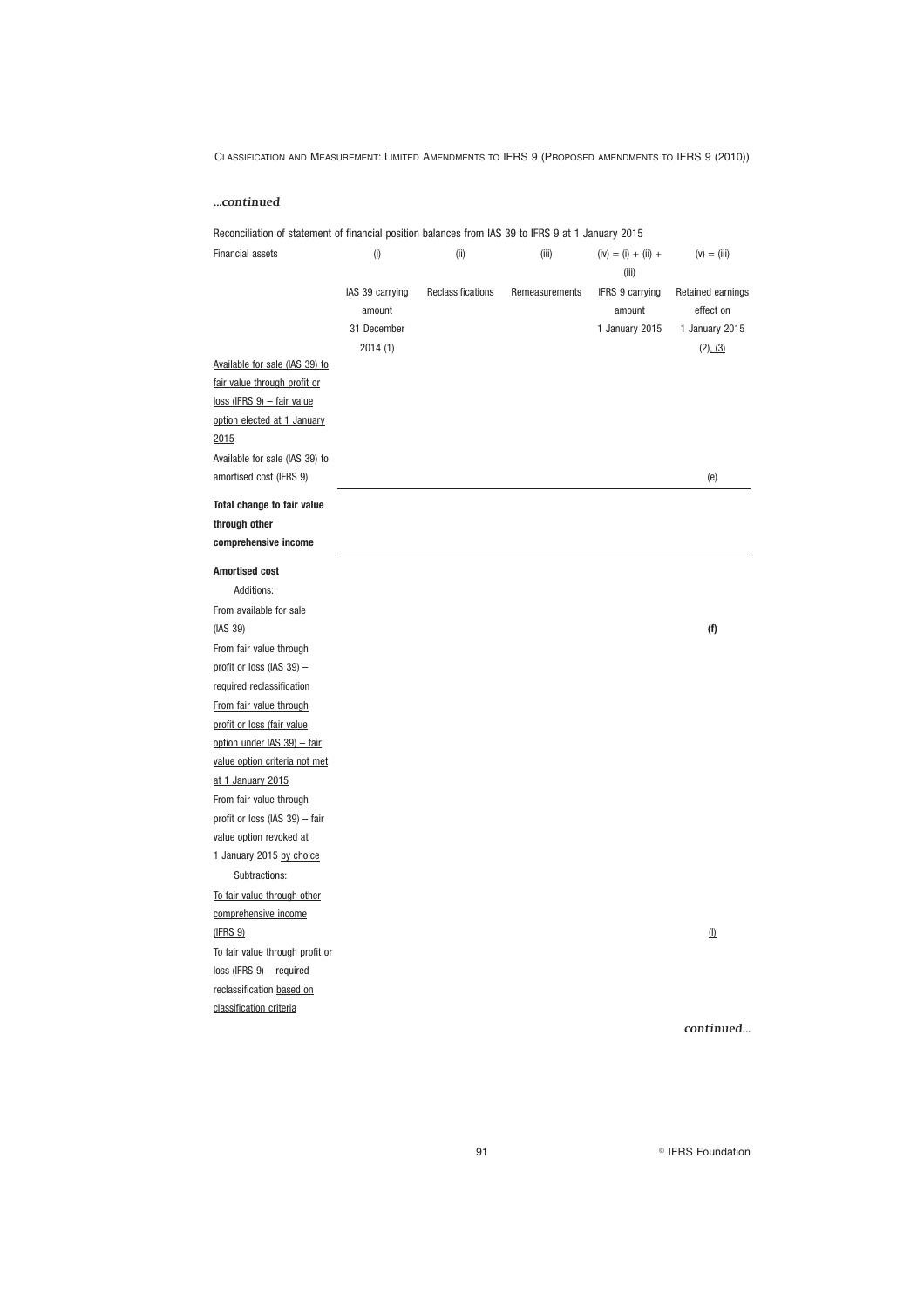*...continued*

Reconciliation of statement of financial position balances from IAS 39 to IFRS 9 at 1 January 2015

| Financial assets | (i) | (ii) | (iii) | (iv) = (i) + (ii) + (iii) | (v) = (iii) |
|---|---|---|---|---|---|
| | IAS 39 carrying amount 31 December 2014 (1) | Reclassifications | Remeasurements | IFRS 9 carrying amount 1 January 2015 | Retained earnings effect on 1 January 2015 (2), (3) |
| Available for sale (IAS 39) to fair value through profit or loss (IFRS 9) – fair value option elected at 1 January 2015 | | | | | |
| Available for sale (IAS 39) to amortised cost (IFRS 9) | | | | | (e) |
| **Total change to fair value through other comprehensive income** | | | | | |
| **Amortised cost** | | | | | |
| Additions: | | | | | |
| From available for sale (IAS 39) | | | | | **(f)** |
| From fair value through profit or loss (IAS 39) – required reclassification | | | | | |
| From fair value through profit or loss (fair value option under IAS 39) – fair value option criteria not met at 1 January 2015 | | | | | |
| From fair value through profit or loss (IAS 39) – fair value option revoked at 1 January 2015 by choice | | | | | |
| Subtractions: | | | | | |
| To fair value through other comprehensive income (IFRS 9) | | | | | (l) |
| To fair value through profit or loss (IFRS 9) – required reclassification based on classification criteria | | | | | |

*continued...*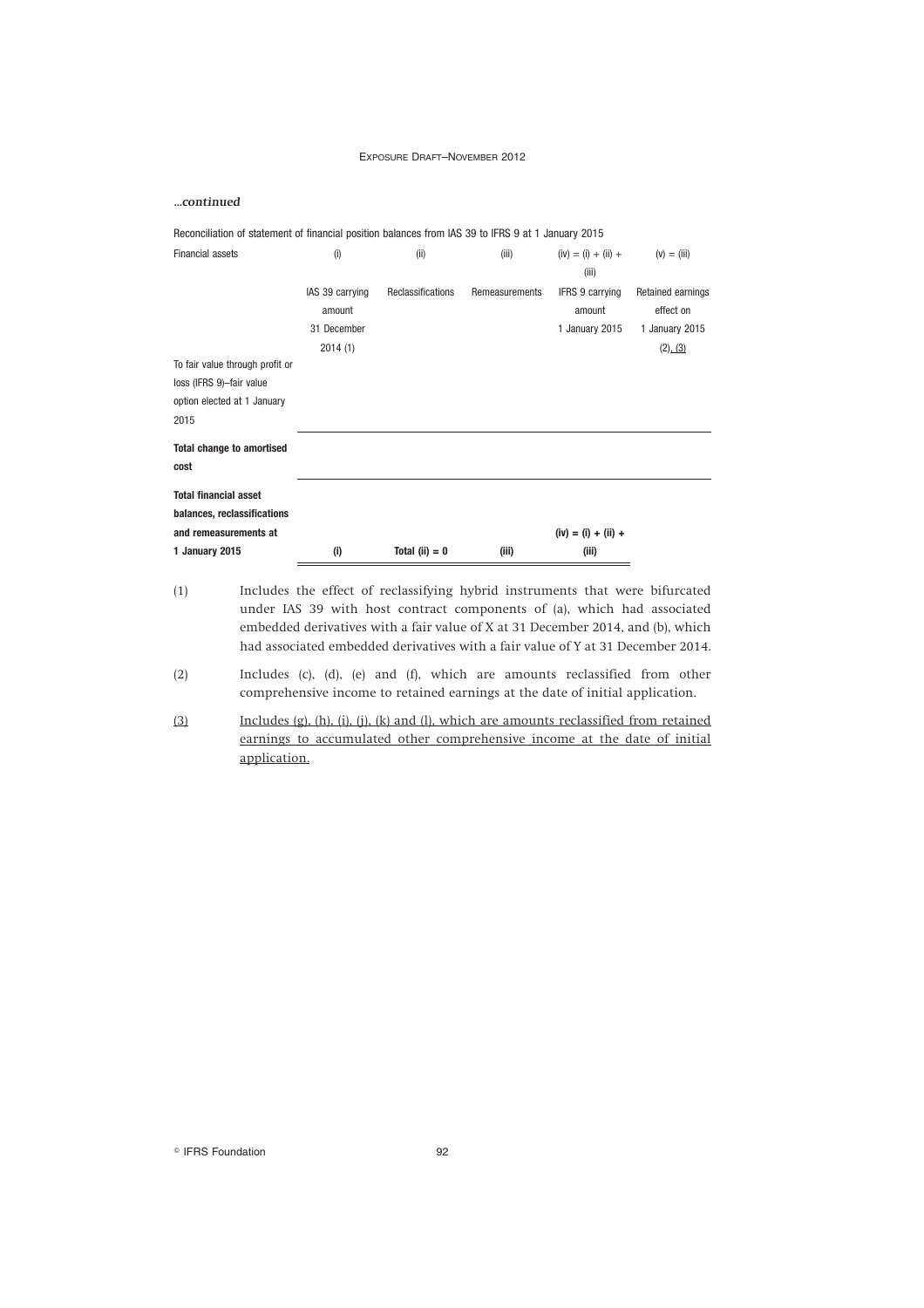*...continued*

Reconciliation of statement of financial position balances from IAS 39 to IFRS 9 at 1 January 2015

| Financial assets | (i) | (ii) | (iii) | (iv) = (i) + (ii) + (iii) | (v) = (iii) |
|---|---|---|---|---|---|
| | IAS 39 carrying amount 31 December 2014 (1) | Reclassifications | Remeasurements | IFRS 9 carrying amount 1 January 2015 | Retained earnings effect on 1 January 2015 (2), (3) |
| To fair value through profit or loss (IFRS 9)–fair value option elected at 1 January 2015 | | | | | |
| **Total change to amortised cost** | | | | | |
| **Total financial asset balances, reclassifications and remeasurements at 1 January 2015** | **(i)** | **Total (ii) = 0** | **(iii)** | **(iv) = (i) + (ii) + (iii)** | |

(1) Includes the effect of reclassifying hybrid instruments that were bifurcated under IAS 39 with host contract components of (a), which had associated embedded derivatives with a fair value of X at 31 December 2014, and (b), which had associated embedded derivatives with a fair value of Y at 31 December 2014.

(2) Includes (c), (d), (e) and (f), which are amounts reclassified from other comprehensive income to retained earnings at the date of initial application.

(3) Includes (g), (h), (i), (j), (k) and (l), which are amounts reclassified from retained earnings to accumulated other comprehensive income at the date of initial application.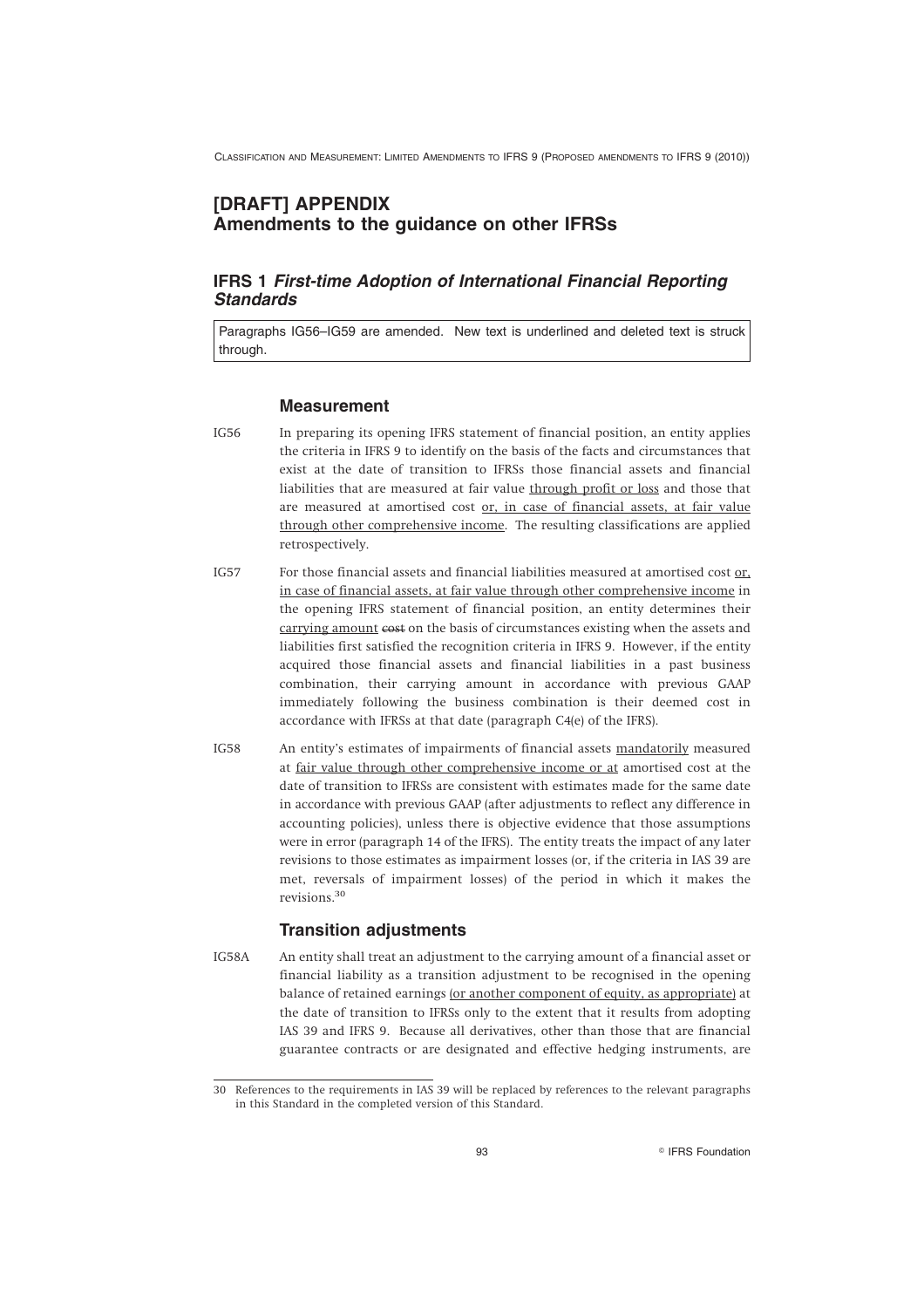# [DRAFT] APPENDIX
# Amendments to the guidance on other IFRSs

## IFRS 1 *First-time Adoption of International Financial Reporting Standards*

Paragraphs IG56–IG59 are amended. New text is underlined and deleted text is struck through.

### Measurement

IG56 In preparing its opening IFRS statement of financial position, an entity applies the criteria in IFRS 9 to identify on the basis of the facts and circumstances that exist at the date of transition to IFRSs those financial assets and financial liabilities that are measured at fair value <u>through profit or loss</u> and those that are measured at amortised cost <u>or, in case of financial assets, at fair value through other comprehensive income</u>. The resulting classifications are applied retrospectively.

IG57 For those financial assets and financial liabilities measured at amortised cost <u>or, in case of financial assets, at fair value through other comprehensive income</u> in the opening IFRS statement of financial position, an entity determines their <u>carrying amount</u> ~~cost~~ on the basis of circumstances existing when the assets and liabilities first satisfied the recognition criteria in IFRS 9. However, if the entity acquired those financial assets and financial liabilities in a past business combination, their carrying amount in accordance with previous GAAP immediately following the business combination is their deemed cost in accordance with IFRSs at that date (paragraph C4(e) of the IFRS).

IG58 An entity's estimates of impairments of financial assets <u>mandatorily</u> measured at <u>fair value through other comprehensive income or at</u> amortised cost at the date of transition to IFRSs are consistent with estimates made for the same date in accordance with previous GAAP (after adjustments to reflect any difference in accounting policies), unless there is objective evidence that those assumptions were in error (paragraph 14 of the IFRS). The entity treats the impact of any later revisions to those estimates as impairment losses (or, if the criteria in IAS 39 are met, reversals of impairment losses) of the period in which it makes the revisions.[30]

### Transition adjustments

IG58A An entity shall treat an adjustment to the carrying amount of a financial asset or financial liability as a transition adjustment to be recognised in the opening balance of retained earnings <u>(or another component of equity, as appropriate)</u> at the date of transition to IFRSs only to the extent that it results from adopting IAS 39 and IFRS 9. Because all derivatives, other than those that are financial guarantee contracts or are designated and effective hedging instruments, are

---

30 References to the requirements in IAS 39 will be replaced by references to the relevant paragraphs in this Standard in the completed version of this Standard.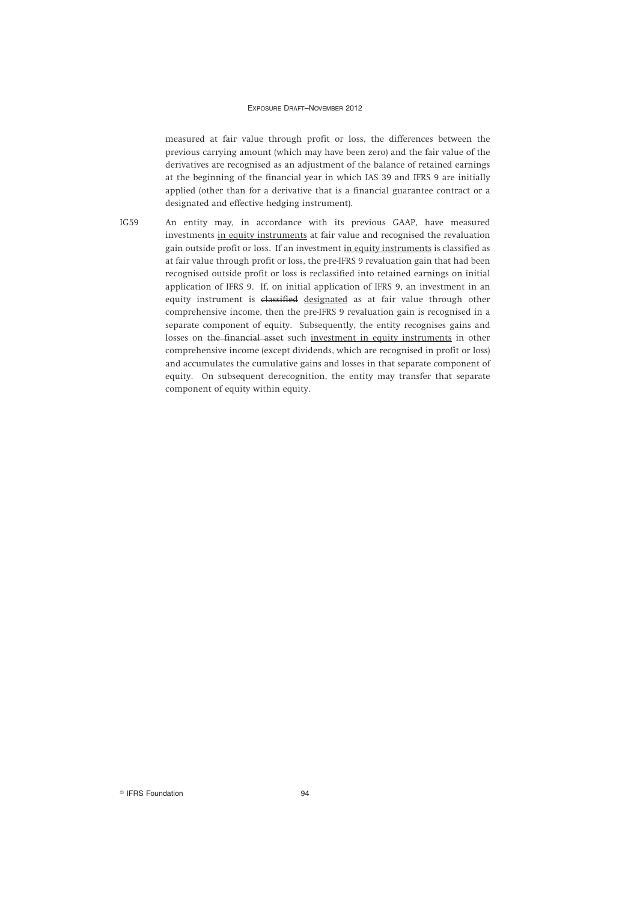measured at fair value through profit or loss, the differences between the previous carrying amount (which may have been zero) and the fair value of the derivatives are recognised as an adjustment of the balance of retained earnings at the beginning of the financial year in which IAS 39 and IFRS 9 are initially applied (other than for a derivative that is a financial guarantee contract or a designated and effective hedging instrument).

IG59 An entity may, in accordance with its previous GAAP, have measured investments <u>in equity instruments</u> at fair value and recognised the revaluation gain outside profit or loss. If an investment <u>in equity instruments</u> is classified as at fair value through profit or loss, the pre-IFRS 9 revaluation gain that had been recognised outside profit or loss is reclassified into retained earnings on initial application of IFRS 9. If, on initial application of IFRS 9, an investment in an equity instrument is ~~classified~~ <u>designated</u> as at fair value through other comprehensive income, then the pre-IFRS 9 revaluation gain is recognised in a separate component of equity. Subsequently, the entity recognises gains and losses on ~~the financial asset~~ such <u>investment in equity instruments</u> in other comprehensive income (except dividends, which are recognised in profit or loss) and accumulates the cumulative gains and losses in that separate component of equity. On subsequent derecognition, the entity may transfer that separate component of equity within equity.